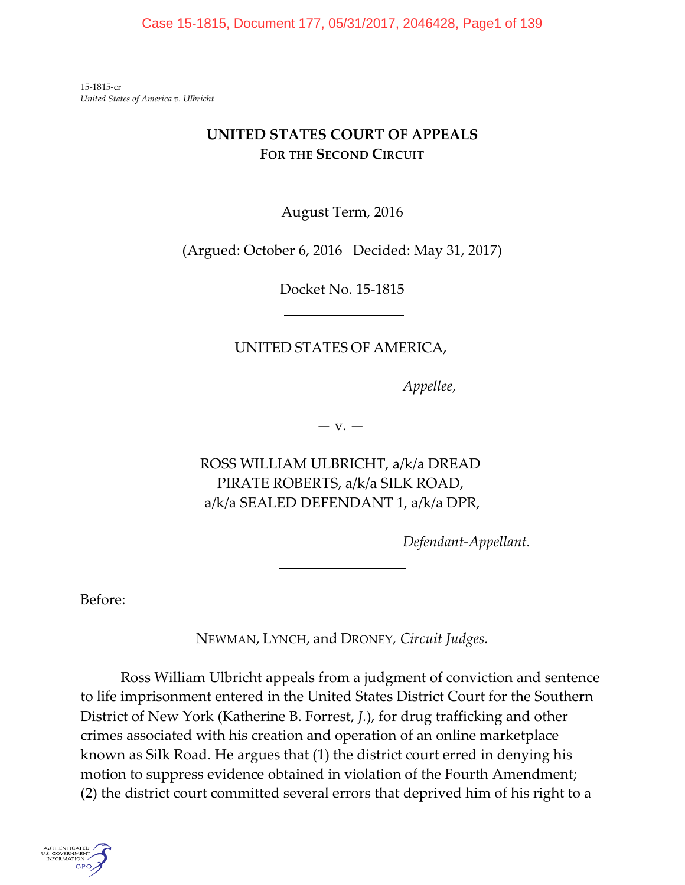15-1815-cr
*United States of America v. Ulbricht*

# UNITED STATES COURT OF APPEALS
## FOR THE SECOND CIRCUIT

---

August Term, 2016

(Argued: October 6, 2016 Decided: May 31, 2017)

Docket No. 15-1815

---

UNITED STATES OF AMERICA,

*Appellee*,

— v. —

ROSS WILLIAM ULBRICHT, a/k/a DREAD PIRATE ROBERTS, a/k/a SILK ROAD, a/k/a SEALED DEFENDANT 1, a/k/a DPR,

*Defendant-Appellant.*

---

Before:

NEWMAN, LYNCH, and DRONEY, *Circuit Judges.*

Ross William Ulbricht appeals from a judgment of conviction and sentence to life imprisonment entered in the United States District Court for the Southern District of New York (Katherine B. Forrest, *J.*), for drug trafficking and other crimes associated with his creation and operation of an online marketplace known as Silk Road. He argues that (1) the district court erred in denying his motion to suppress evidence obtained in violation of the Fourth Amendment; (2) the district court committed several errors that deprived him of his right to a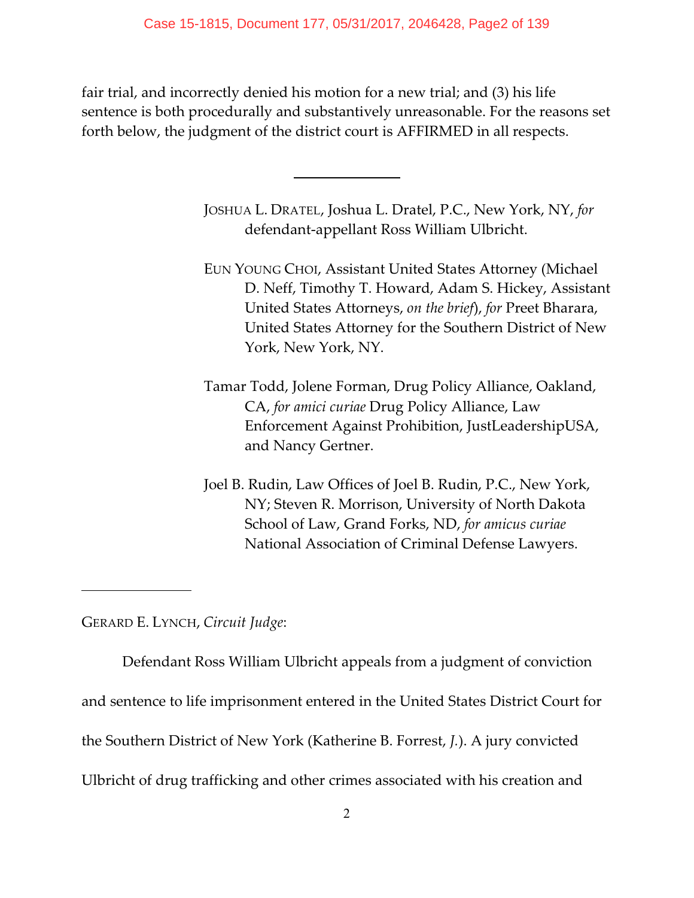fair trial, and incorrectly denied his motion for a new trial; and (3) his life sentence is both procedurally and substantively unreasonable. For the reasons set forth below, the judgment of the district court is AFFIRMED in all respects.

---

JOSHUA L. DRATEL, Joshua L. Dratel, P.C., New York, NY, *for* defendant-appellant Ross William Ulbricht.

EUN YOUNG CHOI, Assistant United States Attorney (Michael D. Neff, Timothy T. Howard, Adam S. Hickey, Assistant United States Attorneys, *on the brief*), *for* Preet Bharara, United States Attorney for the Southern District of New York, New York, NY.

Tamar Todd, Jolene Forman, Drug Policy Alliance, Oakland, CA, *for amici curiae* Drug Policy Alliance, Law Enforcement Against Prohibition, JustLeadershipUSA, and Nancy Gertner.

Joel B. Rudin, Law Offices of Joel B. Rudin, P.C., New York, NY; Steven R. Morrison, University of North Dakota School of Law, Grand Forks, ND, *for amicus curiae* National Association of Criminal Defense Lawyers.

---

GERARD E. LYNCH, *Circuit Judge*:

Defendant Ross William Ulbricht appeals from a judgment of conviction and sentence to life imprisonment entered in the United States District Court for the Southern District of New York (Katherine B. Forrest, *J.*). A jury convicted Ulbricht of drug trafficking and other crimes associated with his creation and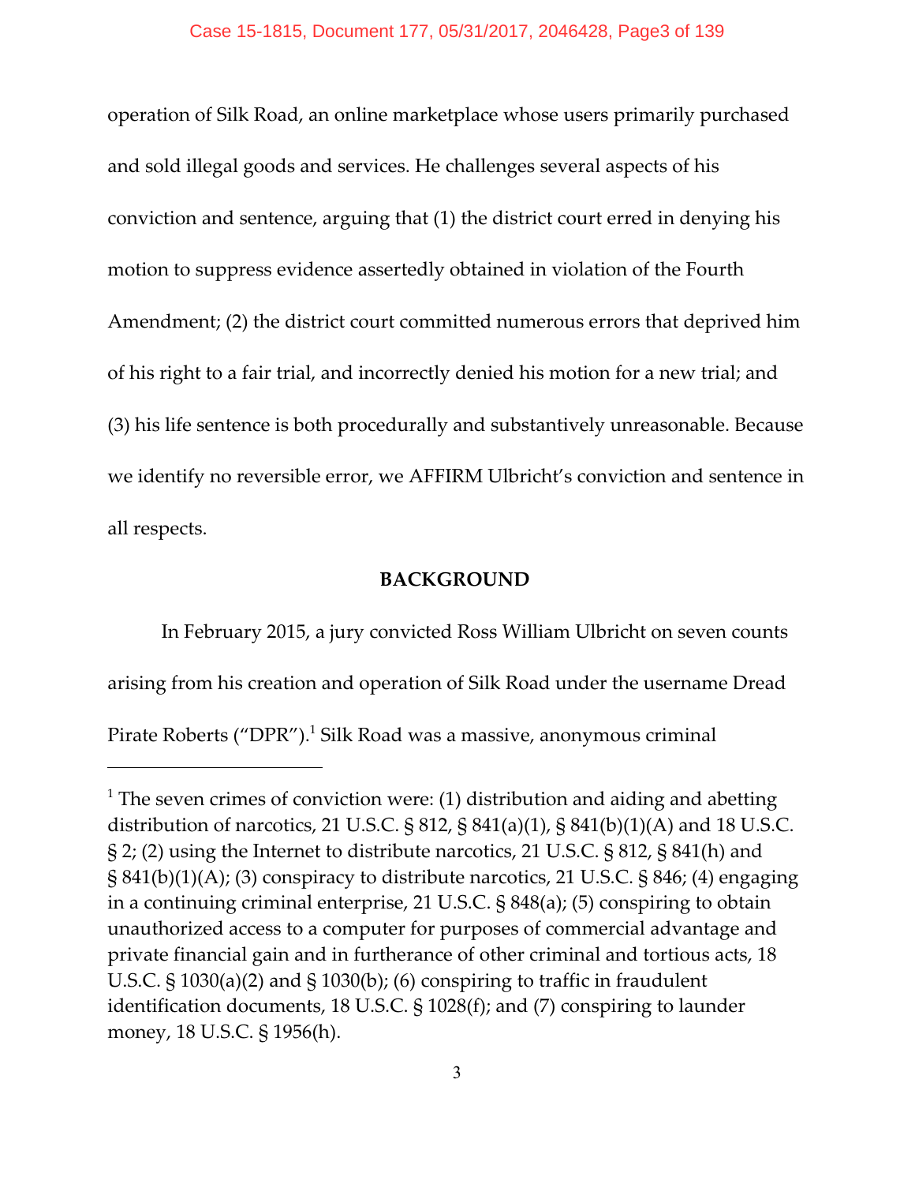operation of Silk Road, an online marketplace whose users primarily purchased and sold illegal goods and services. He challenges several aspects of his conviction and sentence, arguing that (1) the district court erred in denying his motion to suppress evidence assertedly obtained in violation of the Fourth Amendment; (2) the district court committed numerous errors that deprived him of his right to a fair trial, and incorrectly denied his motion for a new trial; and (3) his life sentence is both procedurally and substantively unreasonable. Because we identify no reversible error, we AFFIRM Ulbricht's conviction and sentence in all respects.

## BACKGROUND

In February 2015, a jury convicted Ross William Ulbricht on seven counts arising from his creation and operation of Silk Road under the username Dread Pirate Roberts ("DPR").[1] Silk Road was a massive, anonymous criminal

---

[1] The seven crimes of conviction were: (1) distribution and aiding and abetting distribution of narcotics, 21 U.S.C. § 812, § 841(a)(1), § 841(b)(1)(A) and 18 U.S.C. § 2; (2) using the Internet to distribute narcotics, 21 U.S.C. § 812, § 841(h) and § 841(b)(1)(A); (3) conspiracy to distribute narcotics, 21 U.S.C. § 846; (4) engaging in a continuing criminal enterprise, 21 U.S.C. § 848(a); (5) conspiring to obtain unauthorized access to a computer for purposes of commercial advantage and private financial gain and in furtherance of other criminal and tortious acts, 18 U.S.C. § 1030(a)(2) and § 1030(b); (6) conspiring to traffic in fraudulent identification documents, 18 U.S.C. § 1028(f); and (7) conspiring to launder money, 18 U.S.C. § 1956(h).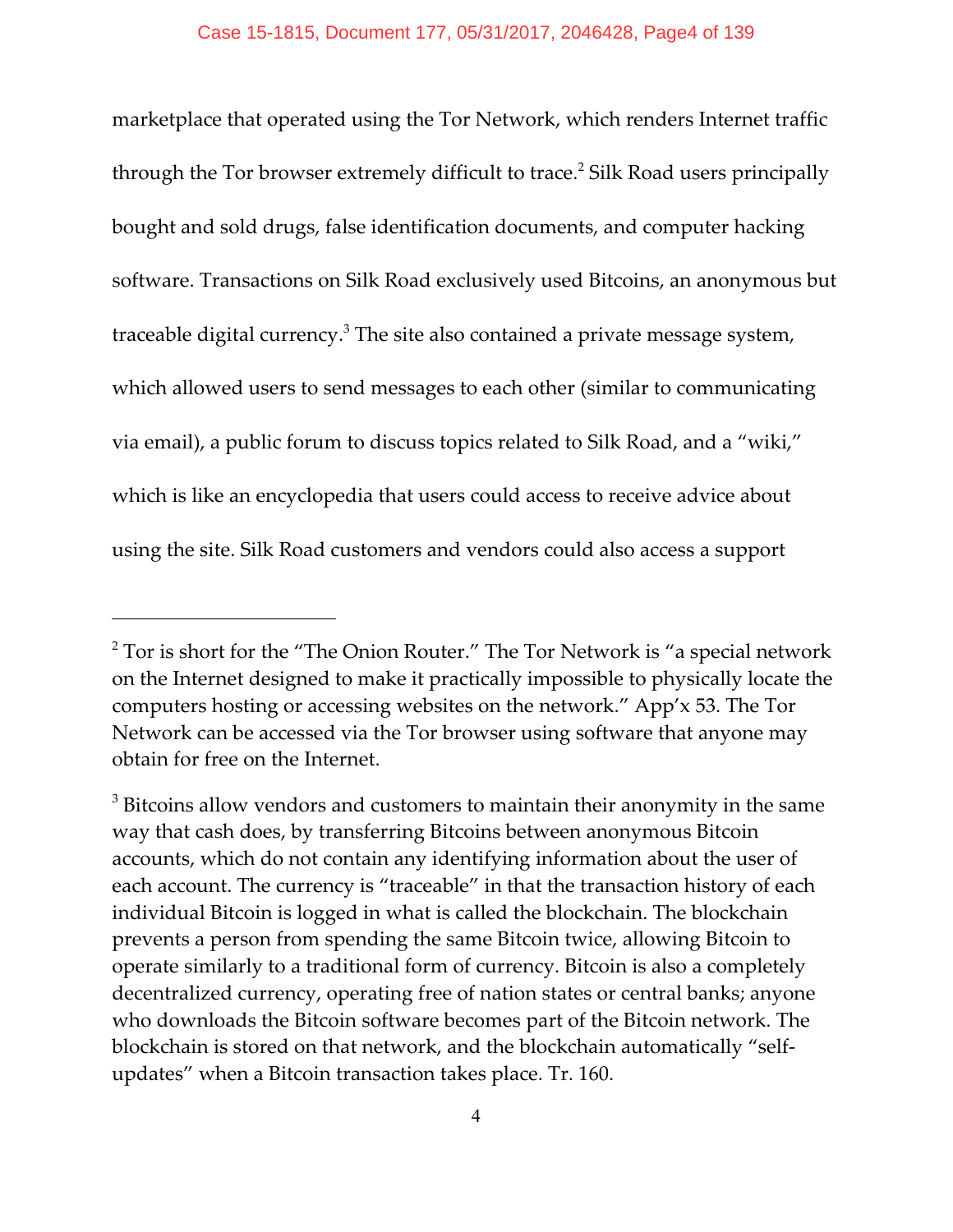marketplace that operated using the Tor Network, which renders Internet traffic through the Tor browser extremely difficult to trace.[2] Silk Road users principally bought and sold drugs, false identification documents, and computer hacking software. Transactions on Silk Road exclusively used Bitcoins, an anonymous but traceable digital currency.[3] The site also contained a private message system, which allowed users to send messages to each other (similar to communicating via email), a public forum to discuss topics related to Silk Road, and a "wiki," which is like an encyclopedia that users could access to receive advice about using the site. Silk Road customers and vendors could also access a support

---

[2] Tor is short for the "The Onion Router." The Tor Network is "a special network on the Internet designed to make it practically impossible to physically locate the computers hosting or accessing websites on the network." App'x 53. The Tor Network can be accessed via the Tor browser using software that anyone may obtain for free on the Internet.

[3] Bitcoins allow vendors and customers to maintain their anonymity in the same way that cash does, by transferring Bitcoins between anonymous Bitcoin accounts, which do not contain any identifying information about the user of each account. The currency is "traceable" in that the transaction history of each individual Bitcoin is logged in what is called the blockchain. The blockchain prevents a person from spending the same Bitcoin twice, allowing Bitcoin to operate similarly to a traditional form of currency. Bitcoin is also a completely decentralized currency, operating free of nation states or central banks; anyone who downloads the Bitcoin software becomes part of the Bitcoin network. The blockchain is stored on that network, and the blockchain automatically "self-updates" when a Bitcoin transaction takes place. Tr. 160.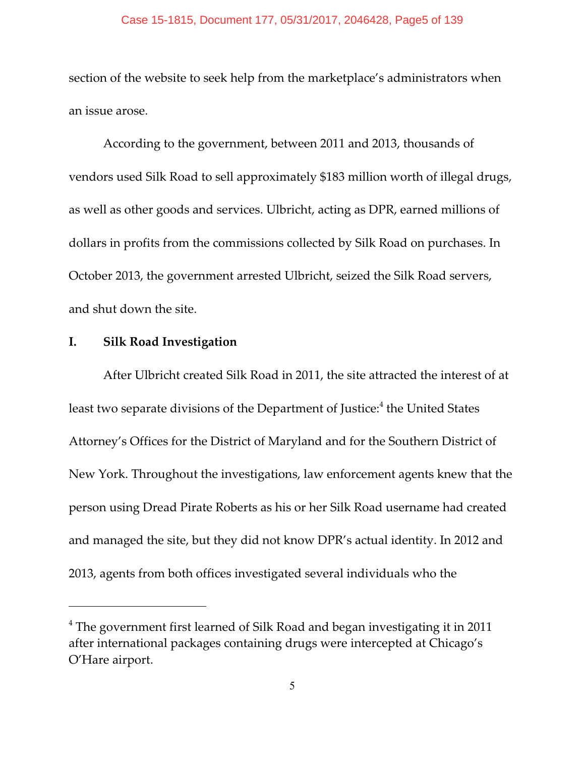section of the website to seek help from the marketplace's administrators when an issue arose.

According to the government, between 2011 and 2013, thousands of vendors used Silk Road to sell approximately $183 million worth of illegal drugs, as well as other goods and services. Ulbricht, acting as DPR, earned millions of dollars in profits from the commissions collected by Silk Road on purchases. In October 2013, the government arrested Ulbricht, seized the Silk Road servers, and shut down the site.

## I. Silk Road Investigation

After Ulbricht created Silk Road in 2011, the site attracted the interest of at least two separate divisions of the Department of Justice:[4] the United States Attorney's Offices for the District of Maryland and for the Southern District of New York. Throughout the investigations, law enforcement agents knew that the person using Dread Pirate Roberts as his or her Silk Road username had created and managed the site, but they did not know DPR's actual identity. In 2012 and 2013, agents from both offices investigated several individuals who the

---

[4] The government first learned of Silk Road and began investigating it in 2011 after international packages containing drugs were intercepted at Chicago's O'Hare airport.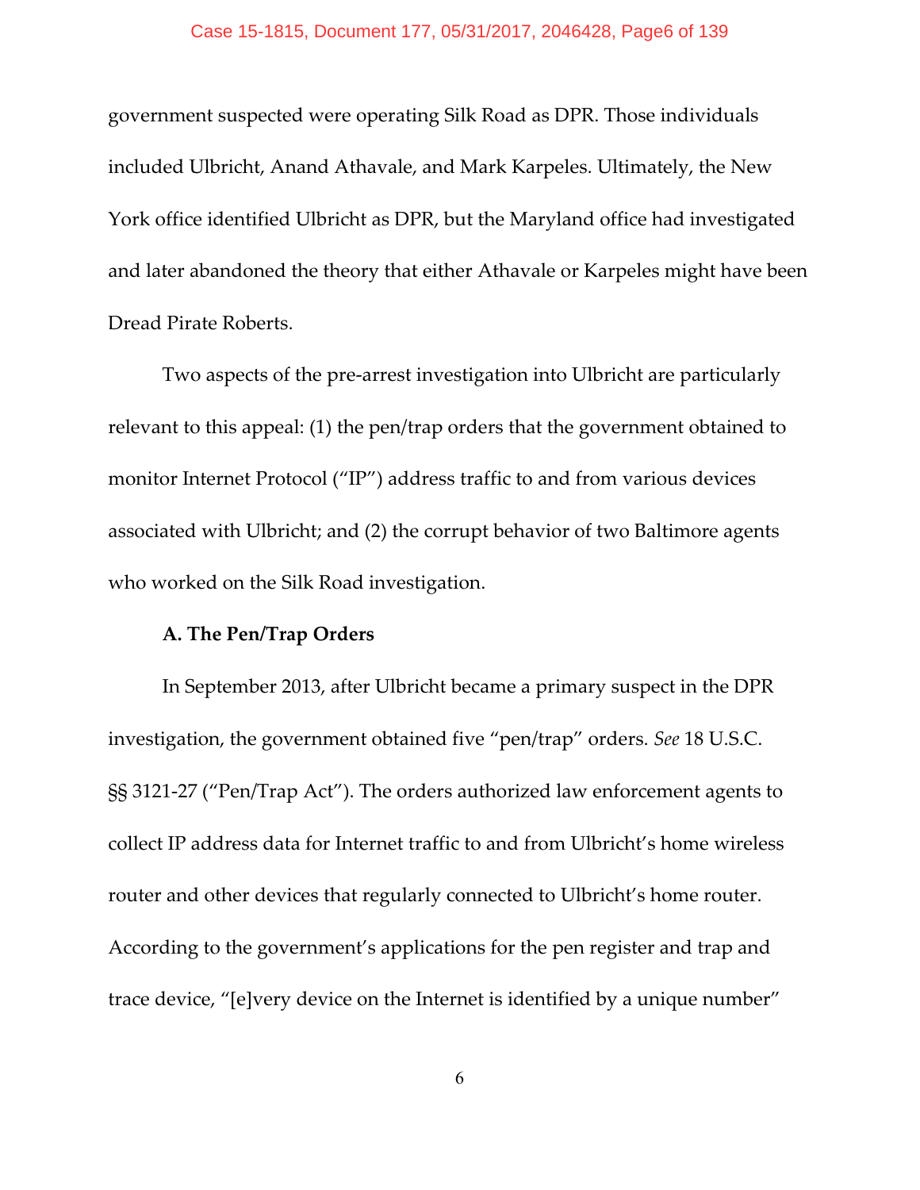government suspected were operating Silk Road as DPR. Those individuals included Ulbricht, Anand Athavale, and Mark Karpeles. Ultimately, the New York office identified Ulbricht as DPR, but the Maryland office had investigated and later abandoned the theory that either Athavale or Karpeles might have been Dread Pirate Roberts.

Two aspects of the pre-arrest investigation into Ulbricht are particularly relevant to this appeal: (1) the pen/trap orders that the government obtained to monitor Internet Protocol ("IP") address traffic to and from various devices associated with Ulbricht; and (2) the corrupt behavior of two Baltimore agents who worked on the Silk Road investigation.

**A. The Pen/Trap Orders**

In September 2013, after Ulbricht became a primary suspect in the DPR investigation, the government obtained five "pen/trap" orders. *See* 18 U.S.C. §§ 3121-27 ("Pen/Trap Act"). The orders authorized law enforcement agents to collect IP address data for Internet traffic to and from Ulbricht's home wireless router and other devices that regularly connected to Ulbricht's home router. According to the government's applications for the pen register and trap and trace device, "[e]very device on the Internet is identified by a unique number"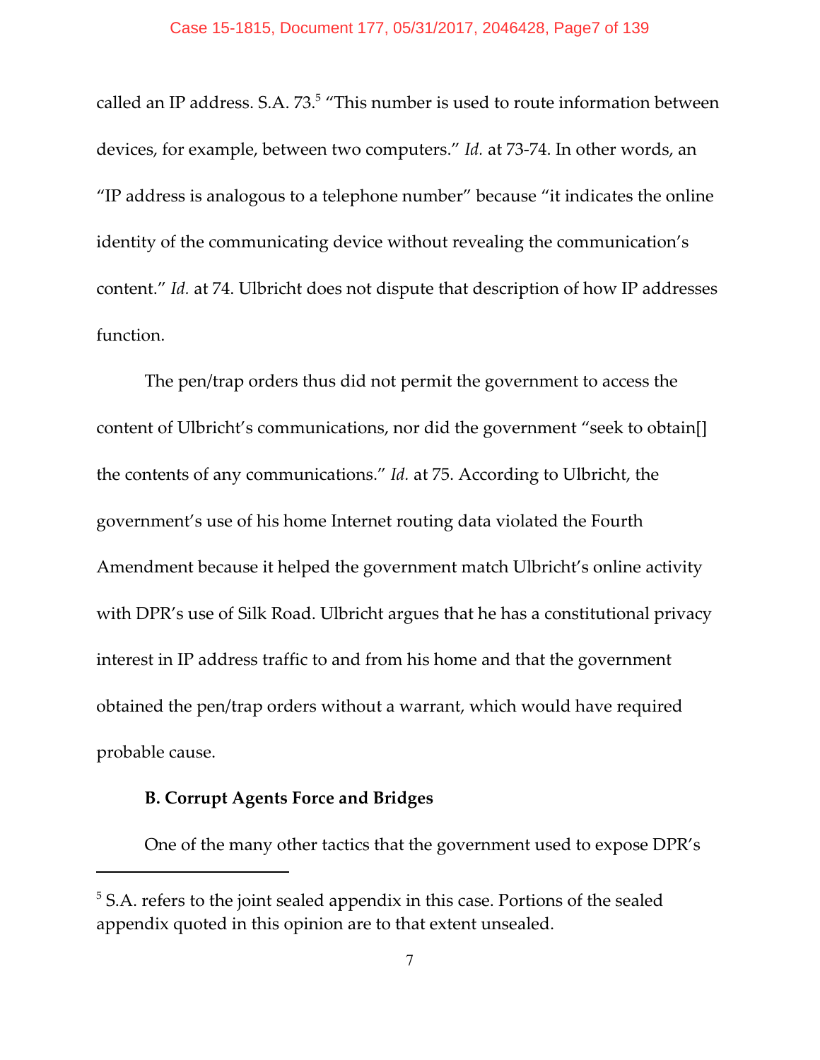called an IP address. S.A. 73.[5] "This number is used to route information between devices, for example, between two computers." *Id.* at 73-74. In other words, an "IP address is analogous to a telephone number" because "it indicates the online identity of the communicating device without revealing the communication's content." *Id.* at 74. Ulbricht does not dispute that description of how IP addresses function.

The pen/trap orders thus did not permit the government to access the content of Ulbricht's communications, nor did the government "seek to obtain[] the contents of any communications." *Id.* at 75. According to Ulbricht, the government's use of his home Internet routing data violated the Fourth Amendment because it helped the government match Ulbricht's online activity with DPR's use of Silk Road. Ulbricht argues that he has a constitutional privacy interest in IP address traffic to and from his home and that the government obtained the pen/trap orders without a warrant, which would have required probable cause.

**B. Corrupt Agents Force and Bridges**

One of the many other tactics that the government used to expose DPR's

---

[5] S.A. refers to the joint sealed appendix in this case. Portions of the sealed appendix quoted in this opinion are to that extent unsealed.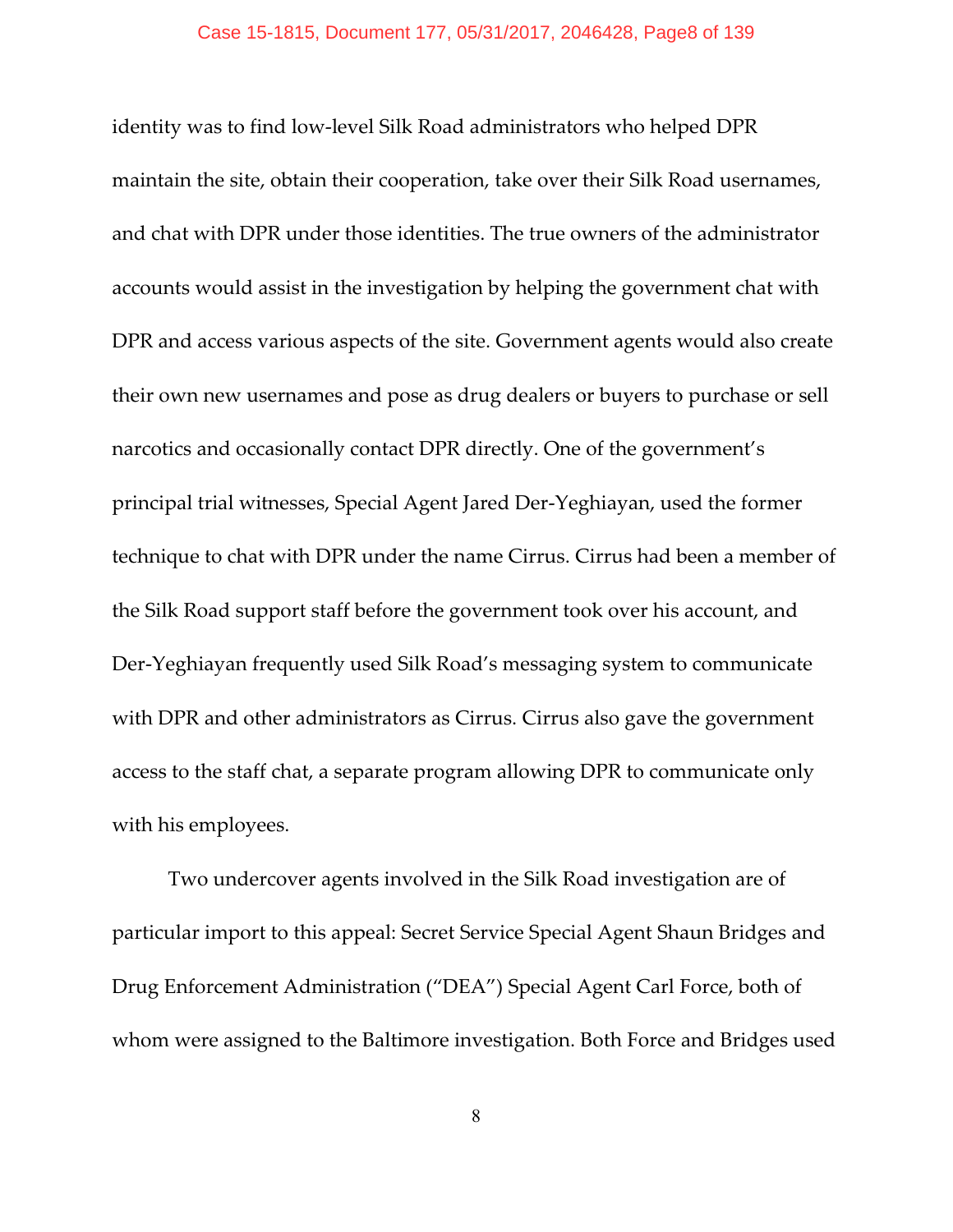identity was to find low-level Silk Road administrators who helped DPR maintain the site, obtain their cooperation, take over their Silk Road usernames, and chat with DPR under those identities. The true owners of the administrator accounts would assist in the investigation by helping the government chat with DPR and access various aspects of the site. Government agents would also create their own new usernames and pose as drug dealers or buyers to purchase or sell narcotics and occasionally contact DPR directly. One of the government's principal trial witnesses, Special Agent Jared Der-Yeghiayan, used the former technique to chat with DPR under the name Cirrus. Cirrus had been a member of the Silk Road support staff before the government took over his account, and Der-Yeghiayan frequently used Silk Road's messaging system to communicate with DPR and other administrators as Cirrus. Cirrus also gave the government access to the staff chat, a separate program allowing DPR to communicate only with his employees.

Two undercover agents involved in the Silk Road investigation are of particular import to this appeal: Secret Service Special Agent Shaun Bridges and Drug Enforcement Administration ("DEA") Special Agent Carl Force, both of whom were assigned to the Baltimore investigation. Both Force and Bridges used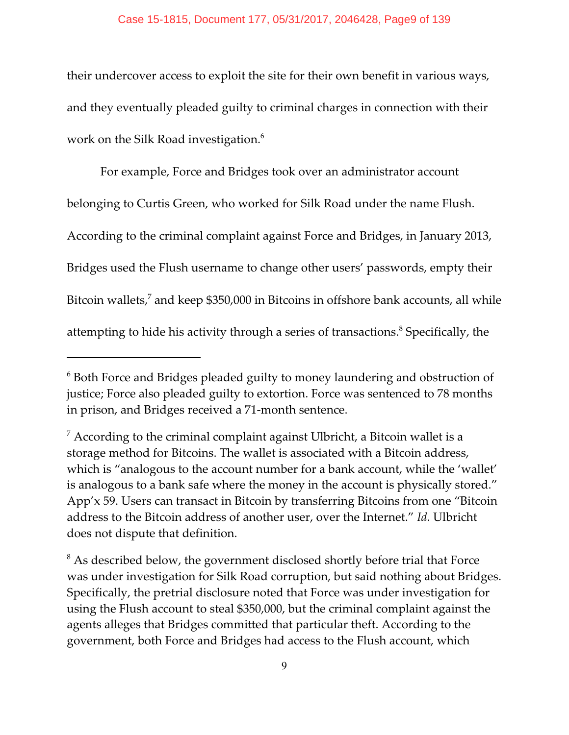their undercover access to exploit the site for their own benefit in various ways, and they eventually pleaded guilty to criminal charges in connection with their work on the Silk Road investigation.[6]

For example, Force and Bridges took over an administrator account belonging to Curtis Green, who worked for Silk Road under the name Flush. According to the criminal complaint against Force and Bridges, in January 2013, Bridges used the Flush username to change other users' passwords, empty their Bitcoin wallets,[7] and keep $350,000 in Bitcoins in offshore bank accounts, all while attempting to hide his activity through a series of transactions.[8] Specifically, the

---

[6] Both Force and Bridges pleaded guilty to money laundering and obstruction of justice; Force also pleaded guilty to extortion. Force was sentenced to 78 months in prison, and Bridges received a 71-month sentence.

[7] According to the criminal complaint against Ulbricht, a Bitcoin wallet is a storage method for Bitcoins. The wallet is associated with a Bitcoin address, which is "analogous to the account number for a bank account, while the 'wallet' is analogous to a bank safe where the money in the account is physically stored." App'x 59. Users can transact in Bitcoin by transferring Bitcoins from one "Bitcoin address to the Bitcoin address of another user, over the Internet." *Id.* Ulbricht does not dispute that definition.

[8] As described below, the government disclosed shortly before trial that Force was under investigation for Silk Road corruption, but said nothing about Bridges. Specifically, the pretrial disclosure noted that Force was under investigation for using the Flush account to steal $350,000, but the criminal complaint against the agents alleges that Bridges committed that particular theft. According to the government, both Force and Bridges had access to the Flush account, which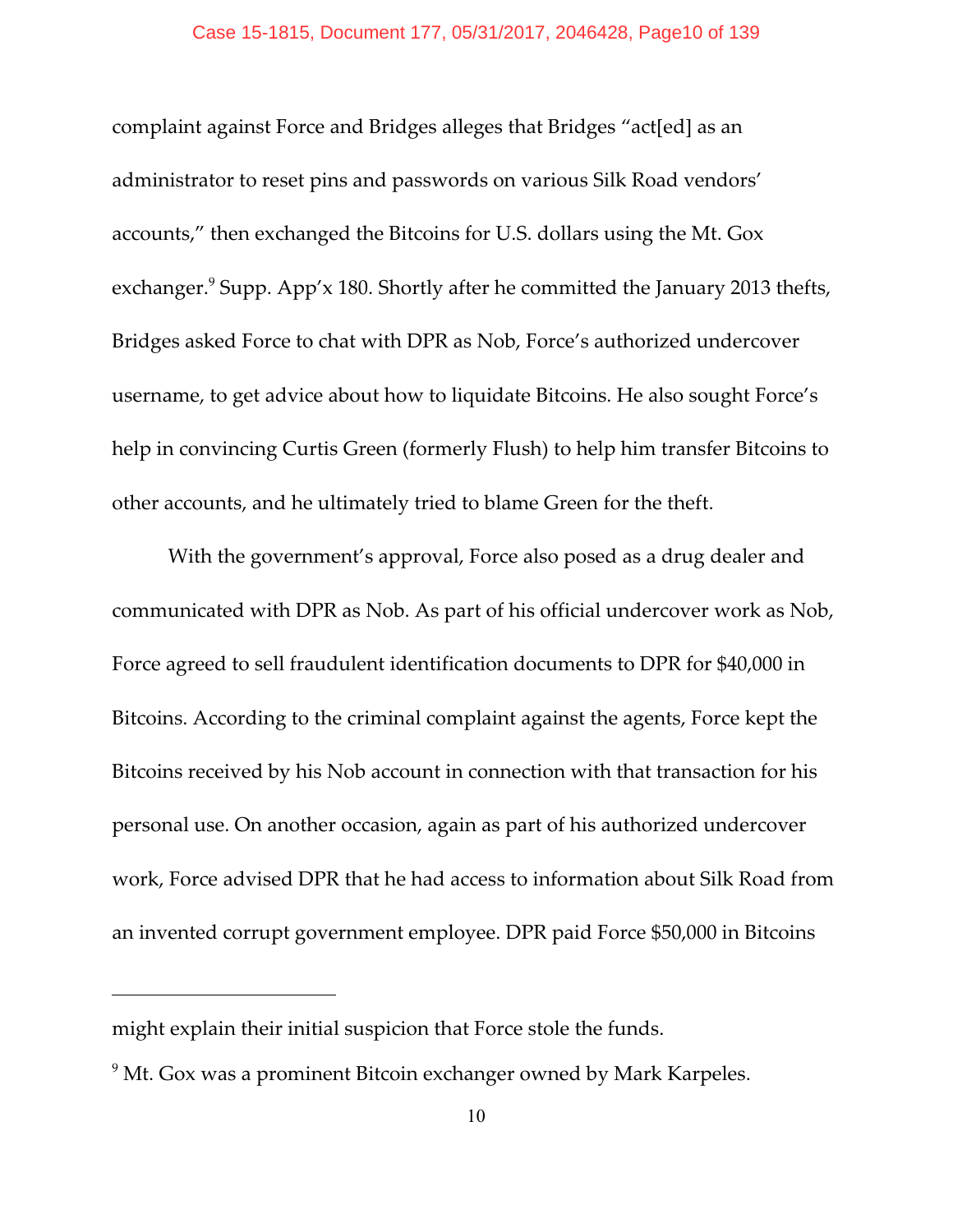complaint against Force and Bridges alleges that Bridges "act[ed] as an administrator to reset pins and passwords on various Silk Road vendors' accounts," then exchanged the Bitcoins for U.S. dollars using the Mt. Gox exchanger.[9] Supp. App'x 180. Shortly after he committed the January 2013 thefts, Bridges asked Force to chat with DPR as Nob, Force's authorized undercover username, to get advice about how to liquidate Bitcoins. He also sought Force's help in convincing Curtis Green (formerly Flush) to help him transfer Bitcoins to other accounts, and he ultimately tried to blame Green for the theft.

With the government's approval, Force also posed as a drug dealer and communicated with DPR as Nob. As part of his official undercover work as Nob, Force agreed to sell fraudulent identification documents to DPR for $40,000 in Bitcoins. According to the criminal complaint against the agents, Force kept the Bitcoins received by his Nob account in connection with that transaction for his personal use. On another occasion, again as part of his authorized undercover work, Force advised DPR that he had access to information about Silk Road from an invented corrupt government employee. DPR paid Force $50,000 in Bitcoins

---

might explain their initial suspicion that Force stole the funds.

[9] Mt. Gox was a prominent Bitcoin exchanger owned by Mark Karpeles.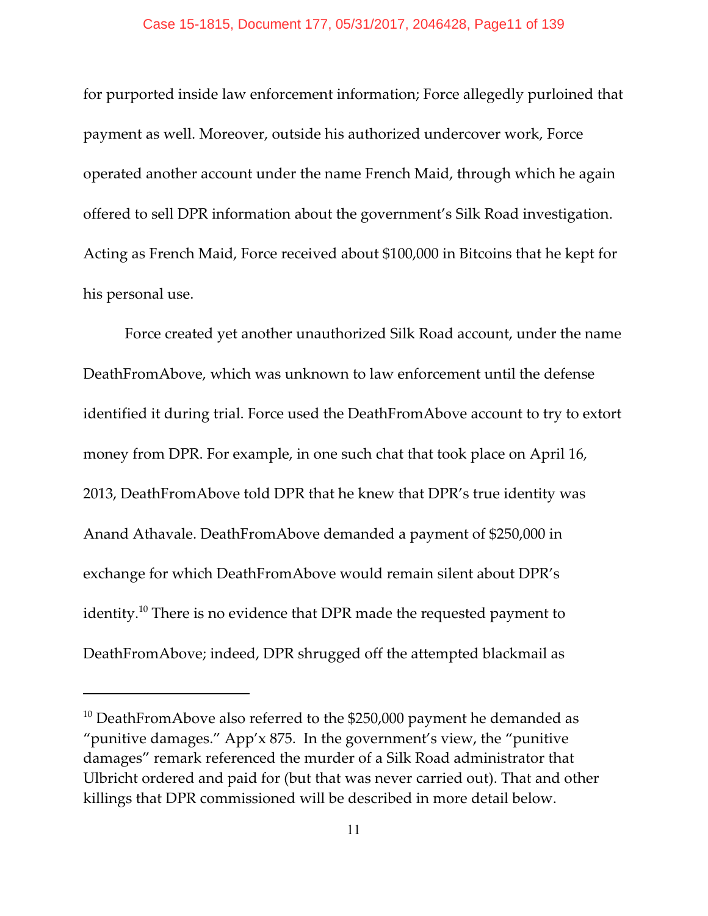for purported inside law enforcement information; Force allegedly purloined that payment as well. Moreover, outside his authorized undercover work, Force operated another account under the name French Maid, through which he again offered to sell DPR information about the government's Silk Road investigation. Acting as French Maid, Force received about $100,000 in Bitcoins that he kept for his personal use.

Force created yet another unauthorized Silk Road account, under the name DeathFromAbove, which was unknown to law enforcement until the defense identified it during trial. Force used the DeathFromAbove account to try to extort money from DPR. For example, in one such chat that took place on April 16, 2013, DeathFromAbove told DPR that he knew that DPR's true identity was Anand Athavale. DeathFromAbove demanded a payment of $250,000 in exchange for which DeathFromAbove would remain silent about DPR's identity.[10] There is no evidence that DPR made the requested payment to DeathFromAbove; indeed, DPR shrugged off the attempted blackmail as

---

[10] DeathFromAbove also referred to the $250,000 payment he demanded as "punitive damages." App'x 875. In the government's view, the "punitive damages" remark referenced the murder of a Silk Road administrator that Ulbricht ordered and paid for (but that was never carried out). That and other killings that DPR commissioned will be described in more detail below.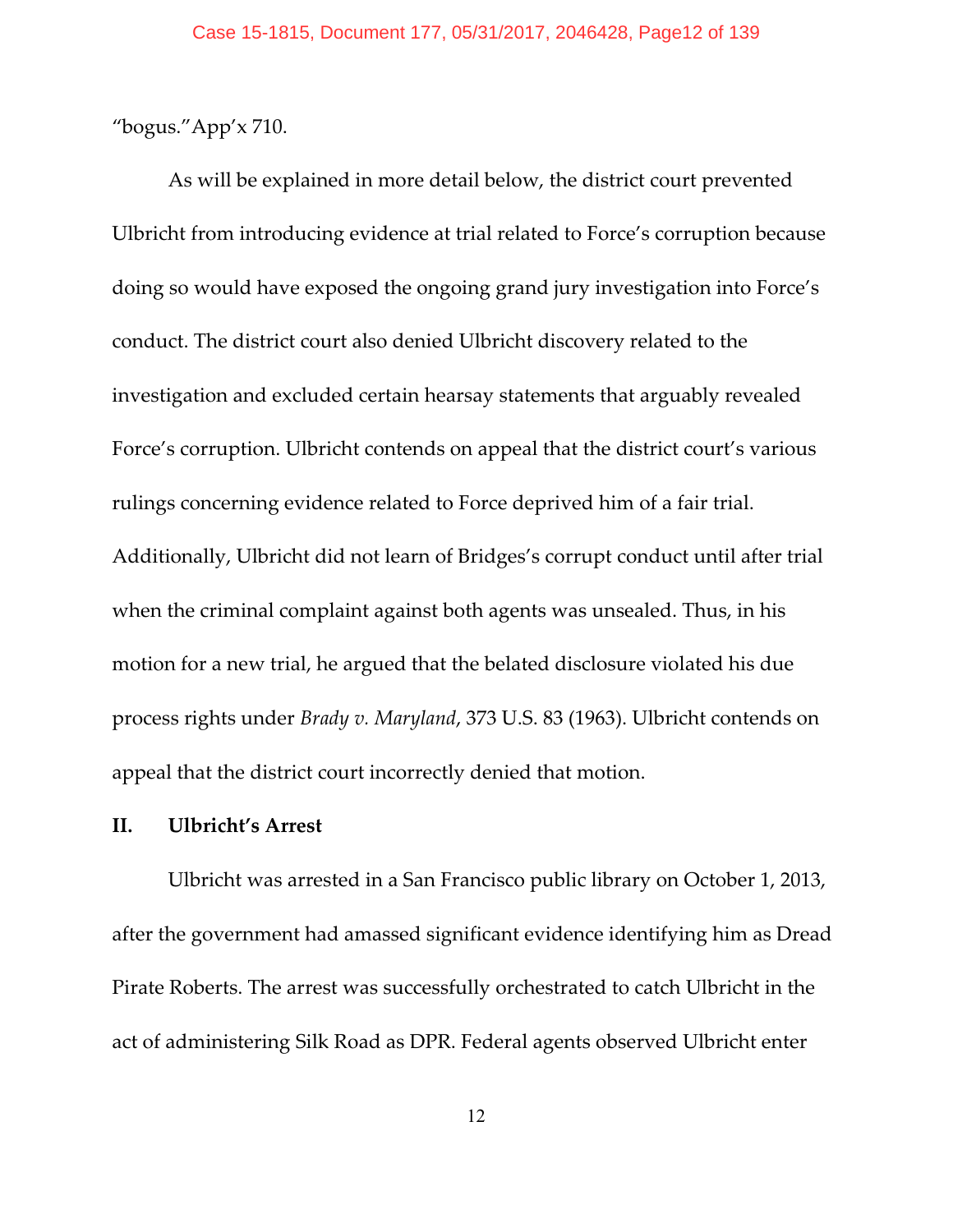"bogus." App'x 710.

As will be explained in more detail below, the district court prevented Ulbricht from introducing evidence at trial related to Force's corruption because doing so would have exposed the ongoing grand jury investigation into Force's conduct. The district court also denied Ulbricht discovery related to the investigation and excluded certain hearsay statements that arguably revealed Force's corruption. Ulbricht contends on appeal that the district court's various rulings concerning evidence related to Force deprived him of a fair trial. Additionally, Ulbricht did not learn of Bridges's corrupt conduct until after trial when the criminal complaint against both agents was unsealed. Thus, in his motion for a new trial, he argued that the belated disclosure violated his due process rights under *Brady v. Maryland*, 373 U.S. 83 (1963). Ulbricht contends on appeal that the district court incorrectly denied that motion.

## II. Ulbricht's Arrest

Ulbricht was arrested in a San Francisco public library on October 1, 2013, after the government had amassed significant evidence identifying him as Dread Pirate Roberts. The arrest was successfully orchestrated to catch Ulbricht in the act of administering Silk Road as DPR. Federal agents observed Ulbricht enter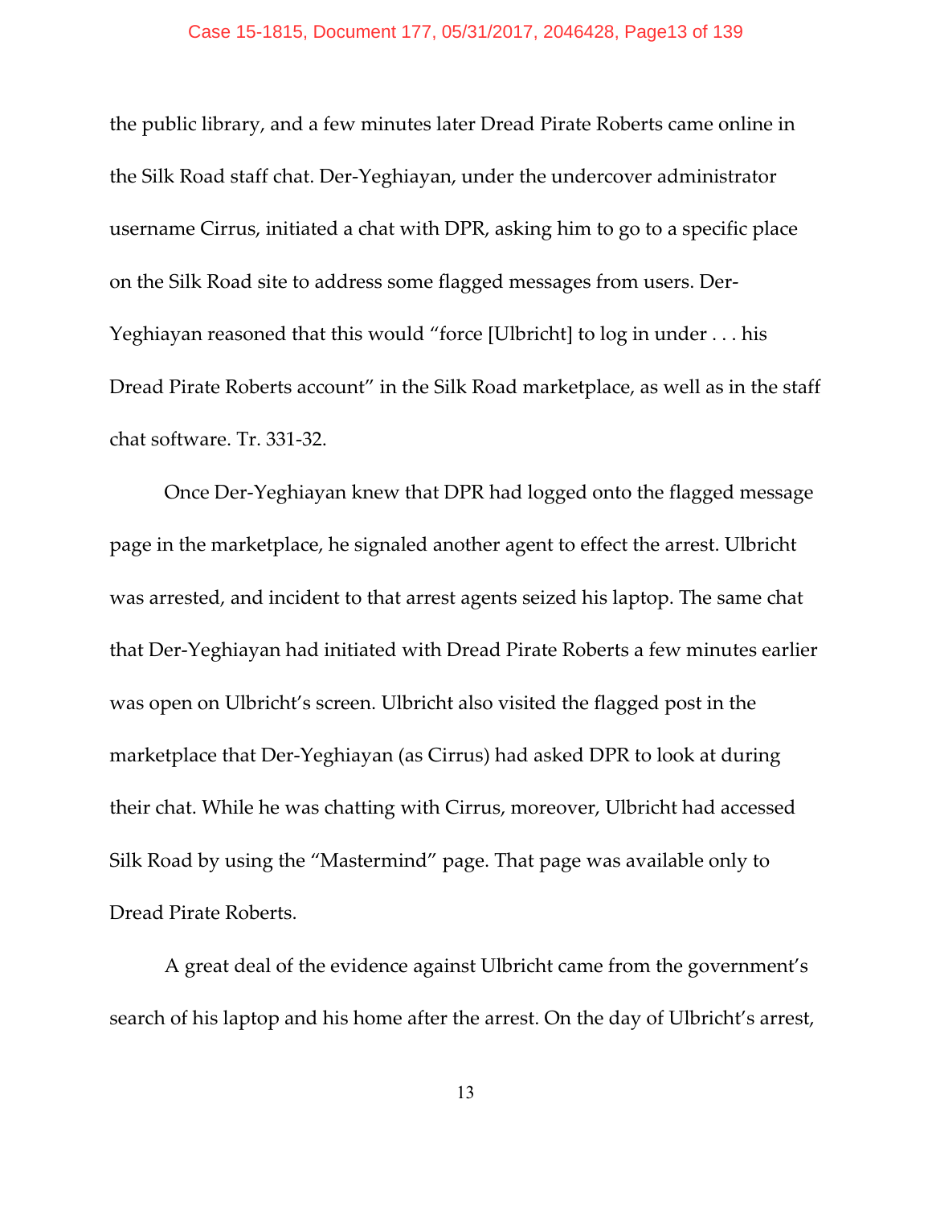the public library, and a few minutes later Dread Pirate Roberts came online in the Silk Road staff chat. Der-Yeghiayan, under the undercover administrator username Cirrus, initiated a chat with DPR, asking him to go to a specific place on the Silk Road site to address some flagged messages from users. Der-Yeghiayan reasoned that this would "force [Ulbricht] to log in under . . . his Dread Pirate Roberts account" in the Silk Road marketplace, as well as in the staff chat software. Tr. 331-32.

Once Der-Yeghiayan knew that DPR had logged onto the flagged message page in the marketplace, he signaled another agent to effect the arrest. Ulbricht was arrested, and incident to that arrest agents seized his laptop. The same chat that Der-Yeghiayan had initiated with Dread Pirate Roberts a few minutes earlier was open on Ulbricht's screen. Ulbricht also visited the flagged post in the marketplace that Der-Yeghiayan (as Cirrus) had asked DPR to look at during their chat. While he was chatting with Cirrus, moreover, Ulbricht had accessed Silk Road by using the "Mastermind" page. That page was available only to Dread Pirate Roberts.

A great deal of the evidence against Ulbricht came from the government's search of his laptop and his home after the arrest. On the day of Ulbricht's arrest,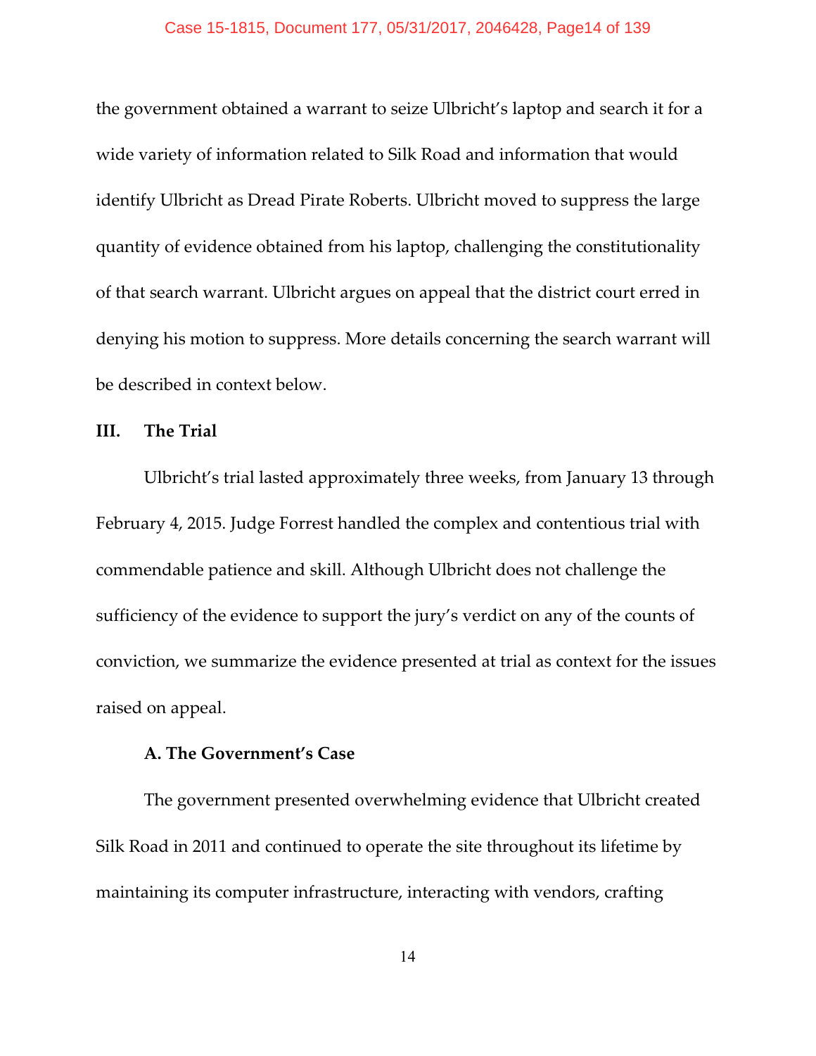the government obtained a warrant to seize Ulbricht's laptop and search it for a wide variety of information related to Silk Road and information that would identify Ulbricht as Dread Pirate Roberts. Ulbricht moved to suppress the large quantity of evidence obtained from his laptop, challenging the constitutionality of that search warrant. Ulbricht argues on appeal that the district court erred in denying his motion to suppress. More details concerning the search warrant will be described in context below.

## III. The Trial

Ulbricht's trial lasted approximately three weeks, from January 13 through February 4, 2015. Judge Forrest handled the complex and contentious trial with commendable patience and skill. Although Ulbricht does not challenge the sufficiency of the evidence to support the jury's verdict on any of the counts of conviction, we summarize the evidence presented at trial as context for the issues raised on appeal.

### A. The Government's Case

The government presented overwhelming evidence that Ulbricht created Silk Road in 2011 and continued to operate the site throughout its lifetime by maintaining its computer infrastructure, interacting with vendors, crafting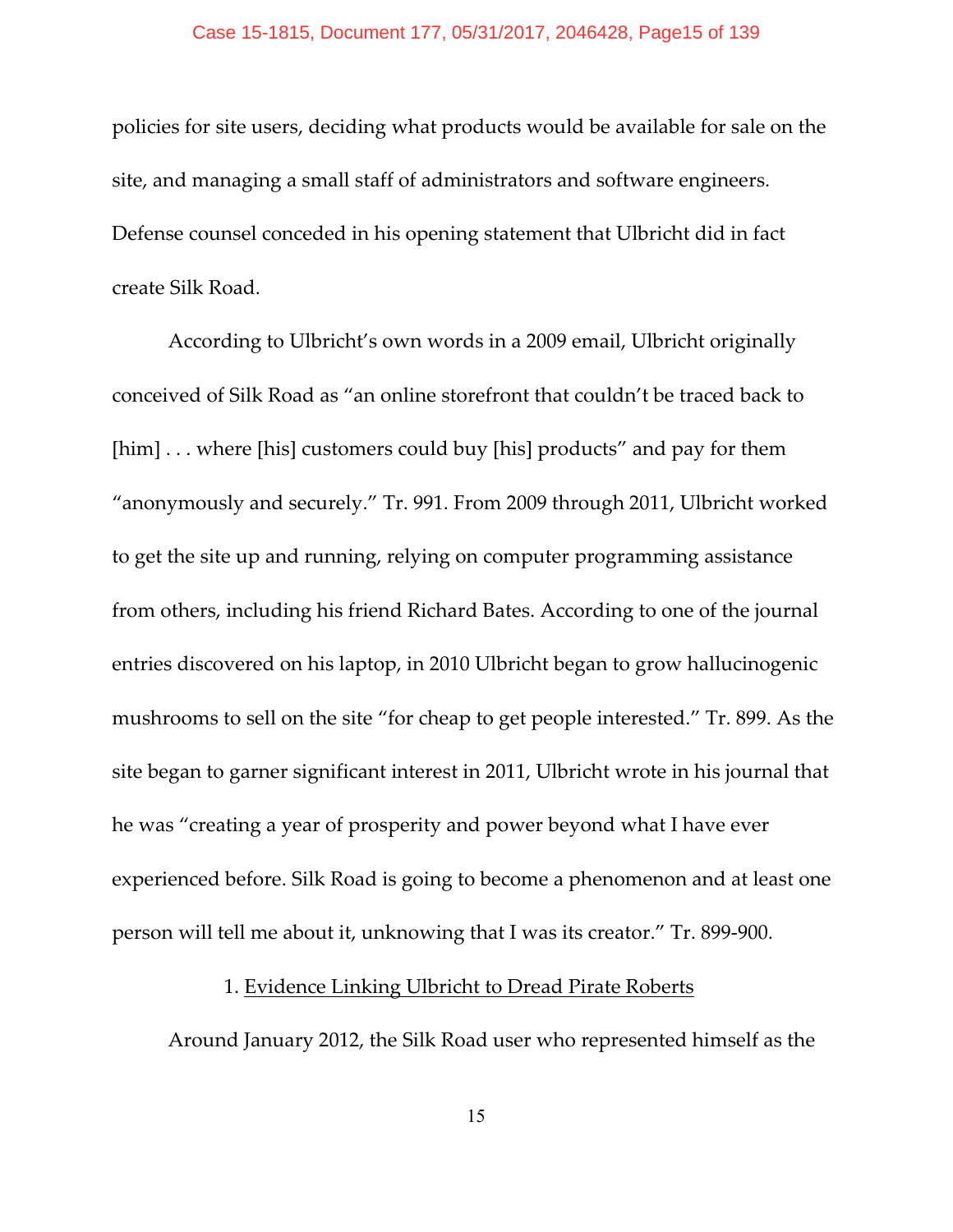policies for site users, deciding what products would be available for sale on the site, and managing a small staff of administrators and software engineers. Defense counsel conceded in his opening statement that Ulbricht did in fact create Silk Road.

According to Ulbricht's own words in a 2009 email, Ulbricht originally conceived of Silk Road as "an online storefront that couldn't be traced back to [him] . . . where [his] customers could buy [his] products" and pay for them "anonymously and securely." Tr. 991. From 2009 through 2011, Ulbricht worked to get the site up and running, relying on computer programming assistance from others, including his friend Richard Bates. According to one of the journal entries discovered on his laptop, in 2010 Ulbricht began to grow hallucinogenic mushrooms to sell on the site "for cheap to get people interested." Tr. 899. As the site began to garner significant interest in 2011, Ulbricht wrote in his journal that he was "creating a year of prosperity and power beyond what I have ever experienced before. Silk Road is going to become a phenomenon and at least one person will tell me about it, unknowing that I was its creator." Tr. 899-900.

1. <u>Evidence Linking Ulbricht to Dread Pirate Roberts</u>

Around January 2012, the Silk Road user who represented himself as the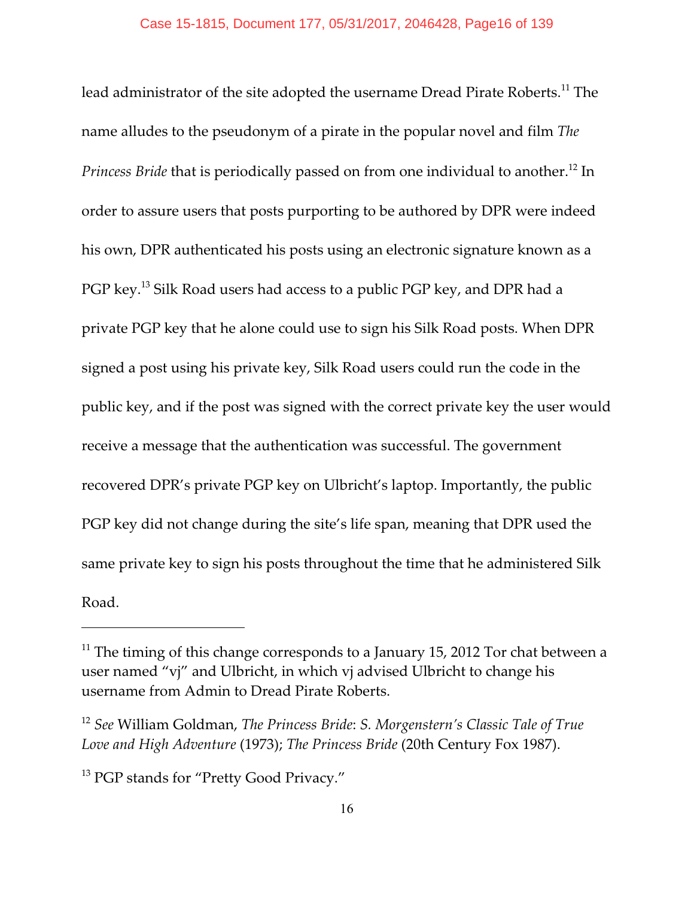lead administrator of the site adopted the username Dread Pirate Roberts.[11] The name alludes to the pseudonym of a pirate in the popular novel and film *The Princess Bride* that is periodically passed on from one individual to another.[12] In order to assure users that posts purporting to be authored by DPR were indeed his own, DPR authenticated his posts using an electronic signature known as a PGP key.[13] Silk Road users had access to a public PGP key, and DPR had a private PGP key that he alone could use to sign his Silk Road posts. When DPR signed a post using his private key, Silk Road users could run the code in the public key, and if the post was signed with the correct private key the user would receive a message that the authentication was successful. The government recovered DPR's private PGP key on Ulbricht's laptop. Importantly, the public PGP key did not change during the site's life span, meaning that DPR used the same private key to sign his posts throughout the time that he administered Silk Road.

---

[11] The timing of this change corresponds to a January 15, 2012 Tor chat between a user named "vj" and Ulbricht, in which vj advised Ulbricht to change his username from Admin to Dread Pirate Roberts.

[12] *See* William Goldman, *The Princess Bride*: *S. Morgenstern's Classic Tale of True Love and High Adventure* (1973); *The Princess Bride* (20th Century Fox 1987).

[13] PGP stands for "Pretty Good Privacy."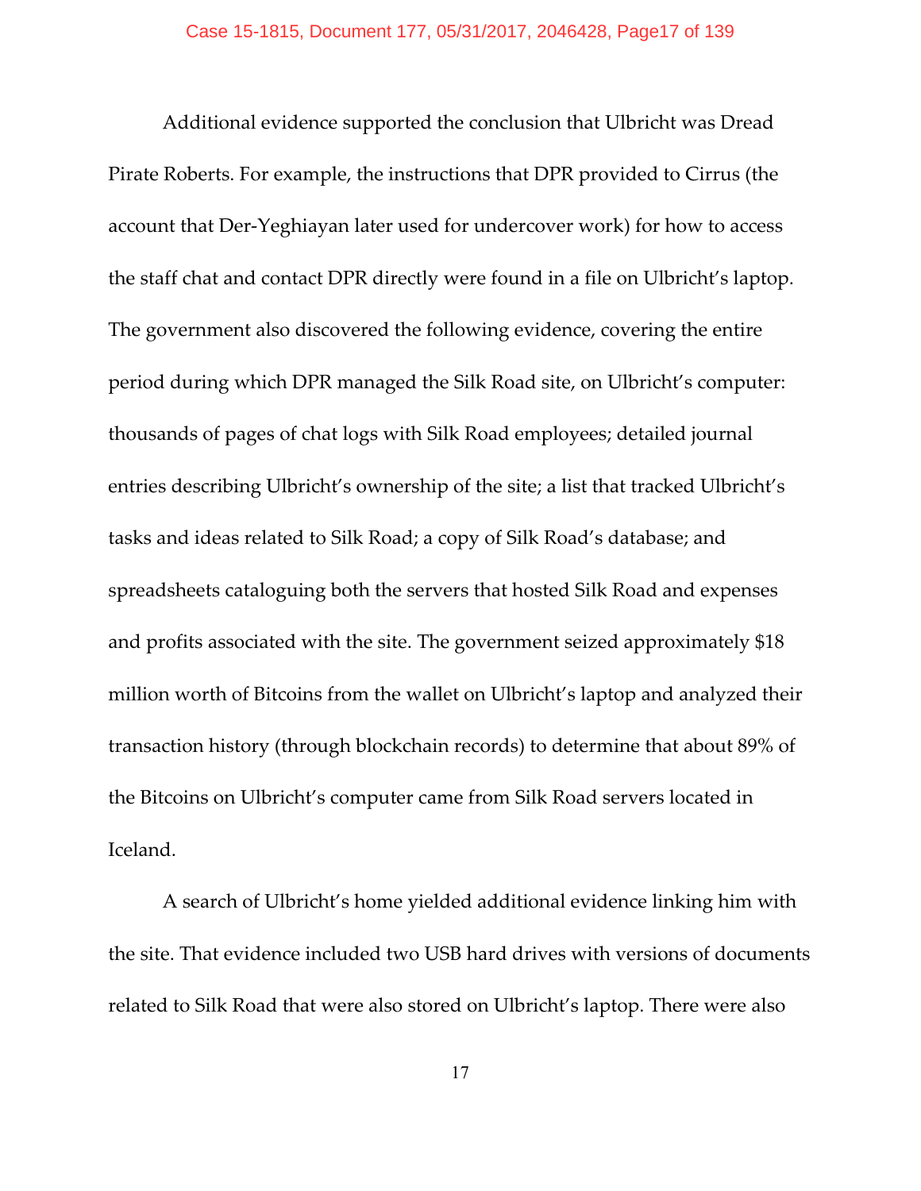Additional evidence supported the conclusion that Ulbricht was Dread Pirate Roberts. For example, the instructions that DPR provided to Cirrus (the account that Der-Yeghiayan later used for undercover work) for how to access the staff chat and contact DPR directly were found in a file on Ulbricht's laptop. The government also discovered the following evidence, covering the entire period during which DPR managed the Silk Road site, on Ulbricht's computer: thousands of pages of chat logs with Silk Road employees; detailed journal entries describing Ulbricht's ownership of the site; a list that tracked Ulbricht's tasks and ideas related to Silk Road; a copy of Silk Road's database; and spreadsheets cataloguing both the servers that hosted Silk Road and expenses and profits associated with the site. The government seized approximately $18 million worth of Bitcoins from the wallet on Ulbricht's laptop and analyzed their transaction history (through blockchain records) to determine that about 89% of the Bitcoins on Ulbricht's computer came from Silk Road servers located in Iceland.

A search of Ulbricht's home yielded additional evidence linking him with the site. That evidence included two USB hard drives with versions of documents related to Silk Road that were also stored on Ulbricht's laptop. There were also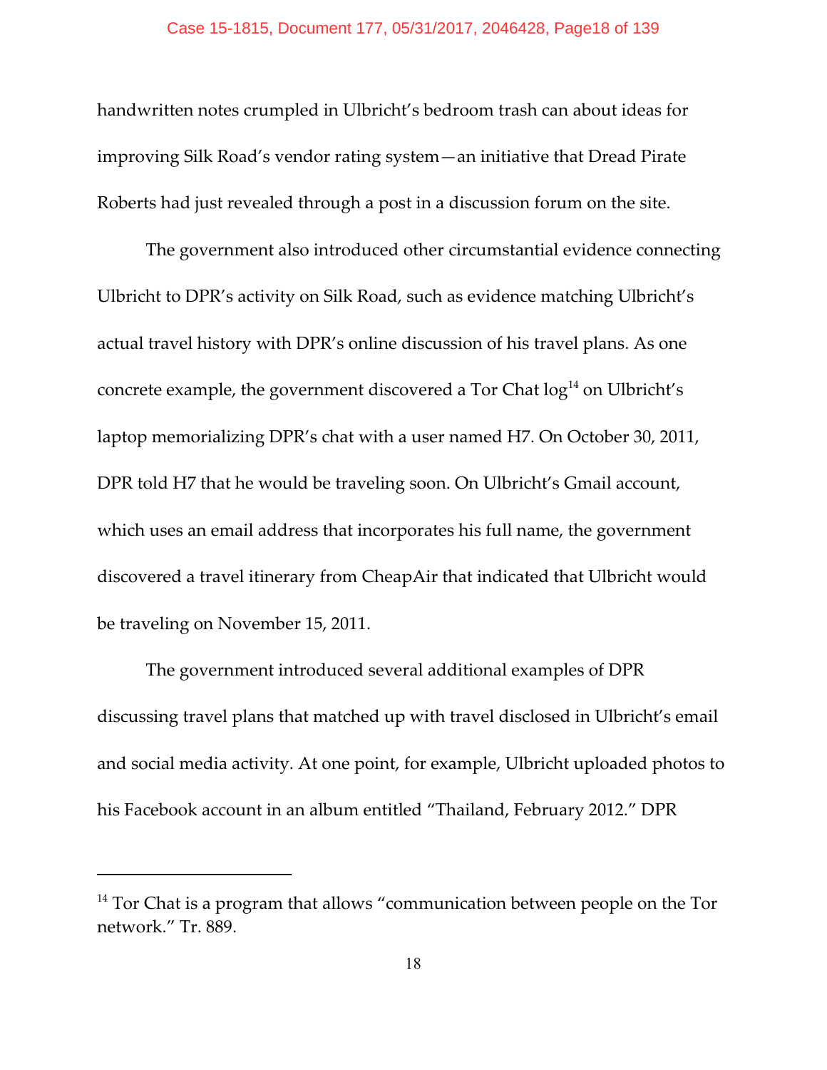handwritten notes crumpled in Ulbricht's bedroom trash can about ideas for improving Silk Road's vendor rating system—an initiative that Dread Pirate Roberts had just revealed through a post in a discussion forum on the site.

The government also introduced other circumstantial evidence connecting Ulbricht to DPR's activity on Silk Road, such as evidence matching Ulbricht's actual travel history with DPR's online discussion of his travel plans. As one concrete example, the government discovered a Tor Chat log[14] on Ulbricht's laptop memorializing DPR's chat with a user named H7. On October 30, 2011, DPR told H7 that he would be traveling soon. On Ulbricht's Gmail account, which uses an email address that incorporates his full name, the government discovered a travel itinerary from CheapAir that indicated that Ulbricht would be traveling on November 15, 2011.

The government introduced several additional examples of DPR discussing travel plans that matched up with travel disclosed in Ulbricht's email and social media activity. At one point, for example, Ulbricht uploaded photos to his Facebook account in an album entitled "Thailand, February 2012." DPR

---

[14] Tor Chat is a program that allows "communication between people on the Tor network." Tr. 889.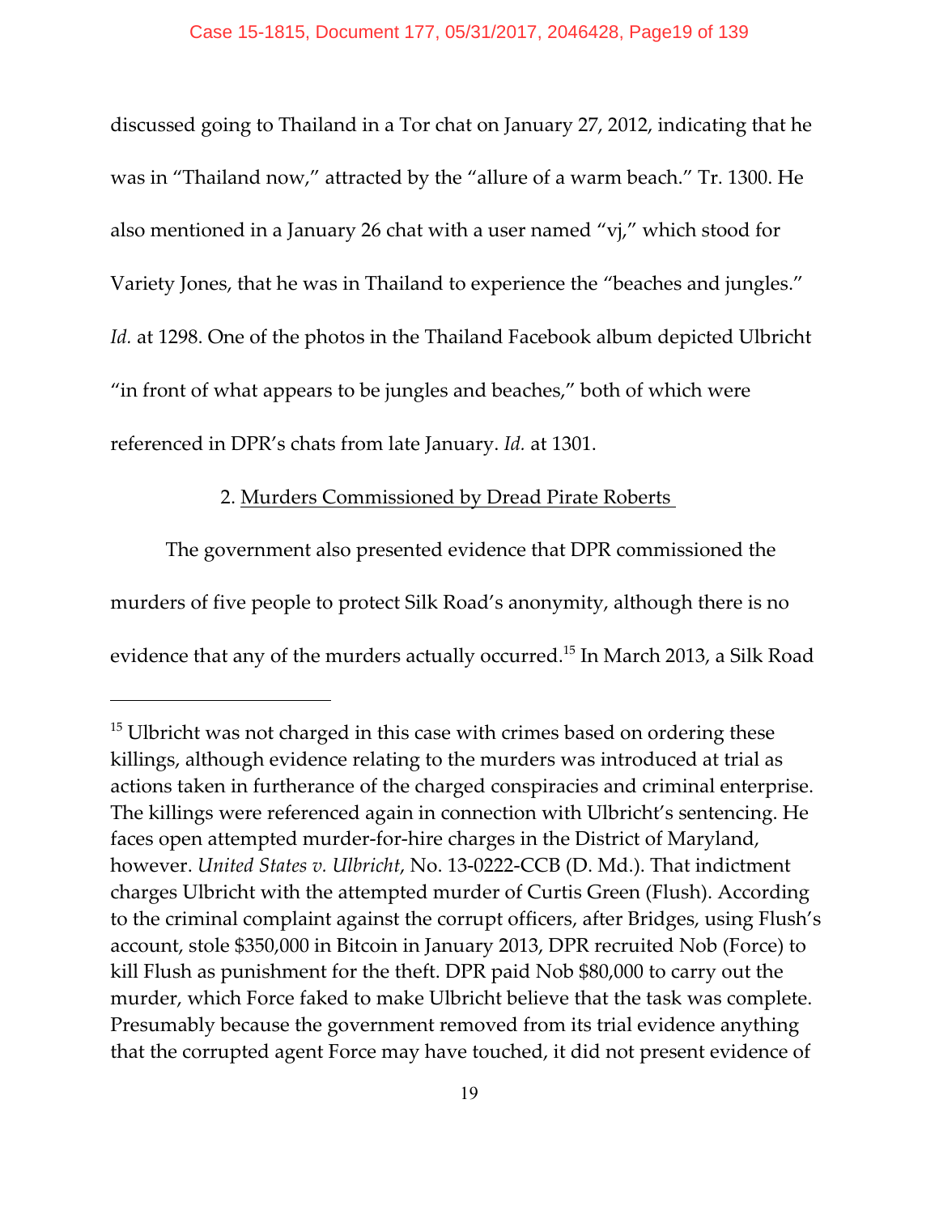discussed going to Thailand in a Tor chat on January 27, 2012, indicating that he was in "Thailand now," attracted by the "allure of a warm beach." Tr. 1300. He also mentioned in a January 26 chat with a user named "vj," which stood for Variety Jones, that he was in Thailand to experience the "beaches and jungles." *Id.* at 1298. One of the photos in the Thailand Facebook album depicted Ulbricht "in front of what appears to be jungles and beaches," both of which were referenced in DPR's chats from late January. *Id.* at 1301.

2. Murders Commissioned by Dread Pirate Roberts

The government also presented evidence that DPR commissioned the murders of five people to protect Silk Road's anonymity, although there is no evidence that any of the murders actually occurred.[15] In March 2013, a Silk Road

---

[15] Ulbricht was not charged in this case with crimes based on ordering these killings, although evidence relating to the murders was introduced at trial as actions taken in furtherance of the charged conspiracies and criminal enterprise. The killings were referenced again in connection with Ulbricht's sentencing. He faces open attempted murder-for-hire charges in the District of Maryland, however. *United States v. Ulbricht*, No. 13-0222-CCB (D. Md.). That indictment charges Ulbricht with the attempted murder of Curtis Green (Flush). According to the criminal complaint against the corrupt officers, after Bridges, using Flush's account, stole $350,000 in Bitcoin in January 2013, DPR recruited Nob (Force) to kill Flush as punishment for the theft. DPR paid Nob $80,000 to carry out the murder, which Force faked to make Ulbricht believe that the task was complete. Presumably because the government removed from its trial evidence anything that the corrupted agent Force may have touched, it did not present evidence of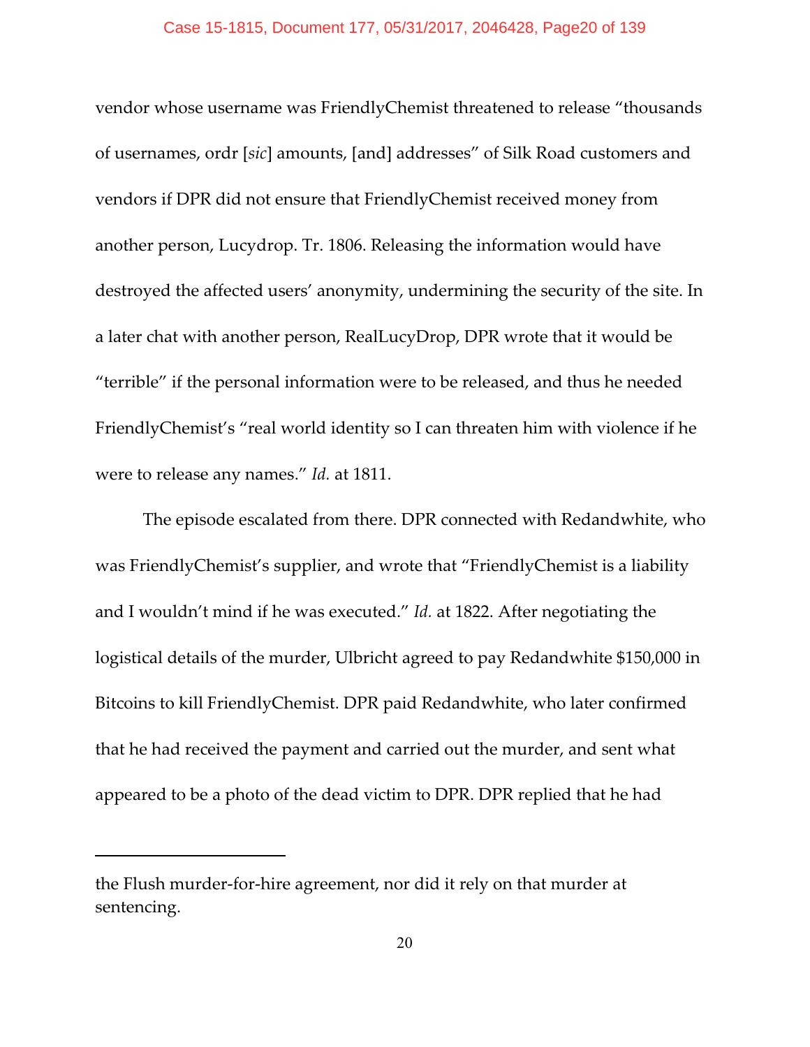vendor whose username was FriendlyChemist threatened to release "thousands of usernames, ordr [*sic*] amounts, [and] addresses" of Silk Road customers and vendors if DPR did not ensure that FriendlyChemist received money from another person, Lucydrop. Tr. 1806. Releasing the information would have destroyed the affected users' anonymity, undermining the security of the site. In a later chat with another person, RealLucyDrop, DPR wrote that it would be "terrible" if the personal information were to be released, and thus he needed FriendlyChemist's "real world identity so I can threaten him with violence if he were to release any names." *Id.* at 1811.

The episode escalated from there. DPR connected with Redandwhite, who was FriendlyChemist's supplier, and wrote that "FriendlyChemist is a liability and I wouldn't mind if he was executed." *Id.* at 1822. After negotiating the logistical details of the murder, Ulbricht agreed to pay Redandwhite $150,000 in Bitcoins to kill FriendlyChemist. DPR paid Redandwhite, who later confirmed that he had received the payment and carried out the murder, and sent what appeared to be a photo of the dead victim to DPR. DPR replied that he had

---

the Flush murder-for-hire agreement, nor did it rely on that murder at sentencing.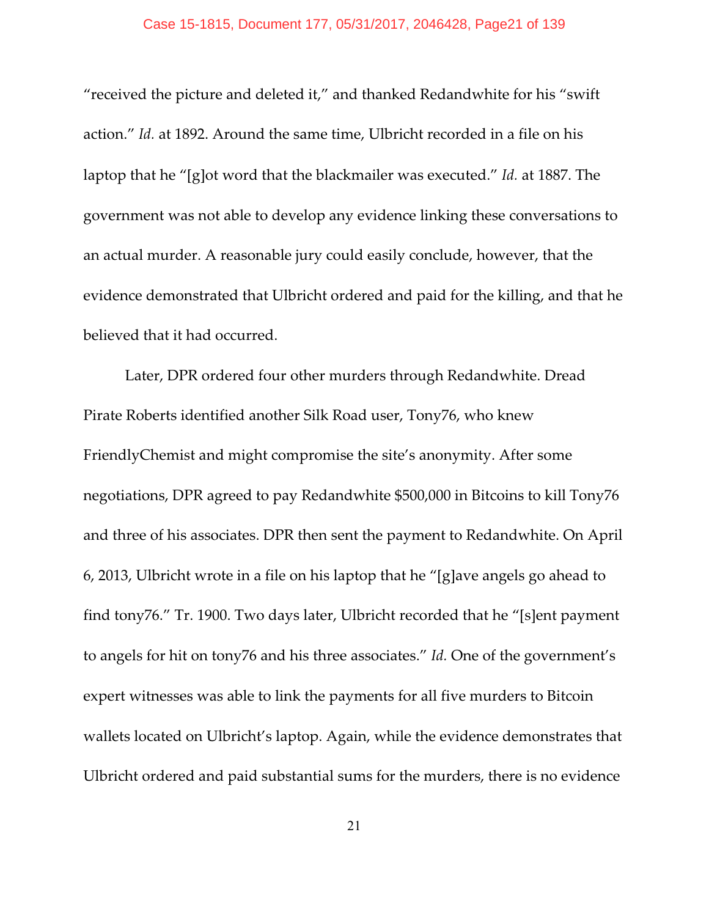"received the picture and deleted it," and thanked Redandwhite for his "swift action." *Id.* at 1892. Around the same time, Ulbricht recorded in a file on his laptop that he "[g]ot word that the blackmailer was executed." *Id.* at 1887. The government was not able to develop any evidence linking these conversations to an actual murder. A reasonable jury could easily conclude, however, that the evidence demonstrated that Ulbricht ordered and paid for the killing, and that he believed that it had occurred.

Later, DPR ordered four other murders through Redandwhite. Dread Pirate Roberts identified another Silk Road user, Tony76, who knew FriendlyChemist and might compromise the site's anonymity. After some negotiations, DPR agreed to pay Redandwhite $500,000 in Bitcoins to kill Tony76 and three of his associates. DPR then sent the payment to Redandwhite. On April 6, 2013, Ulbricht wrote in a file on his laptop that he "[g]ave angels go ahead to find tony76." Tr. 1900. Two days later, Ulbricht recorded that he "[s]ent payment to angels for hit on tony76 and his three associates." *Id.* One of the government's expert witnesses was able to link the payments for all five murders to Bitcoin wallets located on Ulbricht's laptop. Again, while the evidence demonstrates that Ulbricht ordered and paid substantial sums for the murders, there is no evidence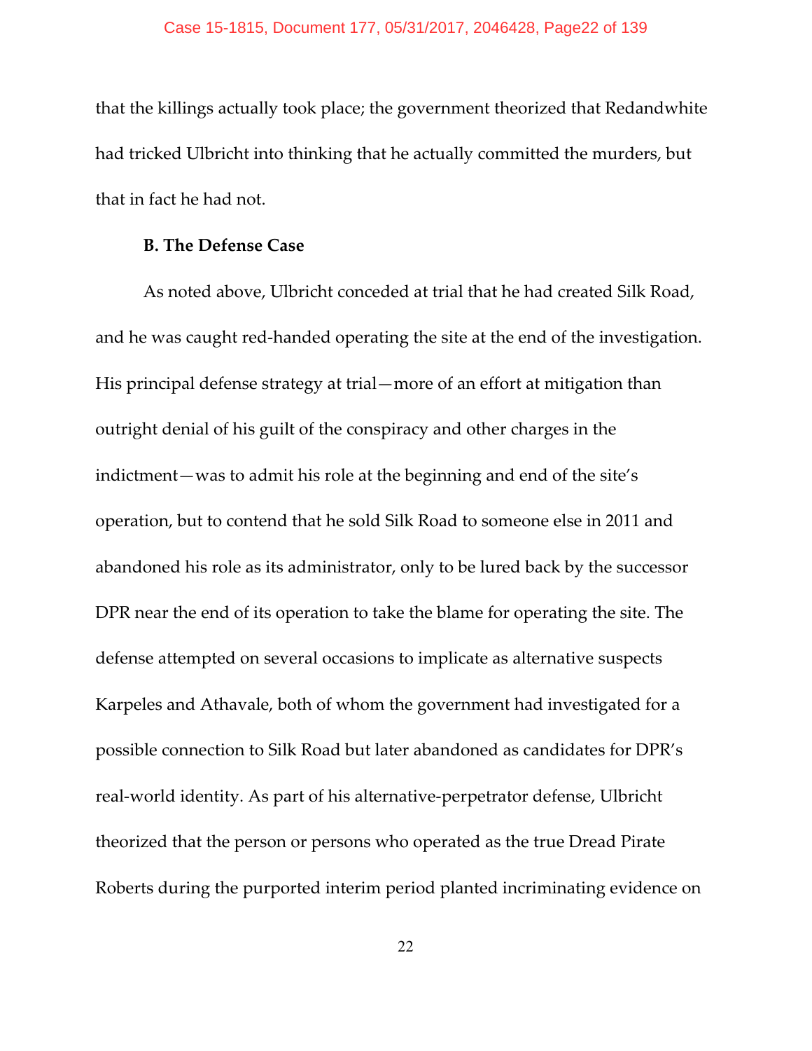that the killings actually took place; the government theorized that Redandwhite had tricked Ulbricht into thinking that he actually committed the murders, but that in fact he had not.

**B. The Defense Case**

As noted above, Ulbricht conceded at trial that he had created Silk Road, and he was caught red-handed operating the site at the end of the investigation. His principal defense strategy at trial—more of an effort at mitigation than outright denial of his guilt of the conspiracy and other charges in the indictment—was to admit his role at the beginning and end of the site's operation, but to contend that he sold Silk Road to someone else in 2011 and abandoned his role as its administrator, only to be lured back by the successor DPR near the end of its operation to take the blame for operating the site. The defense attempted on several occasions to implicate as alternative suspects Karpeles and Athavale, both of whom the government had investigated for a possible connection to Silk Road but later abandoned as candidates for DPR's real-world identity. As part of his alternative-perpetrator defense, Ulbricht theorized that the person or persons who operated as the true Dread Pirate Roberts during the purported interim period planted incriminating evidence on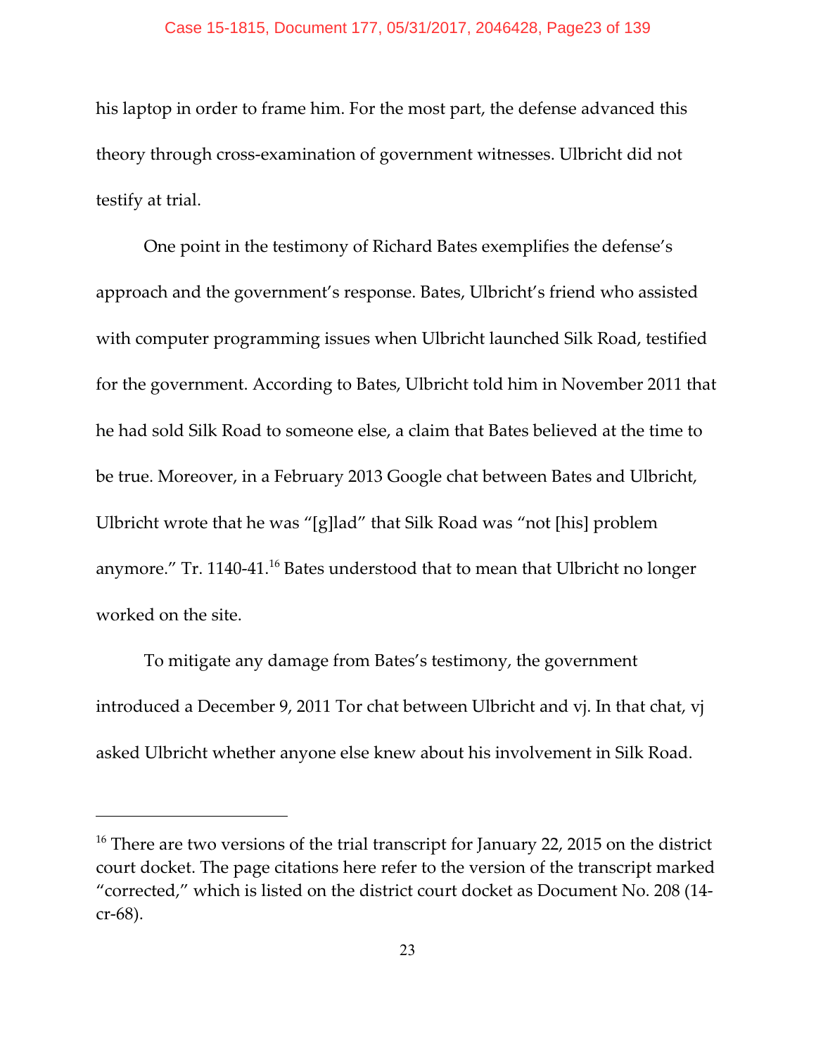his laptop in order to frame him. For the most part, the defense advanced this theory through cross-examination of government witnesses. Ulbricht did not testify at trial.

One point in the testimony of Richard Bates exemplifies the defense's approach and the government's response. Bates, Ulbricht's friend who assisted with computer programming issues when Ulbricht launched Silk Road, testified for the government. According to Bates, Ulbricht told him in November 2011 that he had sold Silk Road to someone else, a claim that Bates believed at the time to be true. Moreover, in a February 2013 Google chat between Bates and Ulbricht, Ulbricht wrote that he was "[g]lad" that Silk Road was "not [his] problem anymore." Tr. 1140-41.[16] Bates understood that to mean that Ulbricht no longer worked on the site.

To mitigate any damage from Bates's testimony, the government introduced a December 9, 2011 Tor chat between Ulbricht and vj. In that chat, vj asked Ulbricht whether anyone else knew about his involvement in Silk Road.

---

[16] There are two versions of the trial transcript for January 22, 2015 on the district court docket. The page citations here refer to the version of the transcript marked "corrected," which is listed on the district court docket as Document No. 208 (14-cr-68).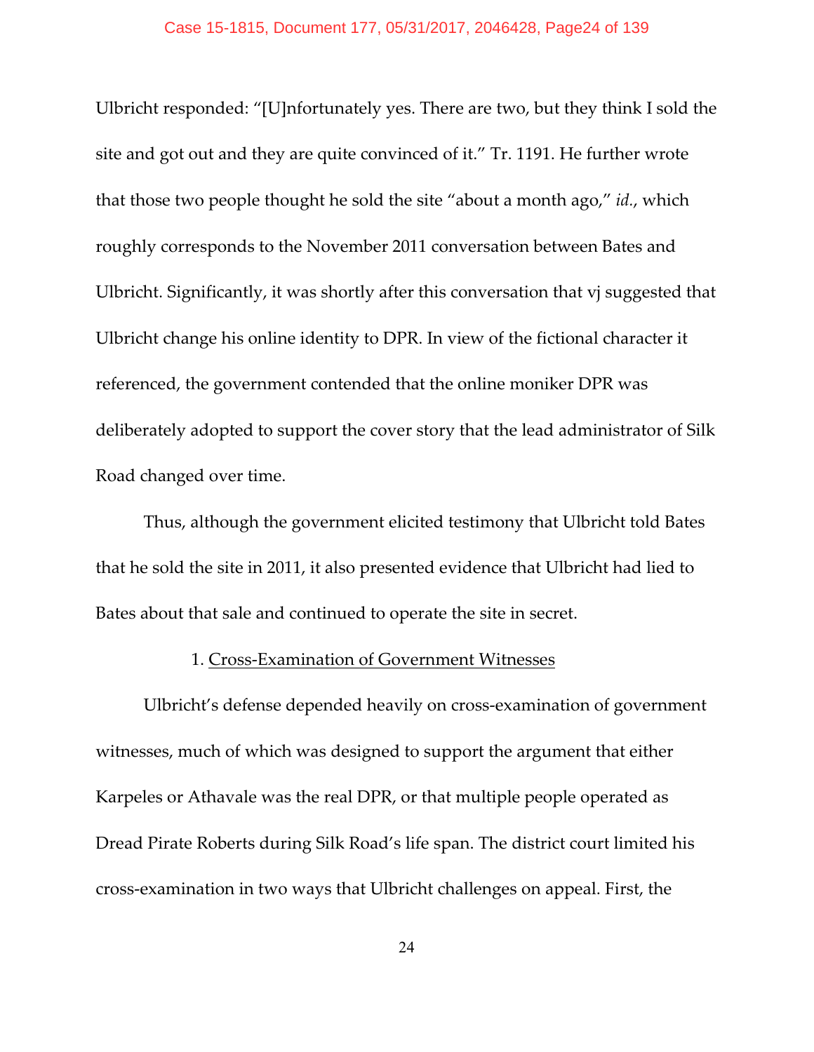Ulbricht responded: "[U]nfortunately yes. There are two, but they think I sold the site and got out and they are quite convinced of it." Tr. 1191. He further wrote that those two people thought he sold the site "about a month ago," *id.*, which roughly corresponds to the November 2011 conversation between Bates and Ulbricht. Significantly, it was shortly after this conversation that vj suggested that Ulbricht change his online identity to DPR. In view of the fictional character it referenced, the government contended that the online moniker DPR was deliberately adopted to support the cover story that the lead administrator of Silk Road changed over time.

Thus, although the government elicited testimony that Ulbricht told Bates that he sold the site in 2011, it also presented evidence that Ulbricht had lied to Bates about that sale and continued to operate the site in secret.

1. Cross-Examination of Government Witnesses

Ulbricht's defense depended heavily on cross-examination of government witnesses, much of which was designed to support the argument that either Karpeles or Athavale was the real DPR, or that multiple people operated as Dread Pirate Roberts during Silk Road's life span. The district court limited his cross-examination in two ways that Ulbricht challenges on appeal. First, the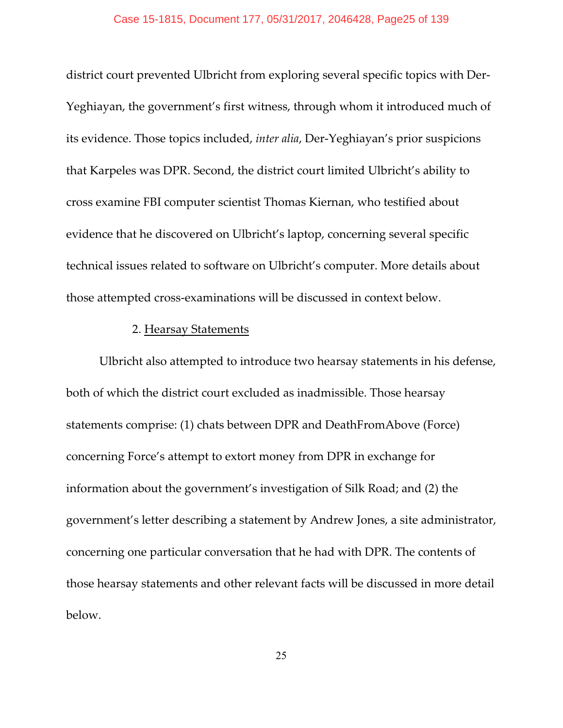district court prevented Ulbricht from exploring several specific topics with Der-Yeghiayan, the government's first witness, through whom it introduced much of its evidence. Those topics included, *inter alia*, Der-Yeghiayan's prior suspicions that Karpeles was DPR. Second, the district court limited Ulbricht's ability to cross examine FBI computer scientist Thomas Kiernan, who testified about evidence that he discovered on Ulbricht's laptop, concerning several specific technical issues related to software on Ulbricht's computer. More details about those attempted cross-examinations will be discussed in context below.

2. <u>Hearsay Statements</u>

Ulbricht also attempted to introduce two hearsay statements in his defense, both of which the district court excluded as inadmissible. Those hearsay statements comprise: (1) chats between DPR and DeathFromAbove (Force) concerning Force's attempt to extort money from DPR in exchange for information about the government's investigation of Silk Road; and (2) the government's letter describing a statement by Andrew Jones, a site administrator, concerning one particular conversation that he had with DPR. The contents of those hearsay statements and other relevant facts will be discussed in more detail below.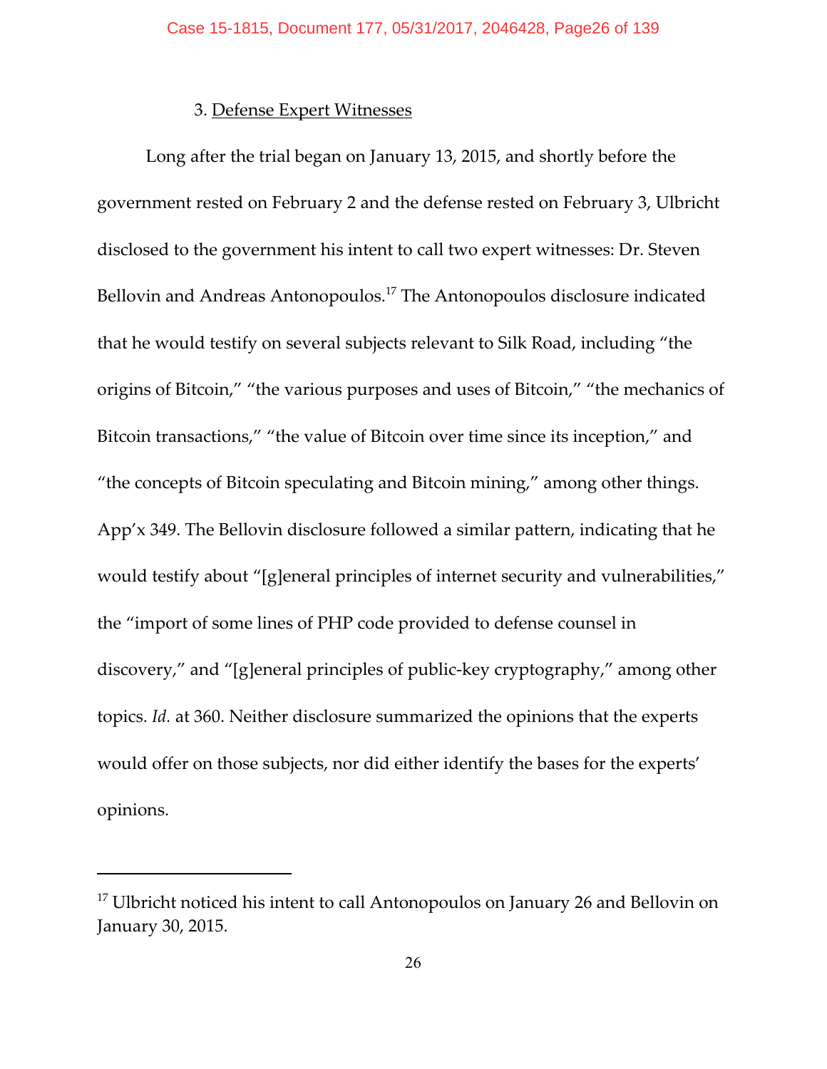### 3. Defense Expert Witnesses

Long after the trial began on January 13, 2015, and shortly before the government rested on February 2 and the defense rested on February 3, Ulbricht disclosed to the government his intent to call two expert witnesses: Dr. Steven Bellovin and Andreas Antonopoulos.[17] The Antonopoulos disclosure indicated that he would testify on several subjects relevant to Silk Road, including "the origins of Bitcoin," "the various purposes and uses of Bitcoin," "the mechanics of Bitcoin transactions," "the value of Bitcoin over time since its inception," and "the concepts of Bitcoin speculating and Bitcoin mining," among other things. App'x 349. The Bellovin disclosure followed a similar pattern, indicating that he would testify about "[g]eneral principles of internet security and vulnerabilities," the "import of some lines of PHP code provided to defense counsel in discovery," and "[g]eneral principles of public-key cryptography," among other topics. *Id.* at 360. Neither disclosure summarized the opinions that the experts would offer on those subjects, nor did either identify the bases for the experts' opinions.

---

[17] Ulbricht noticed his intent to call Antonopoulos on January 26 and Bellovin on January 30, 2015.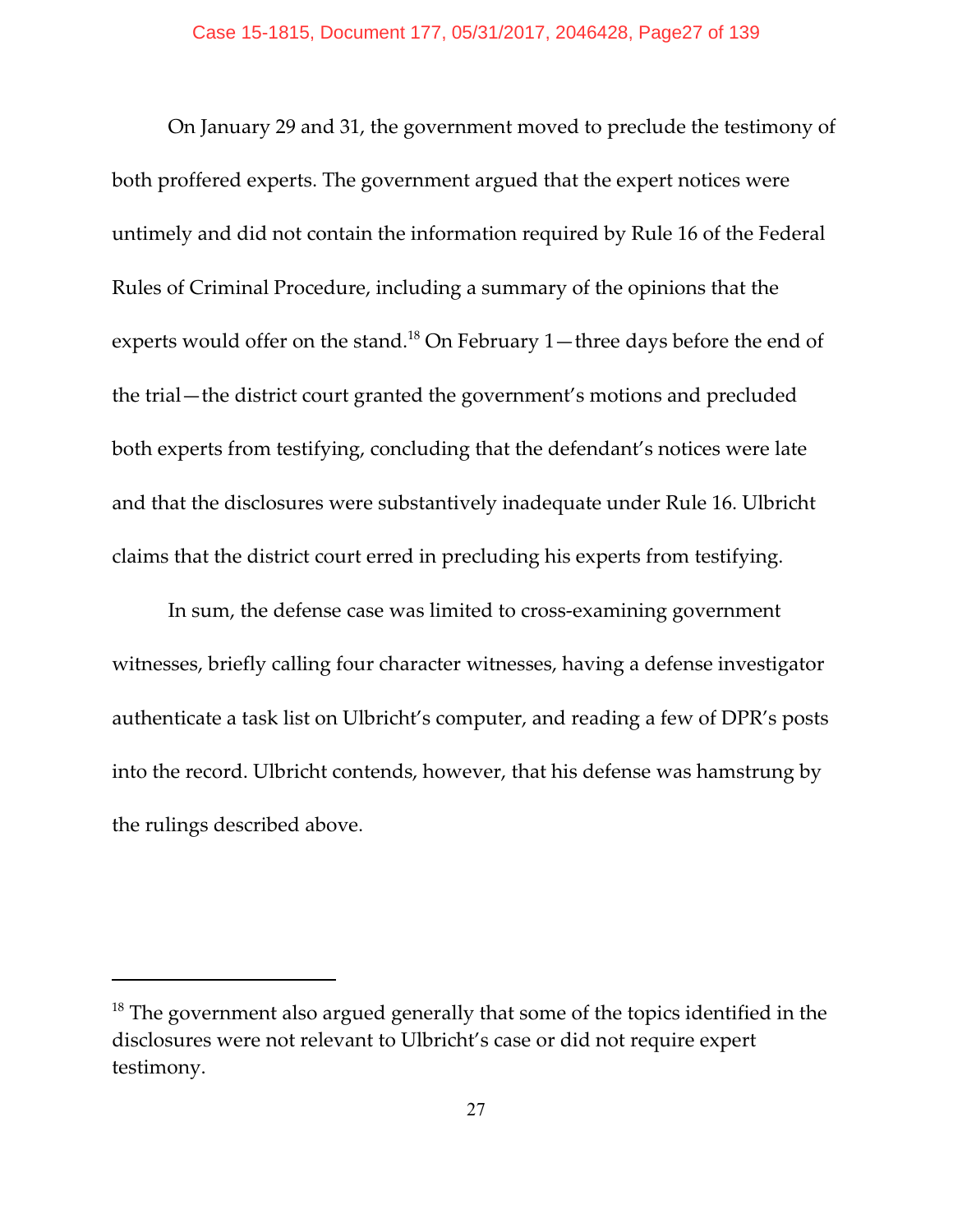On January 29 and 31, the government moved to preclude the testimony of both proffered experts. The government argued that the expert notices were untimely and did not contain the information required by Rule 16 of the Federal Rules of Criminal Procedure, including a summary of the opinions that the experts would offer on the stand.[18] On February 1—three days before the end of the trial—the district court granted the government's motions and precluded both experts from testifying, concluding that the defendant's notices were late and that the disclosures were substantively inadequate under Rule 16. Ulbricht claims that the district court erred in precluding his experts from testifying.

In sum, the defense case was limited to cross-examining government witnesses, briefly calling four character witnesses, having a defense investigator authenticate a task list on Ulbricht's computer, and reading a few of DPR's posts into the record. Ulbricht contends, however, that his defense was hamstrung by the rulings described above.

---

[18] The government also argued generally that some of the topics identified in the disclosures were not relevant to Ulbricht's case or did not require expert testimony.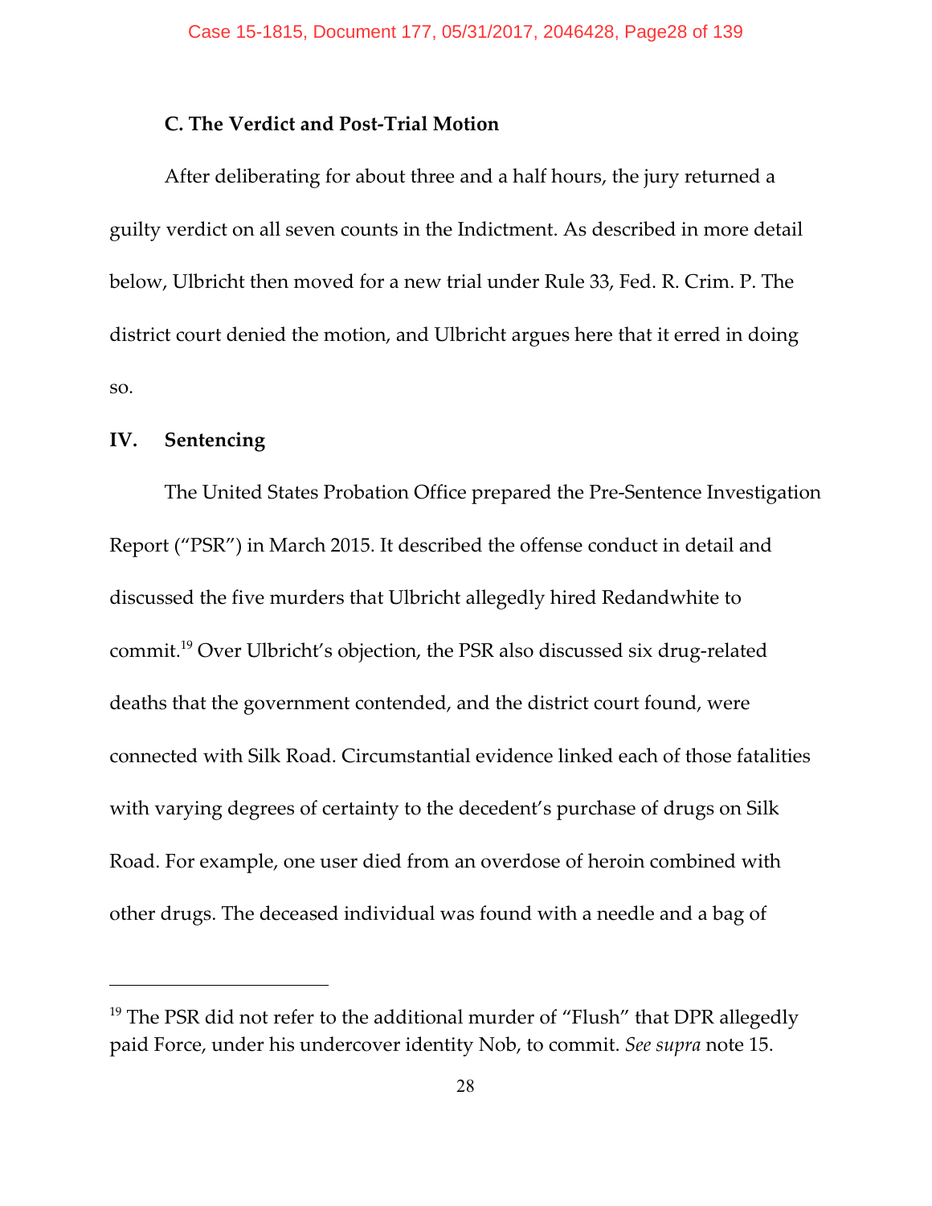### C. The Verdict and Post-Trial Motion

After deliberating for about three and a half hours, the jury returned a guilty verdict on all seven counts in the Indictment. As described in more detail below, Ulbricht then moved for a new trial under Rule 33, Fed. R. Crim. P. The district court denied the motion, and Ulbricht argues here that it erred in doing so.

## IV. Sentencing

The United States Probation Office prepared the Pre-Sentence Investigation Report ("PSR") in March 2015. It described the offense conduct in detail and discussed the five murders that Ulbricht allegedly hired Redandwhite to commit.[19] Over Ulbricht's objection, the PSR also discussed six drug-related deaths that the government contended, and the district court found, were connected with Silk Road. Circumstantial evidence linked each of those fatalities with varying degrees of certainty to the decedent's purchase of drugs on Silk Road. For example, one user died from an overdose of heroin combined with other drugs. The deceased individual was found with a needle and a bag of

---

[19] The PSR did not refer to the additional murder of "Flush" that DPR allegedly paid Force, under his undercover identity Nob, to commit. *See supra* note 15.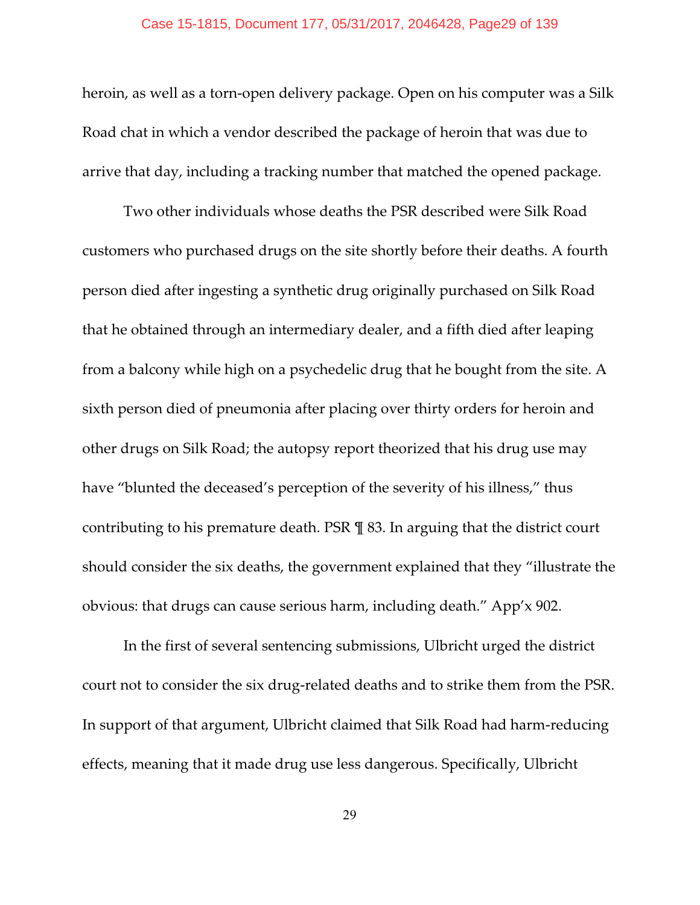heroin, as well as a torn-open delivery package. Open on his computer was a Silk Road chat in which a vendor described the package of heroin that was due to arrive that day, including a tracking number that matched the opened package.

Two other individuals whose deaths the PSR described were Silk Road customers who purchased drugs on the site shortly before their deaths. A fourth person died after ingesting a synthetic drug originally purchased on Silk Road that he obtained through an intermediary dealer, and a fifth died after leaping from a balcony while high on a psychedelic drug that he bought from the site. A sixth person died of pneumonia after placing over thirty orders for heroin and other drugs on Silk Road; the autopsy report theorized that his drug use may have "blunted the deceased's perception of the severity of his illness," thus contributing to his premature death. PSR ¶ 83. In arguing that the district court should consider the six deaths, the government explained that they "illustrate the obvious: that drugs can cause serious harm, including death." App'x 902.

In the first of several sentencing submissions, Ulbricht urged the district court not to consider the six drug-related deaths and to strike them from the PSR. In support of that argument, Ulbricht claimed that Silk Road had harm-reducing effects, meaning that it made drug use less dangerous. Specifically, Ulbricht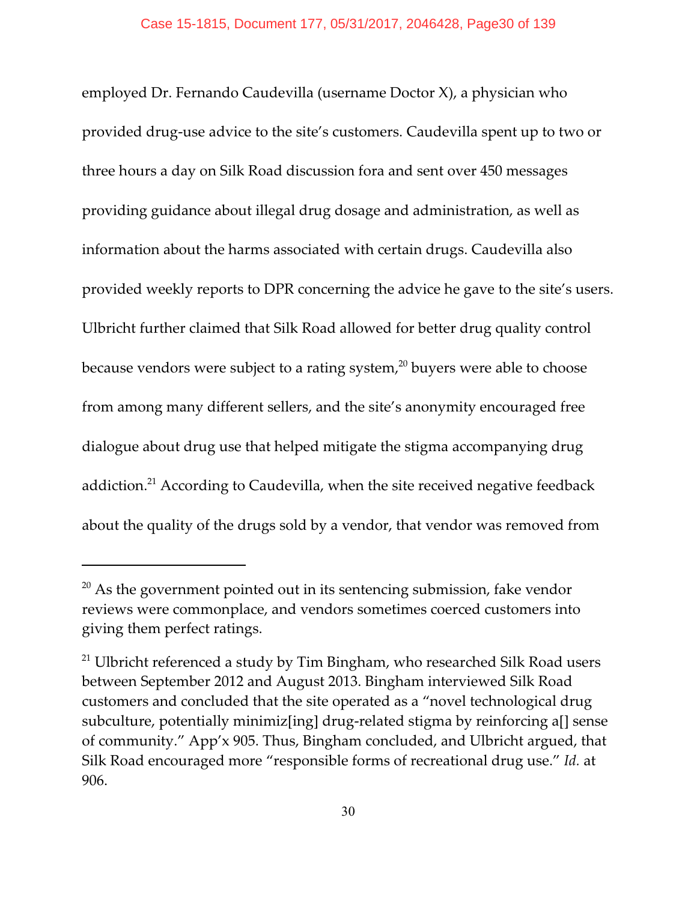employed Dr. Fernando Caudevilla (username Doctor X), a physician who provided drug-use advice to the site's customers. Caudevilla spent up to two or three hours a day on Silk Road discussion fora and sent over 450 messages providing guidance about illegal drug dosage and administration, as well as information about the harms associated with certain drugs. Caudevilla also provided weekly reports to DPR concerning the advice he gave to the site's users. Ulbricht further claimed that Silk Road allowed for better drug quality control because vendors were subject to a rating system,[20] buyers were able to choose from among many different sellers, and the site's anonymity encouraged free dialogue about drug use that helped mitigate the stigma accompanying drug addiction.[21] According to Caudevilla, when the site received negative feedback about the quality of the drugs sold by a vendor, that vendor was removed from

---

[20] As the government pointed out in its sentencing submission, fake vendor reviews were commonplace, and vendors sometimes coerced customers into giving them perfect ratings.

[21] Ulbricht referenced a study by Tim Bingham, who researched Silk Road users between September 2012 and August 2013. Bingham interviewed Silk Road customers and concluded that the site operated as a "novel technological drug subculture, potentially minimiz[ing] drug-related stigma by reinforcing a[] sense of community." App'x 905. Thus, Bingham concluded, and Ulbricht argued, that Silk Road encouraged more "responsible forms of recreational drug use." *Id.* at 906.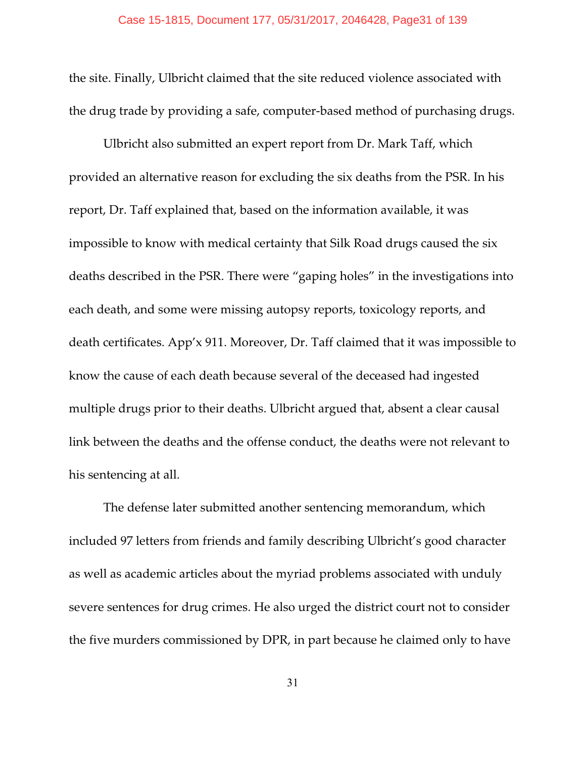the site. Finally, Ulbricht claimed that the site reduced violence associated with the drug trade by providing a safe, computer-based method of purchasing drugs.

Ulbricht also submitted an expert report from Dr. Mark Taff, which provided an alternative reason for excluding the six deaths from the PSR. In his report, Dr. Taff explained that, based on the information available, it was impossible to know with medical certainty that Silk Road drugs caused the six deaths described in the PSR. There were "gaping holes" in the investigations into each death, and some were missing autopsy reports, toxicology reports, and death certificates. App'x 911. Moreover, Dr. Taff claimed that it was impossible to know the cause of each death because several of the deceased had ingested multiple drugs prior to their deaths. Ulbricht argued that, absent a clear causal link between the deaths and the offense conduct, the deaths were not relevant to his sentencing at all.

The defense later submitted another sentencing memorandum, which included 97 letters from friends and family describing Ulbricht's good character as well as academic articles about the myriad problems associated with unduly severe sentences for drug crimes. He also urged the district court not to consider the five murders commissioned by DPR, in part because he claimed only to have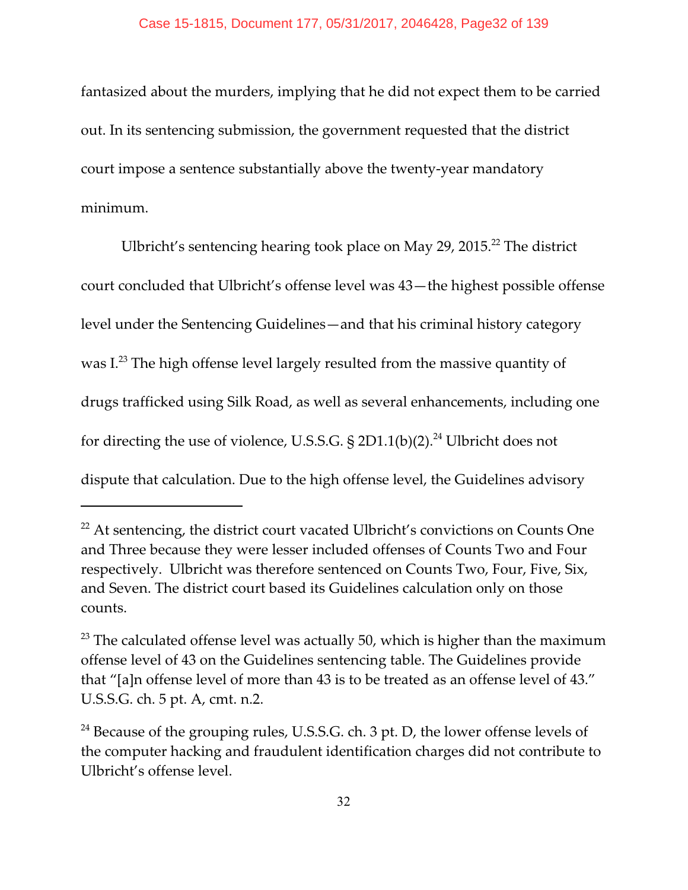fantasized about the murders, implying that he did not expect them to be carried out. In its sentencing submission, the government requested that the district court impose a sentence substantially above the twenty-year mandatory minimum.

Ulbricht's sentencing hearing took place on May 29, 2015.[22] The district court concluded that Ulbricht's offense level was 43—the highest possible offense level under the Sentencing Guidelines—and that his criminal history category was I.[23] The high offense level largely resulted from the massive quantity of drugs trafficked using Silk Road, as well as several enhancements, including one for directing the use of violence, U.S.S.G. § 2D1.1(b)(2).[24] Ulbricht does not dispute that calculation. Due to the high offense level, the Guidelines advisory

---

[22] At sentencing, the district court vacated Ulbricht's convictions on Counts One and Three because they were lesser included offenses of Counts Two and Four respectively. Ulbricht was therefore sentenced on Counts Two, Four, Five, Six, and Seven. The district court based its Guidelines calculation only on those counts.

[23] The calculated offense level was actually 50, which is higher than the maximum offense level of 43 on the Guidelines sentencing table. The Guidelines provide that "[a]n offense level of more than 43 is to be treated as an offense level of 43." U.S.S.G. ch. 5 pt. A, cmt. n.2.

[24] Because of the grouping rules, U.S.S.G. ch. 3 pt. D, the lower offense levels of the computer hacking and fraudulent identification charges did not contribute to Ulbricht's offense level.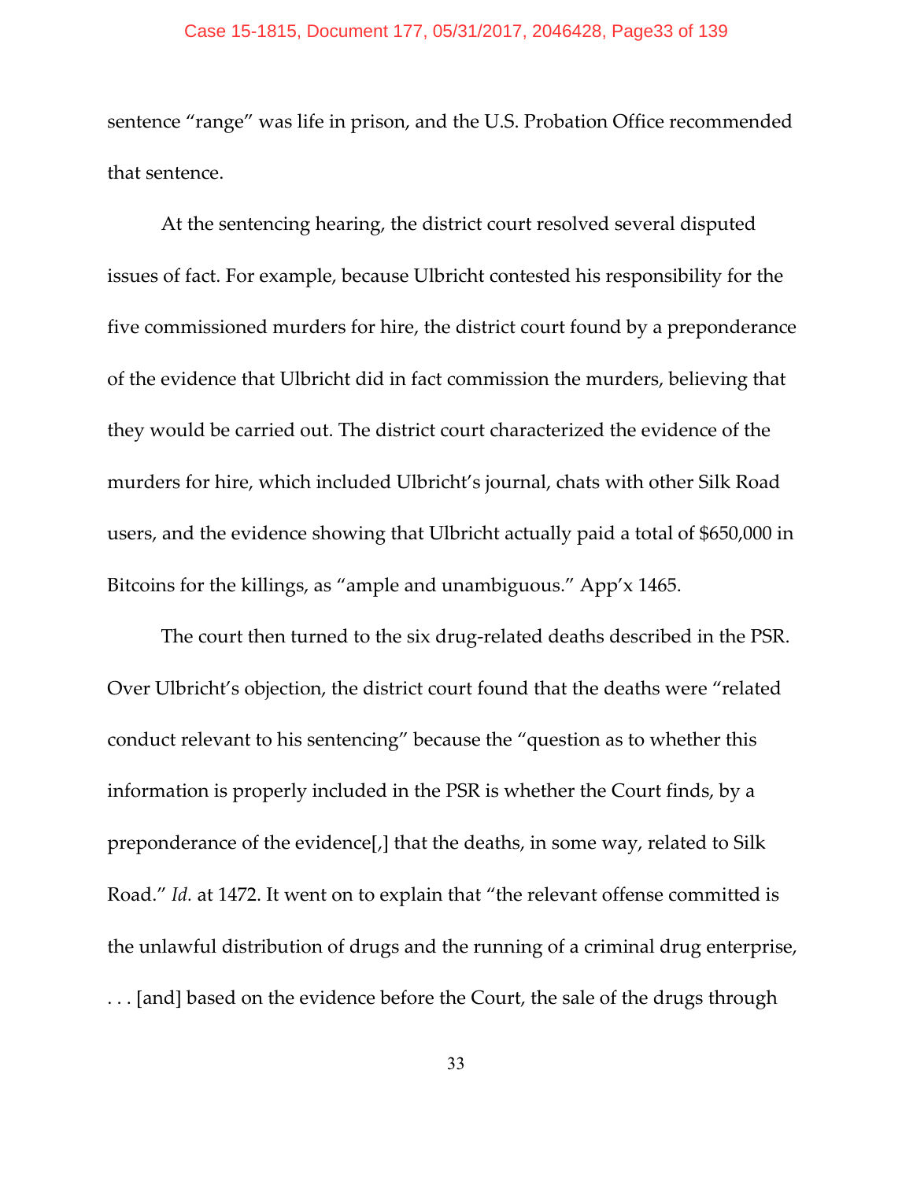sentence "range" was life in prison, and the U.S. Probation Office recommended that sentence.

At the sentencing hearing, the district court resolved several disputed issues of fact. For example, because Ulbricht contested his responsibility for the five commissioned murders for hire, the district court found by a preponderance of the evidence that Ulbricht did in fact commission the murders, believing that they would be carried out. The district court characterized the evidence of the murders for hire, which included Ulbricht's journal, chats with other Silk Road users, and the evidence showing that Ulbricht actually paid a total of $650,000 in Bitcoins for the killings, as "ample and unambiguous." App'x 1465.

The court then turned to the six drug-related deaths described in the PSR. Over Ulbricht's objection, the district court found that the deaths were "related conduct relevant to his sentencing" because the "question as to whether this information is properly included in the PSR is whether the Court finds, by a preponderance of the evidence[,] that the deaths, in some way, related to Silk Road." *Id.* at 1472. It went on to explain that "the relevant offense committed is the unlawful distribution of drugs and the running of a criminal drug enterprise, . . . [and] based on the evidence before the Court, the sale of the drugs through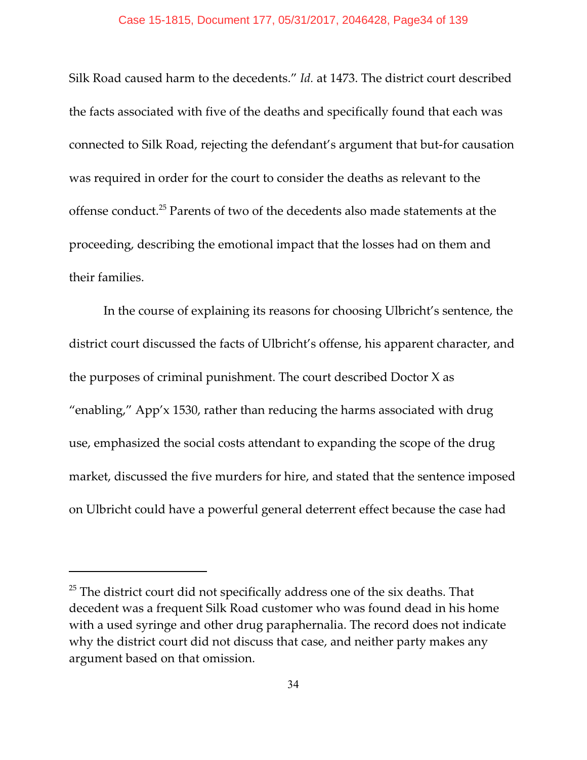Silk Road caused harm to the decedents." *Id.* at 1473. The district court described the facts associated with five of the deaths and specifically found that each was connected to Silk Road, rejecting the defendant's argument that but-for causation was required in order for the court to consider the deaths as relevant to the offense conduct.[25] Parents of two of the decedents also made statements at the proceeding, describing the emotional impact that the losses had on them and their families.

In the course of explaining its reasons for choosing Ulbricht's sentence, the district court discussed the facts of Ulbricht's offense, his apparent character, and the purposes of criminal punishment. The court described Doctor X as "enabling," App'x 1530, rather than reducing the harms associated with drug use, emphasized the social costs attendant to expanding the scope of the drug market, discussed the five murders for hire, and stated that the sentence imposed on Ulbricht could have a powerful general deterrent effect because the case had

---

[25] The district court did not specifically address one of the six deaths. That decedent was a frequent Silk Road customer who was found dead in his home with a used syringe and other drug paraphernalia. The record does not indicate why the district court did not discuss that case, and neither party makes any argument based on that omission.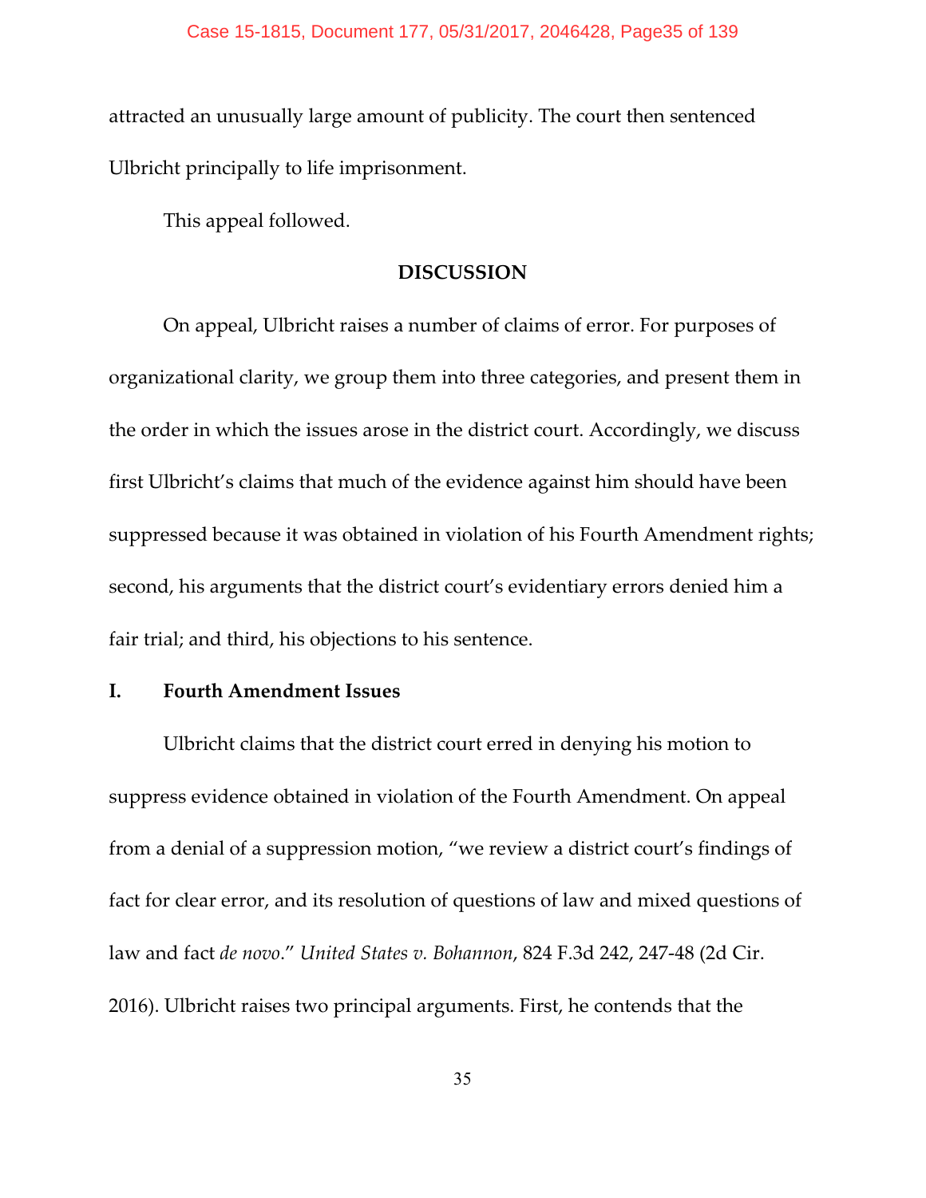attracted an unusually large amount of publicity. The court then sentenced Ulbricht principally to life imprisonment.

This appeal followed.

## DISCUSSION

On appeal, Ulbricht raises a number of claims of error. For purposes of organizational clarity, we group them into three categories, and present them in the order in which the issues arose in the district court. Accordingly, we discuss first Ulbricht's claims that much of the evidence against him should have been suppressed because it was obtained in violation of his Fourth Amendment rights; second, his arguments that the district court's evidentiary errors denied him a fair trial; and third, his objections to his sentence.

### I. Fourth Amendment Issues

Ulbricht claims that the district court erred in denying his motion to suppress evidence obtained in violation of the Fourth Amendment. On appeal from a denial of a suppression motion, "we review a district court's findings of fact for clear error, and its resolution of questions of law and mixed questions of law and fact *de novo*." *United States v. Bohannon*, 824 F.3d 242, 247-48 (2d Cir. 2016). Ulbricht raises two principal arguments. First, he contends that the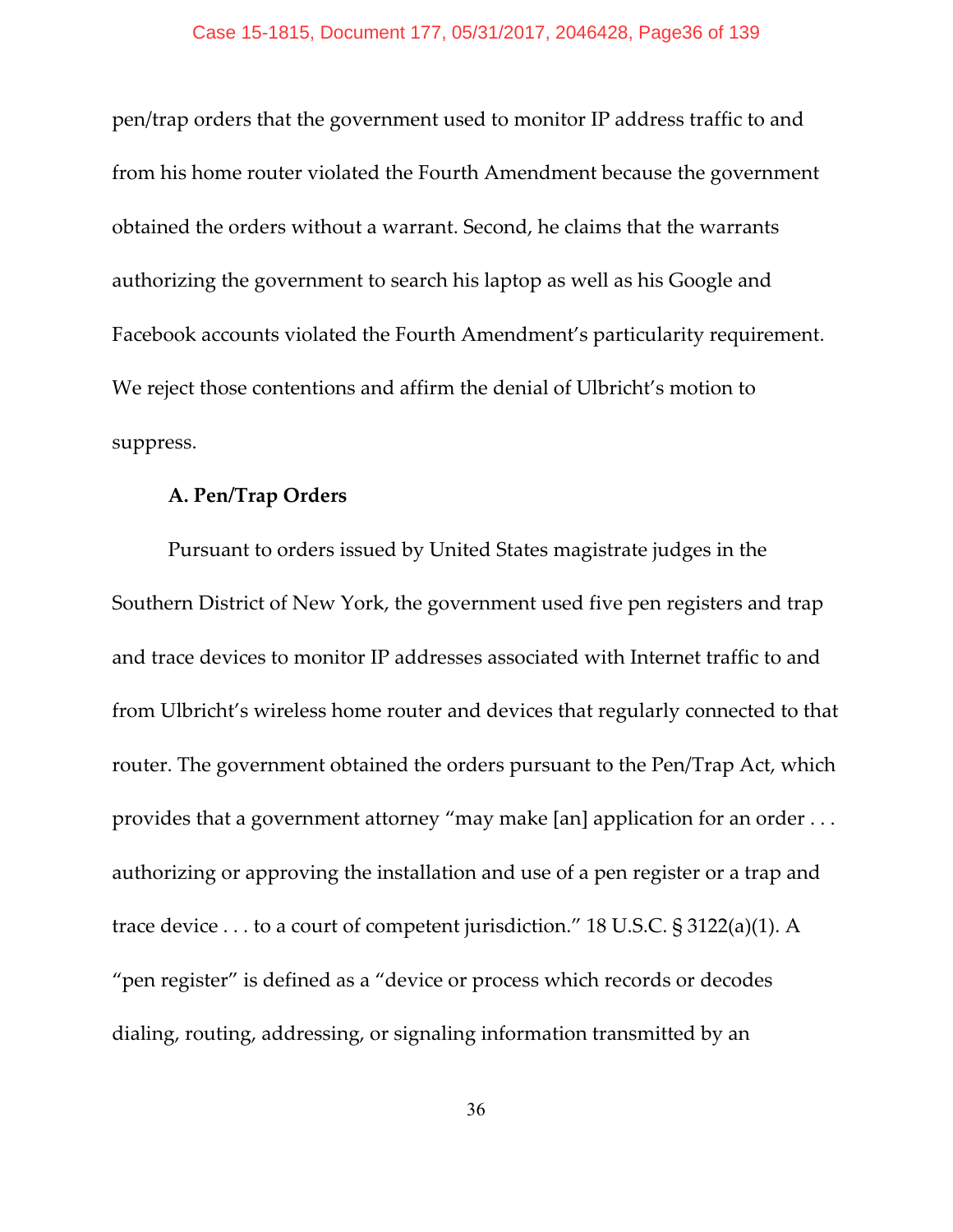pen/trap orders that the government used to monitor IP address traffic to and from his home router violated the Fourth Amendment because the government obtained the orders without a warrant. Second, he claims that the warrants authorizing the government to search his laptop as well as his Google and Facebook accounts violated the Fourth Amendment's particularity requirement. We reject those contentions and affirm the denial of Ulbricht's motion to suppress.

**A. Pen/Trap Orders**

Pursuant to orders issued by United States magistrate judges in the Southern District of New York, the government used five pen registers and trap and trace devices to monitor IP addresses associated with Internet traffic to and from Ulbricht's wireless home router and devices that regularly connected to that router. The government obtained the orders pursuant to the Pen/Trap Act, which provides that a government attorney "may make [an] application for an order . . . authorizing or approving the installation and use of a pen register or a trap and trace device . . . to a court of competent jurisdiction." 18 U.S.C. § 3122(a)(1). A "pen register" is defined as a "device or process which records or decodes dialing, routing, addressing, or signaling information transmitted by an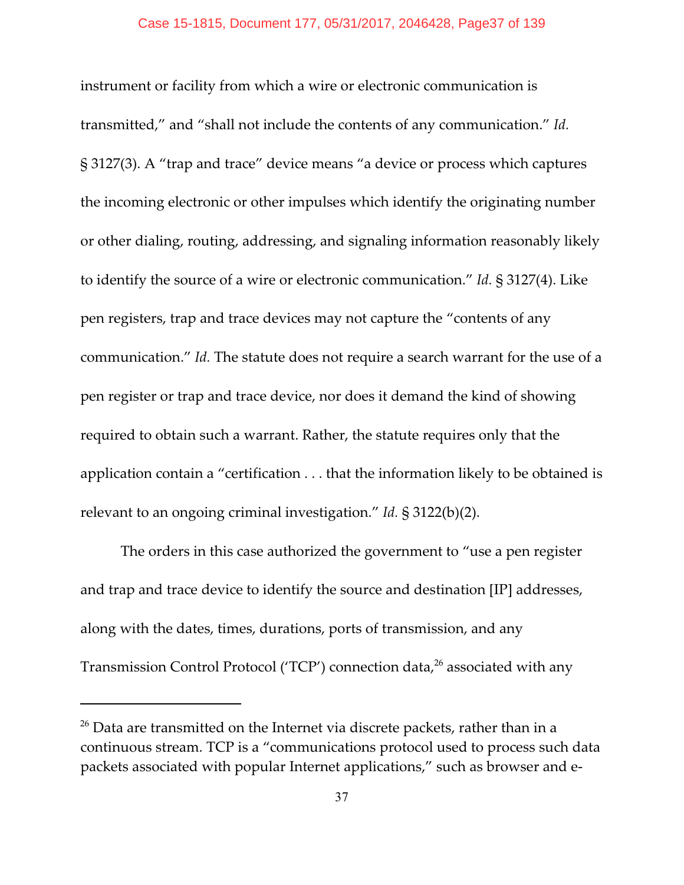instrument or facility from which a wire or electronic communication is transmitted," and "shall not include the contents of any communication." *Id.* § 3127(3). A "trap and trace" device means "a device or process which captures the incoming electronic or other impulses which identify the originating number or other dialing, routing, addressing, and signaling information reasonably likely to identify the source of a wire or electronic communication." *Id.* § 3127(4). Like pen registers, trap and trace devices may not capture the "contents of any communication." *Id.* The statute does not require a search warrant for the use of a pen register or trap and trace device, nor does it demand the kind of showing required to obtain such a warrant. Rather, the statute requires only that the application contain a "certification . . . that the information likely to be obtained is relevant to an ongoing criminal investigation." *Id.* § 3122(b)(2).

The orders in this case authorized the government to "use a pen register and trap and trace device to identify the source and destination [IP] addresses, along with the dates, times, durations, ports of transmission, and any Transmission Control Protocol ('TCP') connection data,[26] associated with any

---

[26] Data are transmitted on the Internet via discrete packets, rather than in a continuous stream. TCP is a "communications protocol used to process such data packets associated with popular Internet applications," such as browser and e-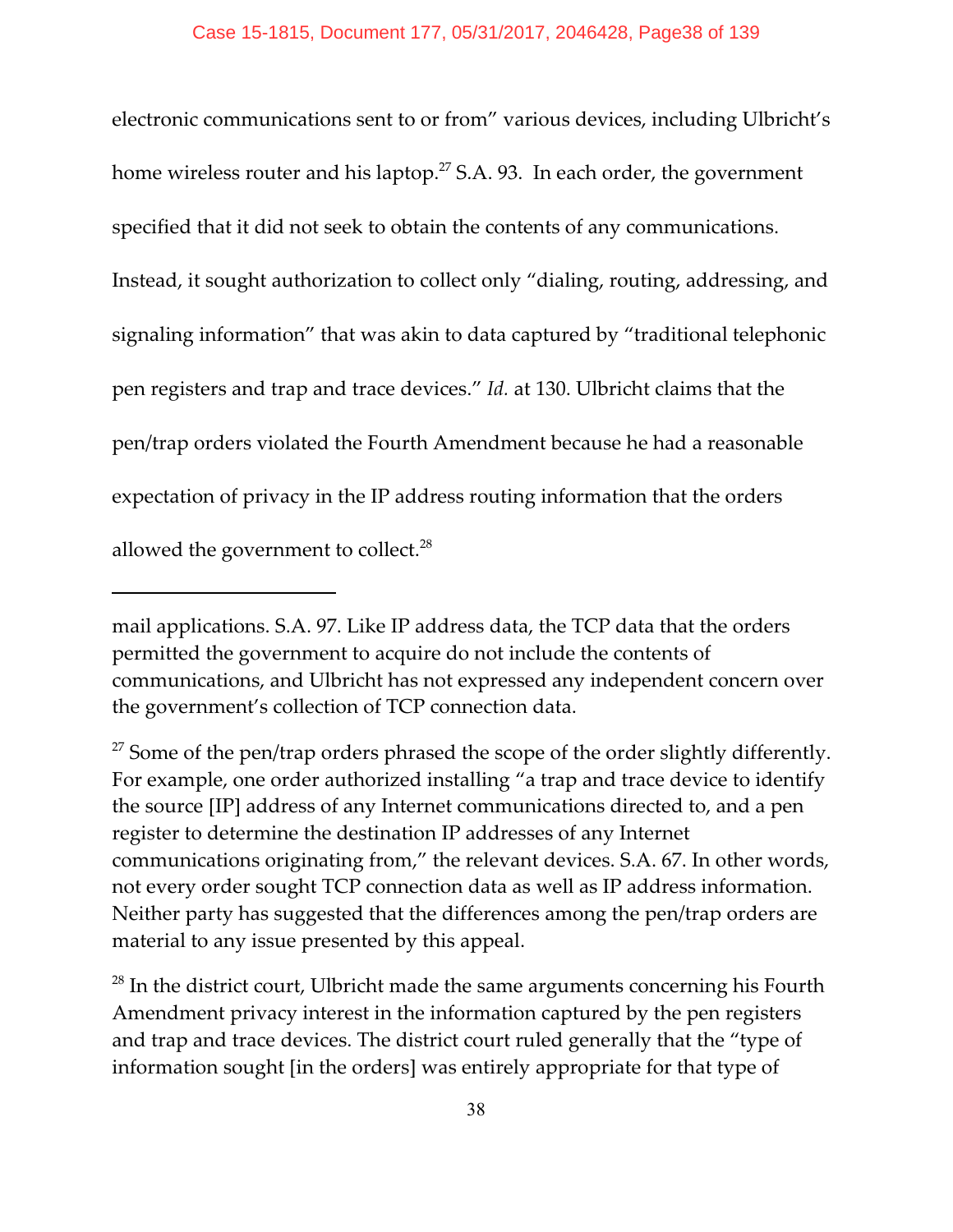electronic communications sent to or from" various devices, including Ulbricht's home wireless router and his laptop.[27] S.A. 93. In each order, the government specified that it did not seek to obtain the contents of any communications. Instead, it sought authorization to collect only "dialing, routing, addressing, and signaling information" that was akin to data captured by "traditional telephonic pen registers and trap and trace devices." *Id.* at 130. Ulbricht claims that the pen/trap orders violated the Fourth Amendment because he had a reasonable expectation of privacy in the IP address routing information that the orders allowed the government to collect.[28]

---

mail applications. S.A. 97. Like IP address data, the TCP data that the orders permitted the government to acquire do not include the contents of communications, and Ulbricht has not expressed any independent concern over the government's collection of TCP connection data.

[27] Some of the pen/trap orders phrased the scope of the order slightly differently. For example, one order authorized installing "a trap and trace device to identify the source [IP] address of any Internet communications directed to, and a pen register to determine the destination IP addresses of any Internet communications originating from," the relevant devices. S.A. 67. In other words, not every order sought TCP connection data as well as IP address information. Neither party has suggested that the differences among the pen/trap orders are material to any issue presented by this appeal.

[28] In the district court, Ulbricht made the same arguments concerning his Fourth Amendment privacy interest in the information captured by the pen registers and trap and trace devices. The district court ruled generally that the "type of information sought [in the orders] was entirely appropriate for that type of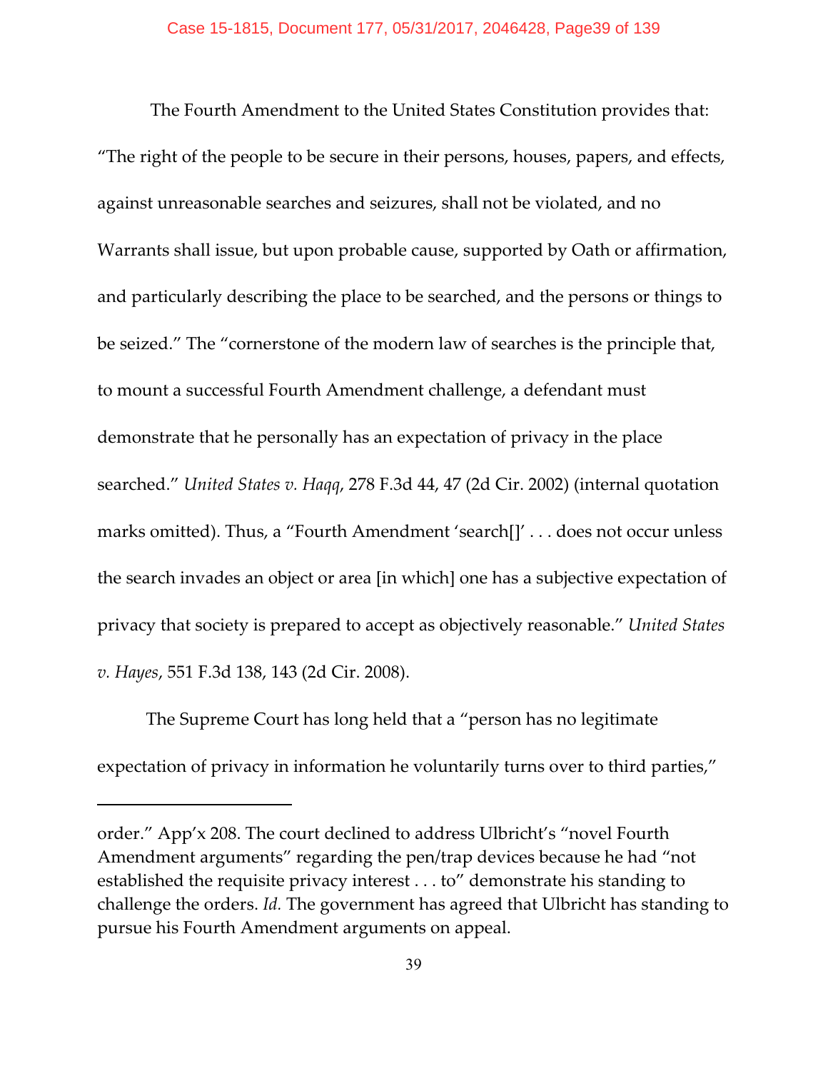The Fourth Amendment to the United States Constitution provides that: "The right of the people to be secure in their persons, houses, papers, and effects, against unreasonable searches and seizures, shall not be violated, and no Warrants shall issue, but upon probable cause, supported by Oath or affirmation, and particularly describing the place to be searched, and the persons or things to be seized." The "cornerstone of the modern law of searches is the principle that, to mount a successful Fourth Amendment challenge, a defendant must demonstrate that he personally has an expectation of privacy in the place searched." *United States v. Haqq*, 278 F.3d 44, 47 (2d Cir. 2002) (internal quotation marks omitted). Thus, a "Fourth Amendment 'search[]' . . . does not occur unless the search invades an object or area [in which] one has a subjective expectation of privacy that society is prepared to accept as objectively reasonable." *United States v. Hayes*, 551 F.3d 138, 143 (2d Cir. 2008).

The Supreme Court has long held that a "person has no legitimate expectation of privacy in information he voluntarily turns over to third parties,"

---

order." App'x 208. The court declined to address Ulbricht's "novel Fourth Amendment arguments" regarding the pen/trap devices because he had "not established the requisite privacy interest . . . to" demonstrate his standing to challenge the orders. *Id.* The government has agreed that Ulbricht has standing to pursue his Fourth Amendment arguments on appeal.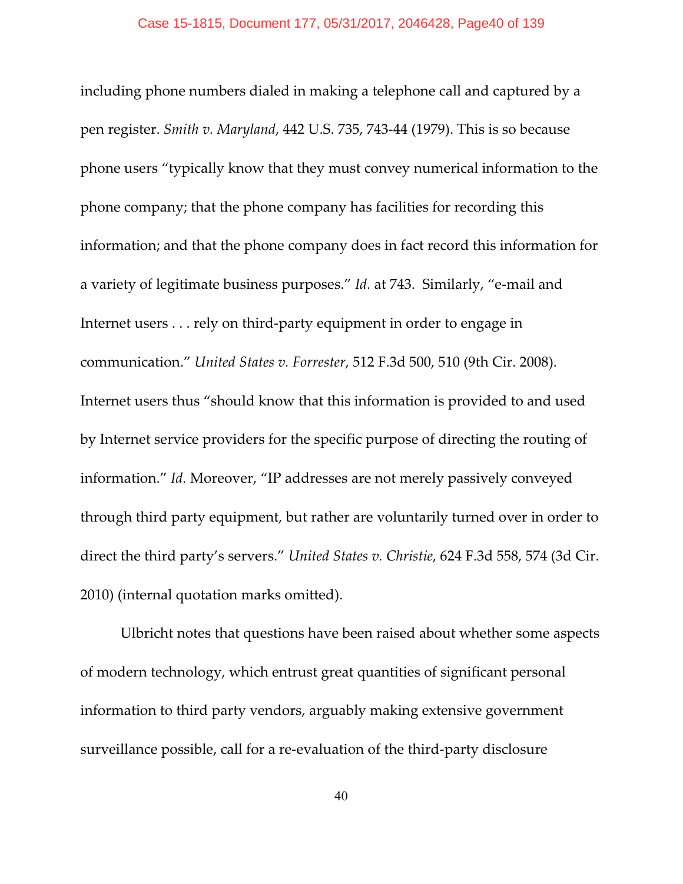including phone numbers dialed in making a telephone call and captured by a pen register. *Smith v. Maryland*, 442 U.S. 735, 743-44 (1979). This is so because phone users "typically know that they must convey numerical information to the phone company; that the phone company has facilities for recording this information; and that the phone company does in fact record this information for a variety of legitimate business purposes." *Id.* at 743. Similarly, "e-mail and Internet users . . . rely on third-party equipment in order to engage in communication." *United States v. Forrester*, 512 F.3d 500, 510 (9th Cir. 2008). Internet users thus "should know that this information is provided to and used by Internet service providers for the specific purpose of directing the routing of information." *Id.* Moreover, "IP addresses are not merely passively conveyed through third party equipment, but rather are voluntarily turned over in order to direct the third party's servers." *United States v. Christie*, 624 F.3d 558, 574 (3d Cir. 2010) (internal quotation marks omitted).

Ulbricht notes that questions have been raised about whether some aspects of modern technology, which entrust great quantities of significant personal information to third party vendors, arguably making extensive government surveillance possible, call for a re-evaluation of the third-party disclosure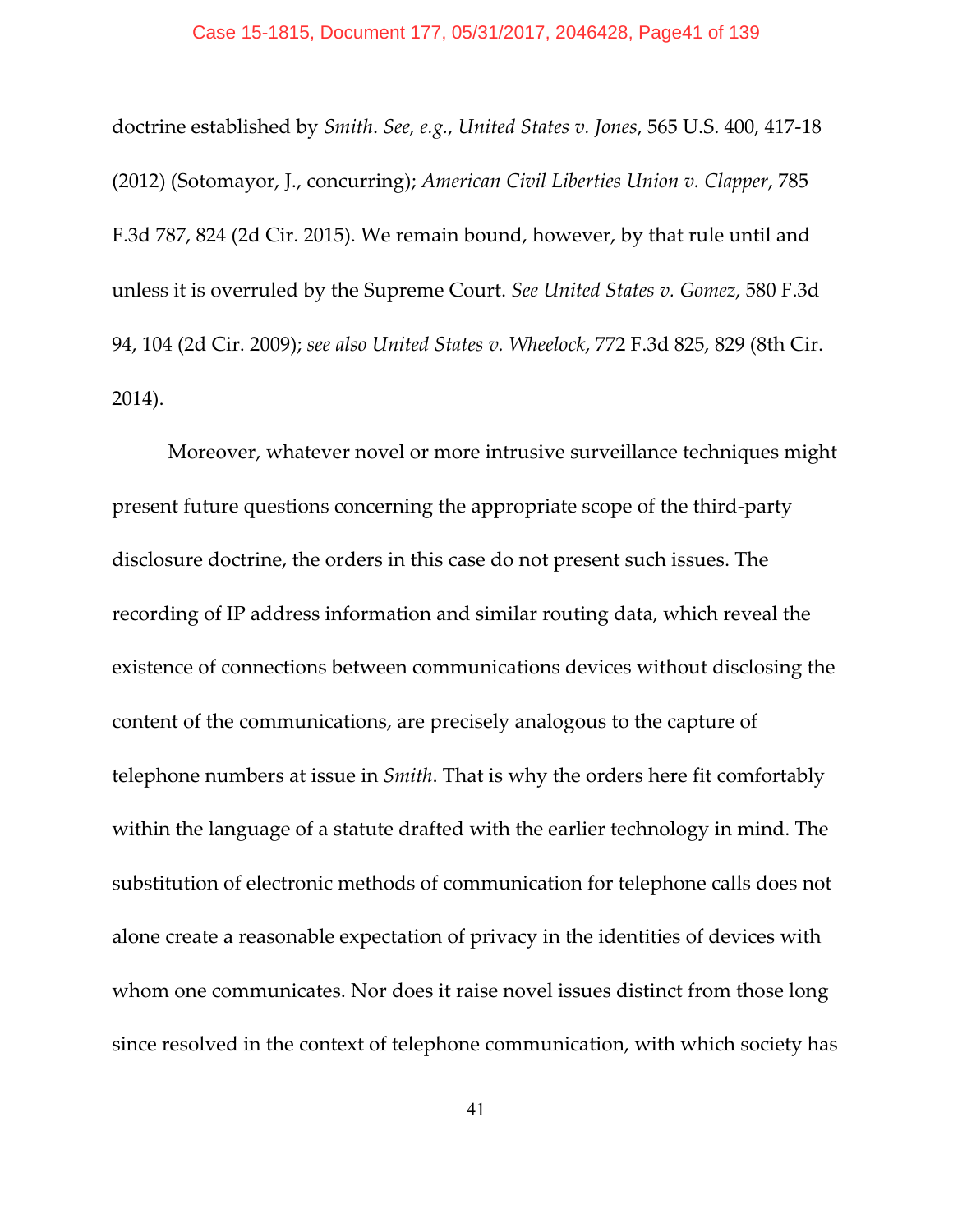doctrine established by *Smith*. *See, e.g.*, *United States v. Jones*, 565 U.S. 400, 417-18 (2012) (Sotomayor, J., concurring); *American Civil Liberties Union v. Clapper*, 785 F.3d 787, 824 (2d Cir. 2015). We remain bound, however, by that rule until and unless it is overruled by the Supreme Court. *See United States v. Gomez*, 580 F.3d 94, 104 (2d Cir. 2009); *see also United States v. Wheelock*, 772 F.3d 825, 829 (8th Cir. 2014).

Moreover, whatever novel or more intrusive surveillance techniques might present future questions concerning the appropriate scope of the third-party disclosure doctrine, the orders in this case do not present such issues. The recording of IP address information and similar routing data, which reveal the existence of connections between communications devices without disclosing the content of the communications, are precisely analogous to the capture of telephone numbers at issue in *Smith*. That is why the orders here fit comfortably within the language of a statute drafted with the earlier technology in mind. The substitution of electronic methods of communication for telephone calls does not alone create a reasonable expectation of privacy in the identities of devices with whom one communicates. Nor does it raise novel issues distinct from those long since resolved in the context of telephone communication, with which society has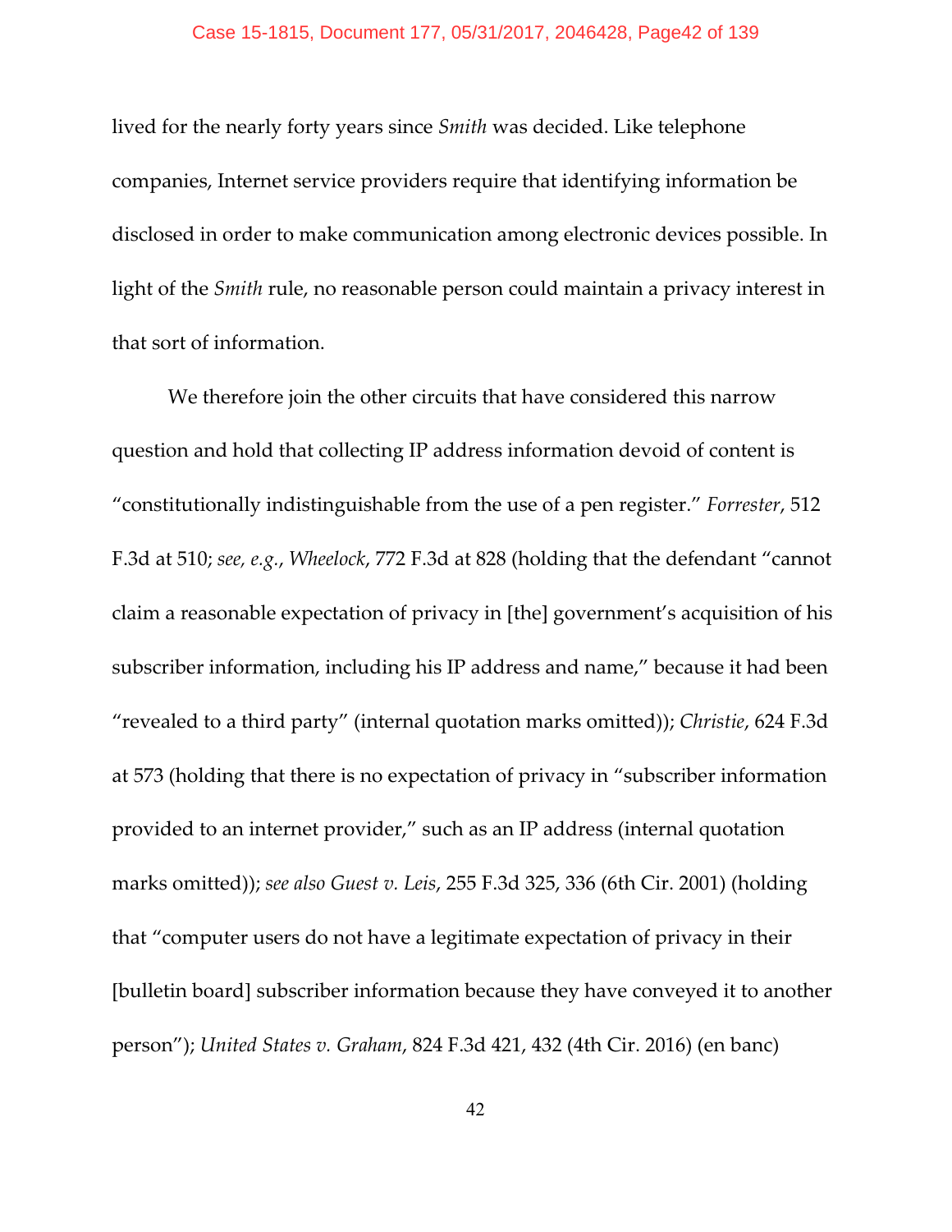lived for the nearly forty years since *Smith* was decided. Like telephone companies, Internet service providers require that identifying information be disclosed in order to make communication among electronic devices possible. In light of the *Smith* rule, no reasonable person could maintain a privacy interest in that sort of information.

We therefore join the other circuits that have considered this narrow question and hold that collecting IP address information devoid of content is "constitutionally indistinguishable from the use of a pen register." *Forrester*, 512 F.3d at 510; *see, e.g.*, *Wheelock*, 772 F.3d at 828 (holding that the defendant "cannot claim a reasonable expectation of privacy in [the] government's acquisition of his subscriber information, including his IP address and name," because it had been "revealed to a third party" (internal quotation marks omitted)); *Christie*, 624 F.3d at 573 (holding that there is no expectation of privacy in "subscriber information provided to an internet provider," such as an IP address (internal quotation marks omitted)); *see also Guest v. Leis*, 255 F.3d 325, 336 (6th Cir. 2001) (holding that "computer users do not have a legitimate expectation of privacy in their [bulletin board] subscriber information because they have conveyed it to another person"); *United States v. Graham*, 824 F.3d 421, 432 (4th Cir. 2016) (en banc)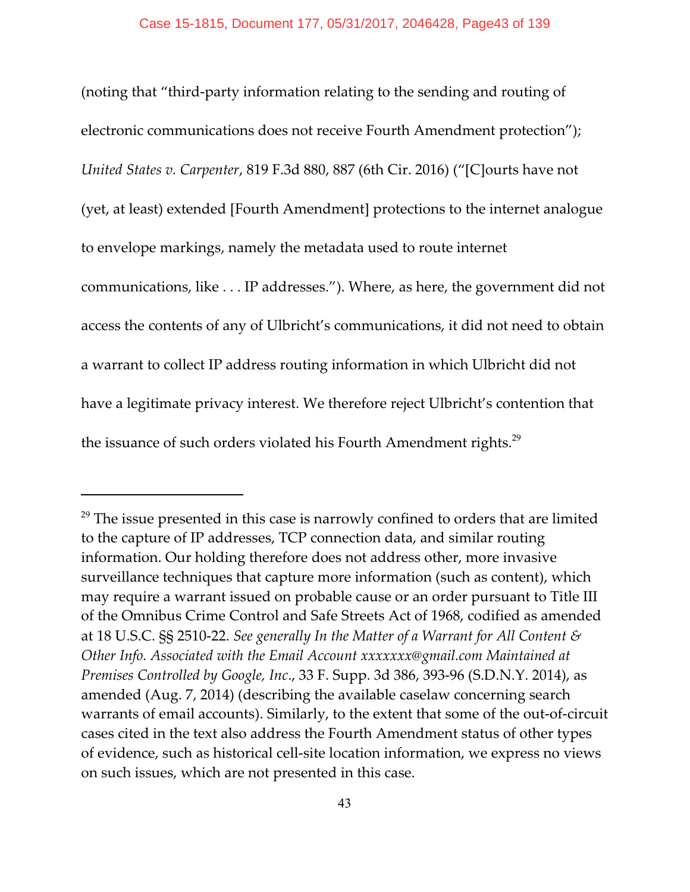(noting that "third-party information relating to the sending and routing of electronic communications does not receive Fourth Amendment protection"); *United States v. Carpenter*, 819 F.3d 880, 887 (6th Cir. 2016) ("[C]ourts have not (yet, at least) extended [Fourth Amendment] protections to the internet analogue to envelope markings, namely the metadata used to route internet communications, like . . . IP addresses."). Where, as here, the government did not access the contents of any of Ulbricht's communications, it did not need to obtain a warrant to collect IP address routing information in which Ulbricht did not have a legitimate privacy interest. We therefore reject Ulbricht's contention that the issuance of such orders violated his Fourth Amendment rights.[29]

---

[29] The issue presented in this case is narrowly confined to orders that are limited to the capture of IP addresses, TCP connection data, and similar routing information. Our holding therefore does not address other, more invasive surveillance techniques that capture more information (such as content), which may require a warrant issued on probable cause or an order pursuant to Title III of the Omnibus Crime Control and Safe Streets Act of 1968, codified as amended at 18 U.S.C. §§ 2510-22. *See generally In the Matter of a Warrant for All Content & Other Info. Associated with the Email Account xxxxxxx@gmail.com Maintained at Premises Controlled by Google, Inc.*, 33 F. Supp. 3d 386, 393-96 (S.D.N.Y. 2014), as amended (Aug. 7, 2014) (describing the available caselaw concerning search warrants of email accounts). Similarly, to the extent that some of the out-of-circuit cases cited in the text also address the Fourth Amendment status of other types of evidence, such as historical cell-site location information, we express no views on such issues, which are not presented in this case.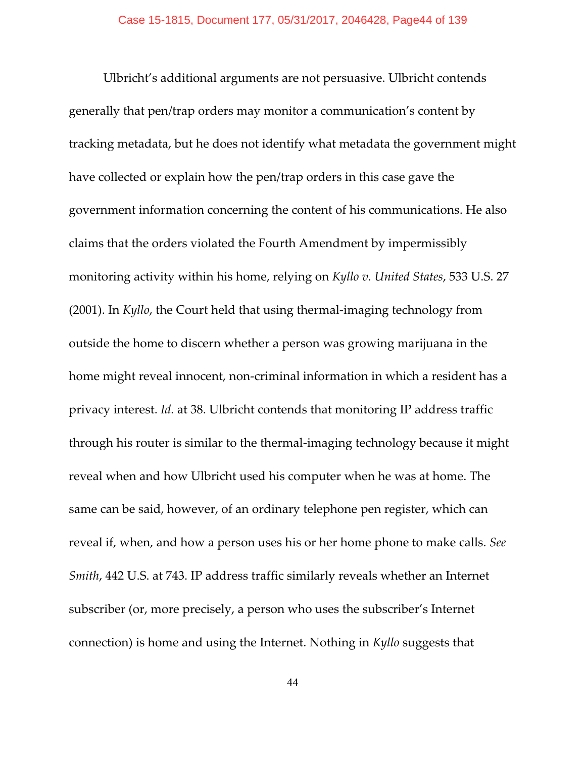Ulbricht's additional arguments are not persuasive. Ulbricht contends generally that pen/trap orders may monitor a communication's content by tracking metadata, but he does not identify what metadata the government might have collected or explain how the pen/trap orders in this case gave the government information concerning the content of his communications. He also claims that the orders violated the Fourth Amendment by impermissibly monitoring activity within his home, relying on *Kyllo v. United States*, 533 U.S. 27 (2001). In *Kyllo*, the Court held that using thermal-imaging technology from outside the home to discern whether a person was growing marijuana in the home might reveal innocent, non-criminal information in which a resident has a privacy interest. *Id.* at 38. Ulbricht contends that monitoring IP address traffic through his router is similar to the thermal-imaging technology because it might reveal when and how Ulbricht used his computer when he was at home. The same can be said, however, of an ordinary telephone pen register, which can reveal if, when, and how a person uses his or her home phone to make calls. *See Smith*, 442 U.S. at 743. IP address traffic similarly reveals whether an Internet subscriber (or, more precisely, a person who uses the subscriber's Internet connection) is home and using the Internet. Nothing in *Kyllo* suggests that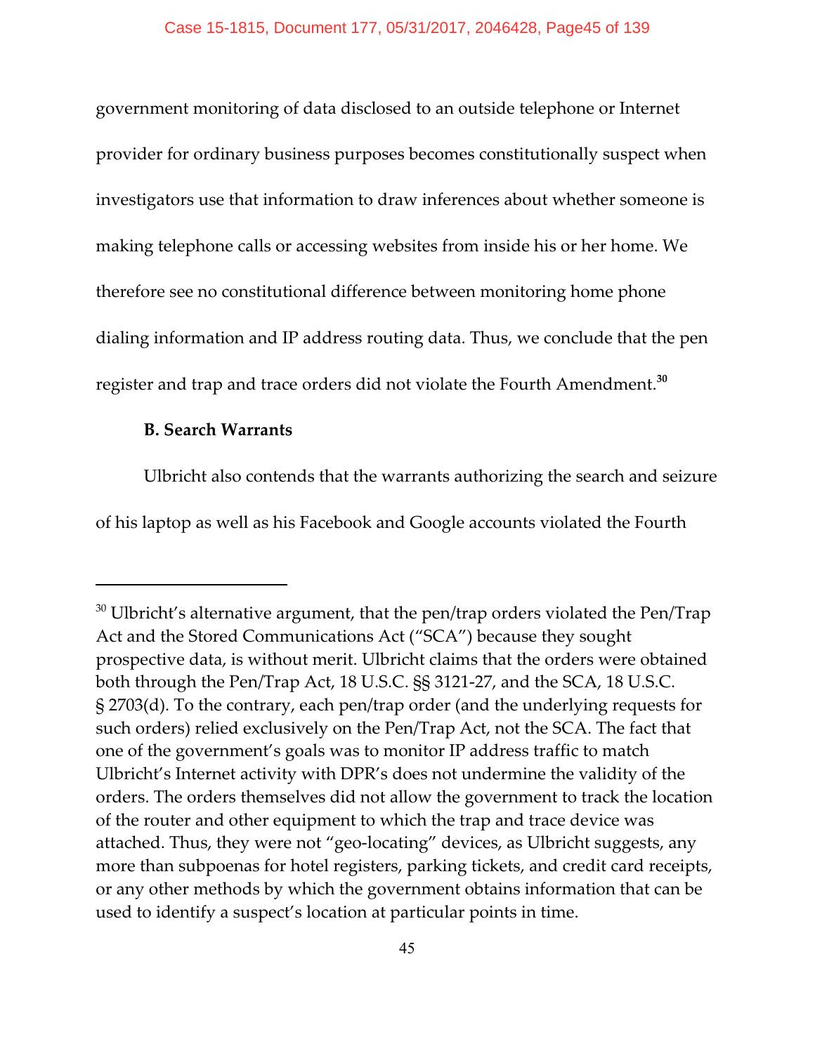government monitoring of data disclosed to an outside telephone or Internet provider for ordinary business purposes becomes constitutionally suspect when investigators use that information to draw inferences about whether someone is making telephone calls or accessing websites from inside his or her home. We therefore see no constitutional difference between monitoring home phone dialing information and IP address routing data. Thus, we conclude that the pen register and trap and trace orders did not violate the Fourth Amendment.[30]

**B. Search Warrants**

Ulbricht also contends that the warrants authorizing the search and seizure of his laptop as well as his Facebook and Google accounts violated the Fourth

---

[30] Ulbricht's alternative argument, that the pen/trap orders violated the Pen/Trap Act and the Stored Communications Act ("SCA") because they sought prospective data, is without merit. Ulbricht claims that the orders were obtained both through the Pen/Trap Act, 18 U.S.C. §§ 3121-27, and the SCA, 18 U.S.C. § 2703(d). To the contrary, each pen/trap order (and the underlying requests for such orders) relied exclusively on the Pen/Trap Act, not the SCA. The fact that one of the government's goals was to monitor IP address traffic to match Ulbricht's Internet activity with DPR's does not undermine the validity of the orders. The orders themselves did not allow the government to track the location of the router and other equipment to which the trap and trace device was attached. Thus, they were not "geo-locating" devices, as Ulbricht suggests, any more than subpoenas for hotel registers, parking tickets, and credit card receipts, or any other methods by which the government obtains information that can be used to identify a suspect's location at particular points in time.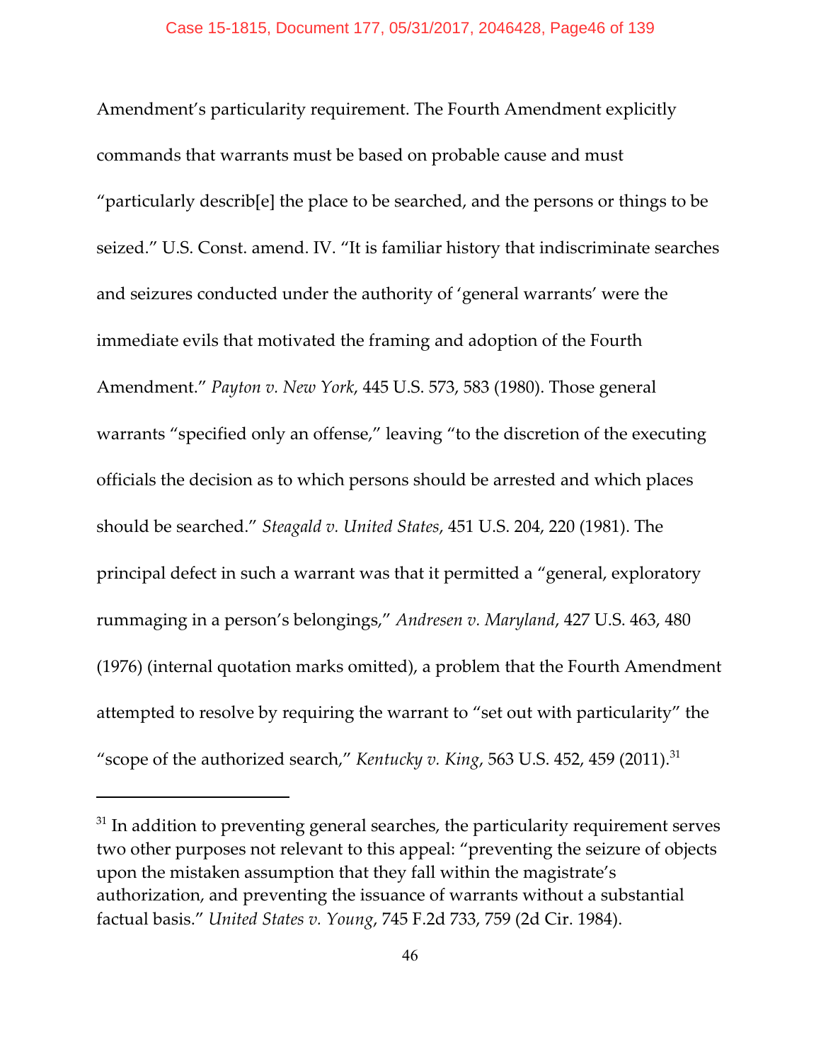Amendment's particularity requirement. The Fourth Amendment explicitly commands that warrants must be based on probable cause and must "particularly describ[e] the place to be searched, and the persons or things to be seized." U.S. Const. amend. IV. "It is familiar history that indiscriminate searches and seizures conducted under the authority of 'general warrants' were the immediate evils that motivated the framing and adoption of the Fourth Amendment." *Payton v. New York*, 445 U.S. 573, 583 (1980). Those general warrants "specified only an offense," leaving "to the discretion of the executing officials the decision as to which persons should be arrested and which places should be searched." *Steagald v. United States*, 451 U.S. 204, 220 (1981). The principal defect in such a warrant was that it permitted a "general, exploratory rummaging in a person's belongings," *Andresen v. Maryland*, 427 U.S. 463, 480 (1976) (internal quotation marks omitted), a problem that the Fourth Amendment attempted to resolve by requiring the warrant to "set out with particularity" the "scope of the authorized search," *Kentucky v. King*, 563 U.S. 452, 459 (2011).[31]

---

[31] In addition to preventing general searches, the particularity requirement serves two other purposes not relevant to this appeal: "preventing the seizure of objects upon the mistaken assumption that they fall within the magistrate's authorization, and preventing the issuance of warrants without a substantial factual basis." *United States v. Young*, 745 F.2d 733, 759 (2d Cir. 1984).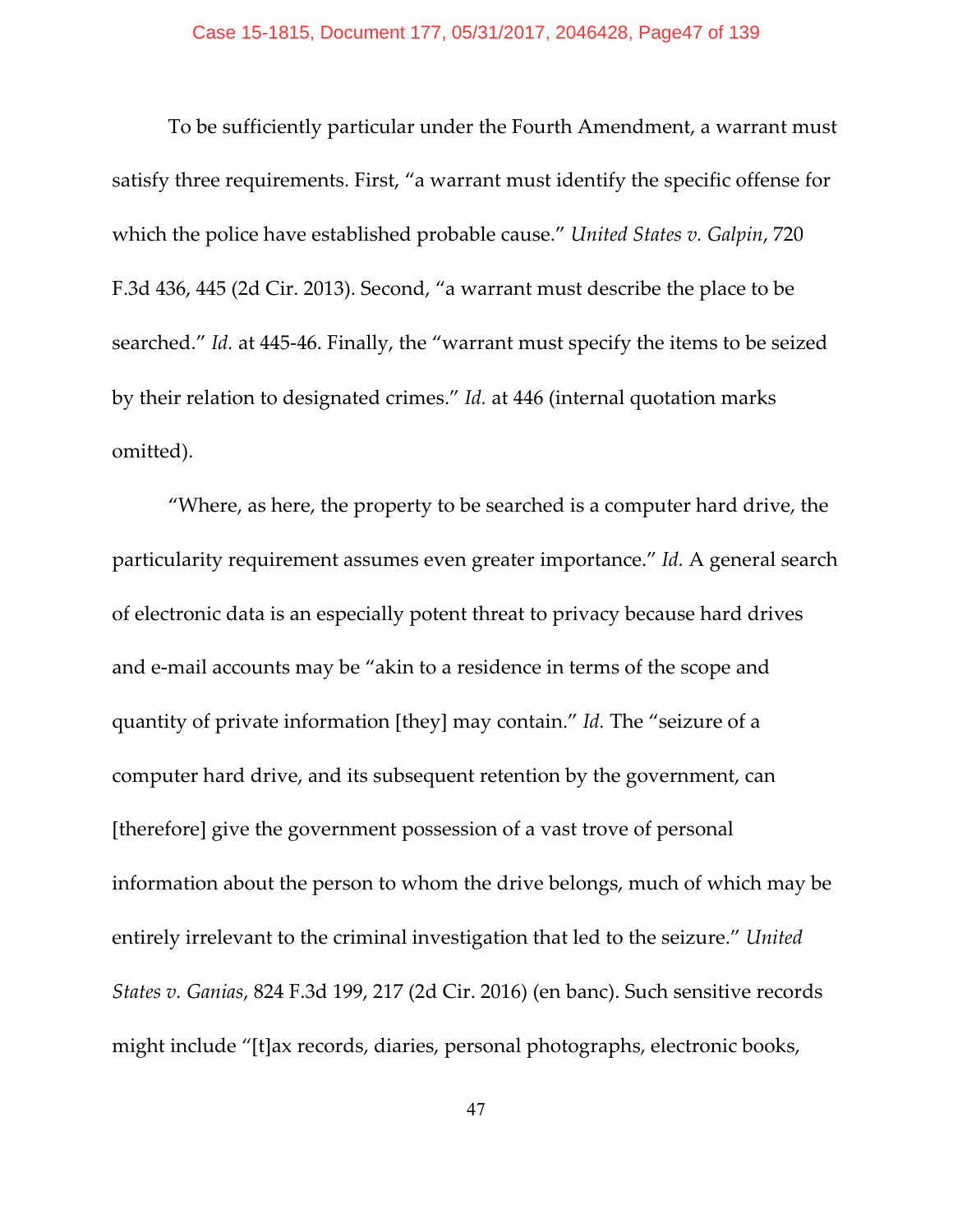To be sufficiently particular under the Fourth Amendment, a warrant must satisfy three requirements. First, "a warrant must identify the specific offense for which the police have established probable cause." *United States v. Galpin*, 720 F.3d 436, 445 (2d Cir. 2013). Second, "a warrant must describe the place to be searched." *Id.* at 445-46. Finally, the "warrant must specify the items to be seized by their relation to designated crimes." *Id.* at 446 (internal quotation marks omitted).

"Where, as here, the property to be searched is a computer hard drive, the particularity requirement assumes even greater importance." *Id.* A general search of electronic data is an especially potent threat to privacy because hard drives and e-mail accounts may be "akin to a residence in terms of the scope and quantity of private information [they] may contain." *Id.* The "seizure of a computer hard drive, and its subsequent retention by the government, can [therefore] give the government possession of a vast trove of personal information about the person to whom the drive belongs, much of which may be entirely irrelevant to the criminal investigation that led to the seizure." *United States v. Ganias*, 824 F.3d 199, 217 (2d Cir. 2016) (en banc). Such sensitive records might include "[t]ax records, diaries, personal photographs, electronic books,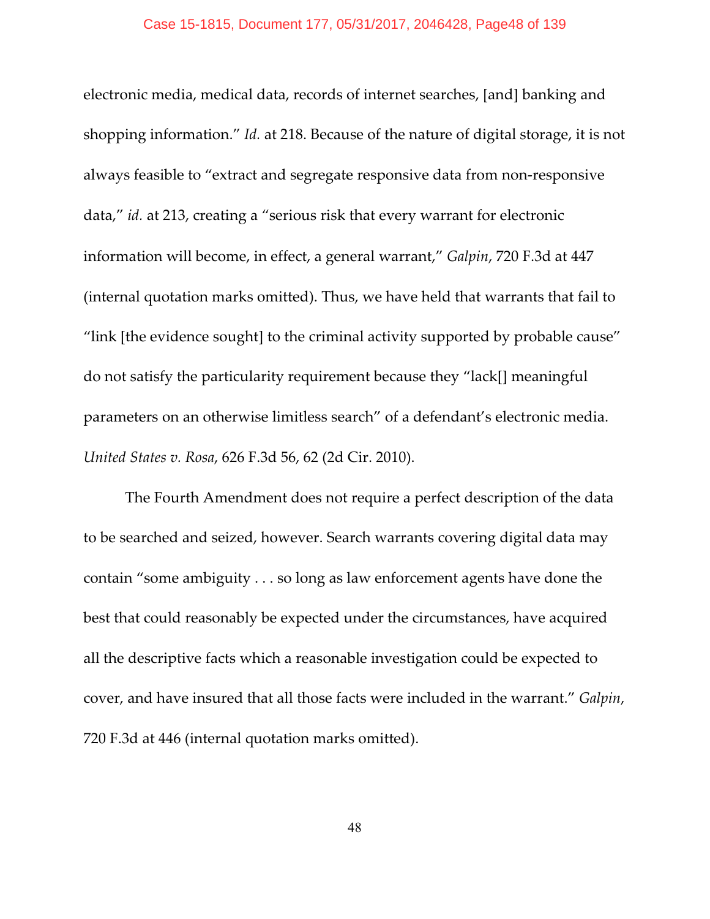electronic media, medical data, records of internet searches, [and] banking and shopping information." *Id.* at 218. Because of the nature of digital storage, it is not always feasible to "extract and segregate responsive data from non-responsive data," *id.* at 213, creating a "serious risk that every warrant for electronic information will become, in effect, a general warrant," *Galpin*, 720 F.3d at 447 (internal quotation marks omitted). Thus, we have held that warrants that fail to "link [the evidence sought] to the criminal activity supported by probable cause" do not satisfy the particularity requirement because they "lack[] meaningful parameters on an otherwise limitless search" of a defendant's electronic media. *United States v. Rosa*, 626 F.3d 56, 62 (2d Cir. 2010).

The Fourth Amendment does not require a perfect description of the data to be searched and seized, however. Search warrants covering digital data may contain "some ambiguity . . . so long as law enforcement agents have done the best that could reasonably be expected under the circumstances, have acquired all the descriptive facts which a reasonable investigation could be expected to cover, and have insured that all those facts were included in the warrant." *Galpin*, 720 F.3d at 446 (internal quotation marks omitted).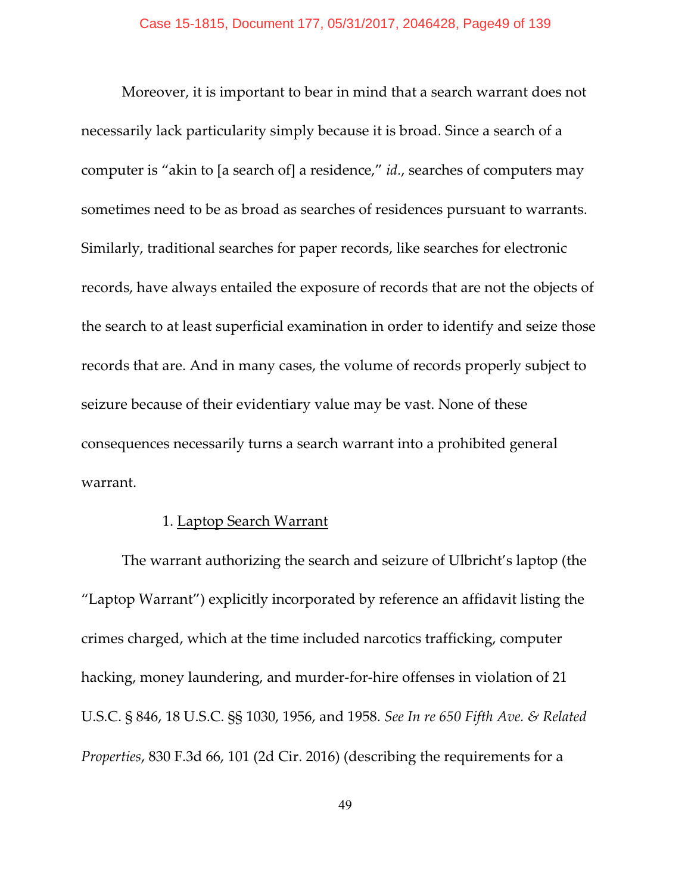Moreover, it is important to bear in mind that a search warrant does not necessarily lack particularity simply because it is broad. Since a search of a computer is "akin to [a search of] a residence," *id.*, searches of computers may sometimes need to be as broad as searches of residences pursuant to warrants. Similarly, traditional searches for paper records, like searches for electronic records, have always entailed the exposure of records that are not the objects of the search to at least superficial examination in order to identify and seize those records that are. And in many cases, the volume of records properly subject to seizure because of their evidentiary value may be vast. None of these consequences necessarily turns a search warrant into a prohibited general warrant.

1. Laptop Search Warrant

The warrant authorizing the search and seizure of Ulbricht's laptop (the "Laptop Warrant") explicitly incorporated by reference an affidavit listing the crimes charged, which at the time included narcotics trafficking, computer hacking, money laundering, and murder-for-hire offenses in violation of 21 U.S.C. § 846, 18 U.S.C. §§ 1030, 1956, and 1958. *See In re 650 Fifth Ave. & Related Properties*, 830 F.3d 66, 101 (2d Cir. 2016) (describing the requirements for a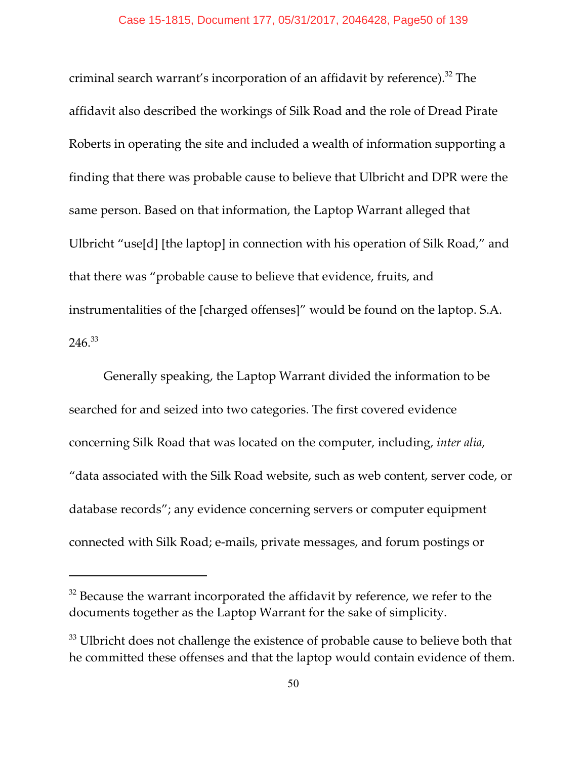criminal search warrant's incorporation of an affidavit by reference).[32] The affidavit also described the workings of Silk Road and the role of Dread Pirate Roberts in operating the site and included a wealth of information supporting a finding that there was probable cause to believe that Ulbricht and DPR were the same person. Based on that information, the Laptop Warrant alleged that Ulbricht "use[d] [the laptop] in connection with his operation of Silk Road," and that there was "probable cause to believe that evidence, fruits, and instrumentalities of the [charged offenses]" would be found on the laptop. S.A. 246.[33]

Generally speaking, the Laptop Warrant divided the information to be searched for and seized into two categories. The first covered evidence concerning Silk Road that was located on the computer, including, *inter alia*, "data associated with the Silk Road website, such as web content, server code, or database records"; any evidence concerning servers or computer equipment connected with Silk Road; e-mails, private messages, and forum postings or

---

[32] Because the warrant incorporated the affidavit by reference, we refer to the documents together as the Laptop Warrant for the sake of simplicity.

[33] Ulbricht does not challenge the existence of probable cause to believe both that he committed these offenses and that the laptop would contain evidence of them.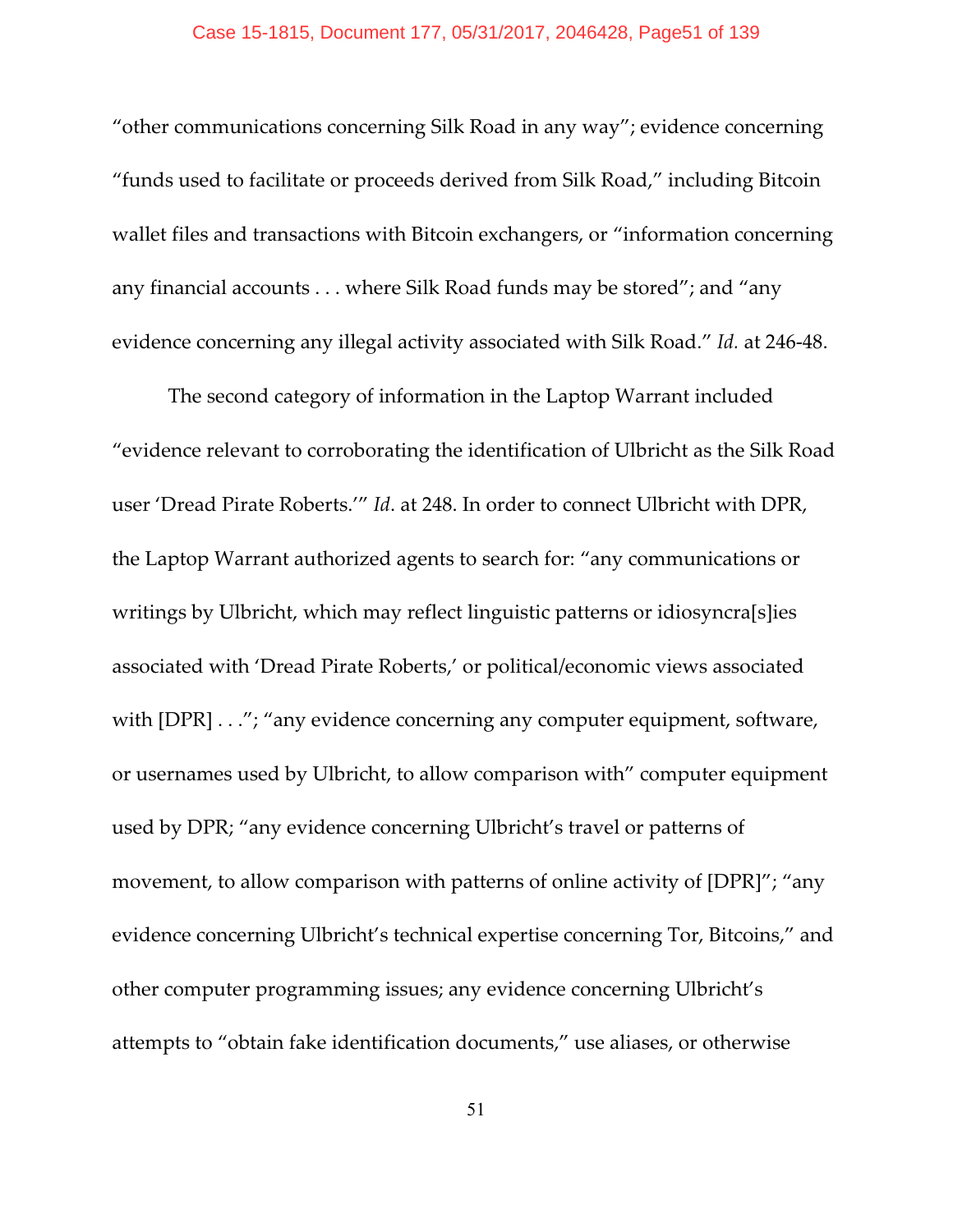"other communications concerning Silk Road in any way"; evidence concerning "funds used to facilitate or proceeds derived from Silk Road," including Bitcoin wallet files and transactions with Bitcoin exchangers, or "information concerning any financial accounts . . . where Silk Road funds may be stored"; and "any evidence concerning any illegal activity associated with Silk Road." *Id.* at 246-48.

The second category of information in the Laptop Warrant included "evidence relevant to corroborating the identification of Ulbricht as the Silk Road user 'Dread Pirate Roberts.'" *Id*. at 248. In order to connect Ulbricht with DPR, the Laptop Warrant authorized agents to search for: "any communications or writings by Ulbricht, which may reflect linguistic patterns or idiosyncra[s]ies associated with 'Dread Pirate Roberts,' or political/economic views associated with [DPR] . . ."; "any evidence concerning any computer equipment, software, or usernames used by Ulbricht, to allow comparison with" computer equipment used by DPR; "any evidence concerning Ulbricht's travel or patterns of movement, to allow comparison with patterns of online activity of [DPR]"; "any evidence concerning Ulbricht's technical expertise concerning Tor, Bitcoins," and other computer programming issues; any evidence concerning Ulbricht's attempts to "obtain fake identification documents," use aliases, or otherwise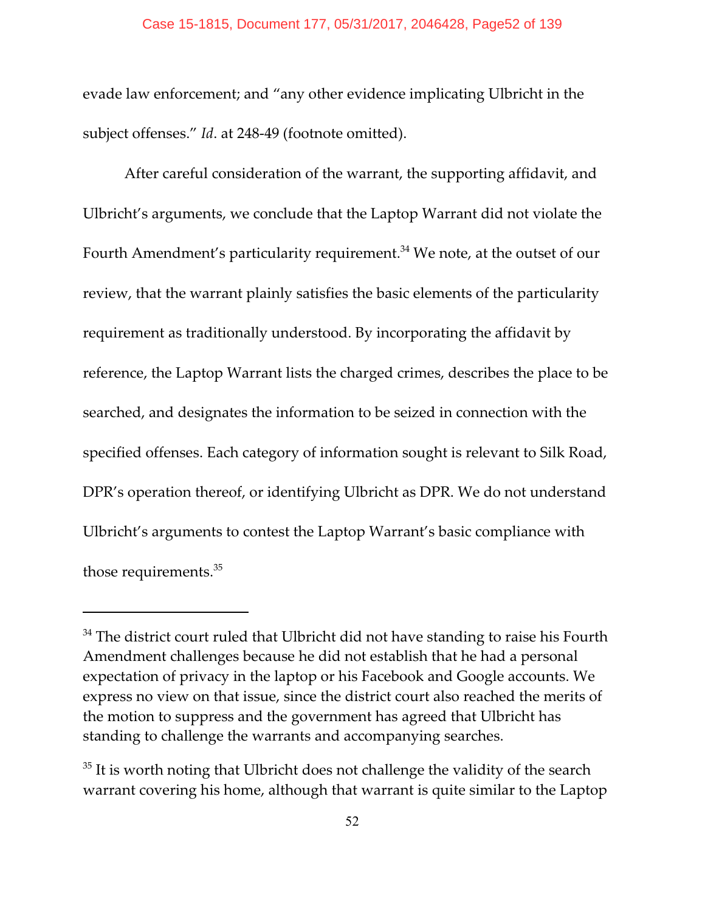evade law enforcement; and "any other evidence implicating Ulbricht in the subject offenses." *Id*. at 248-49 (footnote omitted).

After careful consideration of the warrant, the supporting affidavit, and Ulbricht's arguments, we conclude that the Laptop Warrant did not violate the Fourth Amendment's particularity requirement.[34] We note, at the outset of our review, that the warrant plainly satisfies the basic elements of the particularity requirement as traditionally understood. By incorporating the affidavit by reference, the Laptop Warrant lists the charged crimes, describes the place to be searched, and designates the information to be seized in connection with the specified offenses. Each category of information sought is relevant to Silk Road, DPR's operation thereof, or identifying Ulbricht as DPR. We do not understand Ulbricht's arguments to contest the Laptop Warrant's basic compliance with those requirements.[35]

---

[34] The district court ruled that Ulbricht did not have standing to raise his Fourth Amendment challenges because he did not establish that he had a personal expectation of privacy in the laptop or his Facebook and Google accounts. We express no view on that issue, since the district court also reached the merits of the motion to suppress and the government has agreed that Ulbricht has standing to challenge the warrants and accompanying searches.

[35] It is worth noting that Ulbricht does not challenge the validity of the search warrant covering his home, although that warrant is quite similar to the Laptop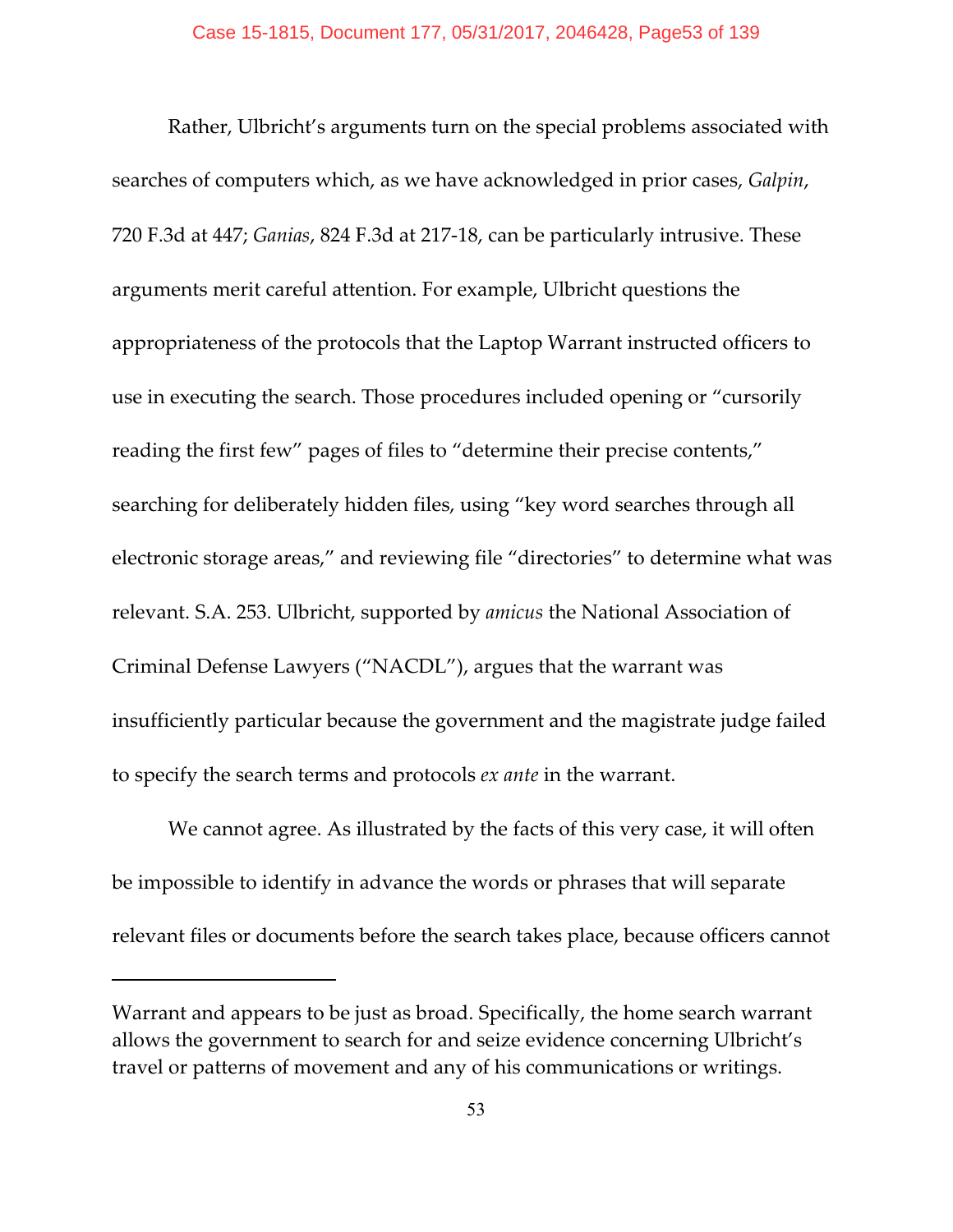Rather, Ulbricht's arguments turn on the special problems associated with searches of computers which, as we have acknowledged in prior cases, *Galpin*, 720 F.3d at 447; *Ganias*, 824 F.3d at 217-18, can be particularly intrusive. These arguments merit careful attention. For example, Ulbricht questions the appropriateness of the protocols that the Laptop Warrant instructed officers to use in executing the search. Those procedures included opening or "cursorily reading the first few" pages of files to "determine their precise contents," searching for deliberately hidden files, using "key word searches through all electronic storage areas," and reviewing file "directories" to determine what was relevant. S.A. 253. Ulbricht, supported by *amicus* the National Association of Criminal Defense Lawyers ("NACDL"), argues that the warrant was insufficiently particular because the government and the magistrate judge failed to specify the search terms and protocols *ex ante* in the warrant.

We cannot agree. As illustrated by the facts of this very case, it will often be impossible to identify in advance the words or phrases that will separate relevant files or documents before the search takes place, because officers cannot

---

Warrant and appears to be just as broad. Specifically, the home search warrant allows the government to search for and seize evidence concerning Ulbricht's travel or patterns of movement and any of his communications or writings.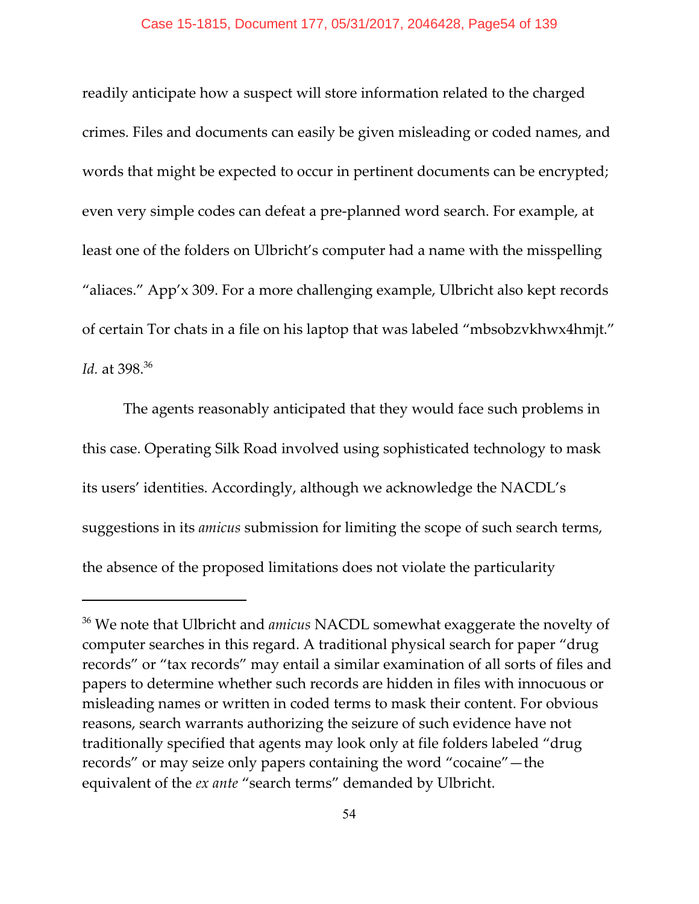readily anticipate how a suspect will store information related to the charged crimes. Files and documents can easily be given misleading or coded names, and words that might be expected to occur in pertinent documents can be encrypted; even very simple codes can defeat a pre-planned word search. For example, at least one of the folders on Ulbricht's computer had a name with the misspelling "aliaces." App'x 309. For a more challenging example, Ulbricht also kept records of certain Tor chats in a file on his laptop that was labeled "mbsobzvkhwx4hmjt." *Id.* at 398.[36]

The agents reasonably anticipated that they would face such problems in this case. Operating Silk Road involved using sophisticated technology to mask its users' identities. Accordingly, although we acknowledge the NACDL's suggestions in its *amicus* submission for limiting the scope of such search terms, the absence of the proposed limitations does not violate the particularity

---

[36] We note that Ulbricht and *amicus* NACDL somewhat exaggerate the novelty of computer searches in this regard. A traditional physical search for paper "drug records" or "tax records" may entail a similar examination of all sorts of files and papers to determine whether such records are hidden in files with innocuous or misleading names or written in coded terms to mask their content. For obvious reasons, search warrants authorizing the seizure of such evidence have not traditionally specified that agents may look only at file folders labeled "drug records" or may seize only papers containing the word "cocaine"—the equivalent of the *ex ante* "search terms" demanded by Ulbricht.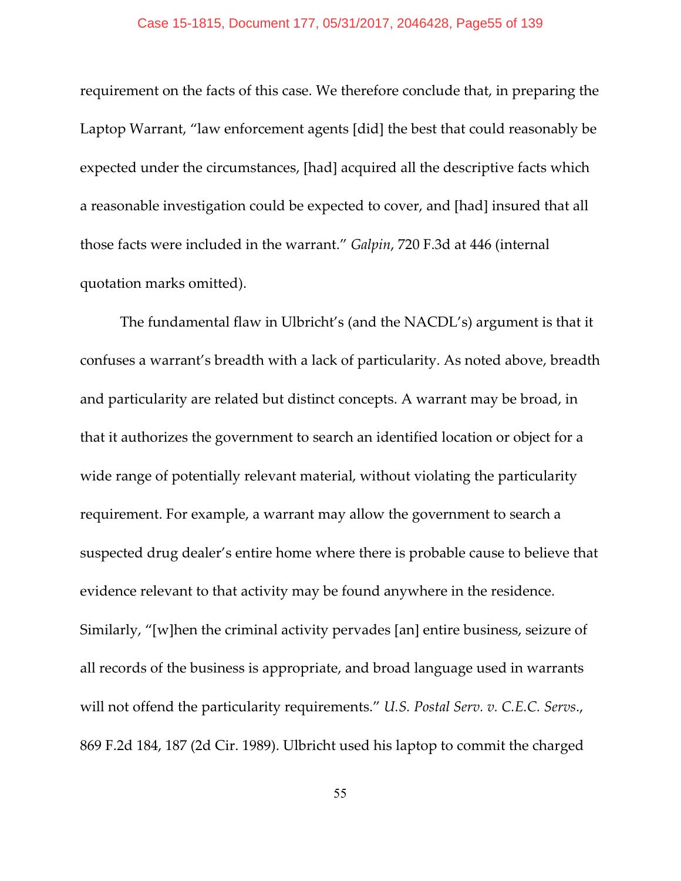requirement on the facts of this case. We therefore conclude that, in preparing the Laptop Warrant, "law enforcement agents [did] the best that could reasonably be expected under the circumstances, [had] acquired all the descriptive facts which a reasonable investigation could be expected to cover, and [had] insured that all those facts were included in the warrant." *Galpin*, 720 F.3d at 446 (internal quotation marks omitted).

The fundamental flaw in Ulbricht's (and the NACDL's) argument is that it confuses a warrant's breadth with a lack of particularity. As noted above, breadth and particularity are related but distinct concepts. A warrant may be broad, in that it authorizes the government to search an identified location or object for a wide range of potentially relevant material, without violating the particularity requirement. For example, a warrant may allow the government to search a suspected drug dealer's entire home where there is probable cause to believe that evidence relevant to that activity may be found anywhere in the residence. Similarly, "[w]hen the criminal activity pervades [an] entire business, seizure of all records of the business is appropriate, and broad language used in warrants will not offend the particularity requirements." *U.S. Postal Serv. v. C.E.C. Servs.*, 869 F.2d 184, 187 (2d Cir. 1989). Ulbricht used his laptop to commit the charged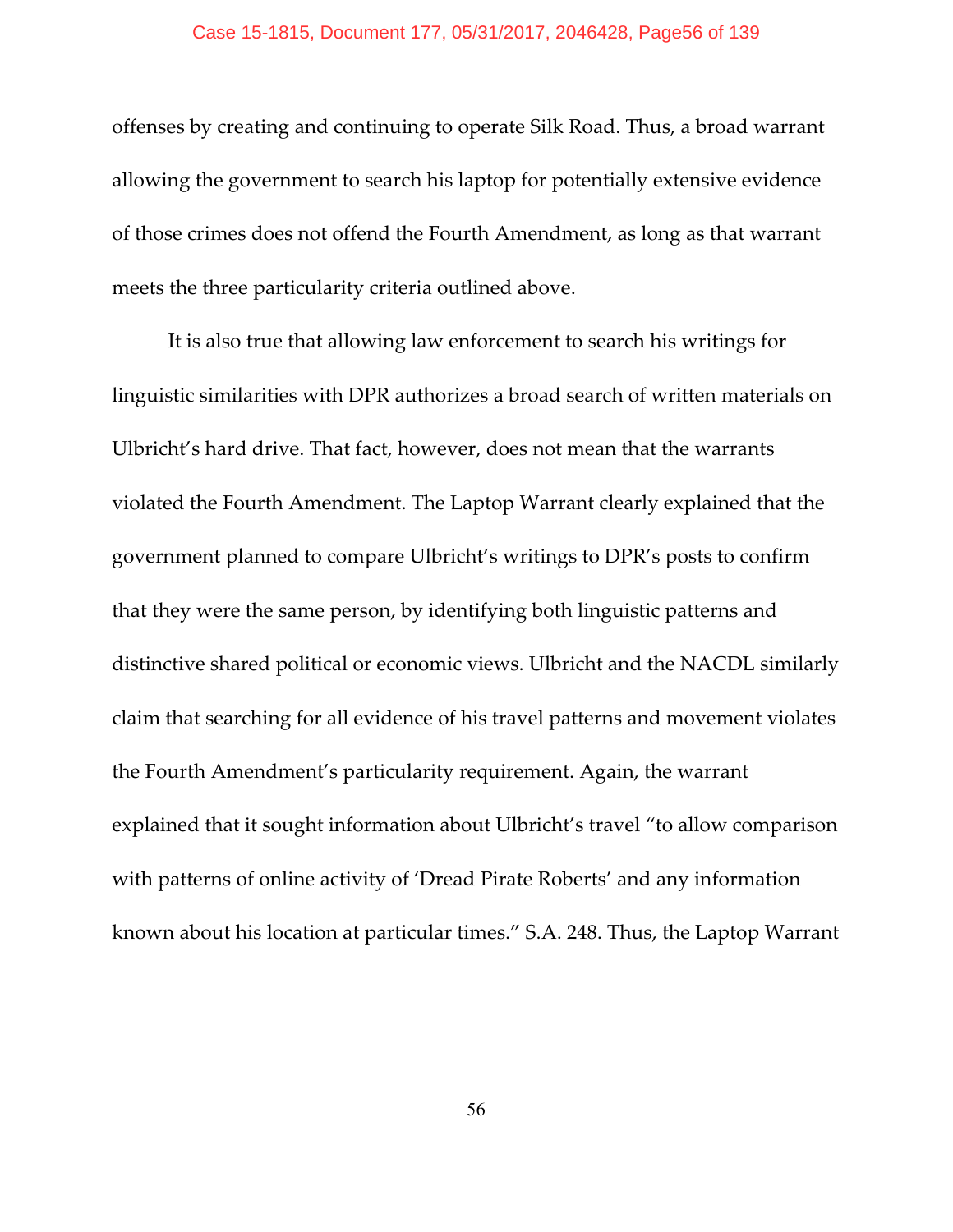offenses by creating and continuing to operate Silk Road. Thus, a broad warrant allowing the government to search his laptop for potentially extensive evidence of those crimes does not offend the Fourth Amendment, as long as that warrant meets the three particularity criteria outlined above.

It is also true that allowing law enforcement to search his writings for linguistic similarities with DPR authorizes a broad search of written materials on Ulbricht's hard drive. That fact, however, does not mean that the warrants violated the Fourth Amendment. The Laptop Warrant clearly explained that the government planned to compare Ulbricht's writings to DPR's posts to confirm that they were the same person, by identifying both linguistic patterns and distinctive shared political or economic views. Ulbricht and the NACDL similarly claim that searching for all evidence of his travel patterns and movement violates the Fourth Amendment's particularity requirement. Again, the warrant explained that it sought information about Ulbricht's travel "to allow comparison with patterns of online activity of 'Dread Pirate Roberts' and any information known about his location at particular times." S.A. 248. Thus, the Laptop Warrant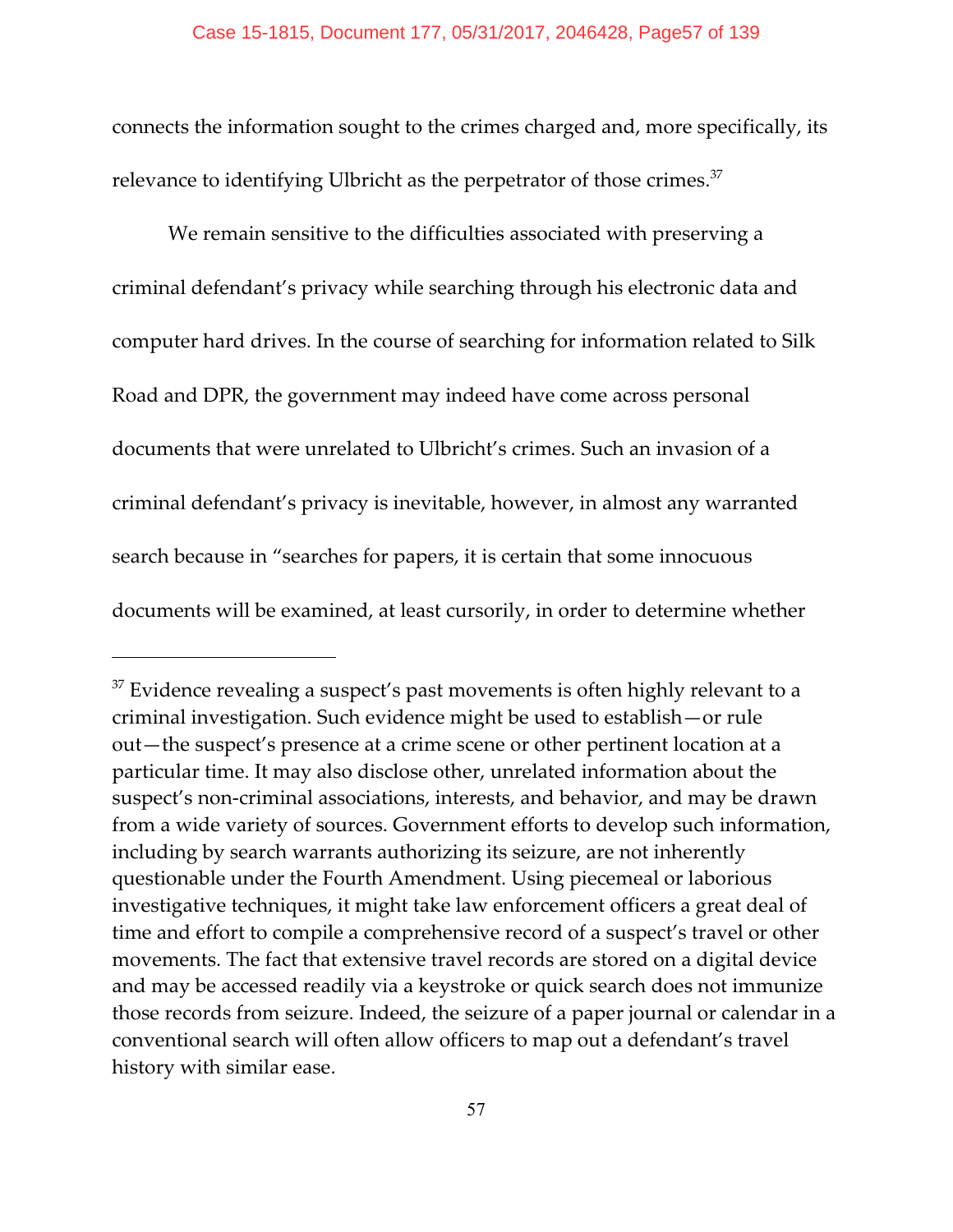connects the information sought to the crimes charged and, more specifically, its relevance to identifying Ulbricht as the perpetrator of those crimes.[37]

We remain sensitive to the difficulties associated with preserving a criminal defendant's privacy while searching through his electronic data and computer hard drives. In the course of searching for information related to Silk Road and DPR, the government may indeed have come across personal documents that were unrelated to Ulbricht's crimes. Such an invasion of a criminal defendant's privacy is inevitable, however, in almost any warranted search because in "searches for papers, it is certain that some innocuous documents will be examined, at least cursorily, in order to determine whether

---

[37] Evidence revealing a suspect's past movements is often highly relevant to a criminal investigation. Such evidence might be used to establish—or rule out—the suspect's presence at a crime scene or other pertinent location at a particular time. It may also disclose other, unrelated information about the suspect's non-criminal associations, interests, and behavior, and may be drawn from a wide variety of sources. Government efforts to develop such information, including by search warrants authorizing its seizure, are not inherently questionable under the Fourth Amendment. Using piecemeal or laborious investigative techniques, it might take law enforcement officers a great deal of time and effort to compile a comprehensive record of a suspect's travel or other movements. The fact that extensive travel records are stored on a digital device and may be accessed readily via a keystroke or quick search does not immunize those records from seizure. Indeed, the seizure of a paper journal or calendar in a conventional search will often allow officers to map out a defendant's travel history with similar ease.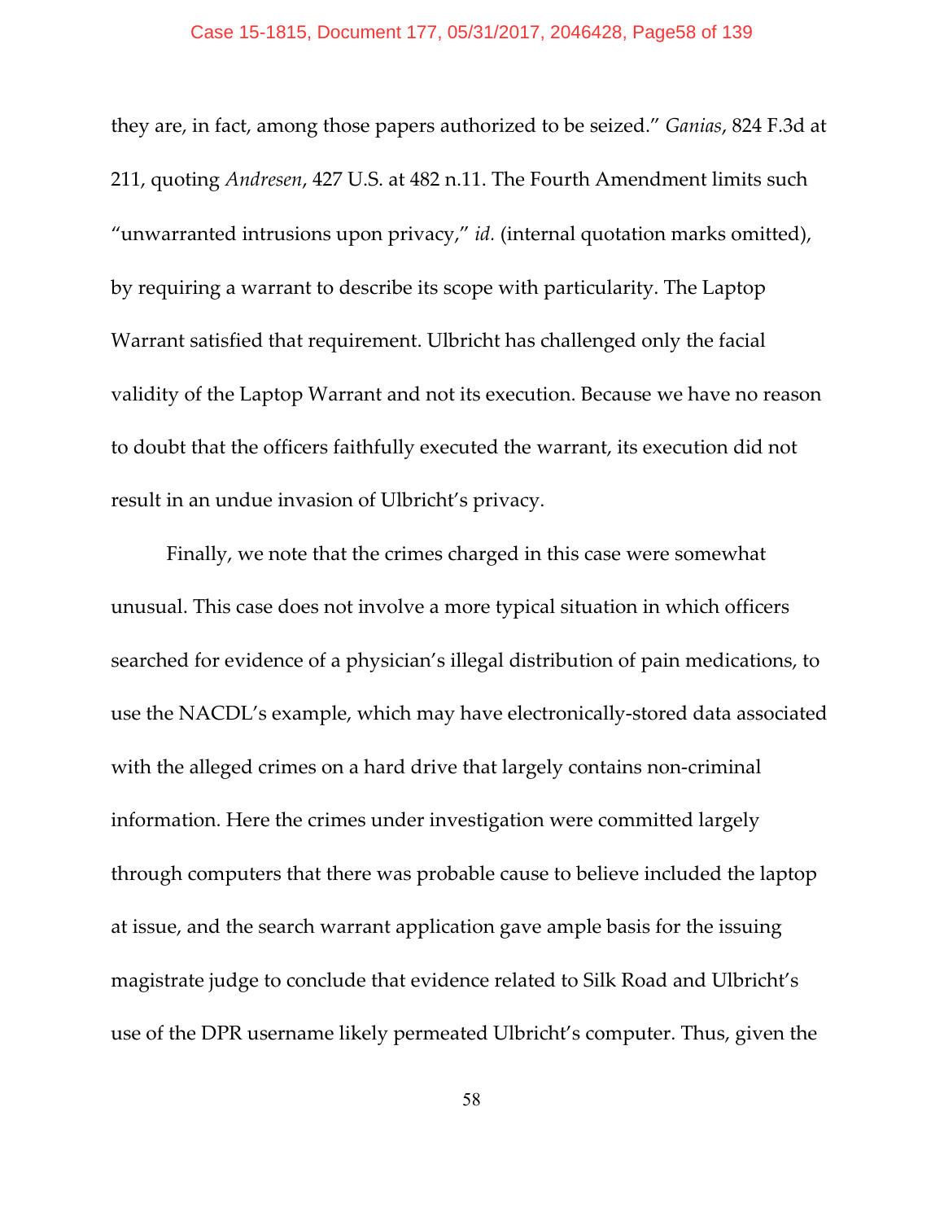they are, in fact, among those papers authorized to be seized." *Ganias*, 824 F.3d at 211, quoting *Andresen*, 427 U.S. at 482 n.11. The Fourth Amendment limits such "unwarranted intrusions upon privacy," *id.* (internal quotation marks omitted), by requiring a warrant to describe its scope with particularity. The Laptop Warrant satisfied that requirement. Ulbricht has challenged only the facial validity of the Laptop Warrant and not its execution. Because we have no reason to doubt that the officers faithfully executed the warrant, its execution did not result in an undue invasion of Ulbricht's privacy.

Finally, we note that the crimes charged in this case were somewhat unusual. This case does not involve a more typical situation in which officers searched for evidence of a physician's illegal distribution of pain medications, to use the NACDL's example, which may have electronically-stored data associated with the alleged crimes on a hard drive that largely contains non-criminal information. Here the crimes under investigation were committed largely through computers that there was probable cause to believe included the laptop at issue, and the search warrant application gave ample basis for the issuing magistrate judge to conclude that evidence related to Silk Road and Ulbricht's use of the DPR username likely permeated Ulbricht's computer. Thus, given the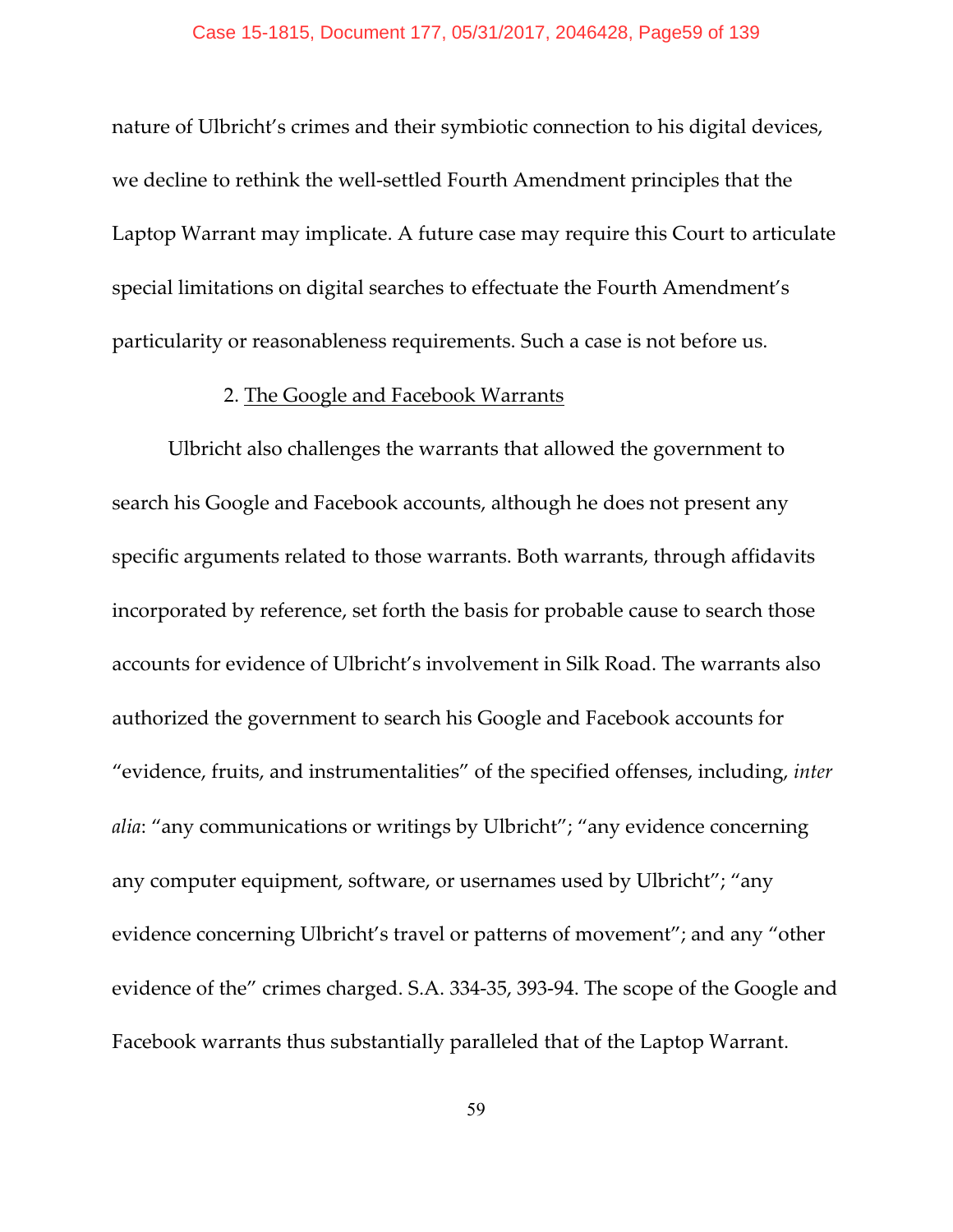nature of Ulbricht's crimes and their symbiotic connection to his digital devices, we decline to rethink the well-settled Fourth Amendment principles that the Laptop Warrant may implicate. A future case may require this Court to articulate special limitations on digital searches to effectuate the Fourth Amendment's particularity or reasonableness requirements. Such a case is not before us.

2. <u>The Google and Facebook Warrants</u>

Ulbricht also challenges the warrants that allowed the government to search his Google and Facebook accounts, although he does not present any specific arguments related to those warrants. Both warrants, through affidavits incorporated by reference, set forth the basis for probable cause to search those accounts for evidence of Ulbricht's involvement in Silk Road. The warrants also authorized the government to search his Google and Facebook accounts for "evidence, fruits, and instrumentalities" of the specified offenses, including, *inter alia*: "any communications or writings by Ulbricht"; "any evidence concerning any computer equipment, software, or usernames used by Ulbricht"; "any evidence concerning Ulbricht's travel or patterns of movement"; and any "other evidence of the" crimes charged. S.A. 334-35, 393-94. The scope of the Google and Facebook warrants thus substantially paralleled that of the Laptop Warrant.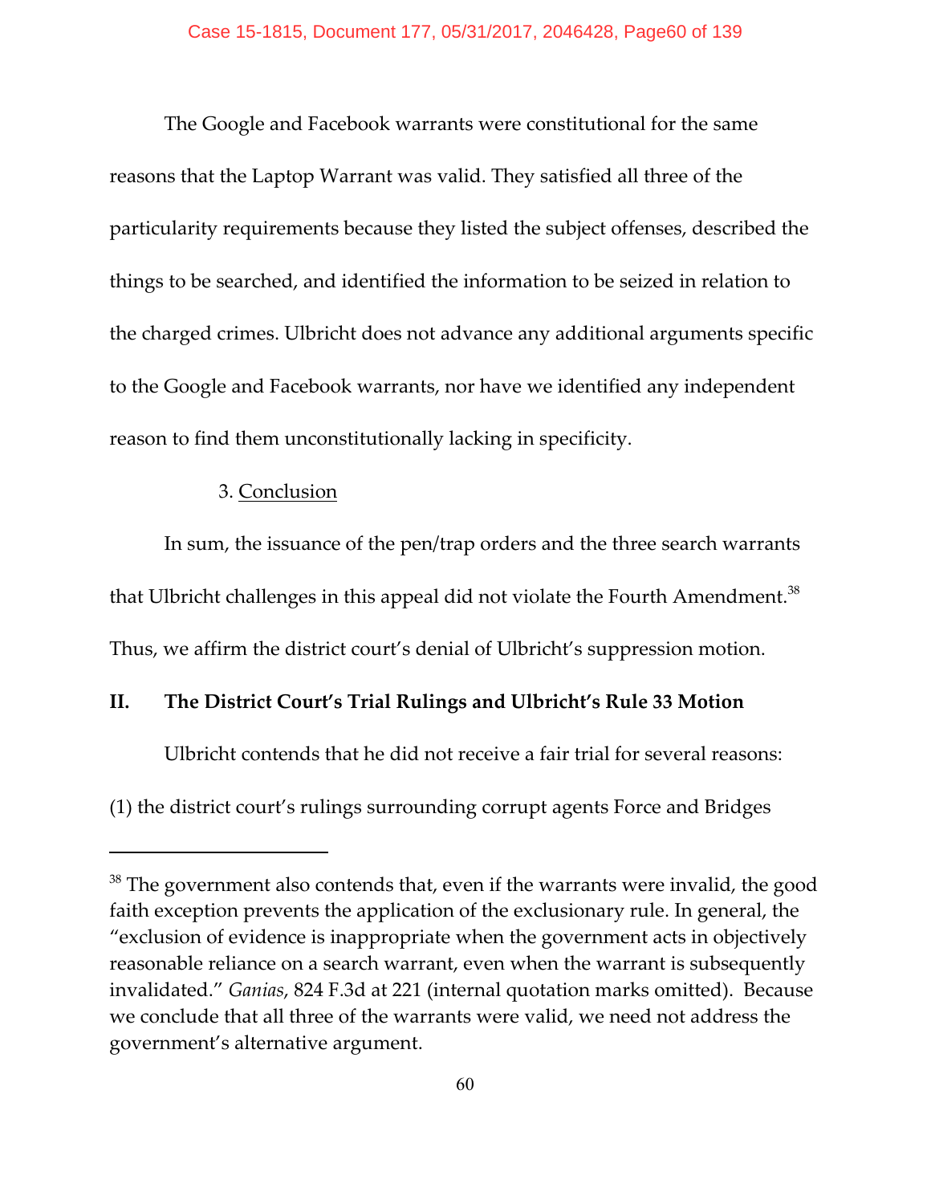The Google and Facebook warrants were constitutional for the same reasons that the Laptop Warrant was valid. They satisfied all three of the particularity requirements because they listed the subject offenses, described the things to be searched, and identified the information to be seized in relation to the charged crimes. Ulbricht does not advance any additional arguments specific to the Google and Facebook warrants, nor have we identified any independent reason to find them unconstitutionally lacking in specificity.

3. Conclusion

In sum, the issuance of the pen/trap orders and the three search warrants that Ulbricht challenges in this appeal did not violate the Fourth Amendment.[38] Thus, we affirm the district court's denial of Ulbricht's suppression motion.

## II. The District Court's Trial Rulings and Ulbricht's Rule 33 Motion

Ulbricht contends that he did not receive a fair trial for several reasons: (1) the district court's rulings surrounding corrupt agents Force and Bridges

---

[38] The government also contends that, even if the warrants were invalid, the good faith exception prevents the application of the exclusionary rule. In general, the "exclusion of evidence is inappropriate when the government acts in objectively reasonable reliance on a search warrant, even when the warrant is subsequently invalidated." *Ganias*, 824 F.3d at 221 (internal quotation marks omitted). Because we conclude that all three of the warrants were valid, we need not address the government's alternative argument.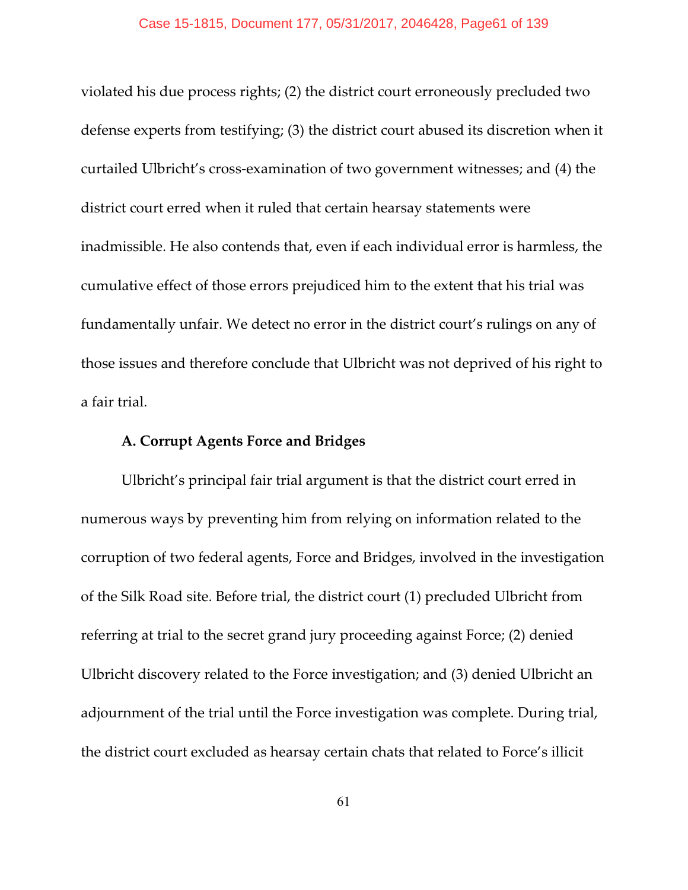violated his due process rights; (2) the district court erroneously precluded two defense experts from testifying; (3) the district court abused its discretion when it curtailed Ulbricht's cross-examination of two government witnesses; and (4) the district court erred when it ruled that certain hearsay statements were inadmissible. He also contends that, even if each individual error is harmless, the cumulative effect of those errors prejudiced him to the extent that his trial was fundamentally unfair. We detect no error in the district court's rulings on any of those issues and therefore conclude that Ulbricht was not deprived of his right to a fair trial.

### A. Corrupt Agents Force and Bridges

Ulbricht's principal fair trial argument is that the district court erred in numerous ways by preventing him from relying on information related to the corruption of two federal agents, Force and Bridges, involved in the investigation of the Silk Road site. Before trial, the district court (1) precluded Ulbricht from referring at trial to the secret grand jury proceeding against Force; (2) denied Ulbricht discovery related to the Force investigation; and (3) denied Ulbricht an adjournment of the trial until the Force investigation was complete. During trial, the district court excluded as hearsay certain chats that related to Force's illicit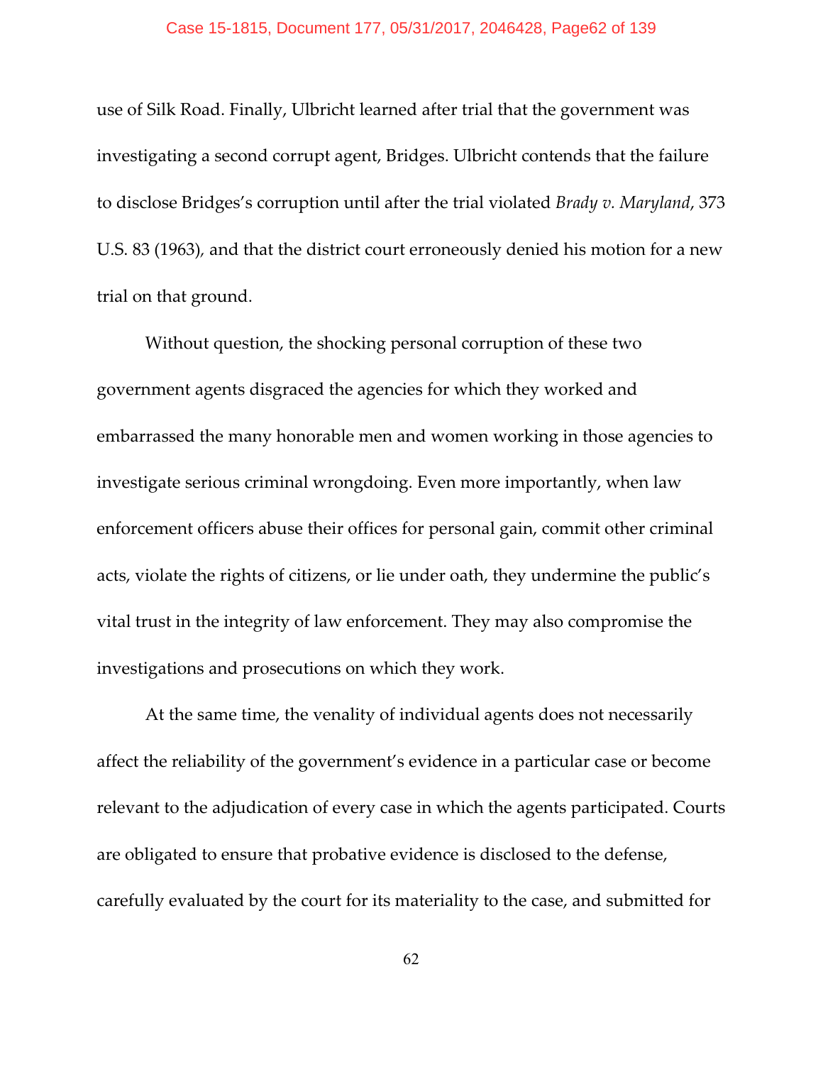use of Silk Road. Finally, Ulbricht learned after trial that the government was investigating a second corrupt agent, Bridges. Ulbricht contends that the failure to disclose Bridges's corruption until after the trial violated *Brady v. Maryland*, 373 U.S. 83 (1963), and that the district court erroneously denied his motion for a new trial on that ground.

Without question, the shocking personal corruption of these two government agents disgraced the agencies for which they worked and embarrassed the many honorable men and women working in those agencies to investigate serious criminal wrongdoing. Even more importantly, when law enforcement officers abuse their offices for personal gain, commit other criminal acts, violate the rights of citizens, or lie under oath, they undermine the public's vital trust in the integrity of law enforcement. They may also compromise the investigations and prosecutions on which they work.

At the same time, the venality of individual agents does not necessarily affect the reliability of the government's evidence in a particular case or become relevant to the adjudication of every case in which the agents participated. Courts are obligated to ensure that probative evidence is disclosed to the defense, carefully evaluated by the court for its materiality to the case, and submitted for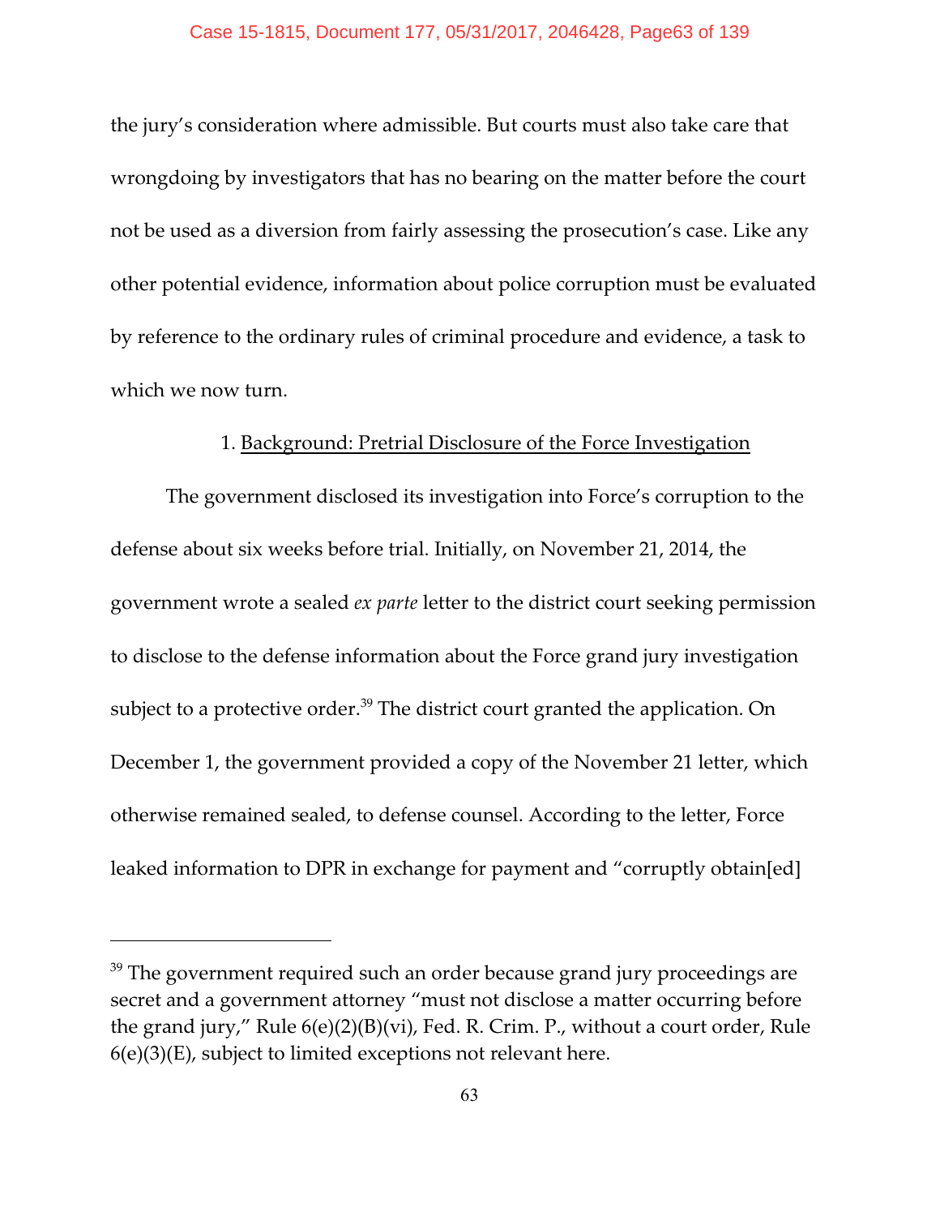the jury's consideration where admissible. But courts must also take care that wrongdoing by investigators that has no bearing on the matter before the court not be used as a diversion from fairly assessing the prosecution's case. Like any other potential evidence, information about police corruption must be evaluated by reference to the ordinary rules of criminal procedure and evidence, a task to which we now turn.

1. Background: Pretrial Disclosure of the Force Investigation

The government disclosed its investigation into Force's corruption to the defense about six weeks before trial. Initially, on November 21, 2014, the government wrote a sealed *ex parte* letter to the district court seeking permission to disclose to the defense information about the Force grand jury investigation subject to a protective order.[39] The district court granted the application. On December 1, the government provided a copy of the November 21 letter, which otherwise remained sealed, to defense counsel. According to the letter, Force leaked information to DPR in exchange for payment and "corruptly obtain[ed]

---

[39] The government required such an order because grand jury proceedings are secret and a government attorney "must not disclose a matter occurring before the grand jury," Rule 6(e)(2)(B)(vi), Fed. R. Crim. P., without a court order, Rule 6(e)(3)(E), subject to limited exceptions not relevant here.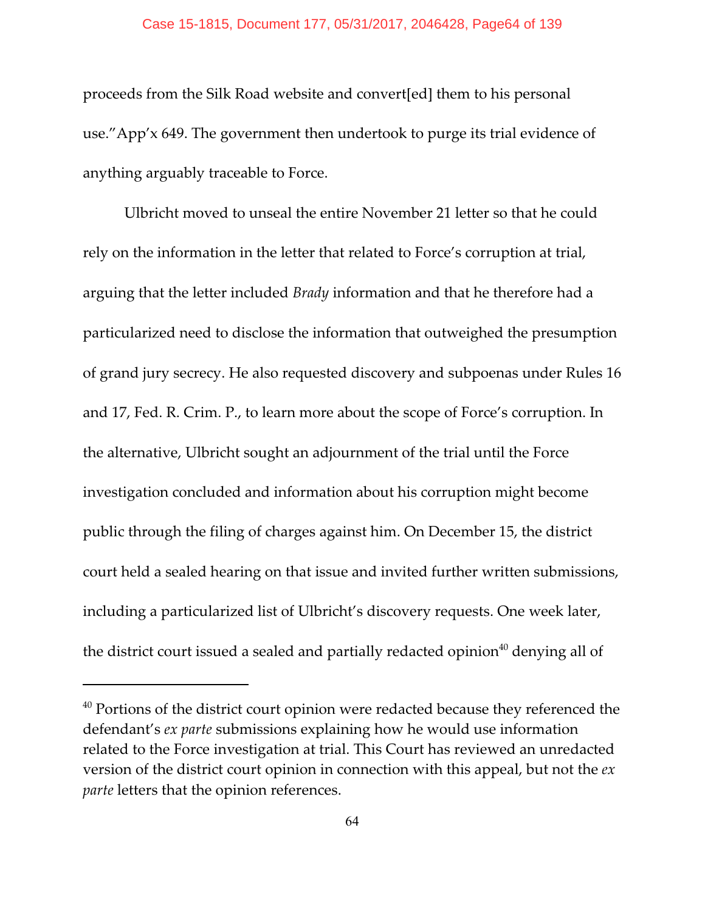proceeds from the Silk Road website and convert[ed] them to his personal use."App'x 649. The government then undertook to purge its trial evidence of anything arguably traceable to Force.

Ulbricht moved to unseal the entire November 21 letter so that he could rely on the information in the letter that related to Force's corruption at trial, arguing that the letter included *Brady* information and that he therefore had a particularized need to disclose the information that outweighed the presumption of grand jury secrecy. He also requested discovery and subpoenas under Rules 16 and 17, Fed. R. Crim. P., to learn more about the scope of Force's corruption. In the alternative, Ulbricht sought an adjournment of the trial until the Force investigation concluded and information about his corruption might become public through the filing of charges against him. On December 15, the district court held a sealed hearing on that issue and invited further written submissions, including a particularized list of Ulbricht's discovery requests. One week later, the district court issued a sealed and partially redacted opinion[40] denying all of

[40] Portions of the district court opinion were redacted because they referenced the defendant's *ex parte* submissions explaining how he would use information related to the Force investigation at trial. This Court has reviewed an unredacted version of the district court opinion in connection with this appeal, but not the *ex parte* letters that the opinion references.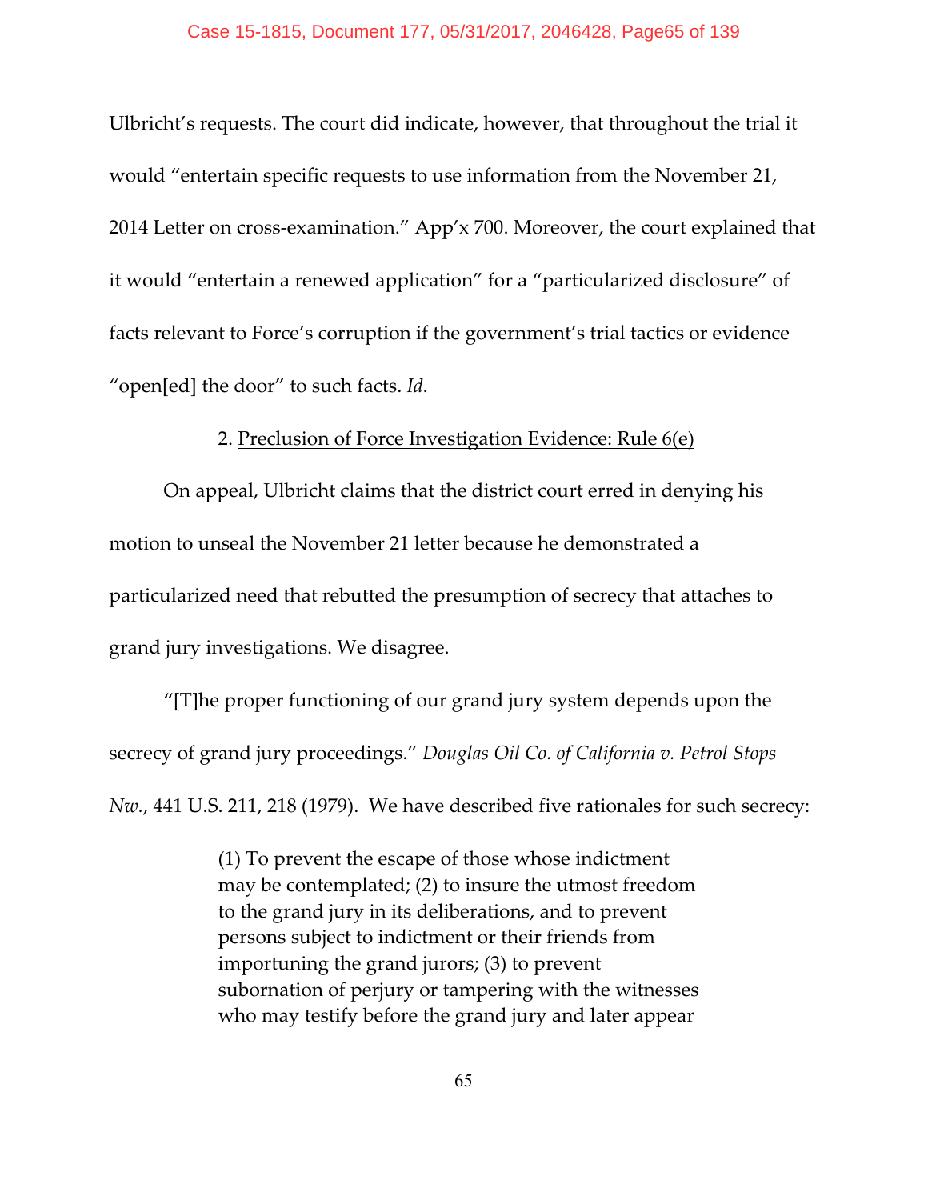Ulbricht's requests. The court did indicate, however, that throughout the trial it would "entertain specific requests to use information from the November 21, 2014 Letter on cross-examination." App'x 700. Moreover, the court explained that it would "entertain a renewed application" for a "particularized disclosure" of facts relevant to Force's corruption if the government's trial tactics or evidence "open[ed] the door" to such facts. *Id.*

2. <u>Preclusion of Force Investigation Evidence: Rule 6(e)</u>

On appeal, Ulbricht claims that the district court erred in denying his motion to unseal the November 21 letter because he demonstrated a particularized need that rebutted the presumption of secrecy that attaches to grand jury investigations. We disagree.

"[T]he proper functioning of our grand jury system depends upon the secrecy of grand jury proceedings." *Douglas Oil Co. of California v. Petrol Stops Nw.*, 441 U.S. 211, 218 (1979). We have described five rationales for such secrecy:

> (1) To prevent the escape of those whose indictment may be contemplated; (2) to insure the utmost freedom to the grand jury in its deliberations, and to prevent persons subject to indictment or their friends from importuning the grand jurors; (3) to prevent subornation of perjury or tampering with the witnesses who may testify before the grand jury and later appear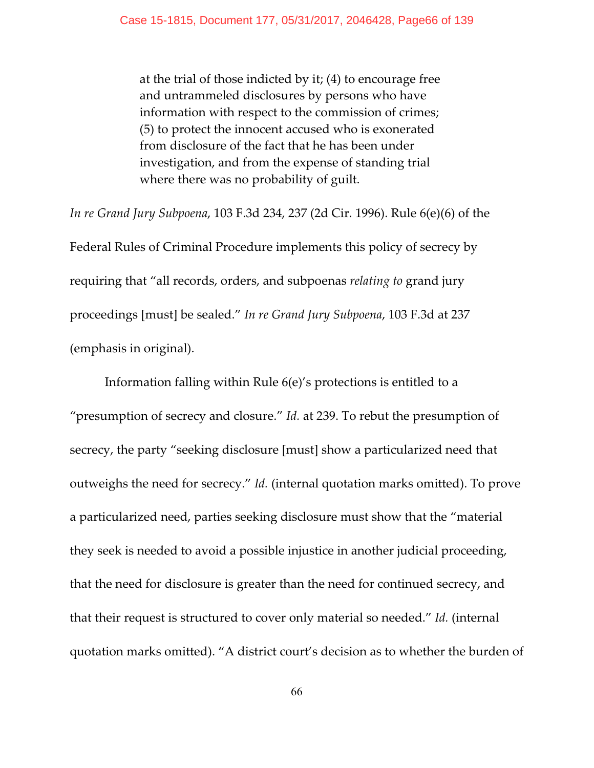> at the trial of those indicted by it; (4) to encourage free and untrammeled disclosures by persons who have information with respect to the commission of crimes; (5) to protect the innocent accused who is exonerated from disclosure of the fact that he has been under investigation, and from the expense of standing trial where there was no probability of guilt.

*In re Grand Jury Subpoena*, 103 F.3d 234, 237 (2d Cir. 1996). Rule 6(e)(6) of the Federal Rules of Criminal Procedure implements this policy of secrecy by requiring that "all records, orders, and subpoenas *relating to* grand jury proceedings [must] be sealed." *In re Grand Jury Subpoena*, 103 F.3d at 237 (emphasis in original).

Information falling within Rule 6(e)'s protections is entitled to a "presumption of secrecy and closure." *Id.* at 239. To rebut the presumption of secrecy, the party "seeking disclosure [must] show a particularized need that outweighs the need for secrecy." *Id.* (internal quotation marks omitted). To prove a particularized need, parties seeking disclosure must show that the "material they seek is needed to avoid a possible injustice in another judicial proceeding, that the need for disclosure is greater than the need for continued secrecy, and that their request is structured to cover only material so needed." *Id.* (internal quotation marks omitted). "A district court's decision as to whether the burden of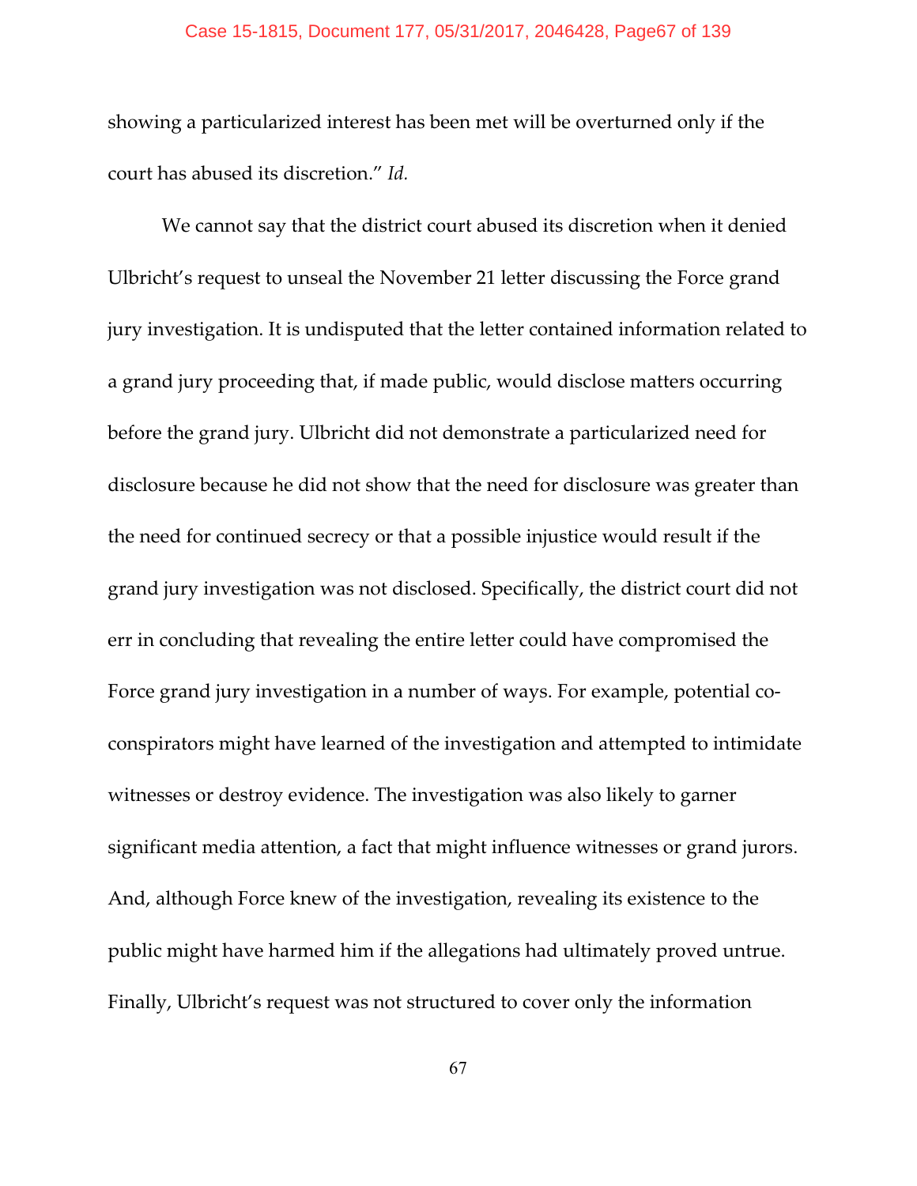showing a particularized interest has been met will be overturned only if the court has abused its discretion." *Id.*

We cannot say that the district court abused its discretion when it denied Ulbricht's request to unseal the November 21 letter discussing the Force grand jury investigation. It is undisputed that the letter contained information related to a grand jury proceeding that, if made public, would disclose matters occurring before the grand jury. Ulbricht did not demonstrate a particularized need for disclosure because he did not show that the need for disclosure was greater than the need for continued secrecy or that a possible injustice would result if the grand jury investigation was not disclosed. Specifically, the district court did not err in concluding that revealing the entire letter could have compromised the Force grand jury investigation in a number of ways. For example, potential co-conspirators might have learned of the investigation and attempted to intimidate witnesses or destroy evidence. The investigation was also likely to garner significant media attention, a fact that might influence witnesses or grand jurors. And, although Force knew of the investigation, revealing its existence to the public might have harmed him if the allegations had ultimately proved untrue. Finally, Ulbricht's request was not structured to cover only the information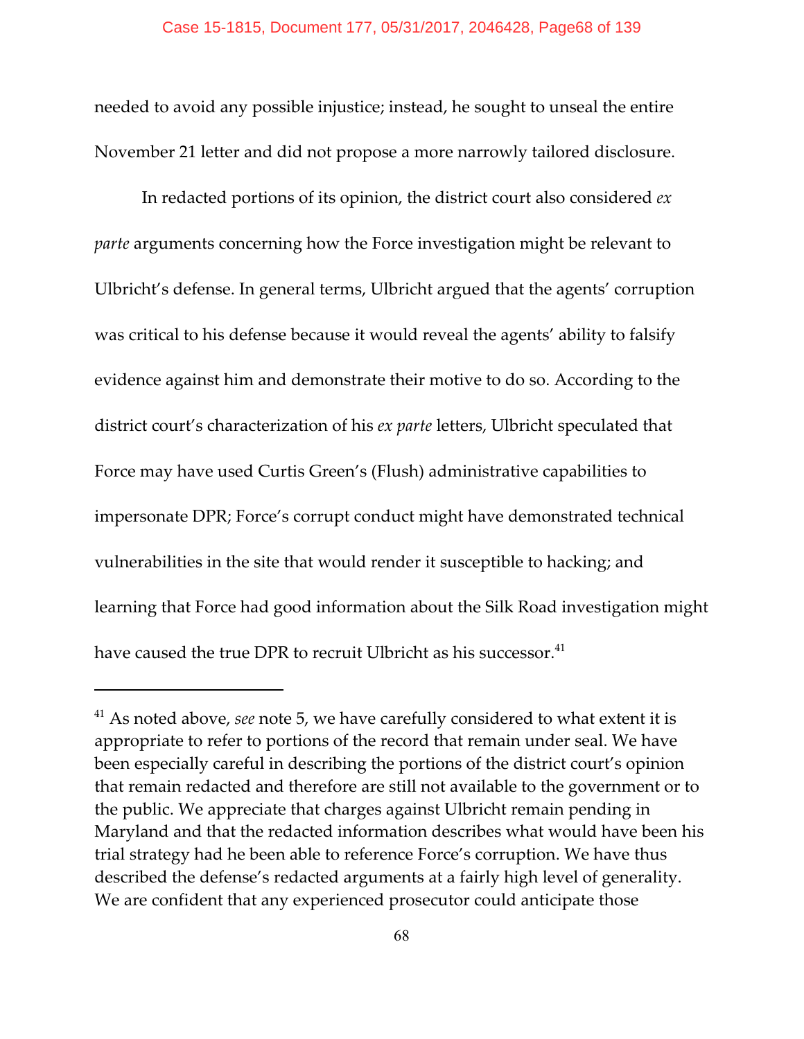needed to avoid any possible injustice; instead, he sought to unseal the entire November 21 letter and did not propose a more narrowly tailored disclosure.

In redacted portions of its opinion, the district court also considered *ex parte* arguments concerning how the Force investigation might be relevant to Ulbricht's defense. In general terms, Ulbricht argued that the agents' corruption was critical to his defense because it would reveal the agents' ability to falsify evidence against him and demonstrate their motive to do so. According to the district court's characterization of his *ex parte* letters, Ulbricht speculated that Force may have used Curtis Green's (Flush) administrative capabilities to impersonate DPR; Force's corrupt conduct might have demonstrated technical vulnerabilities in the site that would render it susceptible to hacking; and learning that Force had good information about the Silk Road investigation might have caused the true DPR to recruit Ulbricht as his successor.[41]

---

[41] As noted above, *see* note 5, we have carefully considered to what extent it is appropriate to refer to portions of the record that remain under seal. We have been especially careful in describing the portions of the district court's opinion that remain redacted and therefore are still not available to the government or to the public. We appreciate that charges against Ulbricht remain pending in Maryland and that the redacted information describes what would have been his trial strategy had he been able to reference Force's corruption. We have thus described the defense's redacted arguments at a fairly high level of generality. We are confident that any experienced prosecutor could anticipate those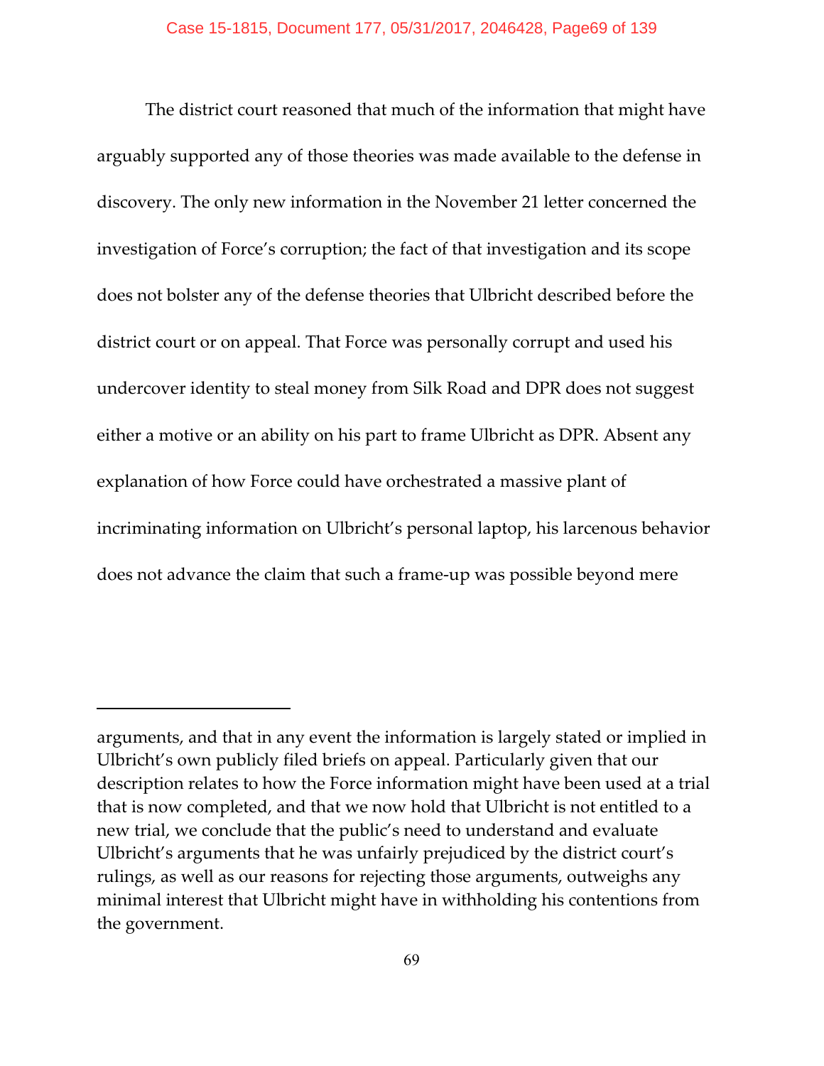The district court reasoned that much of the information that might have arguably supported any of those theories was made available to the defense in discovery. The only new information in the November 21 letter concerned the investigation of Force's corruption; the fact of that investigation and its scope does not bolster any of the defense theories that Ulbricht described before the district court or on appeal. That Force was personally corrupt and used his undercover identity to steal money from Silk Road and DPR does not suggest either a motive or an ability on his part to frame Ulbricht as DPR. Absent any explanation of how Force could have orchestrated a massive plant of incriminating information on Ulbricht's personal laptop, his larcenous behavior does not advance the claim that such a frame-up was possible beyond mere

---

arguments, and that in any event the information is largely stated or implied in Ulbricht's own publicly filed briefs on appeal. Particularly given that our description relates to how the Force information might have been used at a trial that is now completed, and that we now hold that Ulbricht is not entitled to a new trial, we conclude that the public's need to understand and evaluate Ulbricht's arguments that he was unfairly prejudiced by the district court's rulings, as well as our reasons for rejecting those arguments, outweighs any minimal interest that Ulbricht might have in withholding his contentions from the government.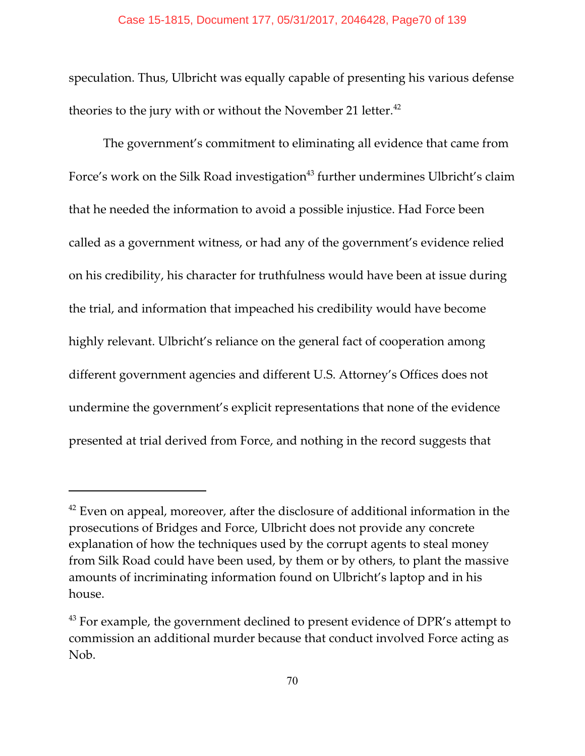speculation. Thus, Ulbricht was equally capable of presenting his various defense theories to the jury with or without the November 21 letter.[42]

The government's commitment to eliminating all evidence that came from Force's work on the Silk Road investigation[43] further undermines Ulbricht's claim that he needed the information to avoid a possible injustice. Had Force been called as a government witness, or had any of the government's evidence relied on his credibility, his character for truthfulness would have been at issue during the trial, and information that impeached his credibility would have become highly relevant. Ulbricht's reliance on the general fact of cooperation among different government agencies and different U.S. Attorney's Offices does not undermine the government's explicit representations that none of the evidence presented at trial derived from Force, and nothing in the record suggests that

---

[42] Even on appeal, moreover, after the disclosure of additional information in the prosecutions of Bridges and Force, Ulbricht does not provide any concrete explanation of how the techniques used by the corrupt agents to steal money from Silk Road could have been used, by them or by others, to plant the massive amounts of incriminating information found on Ulbricht's laptop and in his house.

[43] For example, the government declined to present evidence of DPR's attempt to commission an additional murder because that conduct involved Force acting as Nob.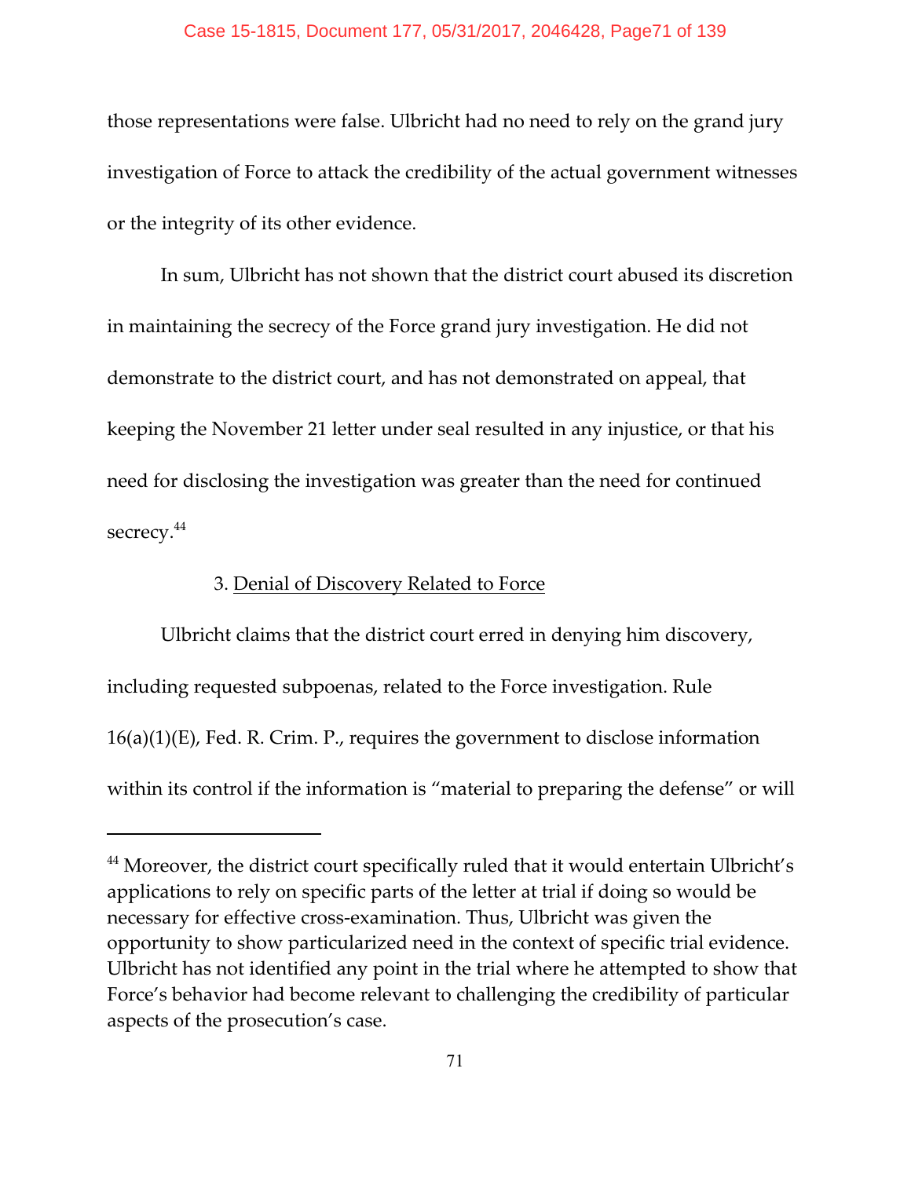those representations were false. Ulbricht had no need to rely on the grand jury investigation of Force to attack the credibility of the actual government witnesses or the integrity of its other evidence.

In sum, Ulbricht has not shown that the district court abused its discretion in maintaining the secrecy of the Force grand jury investigation. He did not demonstrate to the district court, and has not demonstrated on appeal, that keeping the November 21 letter under seal resulted in any injustice, or that his need for disclosing the investigation was greater than the need for continued secrecy.[44]

3. Denial of Discovery Related to Force

Ulbricht claims that the district court erred in denying him discovery, including requested subpoenas, related to the Force investigation. Rule 16(a)(1)(E), Fed. R. Crim. P., requires the government to disclose information within its control if the information is "material to preparing the defense" or will

---

[44] Moreover, the district court specifically ruled that it would entertain Ulbricht's applications to rely on specific parts of the letter at trial if doing so would be necessary for effective cross-examination. Thus, Ulbricht was given the opportunity to show particularized need in the context of specific trial evidence. Ulbricht has not identified any point in the trial where he attempted to show that Force's behavior had become relevant to challenging the credibility of particular aspects of the prosecution's case.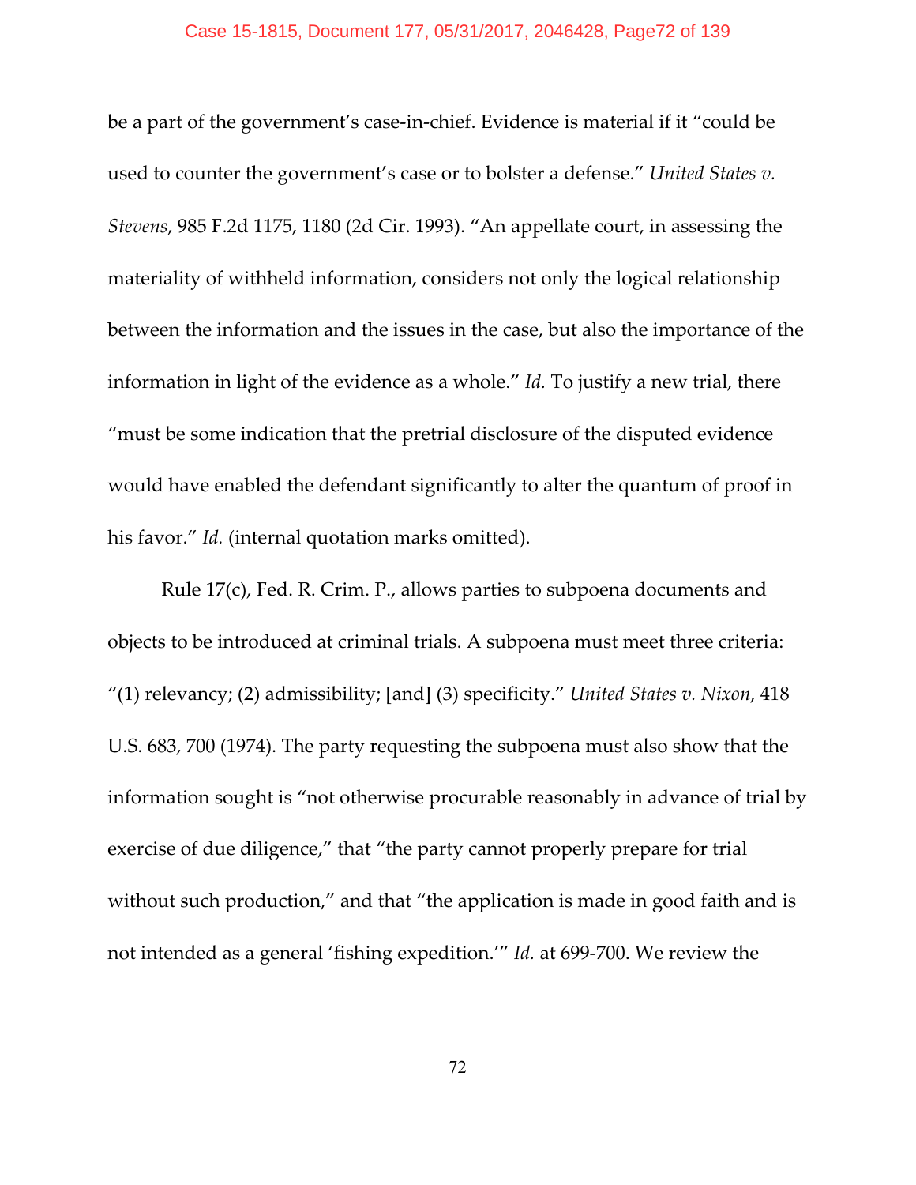be a part of the government's case-in-chief. Evidence is material if it "could be used to counter the government's case or to bolster a defense." *United States v. Stevens*, 985 F.2d 1175, 1180 (2d Cir. 1993). "An appellate court, in assessing the materiality of withheld information, considers not only the logical relationship between the information and the issues in the case, but also the importance of the information in light of the evidence as a whole." *Id.* To justify a new trial, there "must be some indication that the pretrial disclosure of the disputed evidence would have enabled the defendant significantly to alter the quantum of proof in his favor." *Id.* (internal quotation marks omitted).

Rule 17(c), Fed. R. Crim. P., allows parties to subpoena documents and objects to be introduced at criminal trials. A subpoena must meet three criteria: "(1) relevancy; (2) admissibility; [and] (3) specificity." *United States v. Nixon*, 418 U.S. 683, 700 (1974). The party requesting the subpoena must also show that the information sought is "not otherwise procurable reasonably in advance of trial by exercise of due diligence," that "the party cannot properly prepare for trial without such production," and that "the application is made in good faith and is not intended as a general 'fishing expedition.'" *Id.* at 699-700. We review the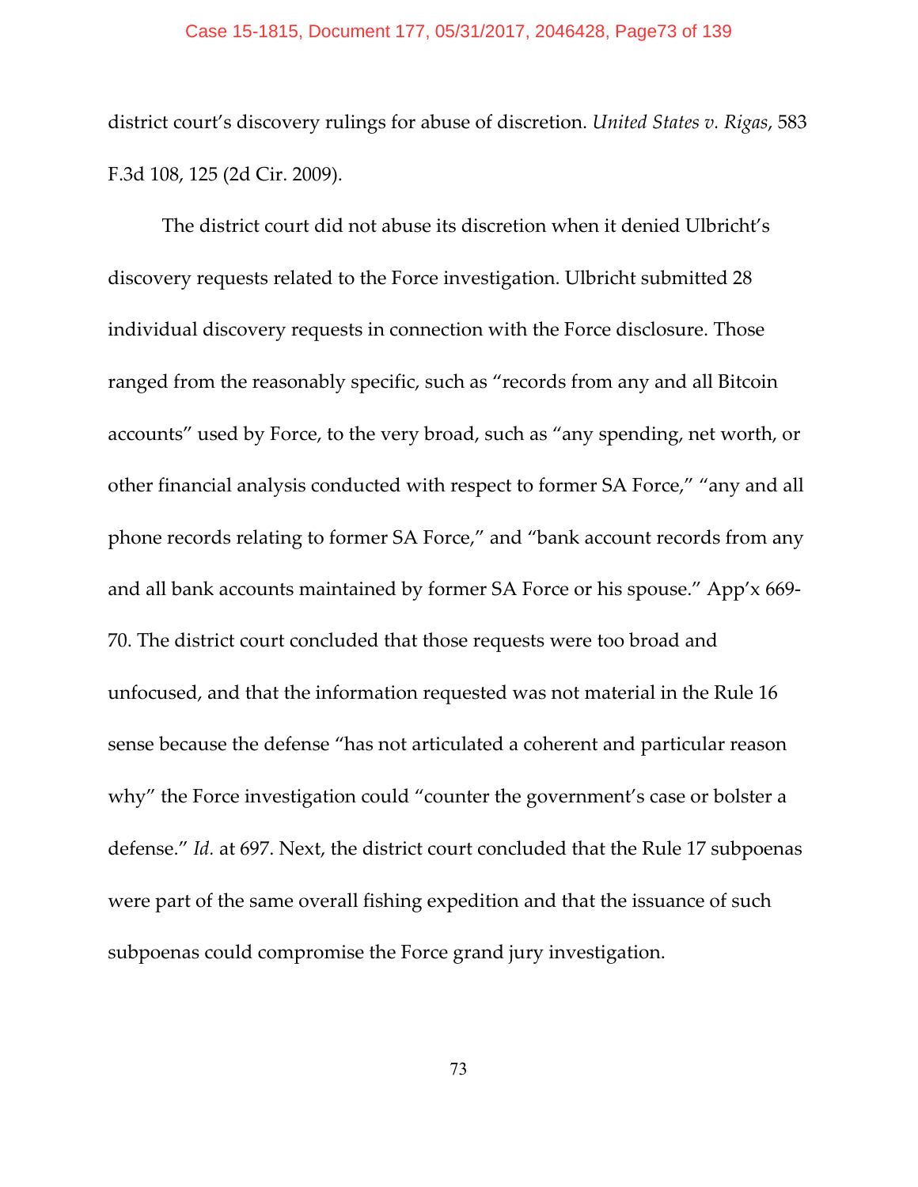district court's discovery rulings for abuse of discretion. *United States v. Rigas*, 583 F.3d 108, 125 (2d Cir. 2009).

The district court did not abuse its discretion when it denied Ulbricht's discovery requests related to the Force investigation. Ulbricht submitted 28 individual discovery requests in connection with the Force disclosure. Those ranged from the reasonably specific, such as "records from any and all Bitcoin accounts" used by Force, to the very broad, such as "any spending, net worth, or other financial analysis conducted with respect to former SA Force," "any and all phone records relating to former SA Force," and "bank account records from any and all bank accounts maintained by former SA Force or his spouse." App'x 669-70. The district court concluded that those requests were too broad and unfocused, and that the information requested was not material in the Rule 16 sense because the defense "has not articulated a coherent and particular reason why" the Force investigation could "counter the government's case or bolster a defense." *Id.* at 697. Next, the district court concluded that the Rule 17 subpoenas were part of the same overall fishing expedition and that the issuance of such subpoenas could compromise the Force grand jury investigation.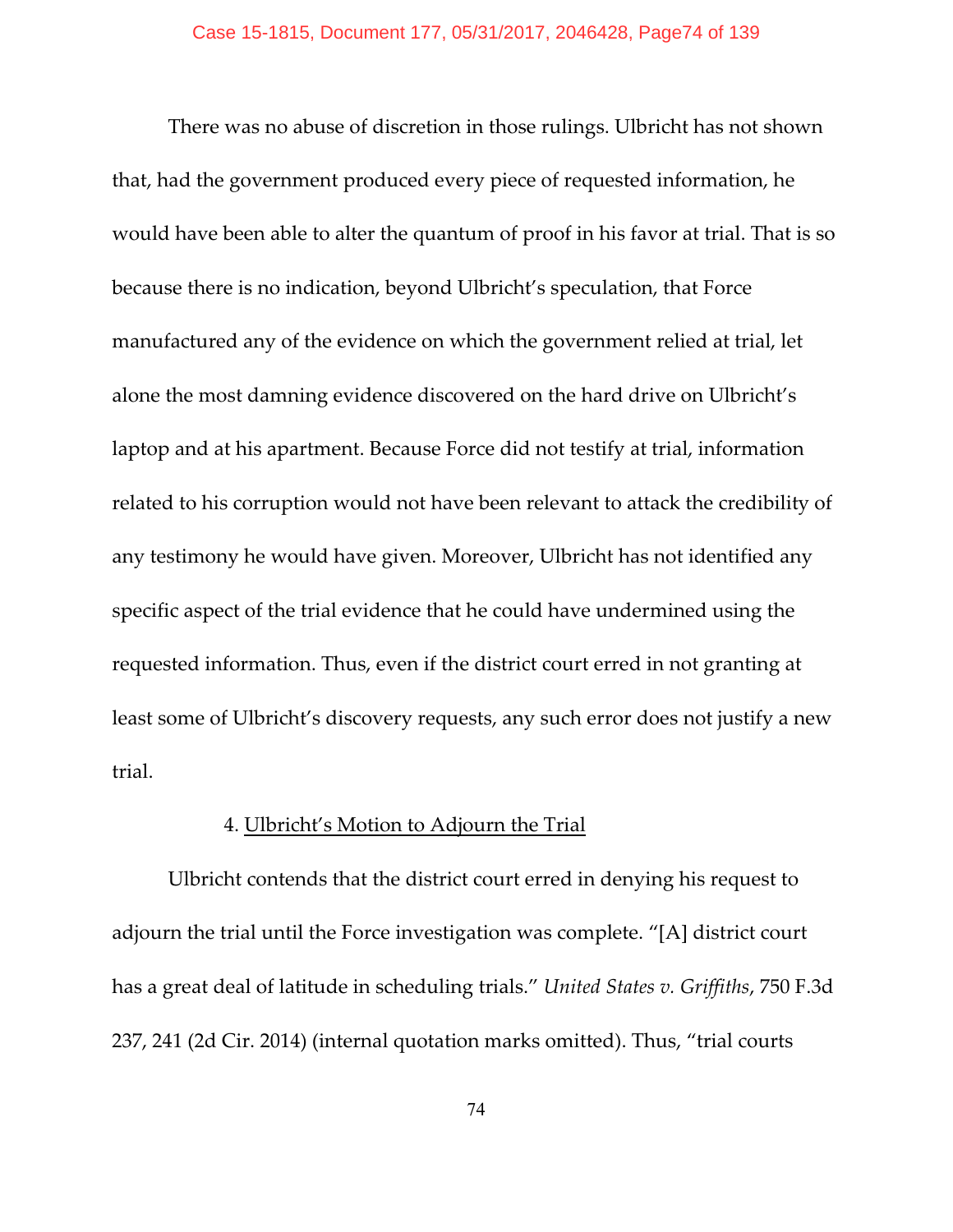There was no abuse of discretion in those rulings. Ulbricht has not shown that, had the government produced every piece of requested information, he would have been able to alter the quantum of proof in his favor at trial. That is so because there is no indication, beyond Ulbricht's speculation, that Force manufactured any of the evidence on which the government relied at trial, let alone the most damning evidence discovered on the hard drive on Ulbricht's laptop and at his apartment. Because Force did not testify at trial, information related to his corruption would not have been relevant to attack the credibility of any testimony he would have given. Moreover, Ulbricht has not identified any specific aspect of the trial evidence that he could have undermined using the requested information. Thus, even if the district court erred in not granting at least some of Ulbricht's discovery requests, any such error does not justify a new trial.

4. Ulbricht's Motion to Adjourn the Trial

Ulbricht contends that the district court erred in denying his request to adjourn the trial until the Force investigation was complete. "[A] district court has a great deal of latitude in scheduling trials." *United States v. Griffiths*, 750 F.3d 237, 241 (2d Cir. 2014) (internal quotation marks omitted). Thus, "trial courts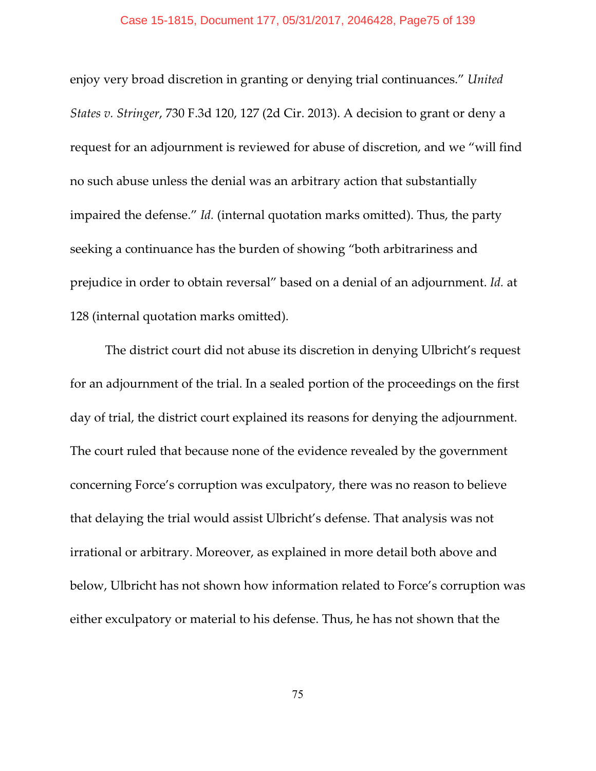enjoy very broad discretion in granting or denying trial continuances." *United States v. Stringer*, 730 F.3d 120, 127 (2d Cir. 2013). A decision to grant or deny a request for an adjournment is reviewed for abuse of discretion, and we "will find no such abuse unless the denial was an arbitrary action that substantially impaired the defense." *Id.* (internal quotation marks omitted). Thus, the party seeking a continuance has the burden of showing "both arbitrariness and prejudice in order to obtain reversal" based on a denial of an adjournment. *Id.* at 128 (internal quotation marks omitted).

The district court did not abuse its discretion in denying Ulbricht's request for an adjournment of the trial. In a sealed portion of the proceedings on the first day of trial, the district court explained its reasons for denying the adjournment. The court ruled that because none of the evidence revealed by the government concerning Force's corruption was exculpatory, there was no reason to believe that delaying the trial would assist Ulbricht's defense. That analysis was not irrational or arbitrary. Moreover, as explained in more detail both above and below, Ulbricht has not shown how information related to Force's corruption was either exculpatory or material to his defense. Thus, he has not shown that the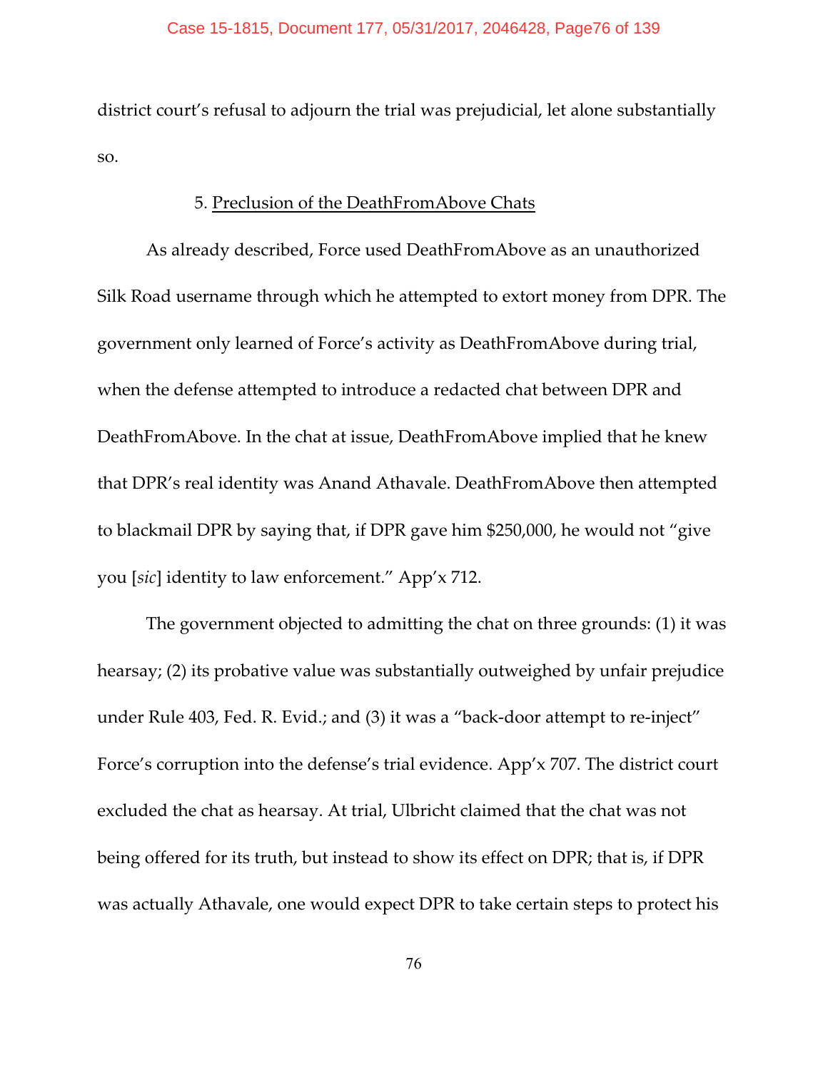district court's refusal to adjourn the trial was prejudicial, let alone substantially so.

5. Preclusion of the DeathFromAbove Chats

As already described, Force used DeathFromAbove as an unauthorized Silk Road username through which he attempted to extort money from DPR. The government only learned of Force's activity as DeathFromAbove during trial, when the defense attempted to introduce a redacted chat between DPR and DeathFromAbove. In the chat at issue, DeathFromAbove implied that he knew that DPR's real identity was Anand Athavale. DeathFromAbove then attempted to blackmail DPR by saying that, if DPR gave him $250,000, he would not "give you [*sic*] identity to law enforcement." App'x 712.

The government objected to admitting the chat on three grounds: (1) it was hearsay; (2) its probative value was substantially outweighed by unfair prejudice under Rule 403, Fed. R. Evid.; and (3) it was a "back-door attempt to re-inject" Force's corruption into the defense's trial evidence. App'x 707. The district court excluded the chat as hearsay. At trial, Ulbricht claimed that the chat was not being offered for its truth, but instead to show its effect on DPR; that is, if DPR was actually Athavale, one would expect DPR to take certain steps to protect his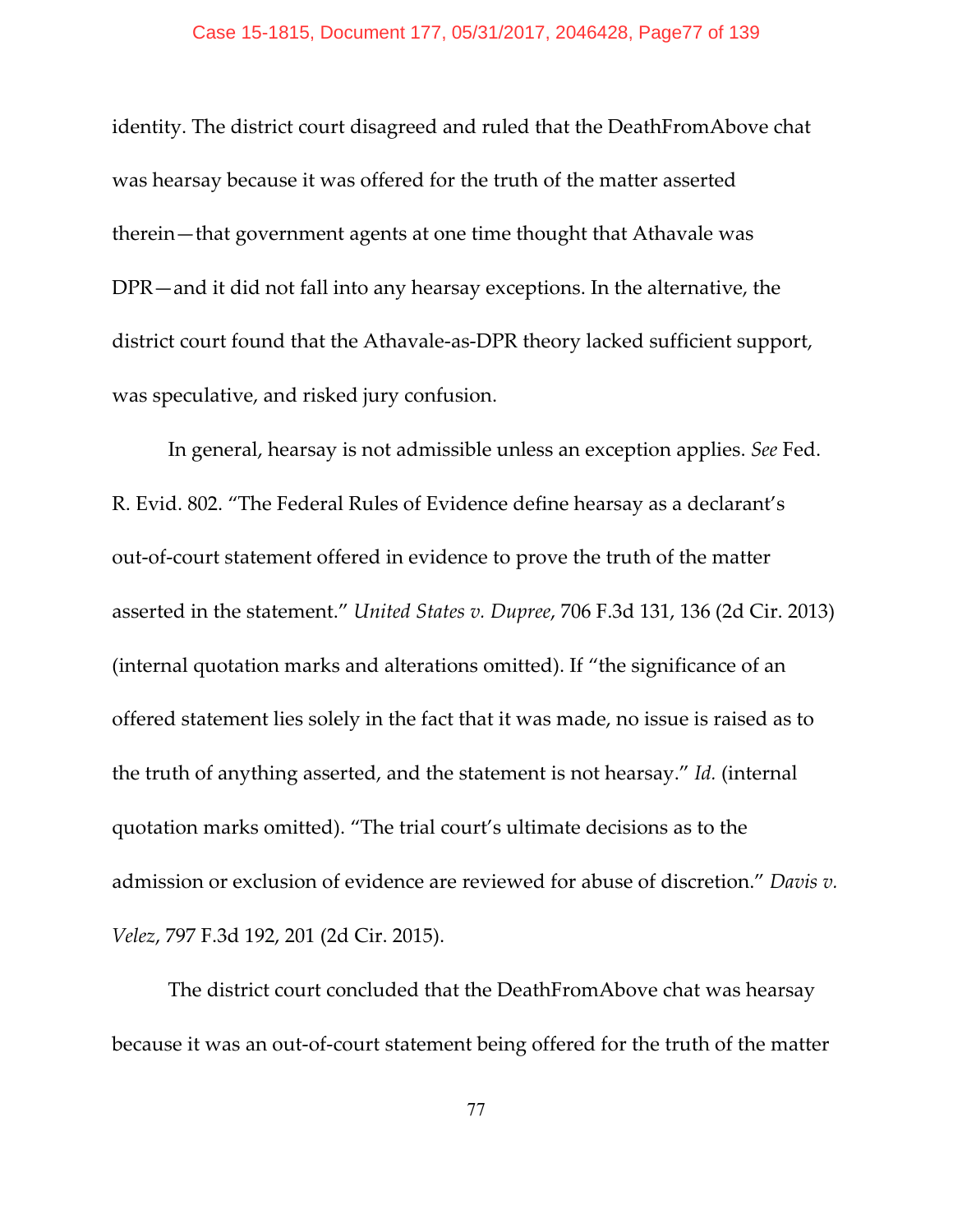identity. The district court disagreed and ruled that the DeathFromAbove chat was hearsay because it was offered for the truth of the matter asserted therein—that government agents at one time thought that Athavale was DPR—and it did not fall into any hearsay exceptions. In the alternative, the district court found that the Athavale-as-DPR theory lacked sufficient support, was speculative, and risked jury confusion.

In general, hearsay is not admissible unless an exception applies. *See* Fed. R. Evid. 802. "The Federal Rules of Evidence define hearsay as a declarant's out-of-court statement offered in evidence to prove the truth of the matter asserted in the statement." *United States v. Dupree*, 706 F.3d 131, 136 (2d Cir. 2013) (internal quotation marks and alterations omitted). If "the significance of an offered statement lies solely in the fact that it was made, no issue is raised as to the truth of anything asserted, and the statement is not hearsay." *Id.* (internal quotation marks omitted). "The trial court's ultimate decisions as to the admission or exclusion of evidence are reviewed for abuse of discretion." *Davis v. Velez*, 797 F.3d 192, 201 (2d Cir. 2015).

The district court concluded that the DeathFromAbove chat was hearsay because it was an out-of-court statement being offered for the truth of the matter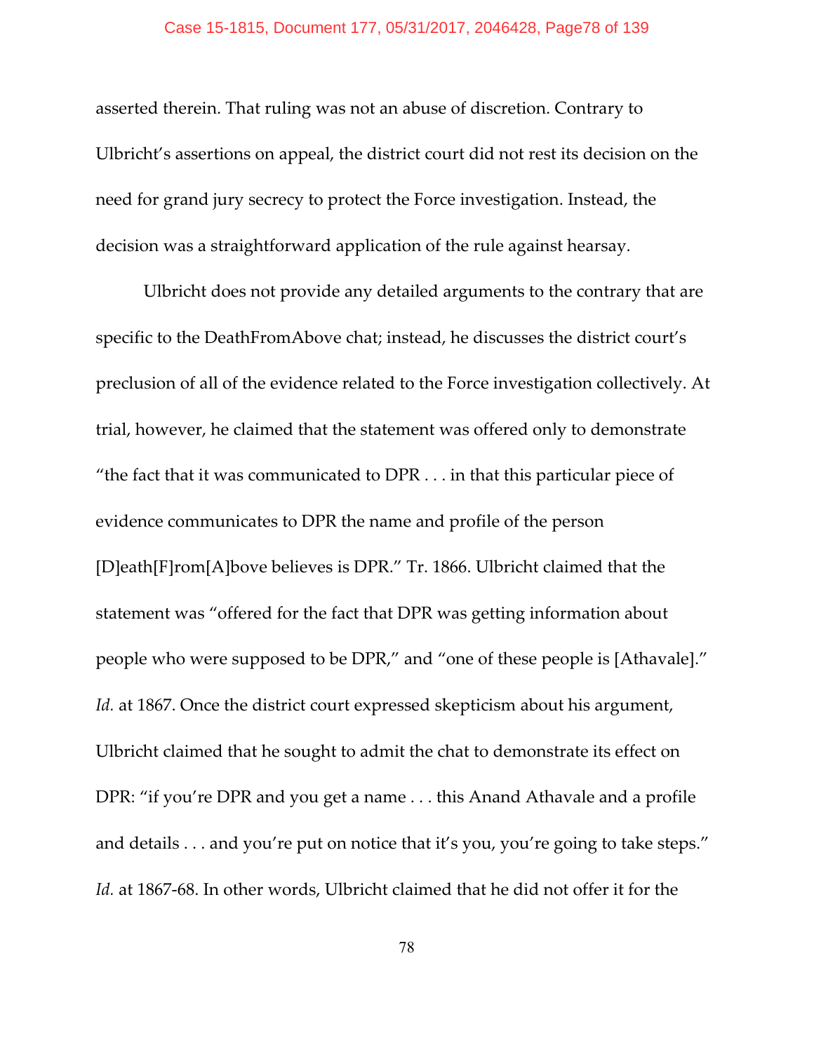asserted therein. That ruling was not an abuse of discretion. Contrary to Ulbricht's assertions on appeal, the district court did not rest its decision on the need for grand jury secrecy to protect the Force investigation. Instead, the decision was a straightforward application of the rule against hearsay.

Ulbricht does not provide any detailed arguments to the contrary that are specific to the DeathFromAbove chat; instead, he discusses the district court's preclusion of all of the evidence related to the Force investigation collectively. At trial, however, he claimed that the statement was offered only to demonstrate "the fact that it was communicated to DPR . . . in that this particular piece of evidence communicates to DPR the name and profile of the person [D]eath[F]rom[A]bove believes is DPR." Tr. 1866. Ulbricht claimed that the statement was "offered for the fact that DPR was getting information about people who were supposed to be DPR," and "one of these people is [Athavale]." *Id.* at 1867. Once the district court expressed skepticism about his argument, Ulbricht claimed that he sought to admit the chat to demonstrate its effect on DPR: "if you're DPR and you get a name . . . this Anand Athavale and a profile and details . . . and you're put on notice that it's you, you're going to take steps." *Id.* at 1867-68. In other words, Ulbricht claimed that he did not offer it for the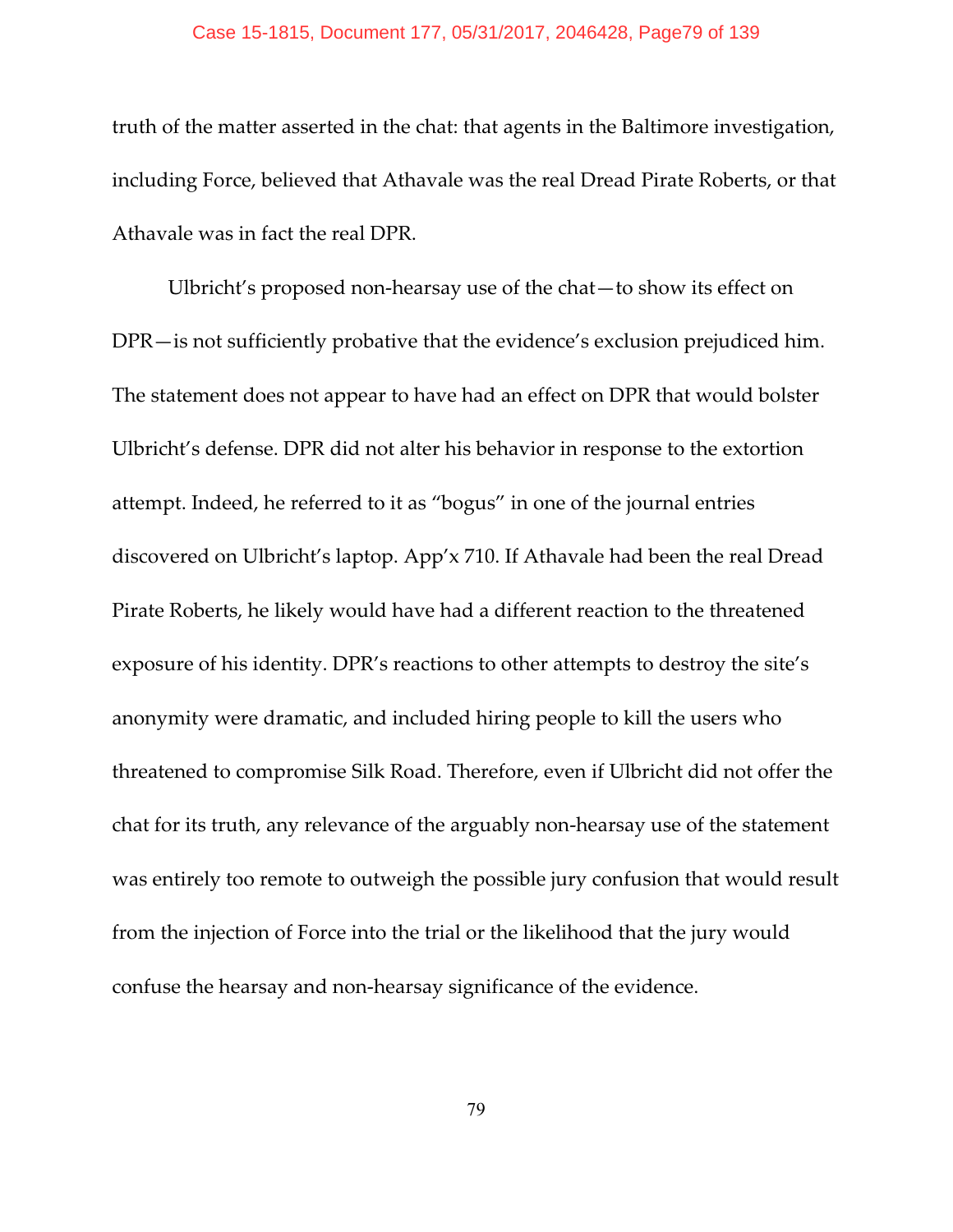truth of the matter asserted in the chat: that agents in the Baltimore investigation, including Force, believed that Athavale was the real Dread Pirate Roberts, or that Athavale was in fact the real DPR.

Ulbricht's proposed non-hearsay use of the chat—to show its effect on DPR—is not sufficiently probative that the evidence's exclusion prejudiced him. The statement does not appear to have had an effect on DPR that would bolster Ulbricht's defense. DPR did not alter his behavior in response to the extortion attempt. Indeed, he referred to it as "bogus" in one of the journal entries discovered on Ulbricht's laptop. App'x 710. If Athavale had been the real Dread Pirate Roberts, he likely would have had a different reaction to the threatened exposure of his identity. DPR's reactions to other attempts to destroy the site's anonymity were dramatic, and included hiring people to kill the users who threatened to compromise Silk Road. Therefore, even if Ulbricht did not offer the chat for its truth, any relevance of the arguably non-hearsay use of the statement was entirely too remote to outweigh the possible jury confusion that would result from the injection of Force into the trial or the likelihood that the jury would confuse the hearsay and non-hearsay significance of the evidence.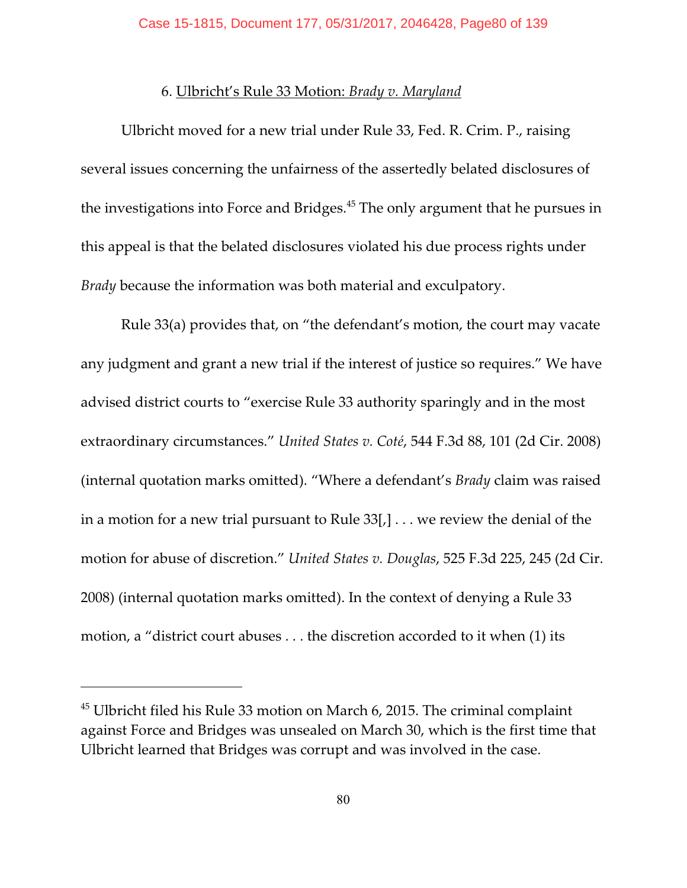6. Ulbricht's Rule 33 Motion: *Brady v. Maryland*

Ulbricht moved for a new trial under Rule 33, Fed. R. Crim. P., raising several issues concerning the unfairness of the assertedly belated disclosures of the investigations into Force and Bridges.[45] The only argument that he pursues in this appeal is that the belated disclosures violated his due process rights under *Brady* because the information was both material and exculpatory.

Rule 33(a) provides that, on "the defendant's motion, the court may vacate any judgment and grant a new trial if the interest of justice so requires." We have advised district courts to "exercise Rule 33 authority sparingly and in the most extraordinary circumstances." *United States v. Coté*, 544 F.3d 88, 101 (2d Cir. 2008) (internal quotation marks omitted). "Where a defendant's *Brady* claim was raised in a motion for a new trial pursuant to Rule 33[,] . . . we review the denial of the motion for abuse of discretion." *United States v. Douglas*, 525 F.3d 225, 245 (2d Cir. 2008) (internal quotation marks omitted). In the context of denying a Rule 33 motion, a "district court abuses . . . the discretion accorded to it when (1) its

---

[45] Ulbricht filed his Rule 33 motion on March 6, 2015. The criminal complaint against Force and Bridges was unsealed on March 30, which is the first time that Ulbricht learned that Bridges was corrupt and was involved in the case.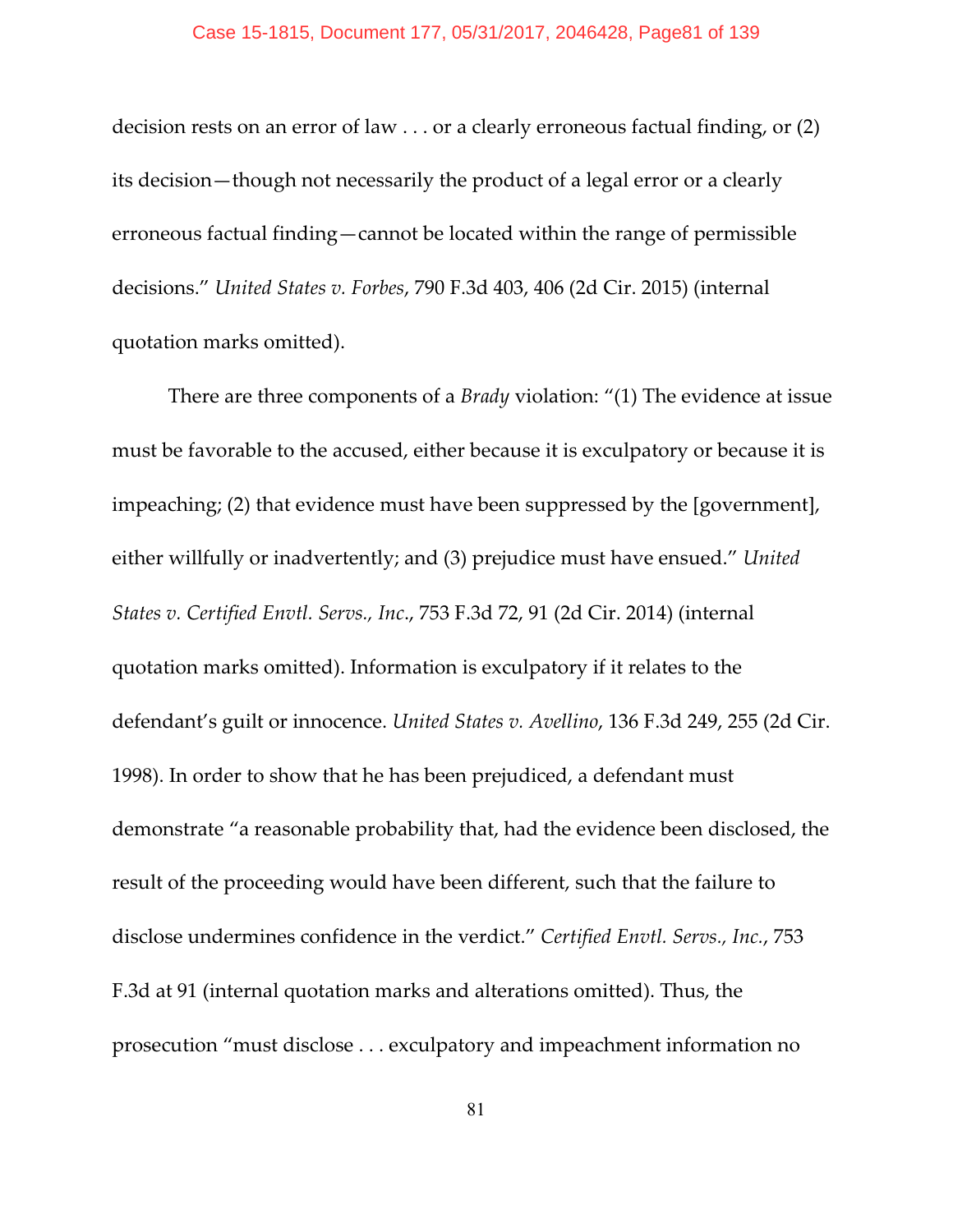decision rests on an error of law . . . or a clearly erroneous factual finding, or (2) its decision—though not necessarily the product of a legal error or a clearly erroneous factual finding—cannot be located within the range of permissible decisions." *United States v. Forbes*, 790 F.3d 403, 406 (2d Cir. 2015) (internal quotation marks omitted).

There are three components of a *Brady* violation: "(1) The evidence at issue must be favorable to the accused, either because it is exculpatory or because it is impeaching; (2) that evidence must have been suppressed by the [government], either willfully or inadvertently; and (3) prejudice must have ensued." *United States v. Certified Envtl. Servs., Inc.*, 753 F.3d 72, 91 (2d Cir. 2014) (internal quotation marks omitted). Information is exculpatory if it relates to the defendant's guilt or innocence. *United States v. Avellino*, 136 F.3d 249, 255 (2d Cir. 1998). In order to show that he has been prejudiced, a defendant must demonstrate "a reasonable probability that, had the evidence been disclosed, the result of the proceeding would have been different, such that the failure to disclose undermines confidence in the verdict." *Certified Envtl. Servs., Inc.*, 753 F.3d at 91 (internal quotation marks and alterations omitted). Thus, the prosecution "must disclose . . . exculpatory and impeachment information no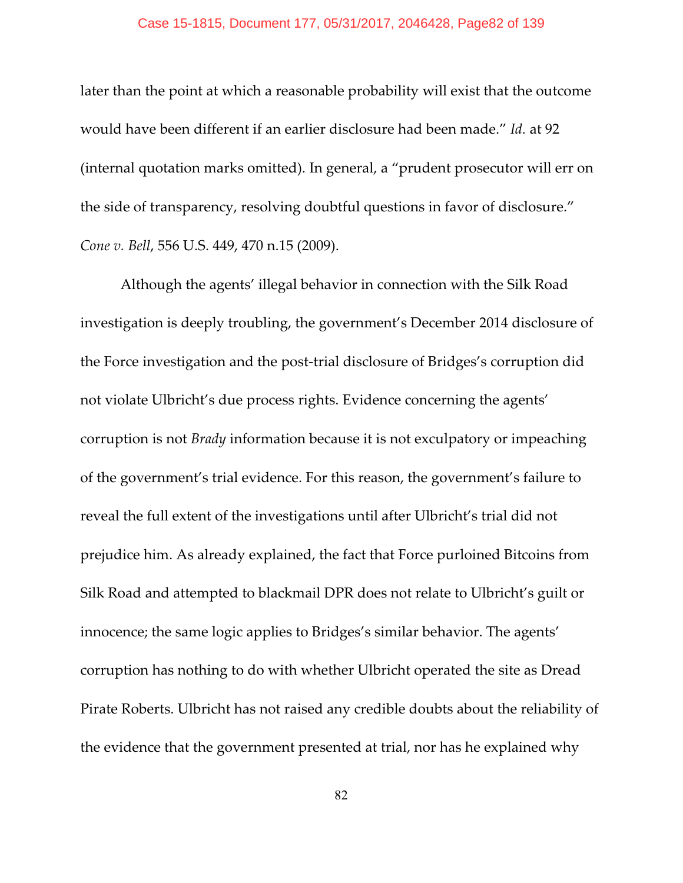later than the point at which a reasonable probability will exist that the outcome would have been different if an earlier disclosure had been made." *Id.* at 92 (internal quotation marks omitted). In general, a "prudent prosecutor will err on the side of transparency, resolving doubtful questions in favor of disclosure." *Cone v. Bell*, 556 U.S. 449, 470 n.15 (2009).

Although the agents' illegal behavior in connection with the Silk Road investigation is deeply troubling, the government's December 2014 disclosure of the Force investigation and the post-trial disclosure of Bridges's corruption did not violate Ulbricht's due process rights. Evidence concerning the agents' corruption is not *Brady* information because it is not exculpatory or impeaching of the government's trial evidence. For this reason, the government's failure to reveal the full extent of the investigations until after Ulbricht's trial did not prejudice him. As already explained, the fact that Force purloined Bitcoins from Silk Road and attempted to blackmail DPR does not relate to Ulbricht's guilt or innocence; the same logic applies to Bridges's similar behavior. The agents' corruption has nothing to do with whether Ulbricht operated the site as Dread Pirate Roberts. Ulbricht has not raised any credible doubts about the reliability of the evidence that the government presented at trial, nor has he explained why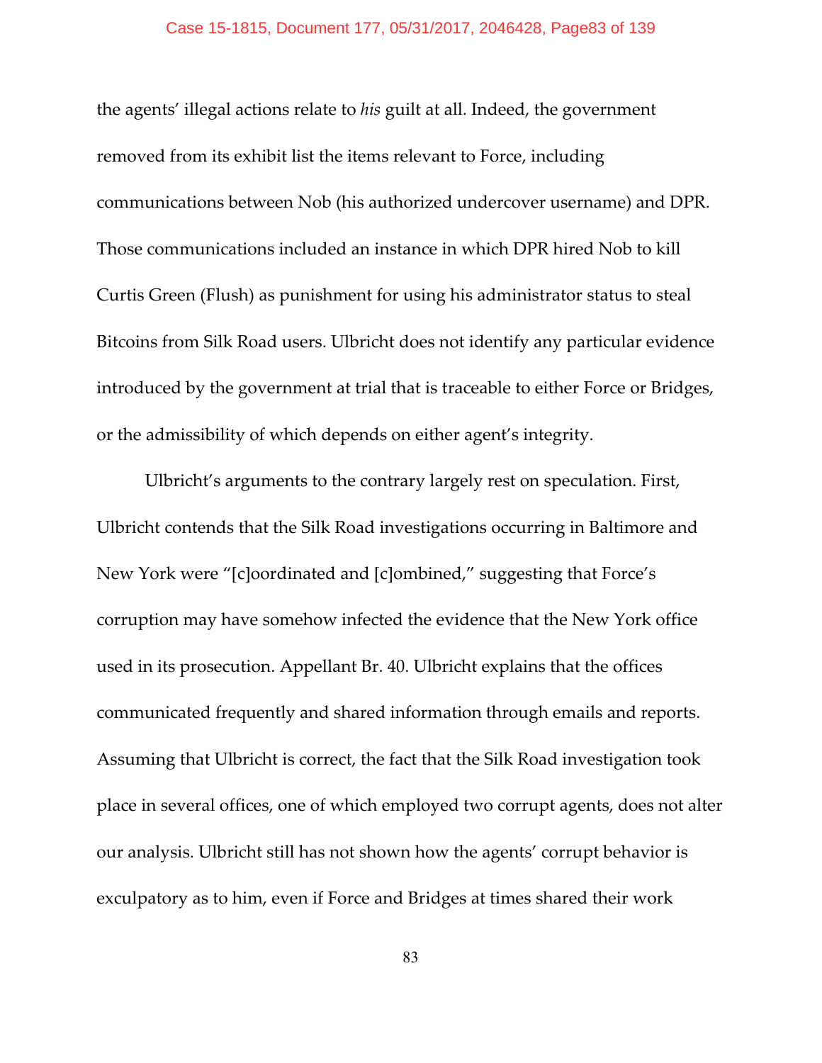the agents' illegal actions relate to *his* guilt at all. Indeed, the government removed from its exhibit list the items relevant to Force, including communications between Nob (his authorized undercover username) and DPR. Those communications included an instance in which DPR hired Nob to kill Curtis Green (Flush) as punishment for using his administrator status to steal Bitcoins from Silk Road users. Ulbricht does not identify any particular evidence introduced by the government at trial that is traceable to either Force or Bridges, or the admissibility of which depends on either agent's integrity.

Ulbricht's arguments to the contrary largely rest on speculation. First, Ulbricht contends that the Silk Road investigations occurring in Baltimore and New York were "[c]oordinated and [c]ombined," suggesting that Force's corruption may have somehow infected the evidence that the New York office used in its prosecution. Appellant Br. 40. Ulbricht explains that the offices communicated frequently and shared information through emails and reports. Assuming that Ulbricht is correct, the fact that the Silk Road investigation took place in several offices, one of which employed two corrupt agents, does not alter our analysis. Ulbricht still has not shown how the agents' corrupt behavior is exculpatory as to him, even if Force and Bridges at times shared their work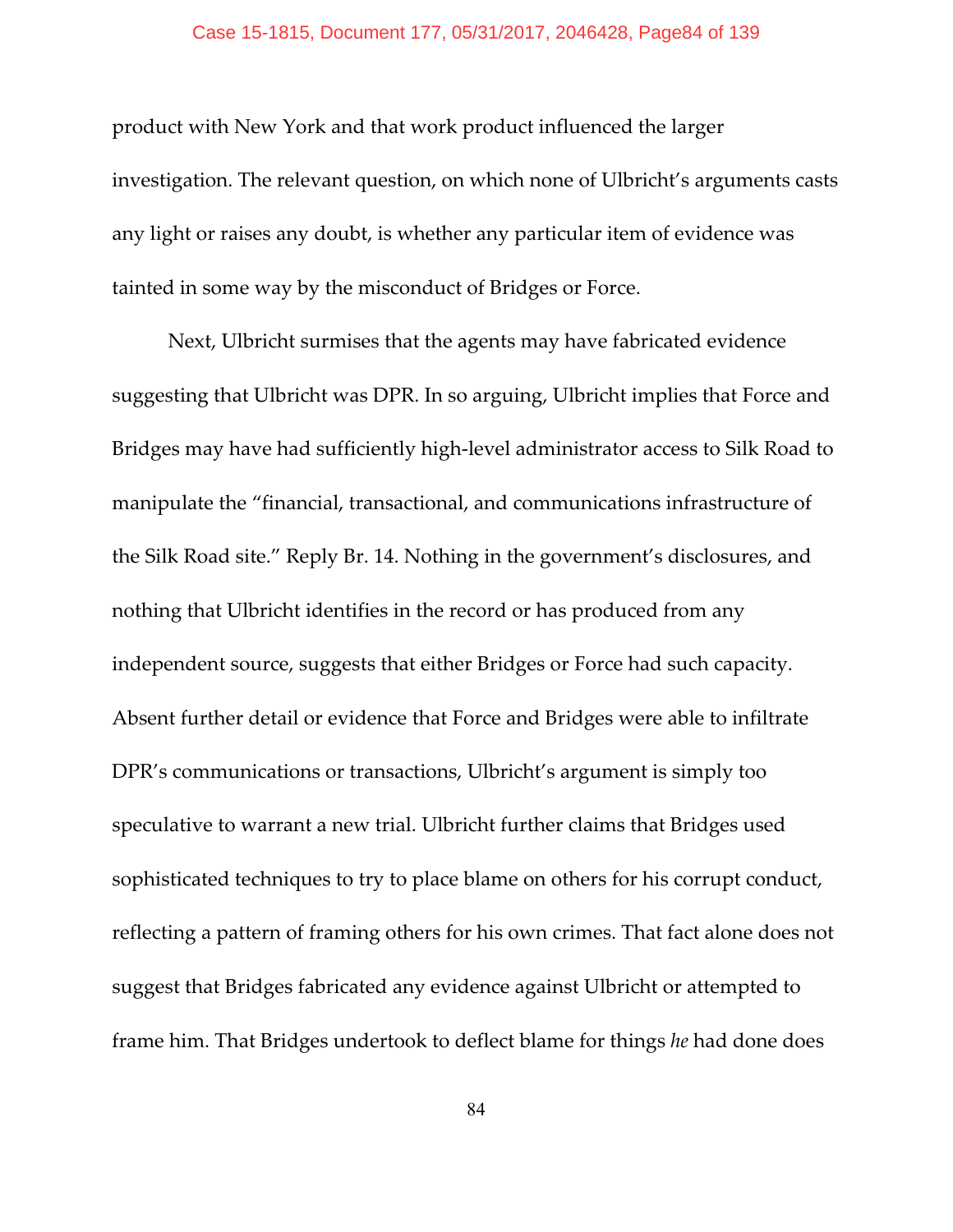product with New York and that work product influenced the larger investigation. The relevant question, on which none of Ulbricht's arguments casts any light or raises any doubt, is whether any particular item of evidence was tainted in some way by the misconduct of Bridges or Force.

Next, Ulbricht surmises that the agents may have fabricated evidence suggesting that Ulbricht was DPR. In so arguing, Ulbricht implies that Force and Bridges may have had sufficiently high-level administrator access to Silk Road to manipulate the "financial, transactional, and communications infrastructure of the Silk Road site." Reply Br. 14. Nothing in the government's disclosures, and nothing that Ulbricht identifies in the record or has produced from any independent source, suggests that either Bridges or Force had such capacity. Absent further detail or evidence that Force and Bridges were able to infiltrate DPR's communications or transactions, Ulbricht's argument is simply too speculative to warrant a new trial. Ulbricht further claims that Bridges used sophisticated techniques to try to place blame on others for his corrupt conduct, reflecting a pattern of framing others for his own crimes. That fact alone does not suggest that Bridges fabricated any evidence against Ulbricht or attempted to frame him. That Bridges undertook to deflect blame for things *he* had done does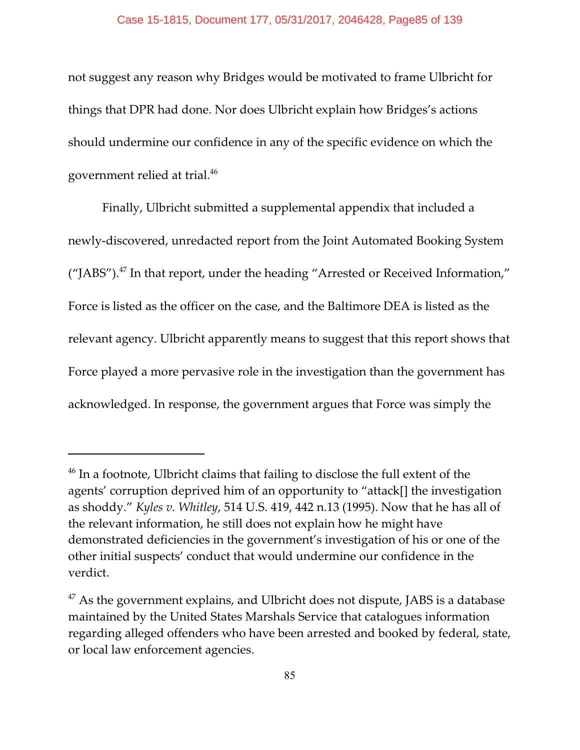not suggest any reason why Bridges would be motivated to frame Ulbricht for things that DPR had done. Nor does Ulbricht explain how Bridges's actions should undermine our confidence in any of the specific evidence on which the government relied at trial.[46]

Finally, Ulbricht submitted a supplemental appendix that included a newly-discovered, unredacted report from the Joint Automated Booking System ("JABS").[47] In that report, under the heading "Arrested or Received Information," Force is listed as the officer on the case, and the Baltimore DEA is listed as the relevant agency. Ulbricht apparently means to suggest that this report shows that Force played a more pervasive role in the investigation than the government has acknowledged. In response, the government argues that Force was simply the

---

[46] In a footnote, Ulbricht claims that failing to disclose the full extent of the agents' corruption deprived him of an opportunity to "attack[] the investigation as shoddy." *Kyles v. Whitley*, 514 U.S. 419, 442 n.13 (1995). Now that he has all of the relevant information, he still does not explain how he might have demonstrated deficiencies in the government's investigation of his or one of the other initial suspects' conduct that would undermine our confidence in the verdict.

[47] As the government explains, and Ulbricht does not dispute, JABS is a database maintained by the United States Marshals Service that catalogues information regarding alleged offenders who have been arrested and booked by federal, state, or local law enforcement agencies.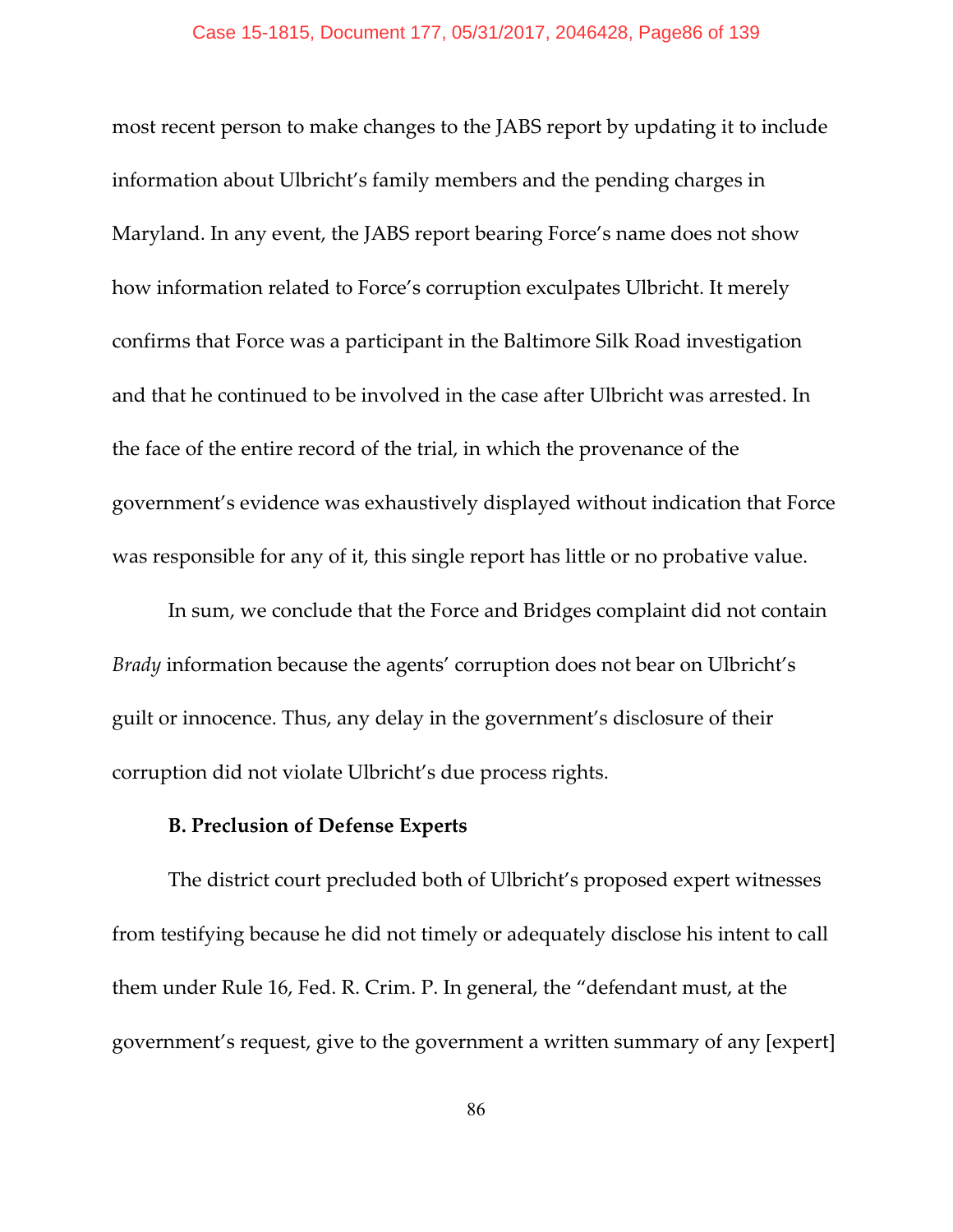most recent person to make changes to the JABS report by updating it to include information about Ulbricht's family members and the pending charges in Maryland. In any event, the JABS report bearing Force's name does not show how information related to Force's corruption exculpates Ulbricht. It merely confirms that Force was a participant in the Baltimore Silk Road investigation and that he continued to be involved in the case after Ulbricht was arrested. In the face of the entire record of the trial, in which the provenance of the government's evidence was exhaustively displayed without indication that Force was responsible for any of it, this single report has little or no probative value.

In sum, we conclude that the Force and Bridges complaint did not contain *Brady* information because the agents' corruption does not bear on Ulbricht's guilt or innocence. Thus, any delay in the government's disclosure of their corruption did not violate Ulbricht's due process rights.

**B. Preclusion of Defense Experts**

The district court precluded both of Ulbricht's proposed expert witnesses from testifying because he did not timely or adequately disclose his intent to call them under Rule 16, Fed. R. Crim. P. In general, the "defendant must, at the government's request, give to the government a written summary of any [expert]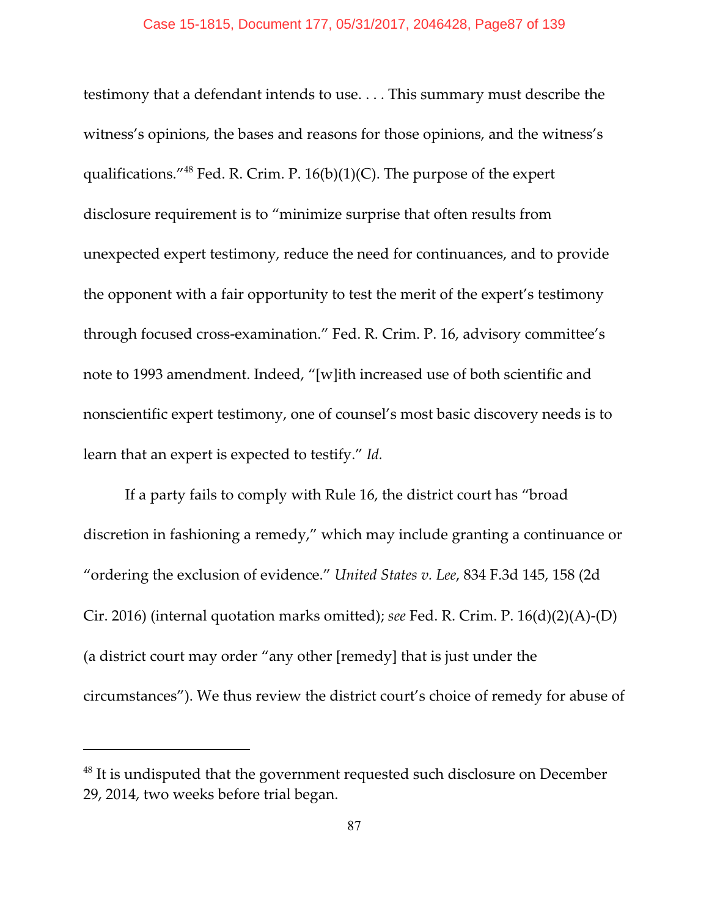testimony that a defendant intends to use. . . . This summary must describe the witness's opinions, the bases and reasons for those opinions, and the witness's qualifications."[48] Fed. R. Crim. P. 16(b)(1)(C). The purpose of the expert disclosure requirement is to "minimize surprise that often results from unexpected expert testimony, reduce the need for continuances, and to provide the opponent with a fair opportunity to test the merit of the expert's testimony through focused cross-examination." Fed. R. Crim. P. 16, advisory committee's note to 1993 amendment. Indeed, "[w]ith increased use of both scientific and nonscientific expert testimony, one of counsel's most basic discovery needs is to learn that an expert is expected to testify." *Id.*

If a party fails to comply with Rule 16, the district court has "broad discretion in fashioning a remedy," which may include granting a continuance or "ordering the exclusion of evidence." *United States v. Lee*, 834 F.3d 145, 158 (2d Cir. 2016) (internal quotation marks omitted); *see* Fed. R. Crim. P. 16(d)(2)(A)-(D) (a district court may order "any other [remedy] that is just under the circumstances"). We thus review the district court's choice of remedy for abuse of

[48] It is undisputed that the government requested such disclosure on December 29, 2014, two weeks before trial began.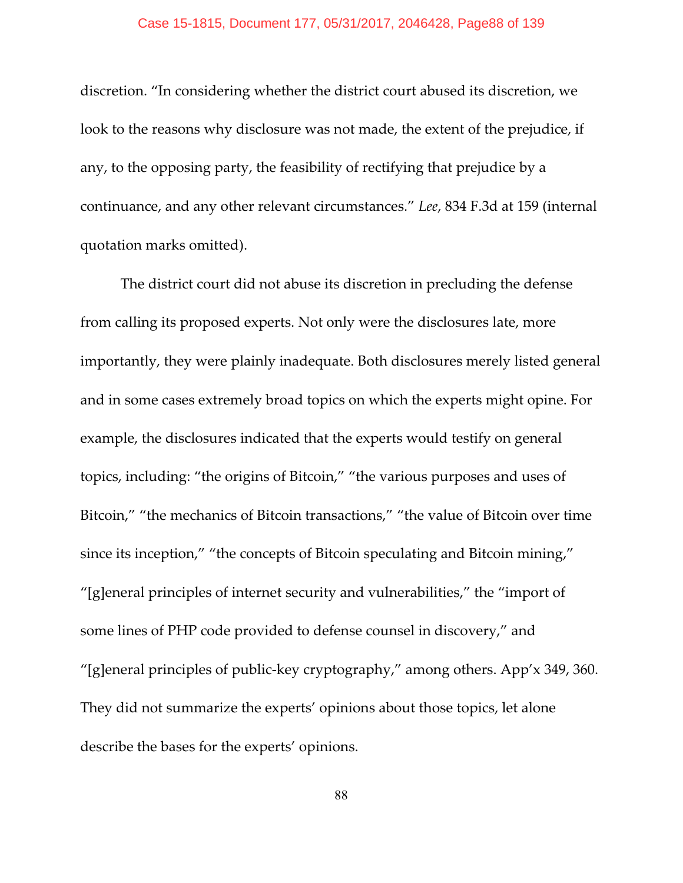discretion. "In considering whether the district court abused its discretion, we look to the reasons why disclosure was not made, the extent of the prejudice, if any, to the opposing party, the feasibility of rectifying that prejudice by a continuance, and any other relevant circumstances." *Lee*, 834 F.3d at 159 (internal quotation marks omitted).

The district court did not abuse its discretion in precluding the defense from calling its proposed experts. Not only were the disclosures late, more importantly, they were plainly inadequate. Both disclosures merely listed general and in some cases extremely broad topics on which the experts might opine. For example, the disclosures indicated that the experts would testify on general topics, including: "the origins of Bitcoin," "the various purposes and uses of Bitcoin," "the mechanics of Bitcoin transactions," "the value of Bitcoin over time since its inception," "the concepts of Bitcoin speculating and Bitcoin mining," "[g]eneral principles of internet security and vulnerabilities," the "import of some lines of PHP code provided to defense counsel in discovery," and "[g]eneral principles of public-key cryptography," among others. App'x 349, 360. They did not summarize the experts' opinions about those topics, let alone describe the bases for the experts' opinions.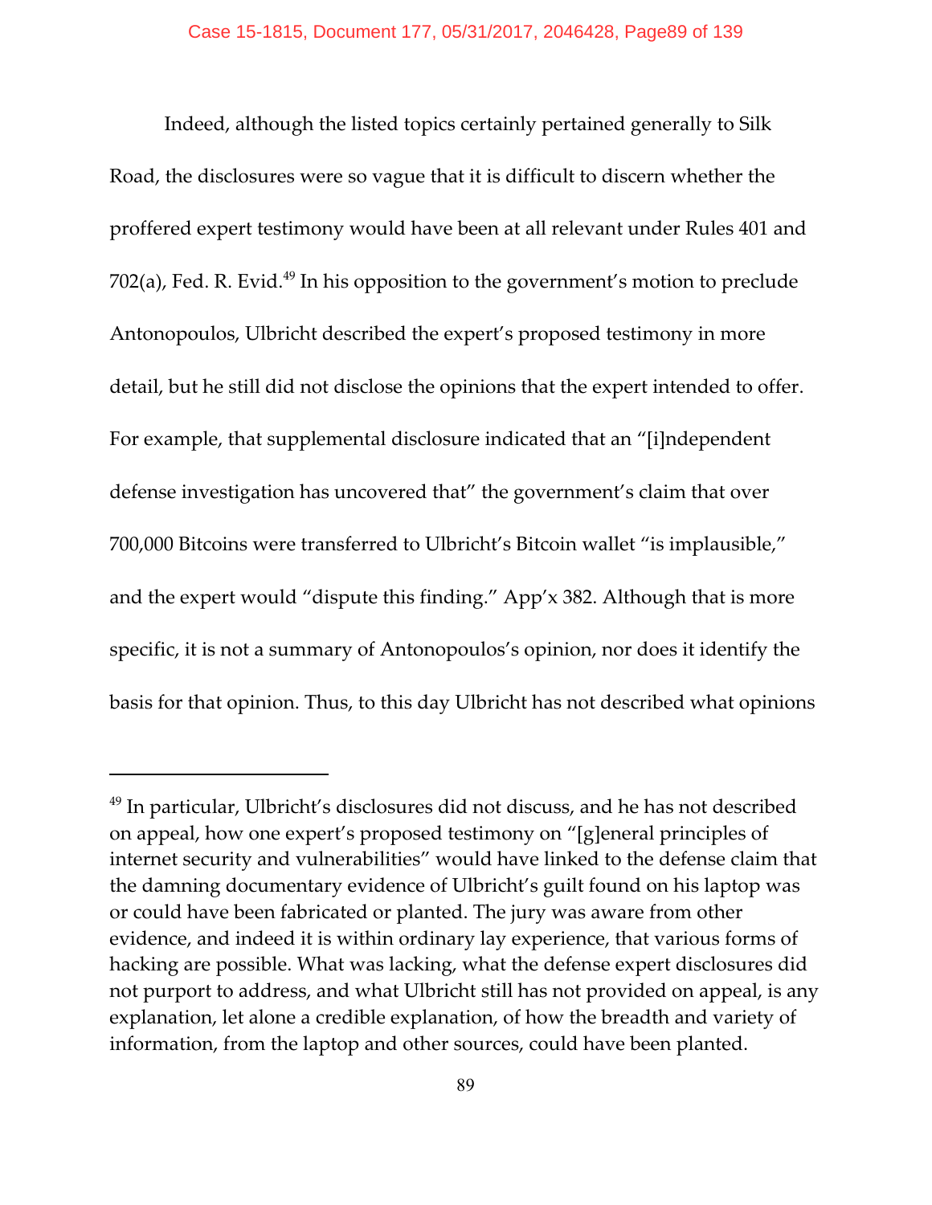Indeed, although the listed topics certainly pertained generally to Silk Road, the disclosures were so vague that it is difficult to discern whether the proffered expert testimony would have been at all relevant under Rules 401 and 702(a), Fed. R. Evid.[49] In his opposition to the government's motion to preclude Antonopoulos, Ulbricht described the expert's proposed testimony in more detail, but he still did not disclose the opinions that the expert intended to offer. For example, that supplemental disclosure indicated that an "[i]ndependent defense investigation has uncovered that" the government's claim that over 700,000 Bitcoins were transferred to Ulbricht's Bitcoin wallet "is implausible," and the expert would "dispute this finding." App'x 382. Although that is more specific, it is not a summary of Antonopoulos's opinion, nor does it identify the basis for that opinion. Thus, to this day Ulbricht has not described what opinions

---

[49] In particular, Ulbricht's disclosures did not discuss, and he has not described on appeal, how one expert's proposed testimony on "[g]eneral principles of internet security and vulnerabilities" would have linked to the defense claim that the damning documentary evidence of Ulbricht's guilt found on his laptop was or could have been fabricated or planted. The jury was aware from other evidence, and indeed it is within ordinary lay experience, that various forms of hacking are possible. What was lacking, what the defense expert disclosures did not purport to address, and what Ulbricht still has not provided on appeal, is any explanation, let alone a credible explanation, of how the breadth and variety of information, from the laptop and other sources, could have been planted.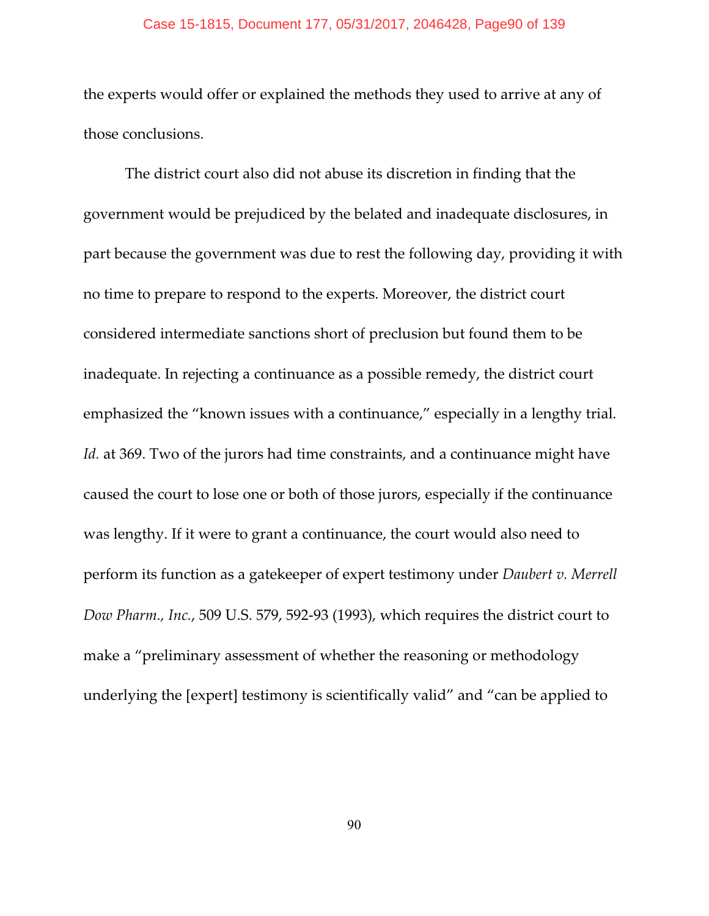the experts would offer or explained the methods they used to arrive at any of those conclusions.

The district court also did not abuse its discretion in finding that the government would be prejudiced by the belated and inadequate disclosures, in part because the government was due to rest the following day, providing it with no time to prepare to respond to the experts. Moreover, the district court considered intermediate sanctions short of preclusion but found them to be inadequate. In rejecting a continuance as a possible remedy, the district court emphasized the "known issues with a continuance," especially in a lengthy trial. *Id.* at 369. Two of the jurors had time constraints, and a continuance might have caused the court to lose one or both of those jurors, especially if the continuance was lengthy. If it were to grant a continuance, the court would also need to perform its function as a gatekeeper of expert testimony under *Daubert v. Merrell Dow Pharm., Inc.*, 509 U.S. 579, 592-93 (1993), which requires the district court to make a "preliminary assessment of whether the reasoning or methodology underlying the [expert] testimony is scientifically valid" and "can be applied to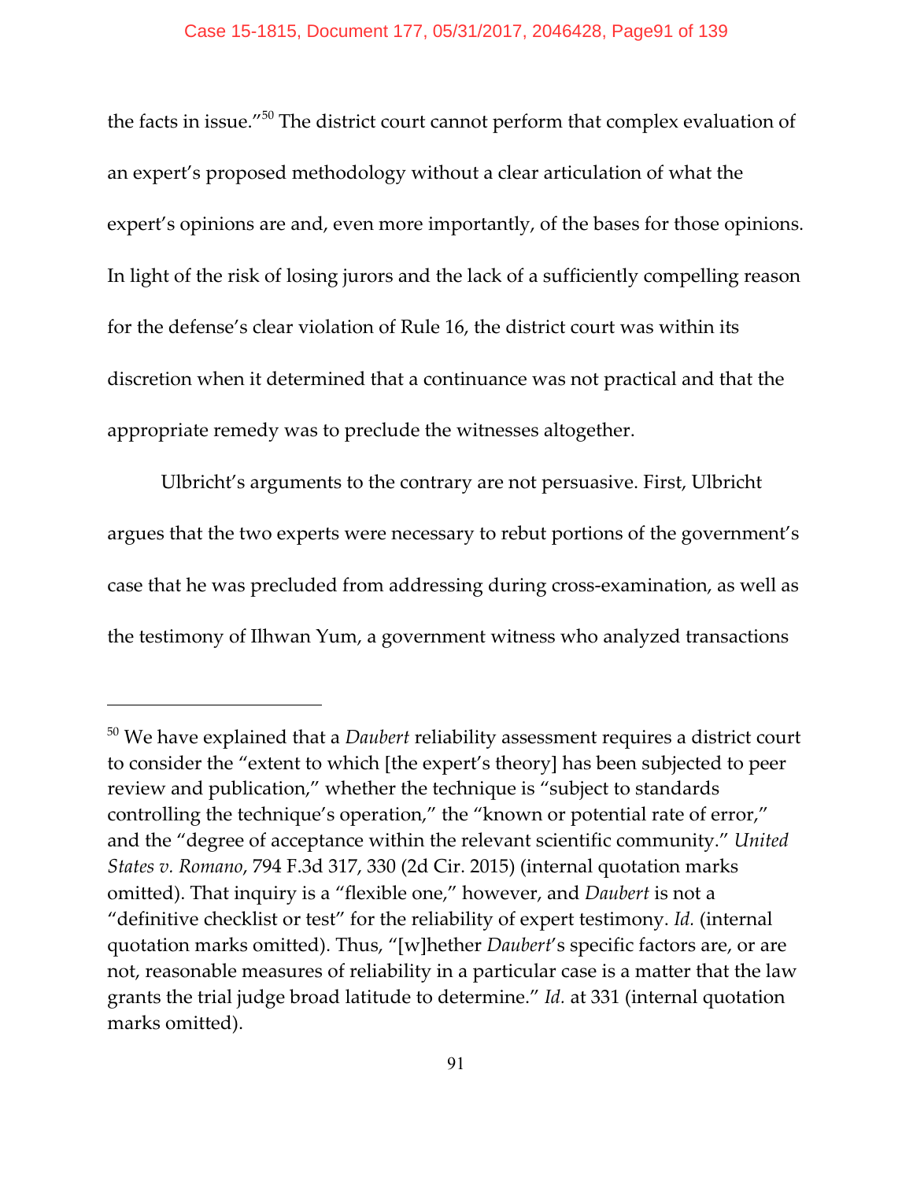the facts in issue."[50] The district court cannot perform that complex evaluation of an expert's proposed methodology without a clear articulation of what the expert's opinions are and, even more importantly, of the bases for those opinions. In light of the risk of losing jurors and the lack of a sufficiently compelling reason for the defense's clear violation of Rule 16, the district court was within its discretion when it determined that a continuance was not practical and that the appropriate remedy was to preclude the witnesses altogether.

Ulbricht's arguments to the contrary are not persuasive. First, Ulbricht argues that the two experts were necessary to rebut portions of the government's case that he was precluded from addressing during cross-examination, as well as the testimony of Ilhwan Yum, a government witness who analyzed transactions

---

[50] We have explained that a *Daubert* reliability assessment requires a district court to consider the "extent to which [the expert's theory] has been subjected to peer review and publication," whether the technique is "subject to standards controlling the technique's operation," the "known or potential rate of error," and the "degree of acceptance within the relevant scientific community." *United States v. Romano*, 794 F.3d 317, 330 (2d Cir. 2015) (internal quotation marks omitted). That inquiry is a "flexible one," however, and *Daubert* is not a "definitive checklist or test" for the reliability of expert testimony. *Id.* (internal quotation marks omitted). Thus, "[w]hether *Daubert*'s specific factors are, or are not, reasonable measures of reliability in a particular case is a matter that the law grants the trial judge broad latitude to determine." *Id.* at 331 (internal quotation marks omitted).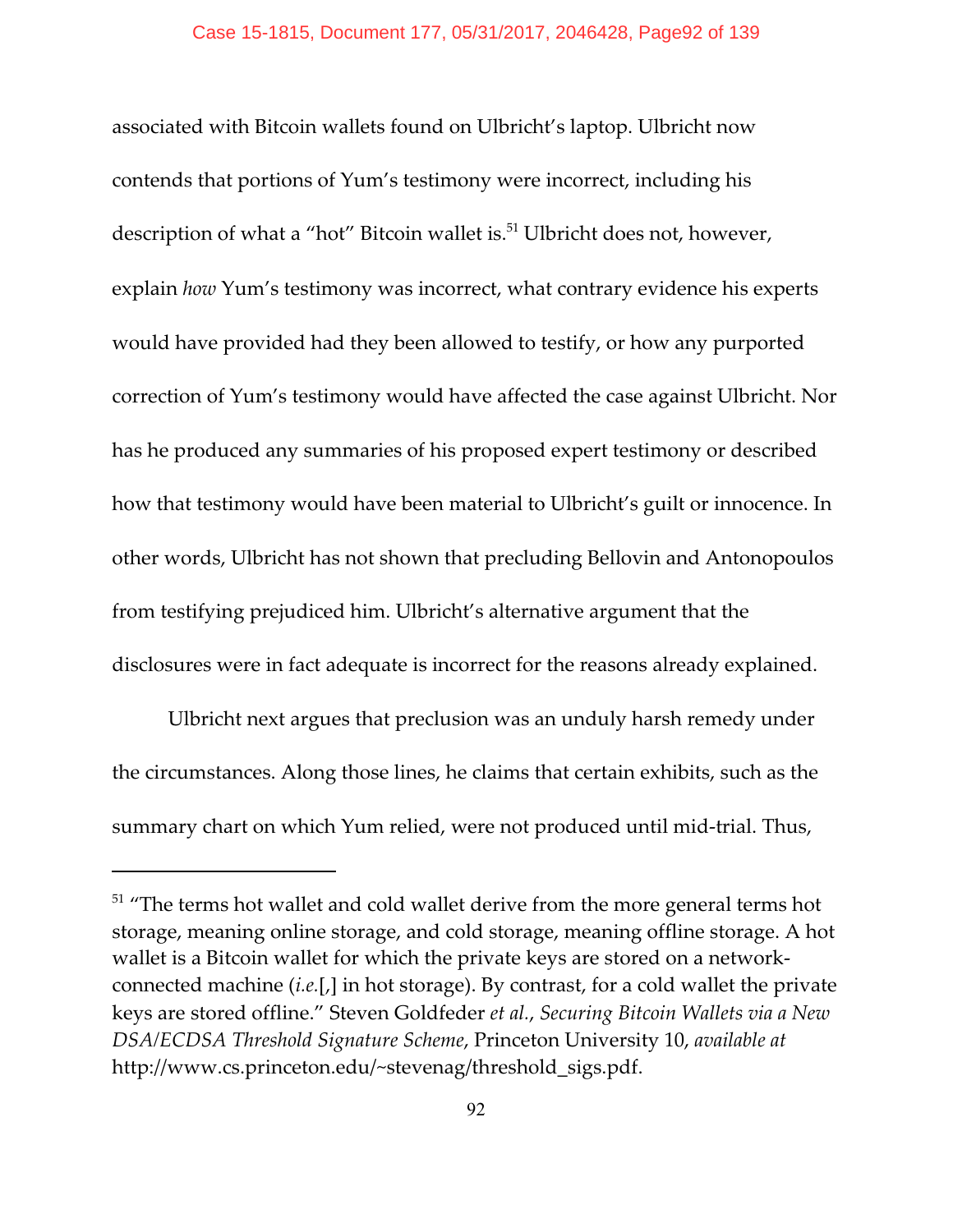associated with Bitcoin wallets found on Ulbricht's laptop. Ulbricht now contends that portions of Yum's testimony were incorrect, including his description of what a "hot" Bitcoin wallet is.[51] Ulbricht does not, however, explain *how* Yum's testimony was incorrect, what contrary evidence his experts would have provided had they been allowed to testify, or how any purported correction of Yum's testimony would have affected the case against Ulbricht. Nor has he produced any summaries of his proposed expert testimony or described how that testimony would have been material to Ulbricht's guilt or innocence. In other words, Ulbricht has not shown that precluding Bellovin and Antonopoulos from testifying prejudiced him. Ulbricht's alternative argument that the disclosures were in fact adequate is incorrect for the reasons already explained.

Ulbricht next argues that preclusion was an unduly harsh remedy under the circumstances. Along those lines, he claims that certain exhibits, such as the summary chart on which Yum relied, were not produced until mid-trial. Thus,

---

[51] "The terms hot wallet and cold wallet derive from the more general terms hot storage, meaning online storage, and cold storage, meaning offline storage. A hot wallet is a Bitcoin wallet for which the private keys are stored on a network-connected machine (*i.e.*[,] in hot storage). By contrast, for a cold wallet the private keys are stored offline." Steven Goldfeder *et al.*, *Securing Bitcoin Wallets via a New DSA/ECDSA Threshold Signature Scheme*, Princeton University 10, *available at* http://www.cs.princeton.edu/~stevenag/threshold_sigs.pdf.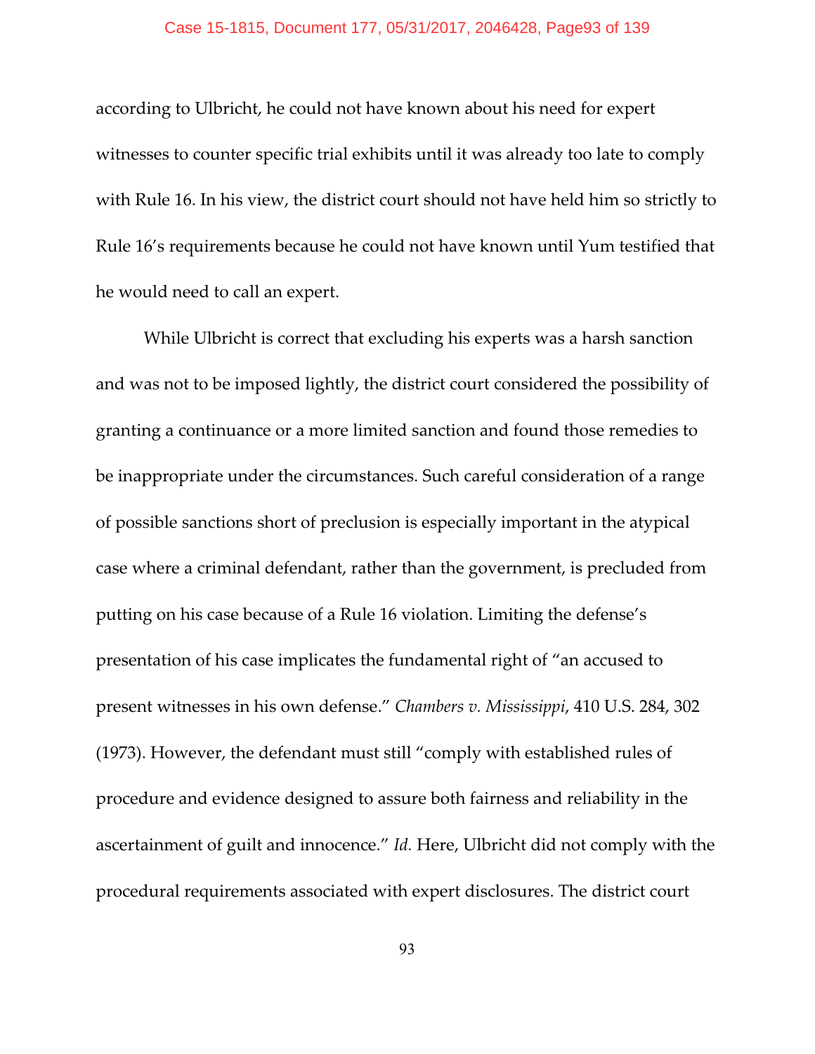according to Ulbricht, he could not have known about his need for expert witnesses to counter specific trial exhibits until it was already too late to comply with Rule 16. In his view, the district court should not have held him so strictly to Rule 16's requirements because he could not have known until Yum testified that he would need to call an expert.

While Ulbricht is correct that excluding his experts was a harsh sanction and was not to be imposed lightly, the district court considered the possibility of granting a continuance or a more limited sanction and found those remedies to be inappropriate under the circumstances. Such careful consideration of a range of possible sanctions short of preclusion is especially important in the atypical case where a criminal defendant, rather than the government, is precluded from putting on his case because of a Rule 16 violation. Limiting the defense's presentation of his case implicates the fundamental right of "an accused to present witnesses in his own defense." *Chambers v. Mississippi*, 410 U.S. 284, 302 (1973). However, the defendant must still "comply with established rules of procedure and evidence designed to assure both fairness and reliability in the ascertainment of guilt and innocence." *Id.* Here, Ulbricht did not comply with the procedural requirements associated with expert disclosures. The district court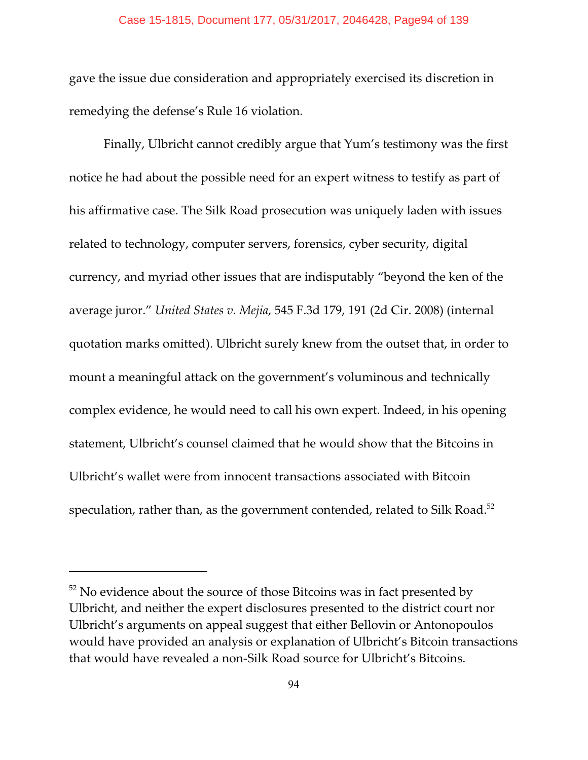gave the issue due consideration and appropriately exercised its discretion in remedying the defense's Rule 16 violation.

Finally, Ulbricht cannot credibly argue that Yum's testimony was the first notice he had about the possible need for an expert witness to testify as part of his affirmative case. The Silk Road prosecution was uniquely laden with issues related to technology, computer servers, forensics, cyber security, digital currency, and myriad other issues that are indisputably "beyond the ken of the average juror." *United States v. Mejia*, 545 F.3d 179, 191 (2d Cir. 2008) (internal quotation marks omitted). Ulbricht surely knew from the outset that, in order to mount a meaningful attack on the government's voluminous and technically complex evidence, he would need to call his own expert. Indeed, in his opening statement, Ulbricht's counsel claimed that he would show that the Bitcoins in Ulbricht's wallet were from innocent transactions associated with Bitcoin speculation, rather than, as the government contended, related to Silk Road.[52]

---

[52] No evidence about the source of those Bitcoins was in fact presented by Ulbricht, and neither the expert disclosures presented to the district court nor Ulbricht's arguments on appeal suggest that either Bellovin or Antonopoulos would have provided an analysis or explanation of Ulbricht's Bitcoin transactions that would have revealed a non-Silk Road source for Ulbricht's Bitcoins.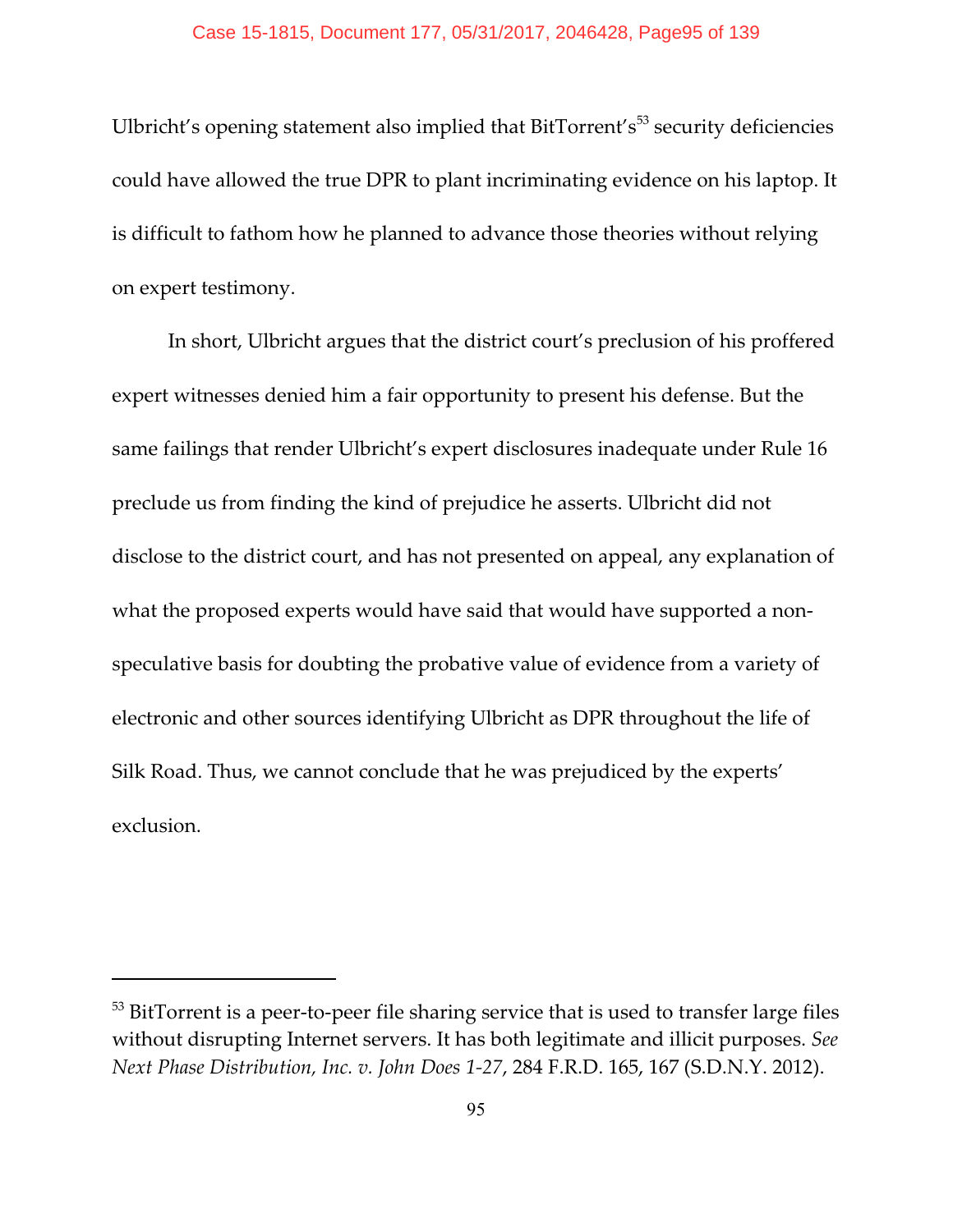Ulbricht's opening statement also implied that BitTorrent's[53] security deficiencies could have allowed the true DPR to plant incriminating evidence on his laptop. It is difficult to fathom how he planned to advance those theories without relying on expert testimony.

In short, Ulbricht argues that the district court's preclusion of his proffered expert witnesses denied him a fair opportunity to present his defense. But the same failings that render Ulbricht's expert disclosures inadequate under Rule 16 preclude us from finding the kind of prejudice he asserts. Ulbricht did not disclose to the district court, and has not presented on appeal, any explanation of what the proposed experts would have said that would have supported a non-speculative basis for doubting the probative value of evidence from a variety of electronic and other sources identifying Ulbricht as DPR throughout the life of Silk Road. Thus, we cannot conclude that he was prejudiced by the experts' exclusion.

---

[53] BitTorrent is a peer-to-peer file sharing service that is used to transfer large files without disrupting Internet servers. It has both legitimate and illicit purposes. *See Next Phase Distribution, Inc. v. John Does 1-27*, 284 F.R.D. 165, 167 (S.D.N.Y. 2012).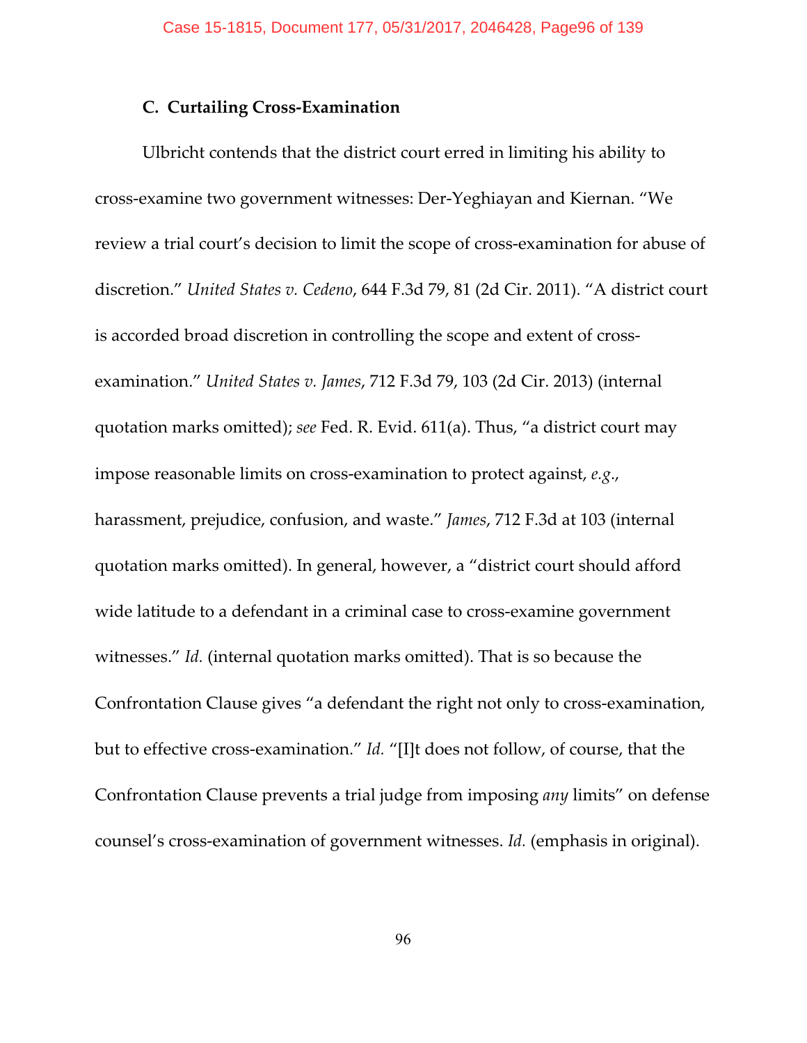### C. Curtailing Cross-Examination

Ulbricht contends that the district court erred in limiting his ability to cross-examine two government witnesses: Der-Yeghiayan and Kiernan. "We review a trial court's decision to limit the scope of cross-examination for abuse of discretion." *United States v. Cedeno*, 644 F.3d 79, 81 (2d Cir. 2011). "A district court is accorded broad discretion in controlling the scope and extent of cross-examination." *United States v. James*, 712 F.3d 79, 103 (2d Cir. 2013) (internal quotation marks omitted); *see* Fed. R. Evid. 611(a). Thus, "a district court may impose reasonable limits on cross-examination to protect against, *e.g.*, harassment, prejudice, confusion, and waste." *James*, 712 F.3d at 103 (internal quotation marks omitted). In general, however, a "district court should afford wide latitude to a defendant in a criminal case to cross-examine government witnesses." *Id.* (internal quotation marks omitted). That is so because the Confrontation Clause gives "a defendant the right not only to cross-examination, but to effective cross-examination." *Id.* "[I]t does not follow, of course, that the Confrontation Clause prevents a trial judge from imposing *any* limits" on defense counsel's cross-examination of government witnesses. *Id.* (emphasis in original).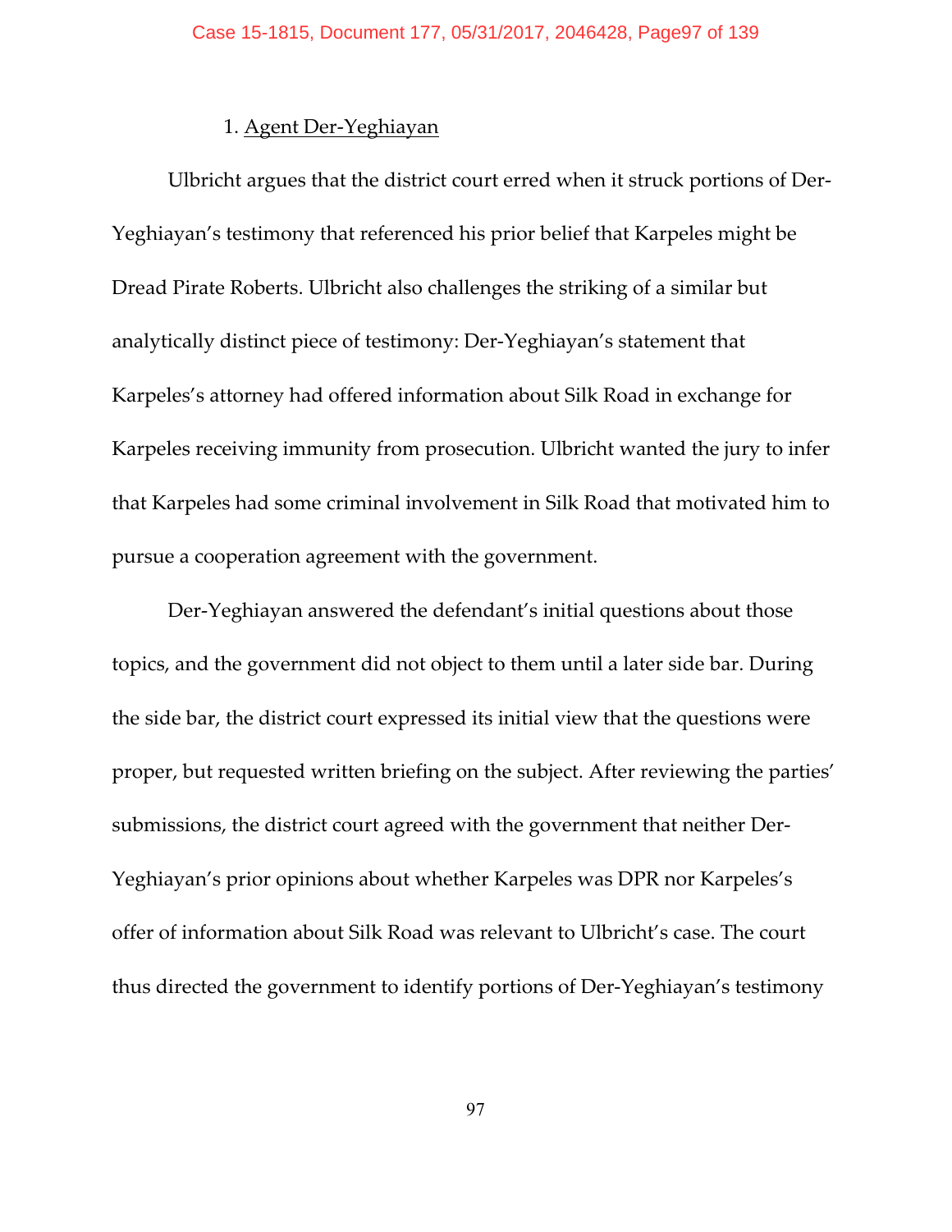1. <u>Agent Der-Yeghiayan</u>

Ulbricht argues that the district court erred when it struck portions of Der-Yeghiayan's testimony that referenced his prior belief that Karpeles might be Dread Pirate Roberts. Ulbricht also challenges the striking of a similar but analytically distinct piece of testimony: Der-Yeghiayan's statement that Karpeles's attorney had offered information about Silk Road in exchange for Karpeles receiving immunity from prosecution. Ulbricht wanted the jury to infer that Karpeles had some criminal involvement in Silk Road that motivated him to pursue a cooperation agreement with the government.

Der-Yeghiayan answered the defendant's initial questions about those topics, and the government did not object to them until a later side bar. During the side bar, the district court expressed its initial view that the questions were proper, but requested written briefing on the subject. After reviewing the parties' submissions, the district court agreed with the government that neither Der-Yeghiayan's prior opinions about whether Karpeles was DPR nor Karpeles's offer of information about Silk Road was relevant to Ulbricht's case. The court thus directed the government to identify portions of Der-Yeghiayan's testimony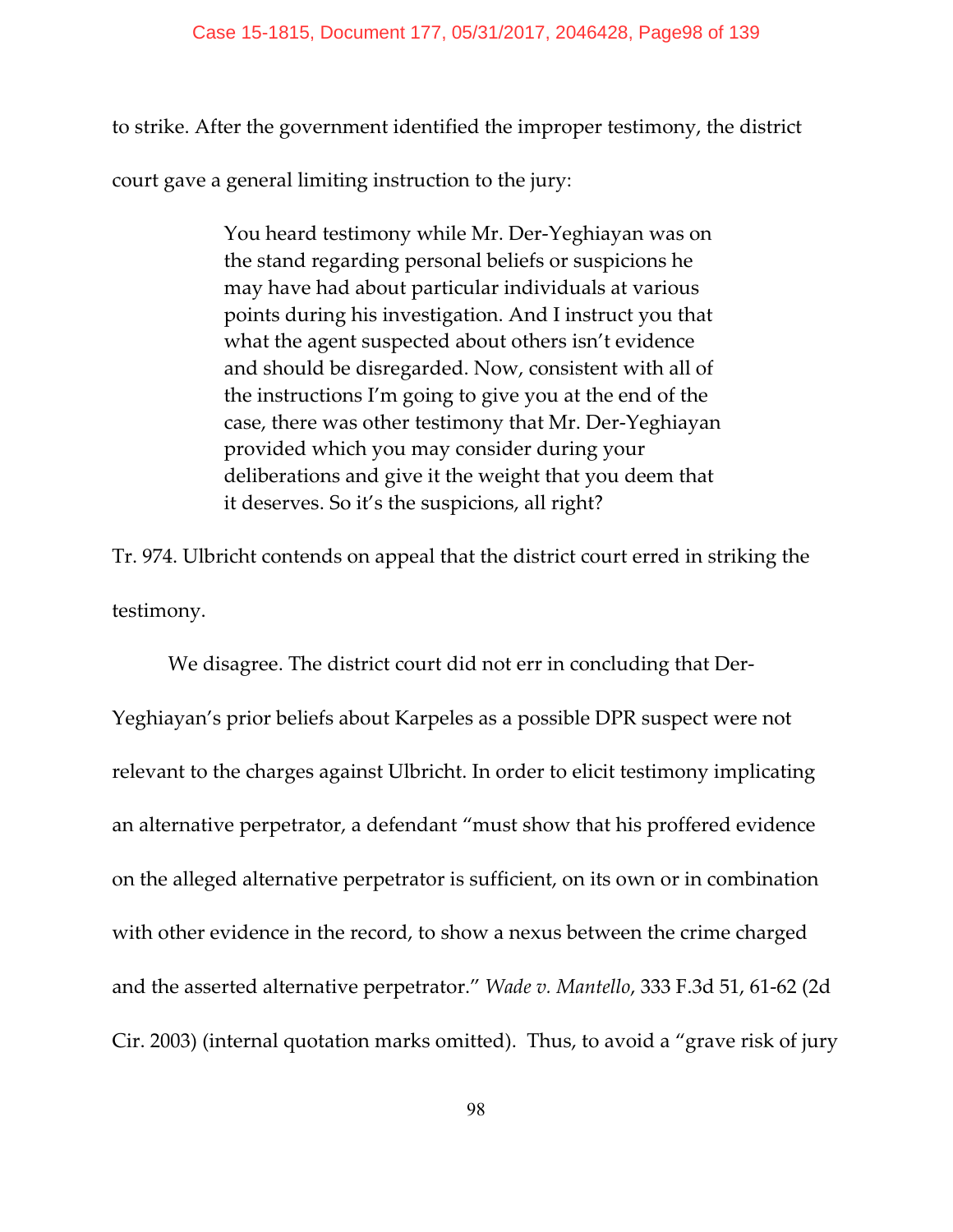to strike. After the government identified the improper testimony, the district court gave a general limiting instruction to the jury:

> You heard testimony while Mr. Der-Yeghiayan was on the stand regarding personal beliefs or suspicions he may have had about particular individuals at various points during his investigation. And I instruct you that what the agent suspected about others isn't evidence and should be disregarded. Now, consistent with all of the instructions I'm going to give you at the end of the case, there was other testimony that Mr. Der-Yeghiayan provided which you may consider during your deliberations and give it the weight that you deem that it deserves. So it's the suspicions, all right?

Tr. 974. Ulbricht contends on appeal that the district court erred in striking the testimony.

We disagree. The district court did not err in concluding that Der-Yeghiayan's prior beliefs about Karpeles as a possible DPR suspect were not relevant to the charges against Ulbricht. In order to elicit testimony implicating an alternative perpetrator, a defendant "must show that his proffered evidence on the alleged alternative perpetrator is sufficient, on its own or in combination with other evidence in the record, to show a nexus between the crime charged and the asserted alternative perpetrator." *Wade v. Mantello*, 333 F.3d 51, 61-62 (2d Cir. 2003) (internal quotation marks omitted). Thus, to avoid a "grave risk of jury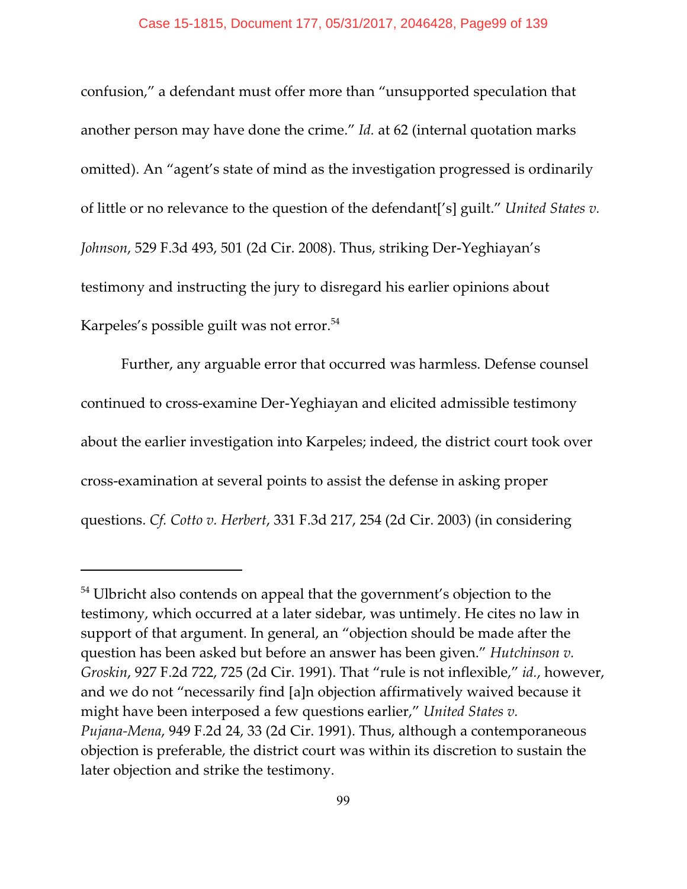confusion," a defendant must offer more than "unsupported speculation that another person may have done the crime." *Id.* at 62 (internal quotation marks omitted). An "agent's state of mind as the investigation progressed is ordinarily of little or no relevance to the question of the defendant['s] guilt." *United States v. Johnson*, 529 F.3d 493, 501 (2d Cir. 2008). Thus, striking Der-Yeghiayan's testimony and instructing the jury to disregard his earlier opinions about Karpeles's possible guilt was not error.[54]

Further, any arguable error that occurred was harmless. Defense counsel continued to cross-examine Der-Yeghiayan and elicited admissible testimony about the earlier investigation into Karpeles; indeed, the district court took over cross-examination at several points to assist the defense in asking proper questions. *Cf. Cotto v. Herbert*, 331 F.3d 217, 254 (2d Cir. 2003) (in considering

---

[54] Ulbricht also contends on appeal that the government's objection to the testimony, which occurred at a later sidebar, was untimely. He cites no law in support of that argument. In general, an "objection should be made after the question has been asked but before an answer has been given." *Hutchinson v. Groskin*, 927 F.2d 722, 725 (2d Cir. 1991). That "rule is not inflexible," *id.*, however, and we do not "necessarily find [a]n objection affirmatively waived because it might have been interposed a few questions earlier," *United States v. Pujana-Mena*, 949 F.2d 24, 33 (2d Cir. 1991). Thus, although a contemporaneous objection is preferable, the district court was within its discretion to sustain the later objection and strike the testimony.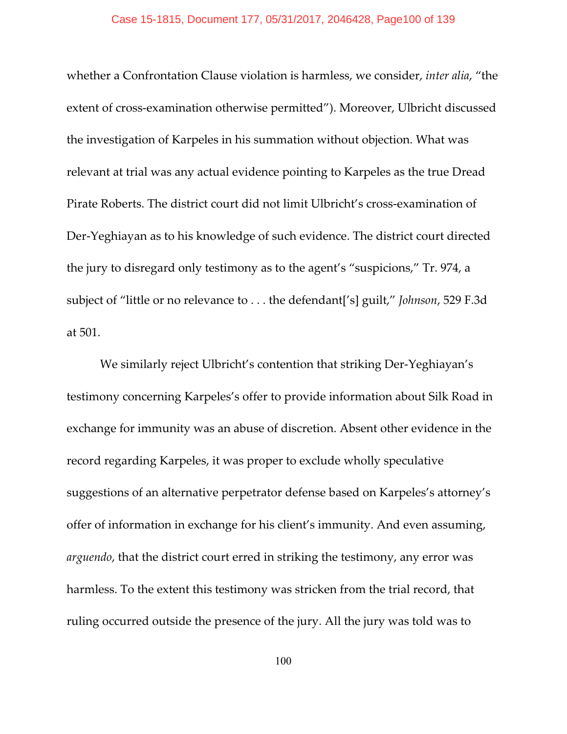whether a Confrontation Clause violation is harmless, we consider, *inter alia*, "the extent of cross-examination otherwise permitted"). Moreover, Ulbricht discussed the investigation of Karpeles in his summation without objection. What was relevant at trial was any actual evidence pointing to Karpeles as the true Dread Pirate Roberts. The district court did not limit Ulbricht's cross-examination of Der-Yeghiayan as to his knowledge of such evidence. The district court directed the jury to disregard only testimony as to the agent's "suspicions," Tr. 974, a subject of "little or no relevance to . . . the defendant['s] guilt," *Johnson*, 529 F.3d at 501.

We similarly reject Ulbricht's contention that striking Der-Yeghiayan's testimony concerning Karpeles's offer to provide information about Silk Road in exchange for immunity was an abuse of discretion. Absent other evidence in the record regarding Karpeles, it was proper to exclude wholly speculative suggestions of an alternative perpetrator defense based on Karpeles's attorney's offer of information in exchange for his client's immunity. And even assuming, *arguendo*, that the district court erred in striking the testimony, any error was harmless. To the extent this testimony was stricken from the trial record, that ruling occurred outside the presence of the jury. All the jury was told was to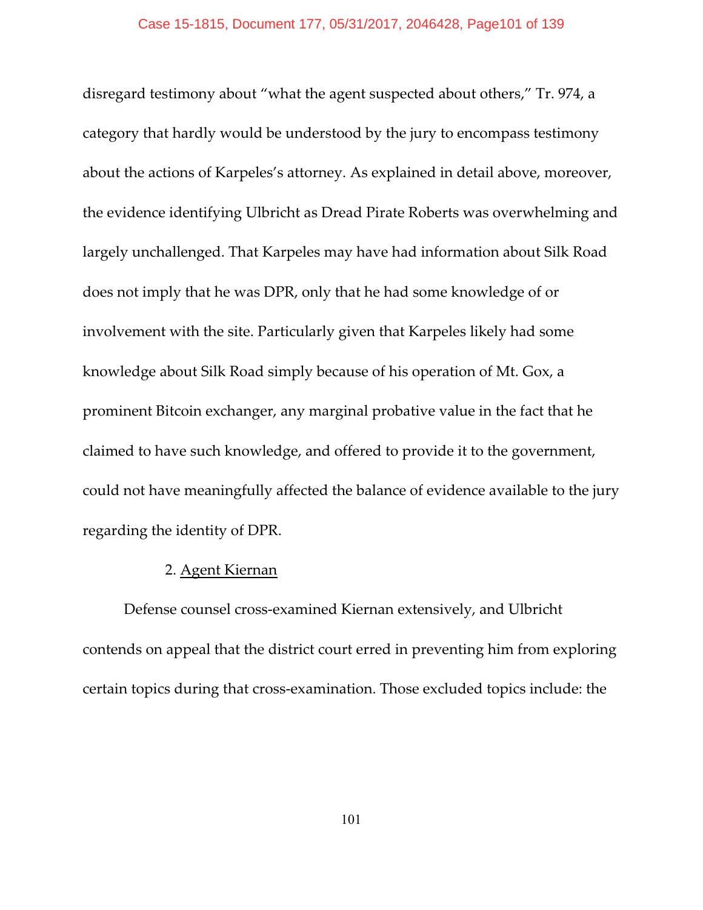disregard testimony about "what the agent suspected about others," Tr. 974, a category that hardly would be understood by the jury to encompass testimony about the actions of Karpeles's attorney. As explained in detail above, moreover, the evidence identifying Ulbricht as Dread Pirate Roberts was overwhelming and largely unchallenged. That Karpeles may have had information about Silk Road does not imply that he was DPR, only that he had some knowledge of or involvement with the site. Particularly given that Karpeles likely had some knowledge about Silk Road simply because of his operation of Mt. Gox, a prominent Bitcoin exchanger, any marginal probative value in the fact that he claimed to have such knowledge, and offered to provide it to the government, could not have meaningfully affected the balance of evidence available to the jury regarding the identity of DPR.

2. Agent Kiernan

Defense counsel cross-examined Kiernan extensively, and Ulbricht contends on appeal that the district court erred in preventing him from exploring certain topics during that cross-examination. Those excluded topics include: the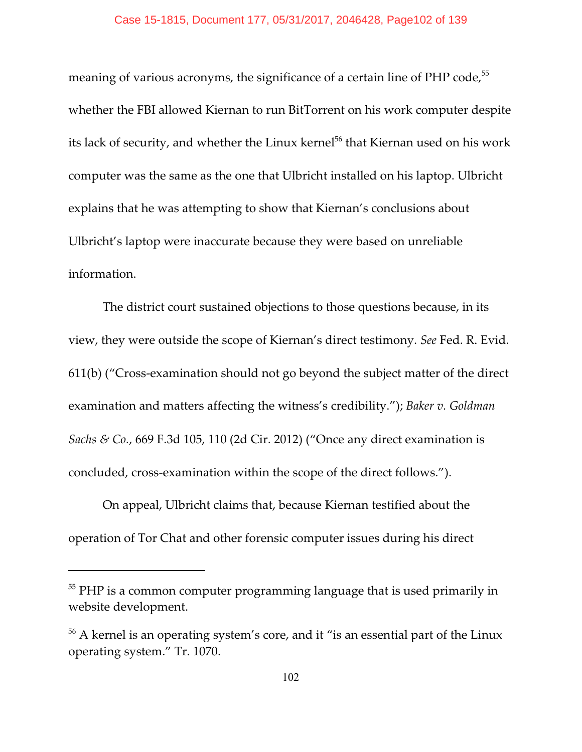meaning of various acronyms, the significance of a certain line of PHP code,[55] whether the FBI allowed Kiernan to run BitTorrent on his work computer despite its lack of security, and whether the Linux kernel[56] that Kiernan used on his work computer was the same as the one that Ulbricht installed on his laptop. Ulbricht explains that he was attempting to show that Kiernan's conclusions about Ulbricht's laptop were inaccurate because they were based on unreliable information.

The district court sustained objections to those questions because, in its view, they were outside the scope of Kiernan's direct testimony. *See* Fed. R. Evid. 611(b) ("Cross-examination should not go beyond the subject matter of the direct examination and matters affecting the witness's credibility."); *Baker v. Goldman Sachs & Co.*, 669 F.3d 105, 110 (2d Cir. 2012) ("Once any direct examination is concluded, cross-examination within the scope of the direct follows.").

On appeal, Ulbricht claims that, because Kiernan testified about the operation of Tor Chat and other forensic computer issues during his direct

---

[55] PHP is a common computer programming language that is used primarily in website development.

[56] A kernel is an operating system's core, and it "is an essential part of the Linux operating system." Tr. 1070.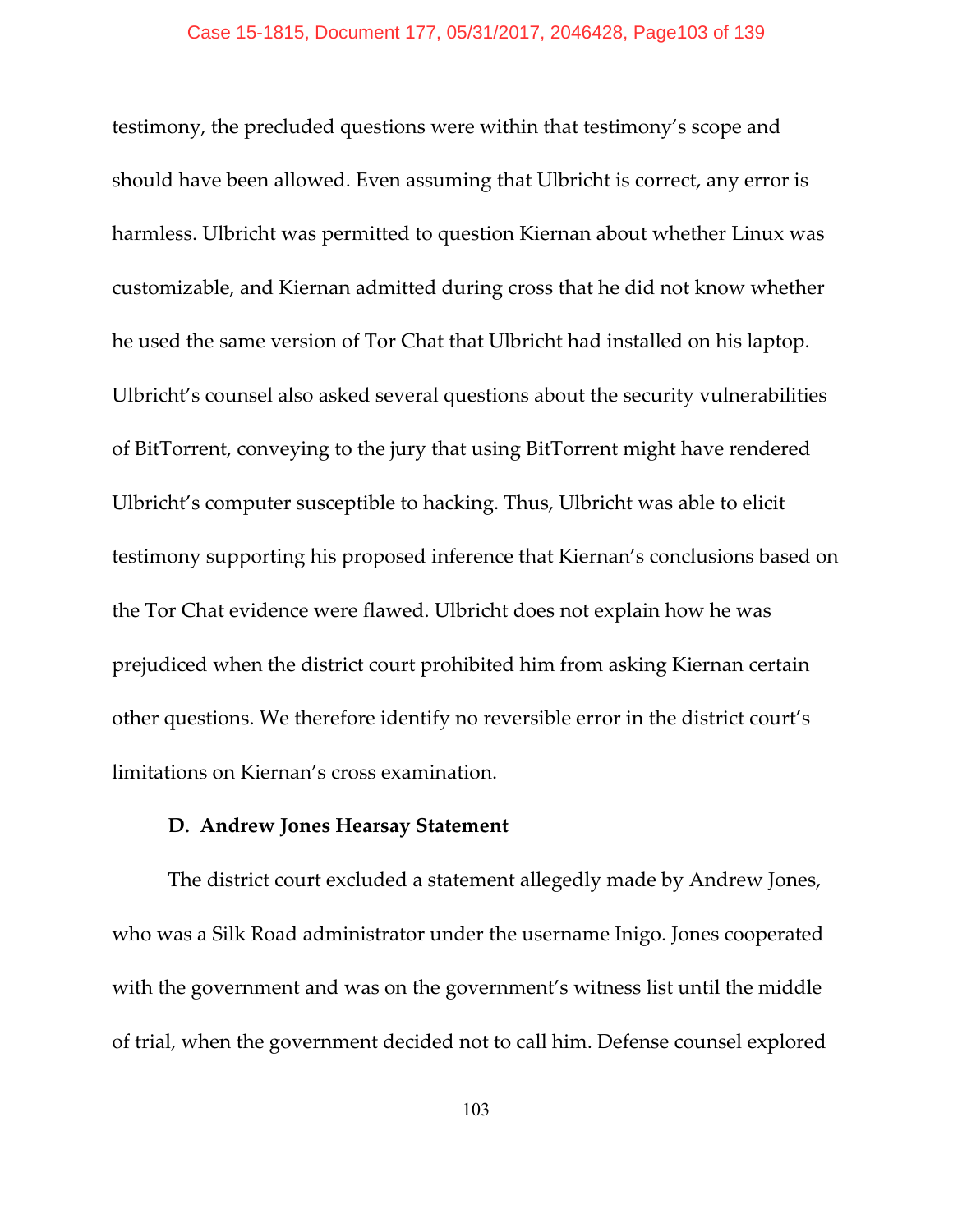testimony, the precluded questions were within that testimony's scope and should have been allowed. Even assuming that Ulbricht is correct, any error is harmless. Ulbricht was permitted to question Kiernan about whether Linux was customizable, and Kiernan admitted during cross that he did not know whether he used the same version of Tor Chat that Ulbricht had installed on his laptop. Ulbricht's counsel also asked several questions about the security vulnerabilities of BitTorrent, conveying to the jury that using BitTorrent might have rendered Ulbricht's computer susceptible to hacking. Thus, Ulbricht was able to elicit testimony supporting his proposed inference that Kiernan's conclusions based on the Tor Chat evidence were flawed. Ulbricht does not explain how he was prejudiced when the district court prohibited him from asking Kiernan certain other questions. We therefore identify no reversible error in the district court's limitations on Kiernan's cross examination.

### D. Andrew Jones Hearsay Statement

The district court excluded a statement allegedly made by Andrew Jones, who was a Silk Road administrator under the username Inigo. Jones cooperated with the government and was on the government's witness list until the middle of trial, when the government decided not to call him. Defense counsel explored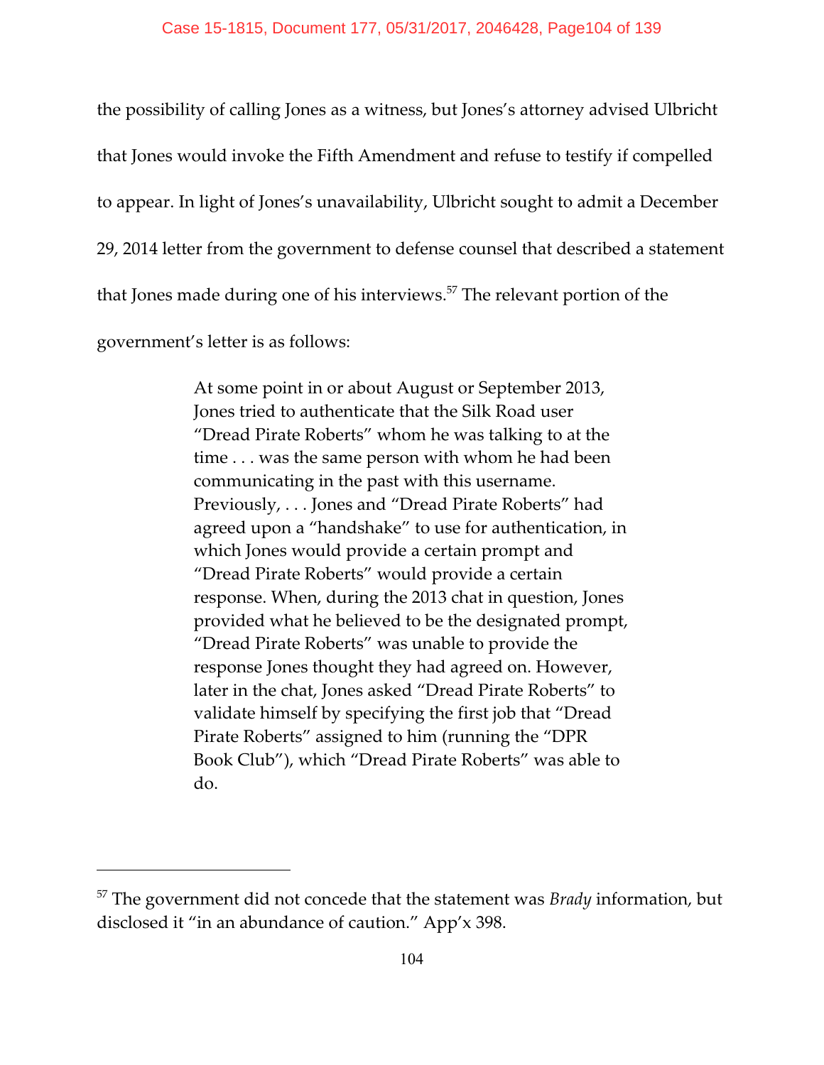the possibility of calling Jones as a witness, but Jones's attorney advised Ulbricht that Jones would invoke the Fifth Amendment and refuse to testify if compelled to appear. In light of Jones's unavailability, Ulbricht sought to admit a December 29, 2014 letter from the government to defense counsel that described a statement that Jones made during one of his interviews.[57] The relevant portion of the government's letter is as follows:

> At some point in or about August or September 2013, Jones tried to authenticate that the Silk Road user "Dread Pirate Roberts" whom he was talking to at the time . . . was the same person with whom he had been communicating in the past with this username. Previously, . . . Jones and "Dread Pirate Roberts" had agreed upon a "handshake" to use for authentication, in which Jones would provide a certain prompt and "Dread Pirate Roberts" would provide a certain response. When, during the 2013 chat in question, Jones provided what he believed to be the designated prompt, "Dread Pirate Roberts" was unable to provide the response Jones thought they had agreed on. However, later in the chat, Jones asked "Dread Pirate Roberts" to validate himself by specifying the first job that "Dread Pirate Roberts" assigned to him (running the "DPR Book Club"), which "Dread Pirate Roberts" was able to do.

---

[57] The government did not concede that the statement was *Brady* information, but disclosed it "in an abundance of caution." App'x 398.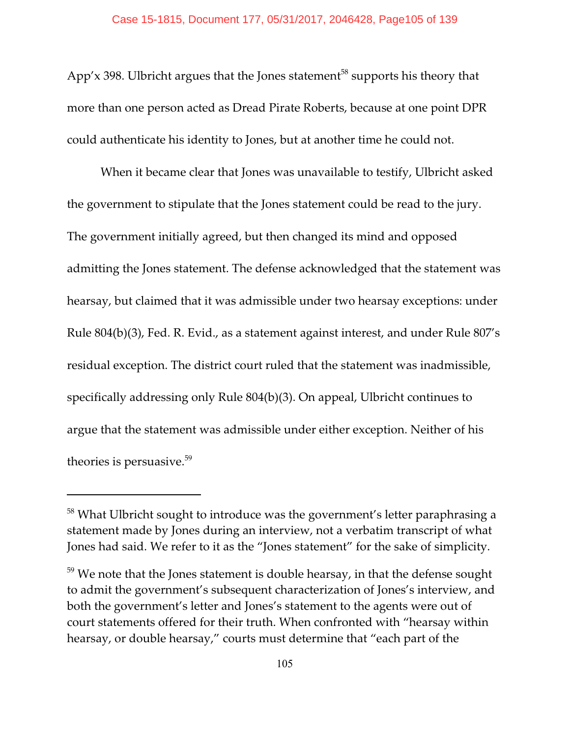App'x 398. Ulbricht argues that the Jones statement[58] supports his theory that more than one person acted as Dread Pirate Roberts, because at one point DPR could authenticate his identity to Jones, but at another time he could not.

When it became clear that Jones was unavailable to testify, Ulbricht asked the government to stipulate that the Jones statement could be read to the jury. The government initially agreed, but then changed its mind and opposed admitting the Jones statement. The defense acknowledged that the statement was hearsay, but claimed that it was admissible under two hearsay exceptions: under Rule 804(b)(3), Fed. R. Evid., as a statement against interest, and under Rule 807's residual exception. The district court ruled that the statement was inadmissible, specifically addressing only Rule 804(b)(3). On appeal, Ulbricht continues to argue that the statement was admissible under either exception. Neither of his theories is persuasive.[59]

---

[58] What Ulbricht sought to introduce was the government's letter paraphrasing a statement made by Jones during an interview, not a verbatim transcript of what Jones had said. We refer to it as the "Jones statement" for the sake of simplicity.

[59] We note that the Jones statement is double hearsay, in that the defense sought to admit the government's subsequent characterization of Jones's interview, and both the government's letter and Jones's statement to the agents were out of court statements offered for their truth. When confronted with "hearsay within hearsay, or double hearsay," courts must determine that "each part of the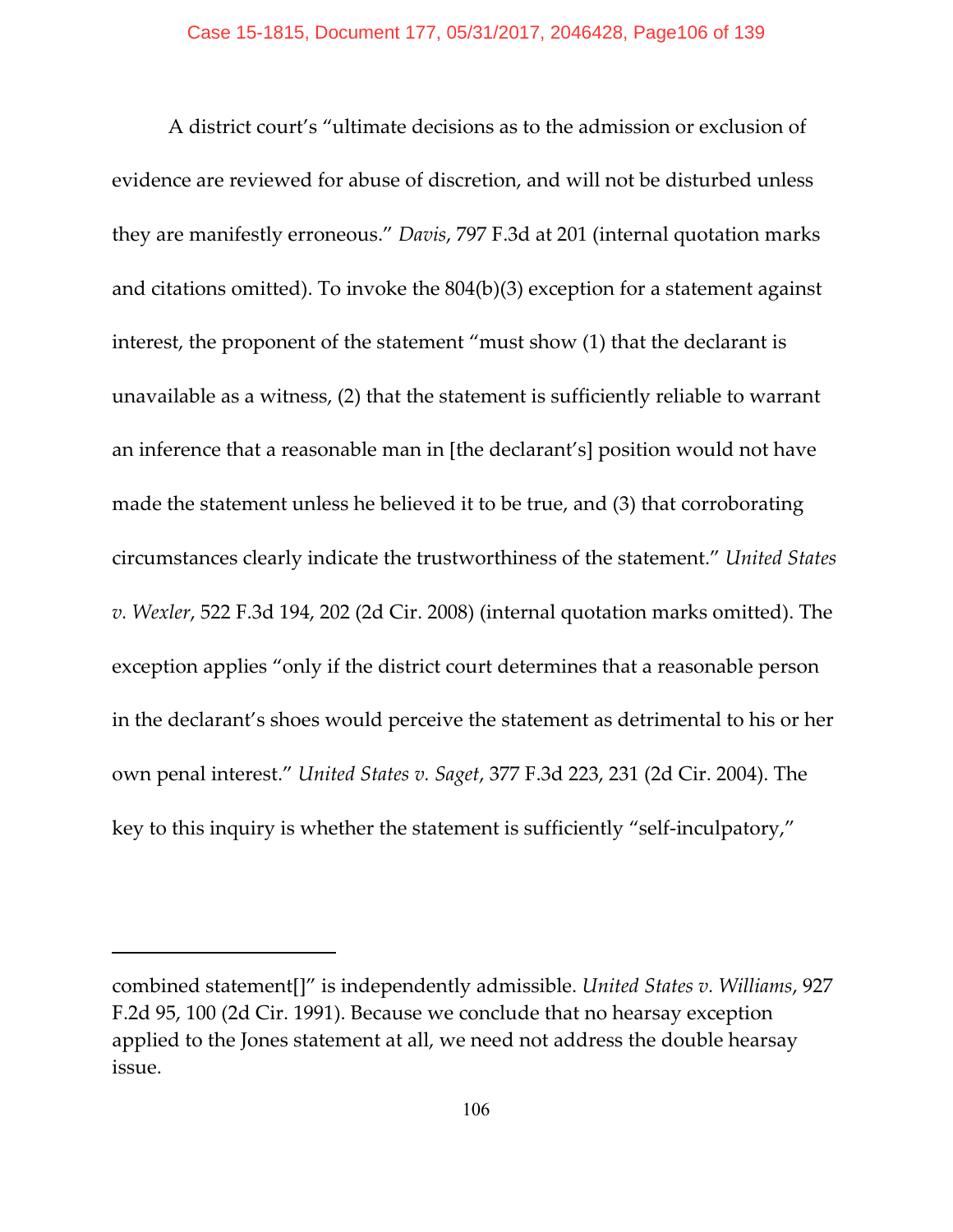A district court's "ultimate decisions as to the admission or exclusion of evidence are reviewed for abuse of discretion, and will not be disturbed unless they are manifestly erroneous." *Davis*, 797 F.3d at 201 (internal quotation marks and citations omitted). To invoke the 804(b)(3) exception for a statement against interest, the proponent of the statement "must show (1) that the declarant is unavailable as a witness, (2) that the statement is sufficiently reliable to warrant an inference that a reasonable man in [the declarant's] position would not have made the statement unless he believed it to be true, and (3) that corroborating circumstances clearly indicate the trustworthiness of the statement." *United States v. Wexler*, 522 F.3d 194, 202 (2d Cir. 2008) (internal quotation marks omitted). The exception applies "only if the district court determines that a reasonable person in the declarant's shoes would perceive the statement as detrimental to his or her own penal interest." *United States v. Saget*, 377 F.3d 223, 231 (2d Cir. 2004). The key to this inquiry is whether the statement is sufficiently "self-inculpatory,"

---

combined statement[]" is independently admissible. *United States v. Williams*, 927 F.2d 95, 100 (2d Cir. 1991). Because we conclude that no hearsay exception applied to the Jones statement at all, we need not address the double hearsay issue.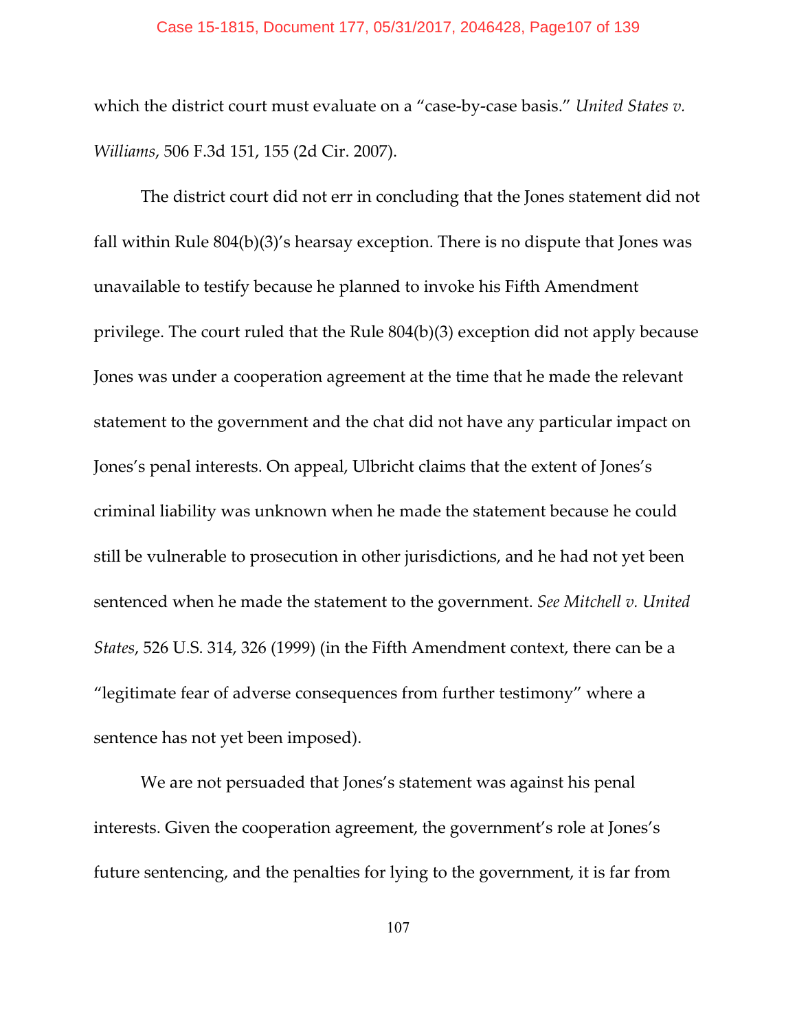which the district court must evaluate on a "case-by-case basis." *United States v. Williams*, 506 F.3d 151, 155 (2d Cir. 2007).

The district court did not err in concluding that the Jones statement did not fall within Rule 804(b)(3)'s hearsay exception. There is no dispute that Jones was unavailable to testify because he planned to invoke his Fifth Amendment privilege. The court ruled that the Rule 804(b)(3) exception did not apply because Jones was under a cooperation agreement at the time that he made the relevant statement to the government and the chat did not have any particular impact on Jones's penal interests. On appeal, Ulbricht claims that the extent of Jones's criminal liability was unknown when he made the statement because he could still be vulnerable to prosecution in other jurisdictions, and he had not yet been sentenced when he made the statement to the government. *See Mitchell v. United States*, 526 U.S. 314, 326 (1999) (in the Fifth Amendment context, there can be a "legitimate fear of adverse consequences from further testimony" where a sentence has not yet been imposed).

We are not persuaded that Jones's statement was against his penal interests. Given the cooperation agreement, the government's role at Jones's future sentencing, and the penalties for lying to the government, it is far from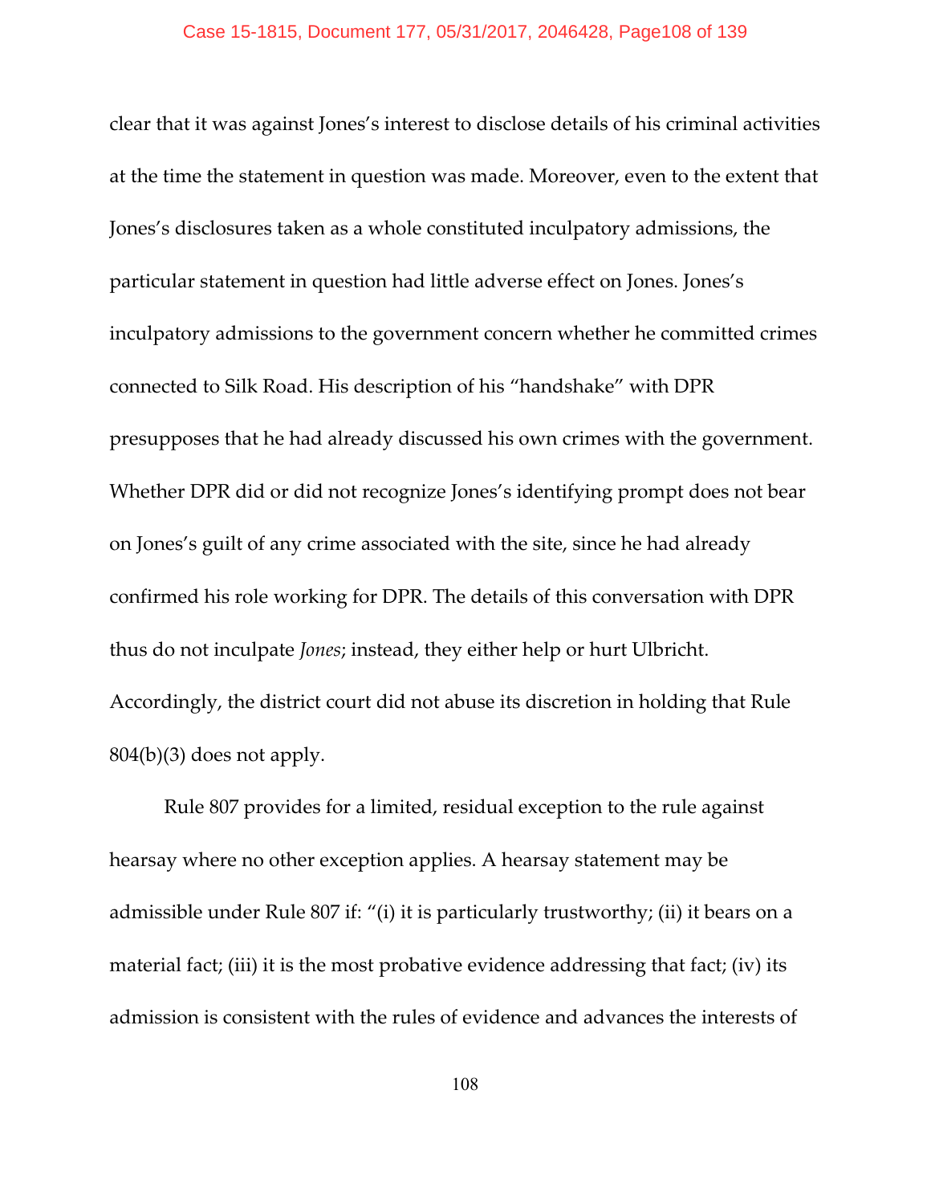clear that it was against Jones's interest to disclose details of his criminal activities at the time the statement in question was made. Moreover, even to the extent that Jones's disclosures taken as a whole constituted inculpatory admissions, the particular statement in question had little adverse effect on Jones. Jones's inculpatory admissions to the government concern whether he committed crimes connected to Silk Road. His description of his "handshake" with DPR presupposes that he had already discussed his own crimes with the government. Whether DPR did or did not recognize Jones's identifying prompt does not bear on Jones's guilt of any crime associated with the site, since he had already confirmed his role working for DPR. The details of this conversation with DPR thus do not inculpate *Jones*; instead, they either help or hurt Ulbricht. Accordingly, the district court did not abuse its discretion in holding that Rule 804(b)(3) does not apply.

Rule 807 provides for a limited, residual exception to the rule against hearsay where no other exception applies. A hearsay statement may be admissible under Rule 807 if: "(i) it is particularly trustworthy; (ii) it bears on a material fact; (iii) it is the most probative evidence addressing that fact; (iv) its admission is consistent with the rules of evidence and advances the interests of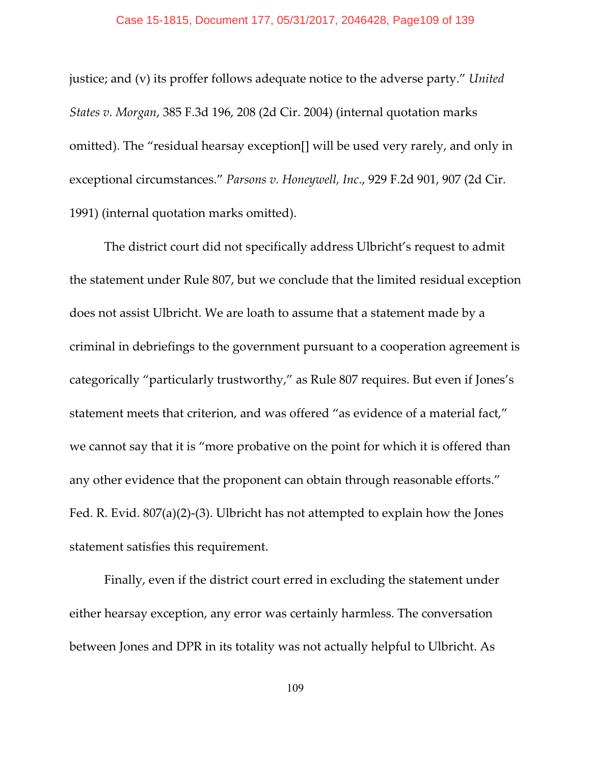justice; and (v) its proffer follows adequate notice to the adverse party." *United States v. Morgan*, 385 F.3d 196, 208 (2d Cir. 2004) (internal quotation marks omitted). The "residual hearsay exception[] will be used very rarely, and only in exceptional circumstances." *Parsons v. Honeywell, Inc.*, 929 F.2d 901, 907 (2d Cir. 1991) (internal quotation marks omitted).

The district court did not specifically address Ulbricht's request to admit the statement under Rule 807, but we conclude that the limited residual exception does not assist Ulbricht. We are loath to assume that a statement made by a criminal in debriefings to the government pursuant to a cooperation agreement is categorically "particularly trustworthy," as Rule 807 requires. But even if Jones's statement meets that criterion, and was offered "as evidence of a material fact," we cannot say that it is "more probative on the point for which it is offered than any other evidence that the proponent can obtain through reasonable efforts." Fed. R. Evid. 807(a)(2)-(3). Ulbricht has not attempted to explain how the Jones statement satisfies this requirement.

Finally, even if the district court erred in excluding the statement under either hearsay exception, any error was certainly harmless. The conversation between Jones and DPR in its totality was not actually helpful to Ulbricht. As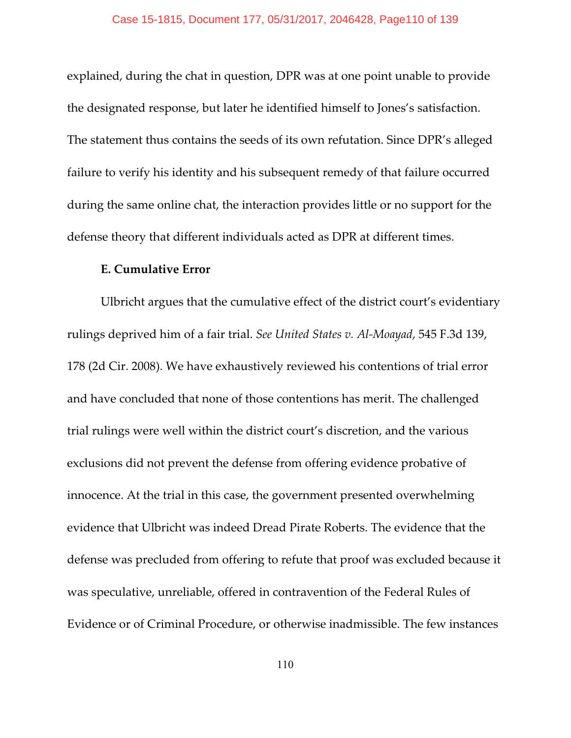explained, during the chat in question, DPR was at one point unable to provide the designated response, but later he identified himself to Jones's satisfaction. The statement thus contains the seeds of its own refutation. Since DPR's alleged failure to verify his identity and his subsequent remedy of that failure occurred during the same online chat, the interaction provides little or no support for the defense theory that different individuals acted as DPR at different times.

**E. Cumulative Error**

Ulbricht argues that the cumulative effect of the district court's evidentiary rulings deprived him of a fair trial. *See United States v. Al-Moayad*, 545 F.3d 139, 178 (2d Cir. 2008). We have exhaustively reviewed his contentions of trial error and have concluded that none of those contentions has merit. The challenged trial rulings were well within the district court's discretion, and the various exclusions did not prevent the defense from offering evidence probative of innocence. At the trial in this case, the government presented overwhelming evidence that Ulbricht was indeed Dread Pirate Roberts. The evidence that the defense was precluded from offering to refute that proof was excluded because it was speculative, unreliable, offered in contravention of the Federal Rules of Evidence or of Criminal Procedure, or otherwise inadmissible. The few instances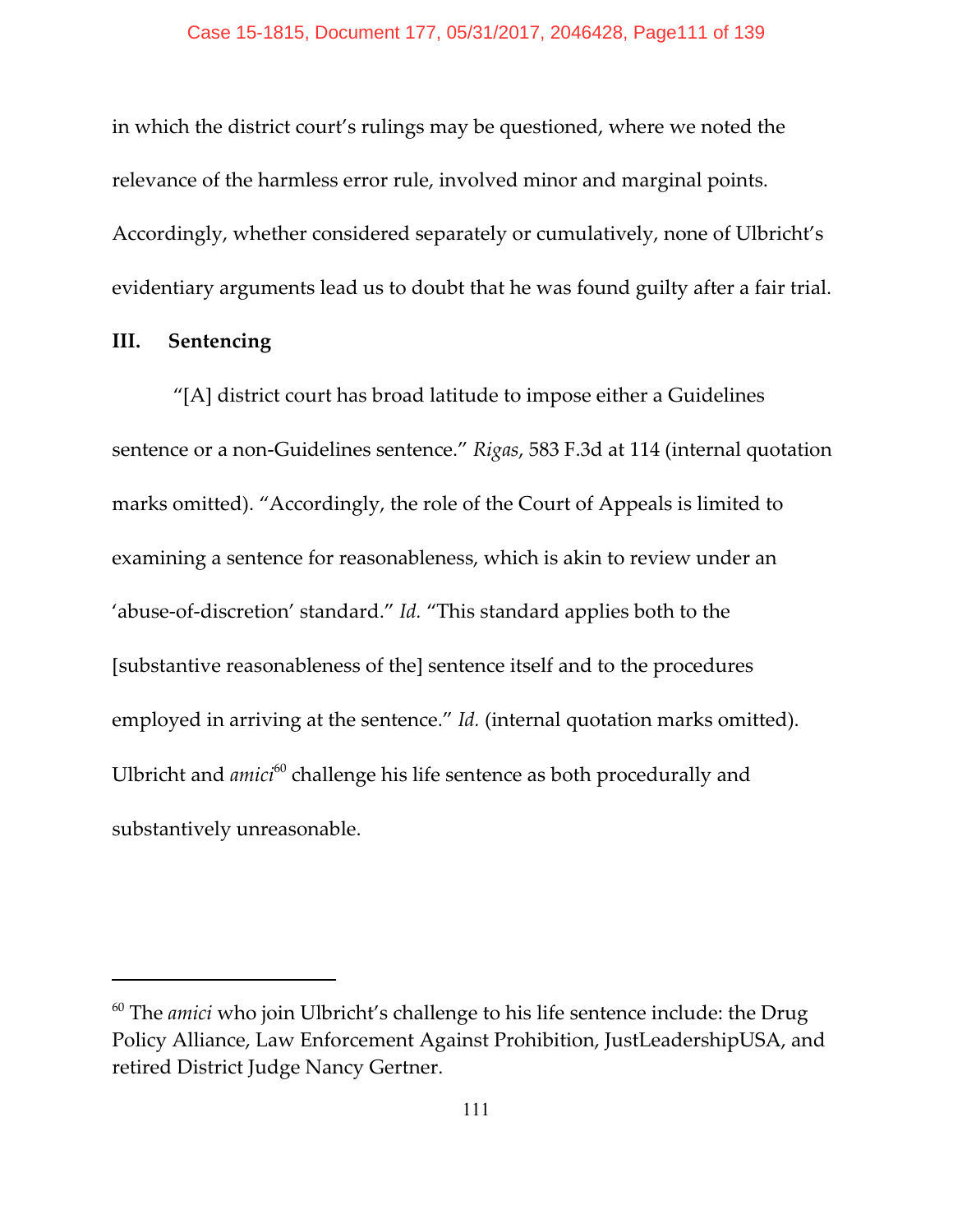in which the district court's rulings may be questioned, where we noted the relevance of the harmless error rule, involved minor and marginal points. Accordingly, whether considered separately or cumulatively, none of Ulbricht's evidentiary arguments lead us to doubt that he was found guilty after a fair trial.

## III. Sentencing

"[A] district court has broad latitude to impose either a Guidelines sentence or a non-Guidelines sentence." *Rigas*, 583 F.3d at 114 (internal quotation marks omitted). "Accordingly, the role of the Court of Appeals is limited to examining a sentence for reasonableness, which is akin to review under an 'abuse-of-discretion' standard." *Id.* "This standard applies both to the [substantive reasonableness of the] sentence itself and to the procedures employed in arriving at the sentence." *Id.* (internal quotation marks omitted). Ulbricht and *amici*[60] challenge his life sentence as both procedurally and substantively unreasonable.

---

[60] The *amici* who join Ulbricht's challenge to his life sentence include: the Drug Policy Alliance, Law Enforcement Against Prohibition, JustLeadershipUSA, and retired District Judge Nancy Gertner.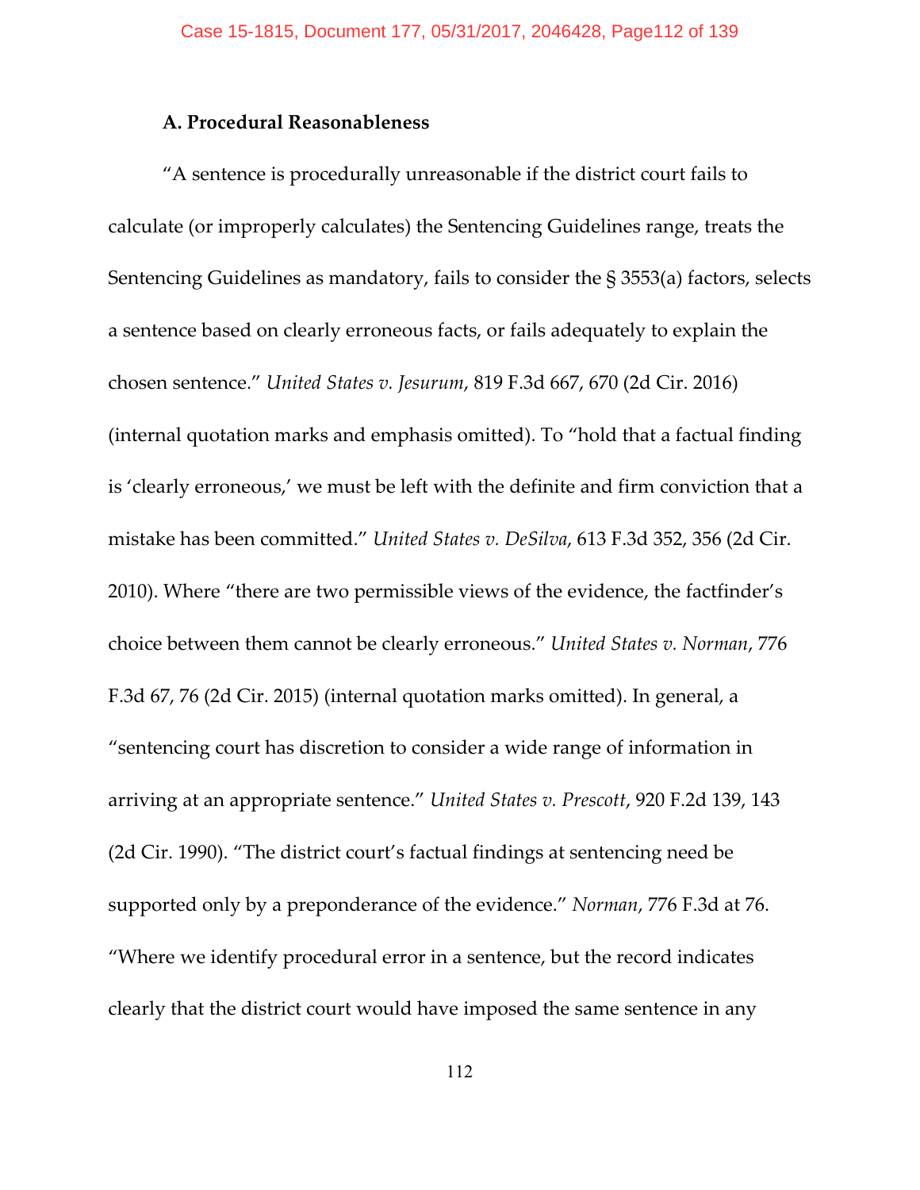### A. Procedural Reasonableness

"A sentence is procedurally unreasonable if the district court fails to calculate (or improperly calculates) the Sentencing Guidelines range, treats the Sentencing Guidelines as mandatory, fails to consider the § 3553(a) factors, selects a sentence based on clearly erroneous facts, or fails adequately to explain the chosen sentence." *United States v. Jesurum*, 819 F.3d 667, 670 (2d Cir. 2016) (internal quotation marks and emphasis omitted). To "hold that a factual finding is 'clearly erroneous,' we must be left with the definite and firm conviction that a mistake has been committed." *United States v. DeSilva*, 613 F.3d 352, 356 (2d Cir. 2010). Where "there are two permissible views of the evidence, the factfinder's choice between them cannot be clearly erroneous." *United States v. Norman*, 776 F.3d 67, 76 (2d Cir. 2015) (internal quotation marks omitted). In general, a "sentencing court has discretion to consider a wide range of information in arriving at an appropriate sentence." *United States v. Prescott*, 920 F.2d 139, 143 (2d Cir. 1990). "The district court's factual findings at sentencing need be supported only by a preponderance of the evidence." *Norman*, 776 F.3d at 76. "Where we identify procedural error in a sentence, but the record indicates clearly that the district court would have imposed the same sentence in any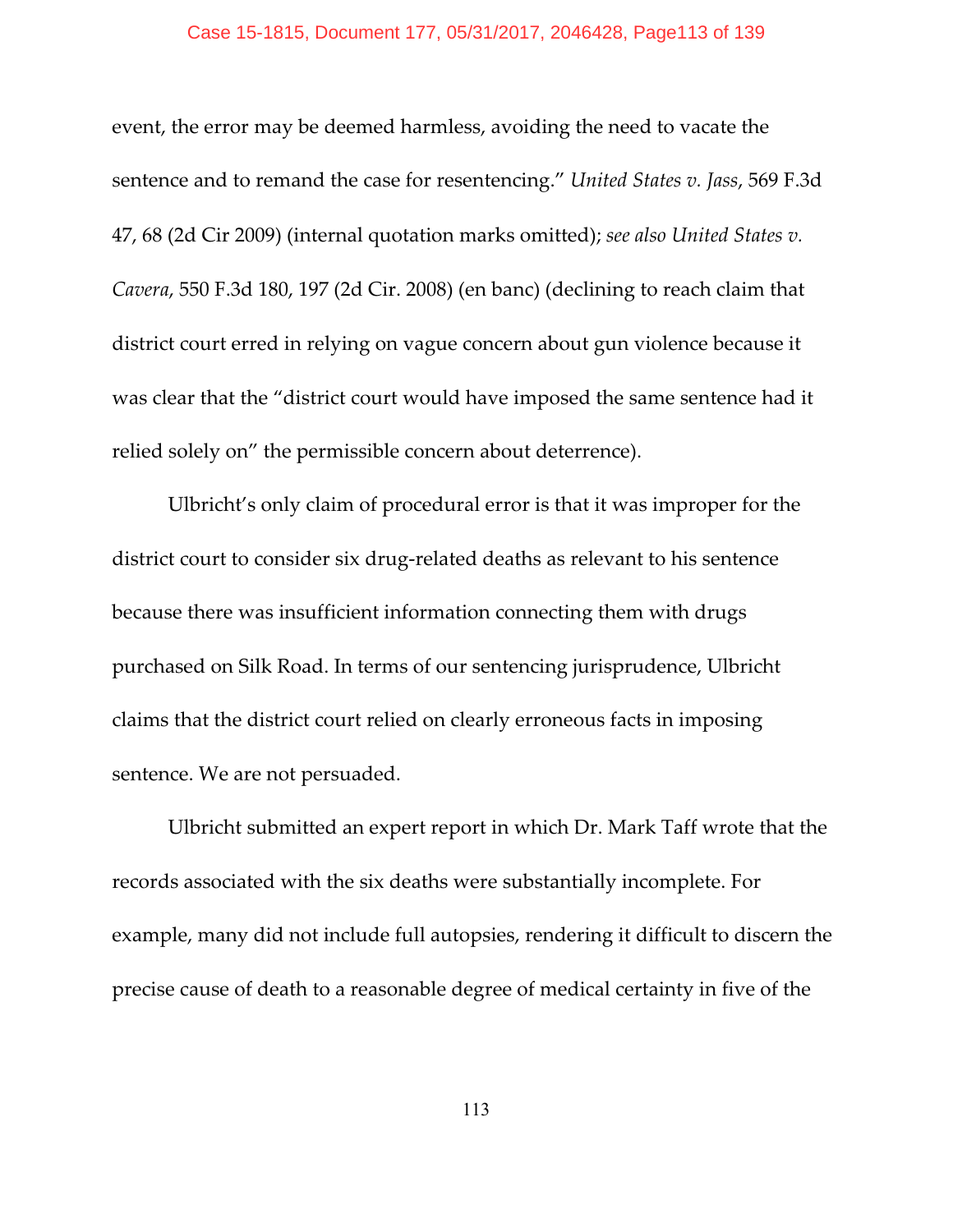event, the error may be deemed harmless, avoiding the need to vacate the sentence and to remand the case for resentencing." *United States v. Jass*, 569 F.3d 47, 68 (2d Cir 2009) (internal quotation marks omitted); *see also United States v. Cavera*, 550 F.3d 180, 197 (2d Cir. 2008) (en banc) (declining to reach claim that district court erred in relying on vague concern about gun violence because it was clear that the "district court would have imposed the same sentence had it relied solely on" the permissible concern about deterrence).

Ulbricht's only claim of procedural error is that it was improper for the district court to consider six drug-related deaths as relevant to his sentence because there was insufficient information connecting them with drugs purchased on Silk Road. In terms of our sentencing jurisprudence, Ulbricht claims that the district court relied on clearly erroneous facts in imposing sentence. We are not persuaded.

Ulbricht submitted an expert report in which Dr. Mark Taff wrote that the records associated with the six deaths were substantially incomplete. For example, many did not include full autopsies, rendering it difficult to discern the precise cause of death to a reasonable degree of medical certainty in five of the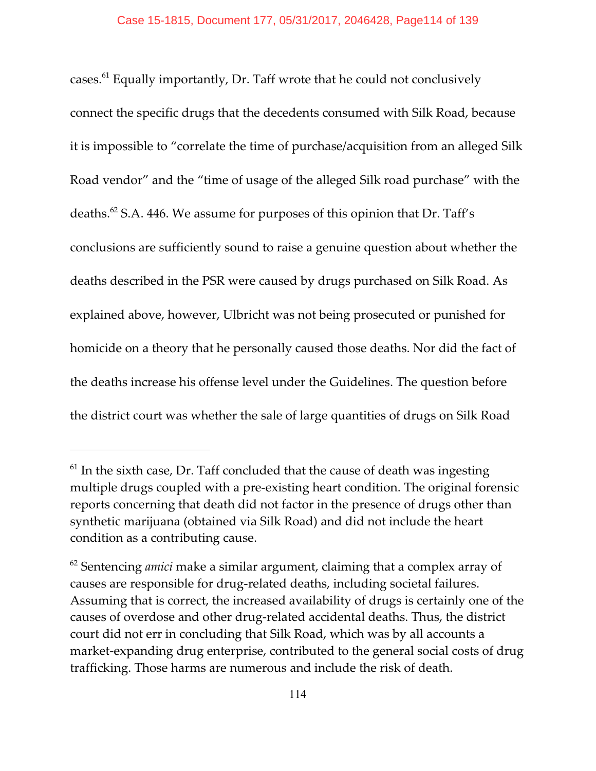cases.[61] Equally importantly, Dr. Taff wrote that he could not conclusively connect the specific drugs that the decedents consumed with Silk Road, because it is impossible to "correlate the time of purchase/acquisition from an alleged Silk Road vendor" and the "time of usage of the alleged Silk road purchase" with the deaths.[62] S.A. 446. We assume for purposes of this opinion that Dr. Taff's conclusions are sufficiently sound to raise a genuine question about whether the deaths described in the PSR were caused by drugs purchased on Silk Road. As explained above, however, Ulbricht was not being prosecuted or punished for homicide on a theory that he personally caused those deaths. Nor did the fact of the deaths increase his offense level under the Guidelines. The question before the district court was whether the sale of large quantities of drugs on Silk Road

---

[61] In the sixth case, Dr. Taff concluded that the cause of death was ingesting multiple drugs coupled with a pre-existing heart condition. The original forensic reports concerning that death did not factor in the presence of drugs other than synthetic marijuana (obtained via Silk Road) and did not include the heart condition as a contributing cause.

[62] Sentencing *amici* make a similar argument, claiming that a complex array of causes are responsible for drug-related deaths, including societal failures. Assuming that is correct, the increased availability of drugs is certainly one of the causes of overdose and other drug-related accidental deaths. Thus, the district court did not err in concluding that Silk Road, which was by all accounts a market-expanding drug enterprise, contributed to the general social costs of drug trafficking. Those harms are numerous and include the risk of death.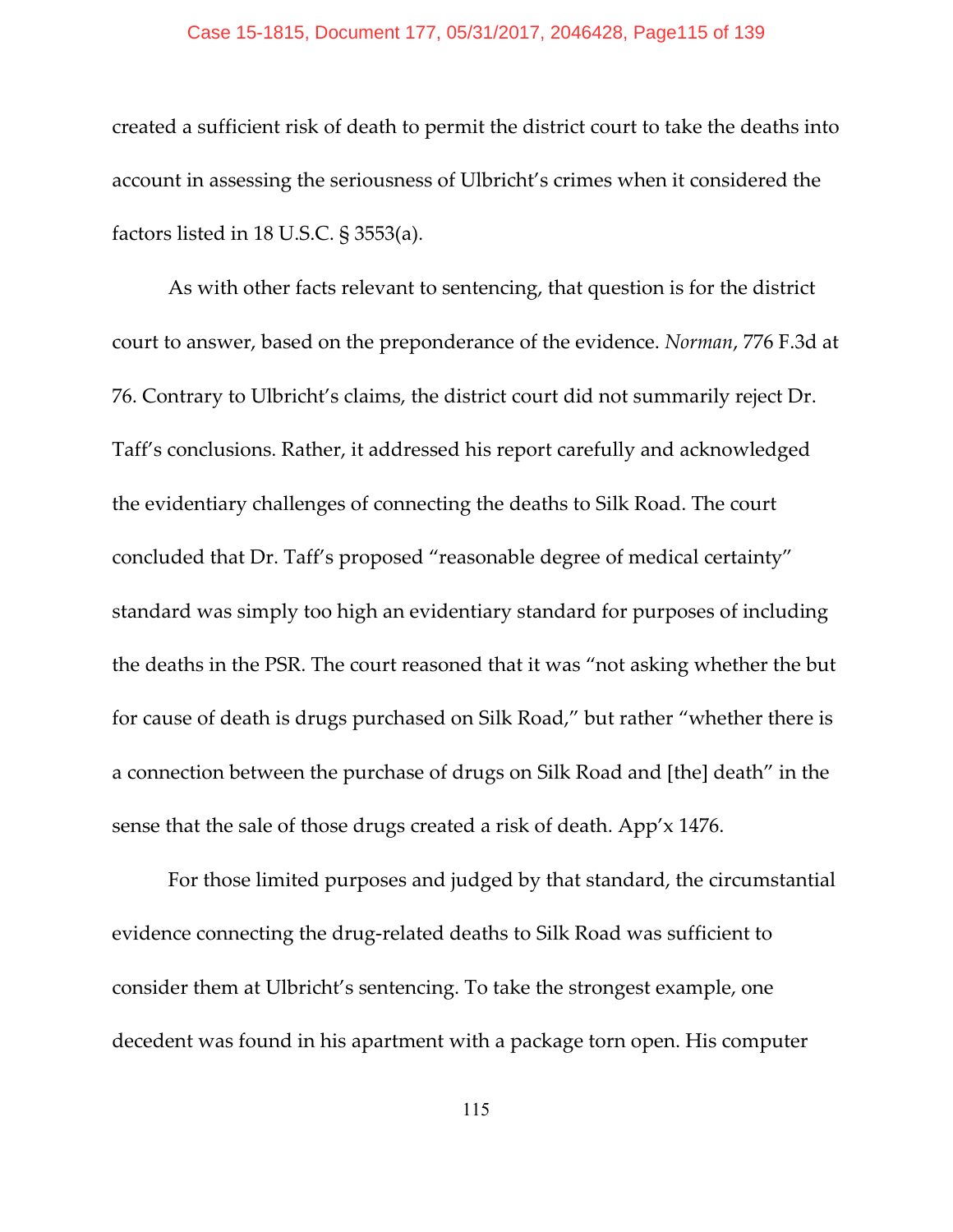created a sufficient risk of death to permit the district court to take the deaths into account in assessing the seriousness of Ulbricht's crimes when it considered the factors listed in 18 U.S.C. § 3553(a).

As with other facts relevant to sentencing, that question is for the district court to answer, based on the preponderance of the evidence. *Norman*, 776 F.3d at 76. Contrary to Ulbricht's claims, the district court did not summarily reject Dr. Taff's conclusions. Rather, it addressed his report carefully and acknowledged the evidentiary challenges of connecting the deaths to Silk Road. The court concluded that Dr. Taff's proposed "reasonable degree of medical certainty" standard was simply too high an evidentiary standard for purposes of including the deaths in the PSR. The court reasoned that it was "not asking whether the but for cause of death is drugs purchased on Silk Road," but rather "whether there is a connection between the purchase of drugs on Silk Road and [the] death" in the sense that the sale of those drugs created a risk of death. App'x 1476.

For those limited purposes and judged by that standard, the circumstantial evidence connecting the drug-related deaths to Silk Road was sufficient to consider them at Ulbricht's sentencing. To take the strongest example, one decedent was found in his apartment with a package torn open. His computer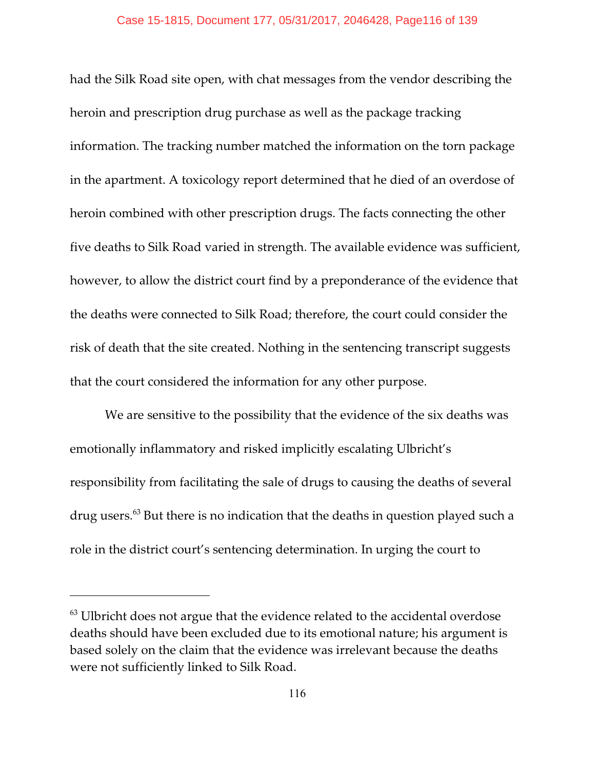had the Silk Road site open, with chat messages from the vendor describing the heroin and prescription drug purchase as well as the package tracking information. The tracking number matched the information on the torn package in the apartment. A toxicology report determined that he died of an overdose of heroin combined with other prescription drugs. The facts connecting the other five deaths to Silk Road varied in strength. The available evidence was sufficient, however, to allow the district court find by a preponderance of the evidence that the deaths were connected to Silk Road; therefore, the court could consider the risk of death that the site created. Nothing in the sentencing transcript suggests that the court considered the information for any other purpose.

We are sensitive to the possibility that the evidence of the six deaths was emotionally inflammatory and risked implicitly escalating Ulbricht's responsibility from facilitating the sale of drugs to causing the deaths of several drug users.[63] But there is no indication that the deaths in question played such a role in the district court's sentencing determination. In urging the court to

---

[63] Ulbricht does not argue that the evidence related to the accidental overdose deaths should have been excluded due to its emotional nature; his argument is based solely on the claim that the evidence was irrelevant because the deaths were not sufficiently linked to Silk Road.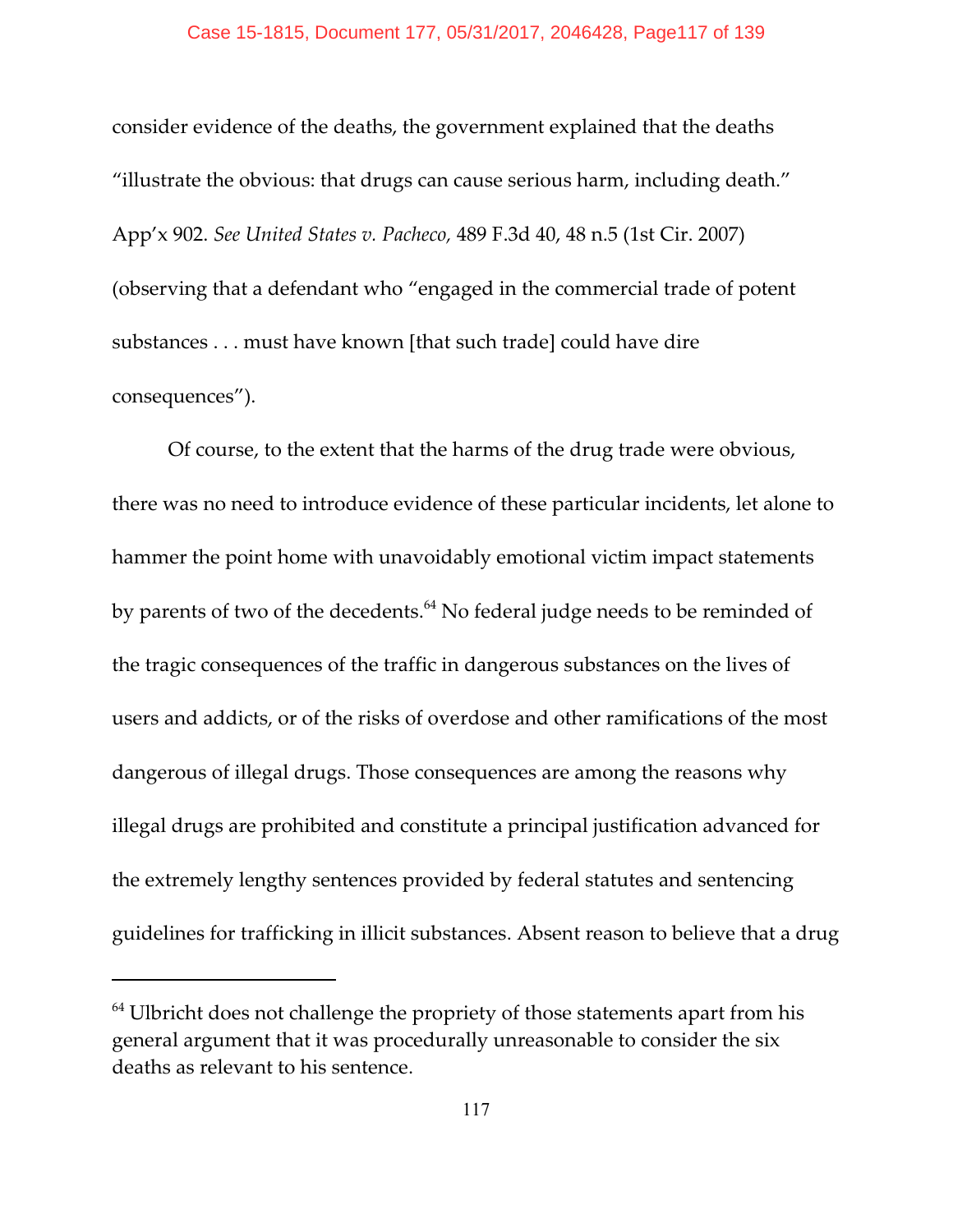consider evidence of the deaths, the government explained that the deaths "illustrate the obvious: that drugs can cause serious harm, including death." App'x 902. *See United States v. Pacheco,* 489 F.3d 40, 48 n.5 (1st Cir. 2007) (observing that a defendant who "engaged in the commercial trade of potent substances . . . must have known [that such trade] could have dire consequences").

Of course, to the extent that the harms of the drug trade were obvious, there was no need to introduce evidence of these particular incidents, let alone to hammer the point home with unavoidably emotional victim impact statements by parents of two of the decedents.[64] No federal judge needs to be reminded of the tragic consequences of the traffic in dangerous substances on the lives of users and addicts, or of the risks of overdose and other ramifications of the most dangerous of illegal drugs. Those consequences are among the reasons why illegal drugs are prohibited and constitute a principal justification advanced for the extremely lengthy sentences provided by federal statutes and sentencing guidelines for trafficking in illicit substances. Absent reason to believe that a drug

---

[64] Ulbricht does not challenge the propriety of those statements apart from his general argument that it was procedurally unreasonable to consider the six deaths as relevant to his sentence.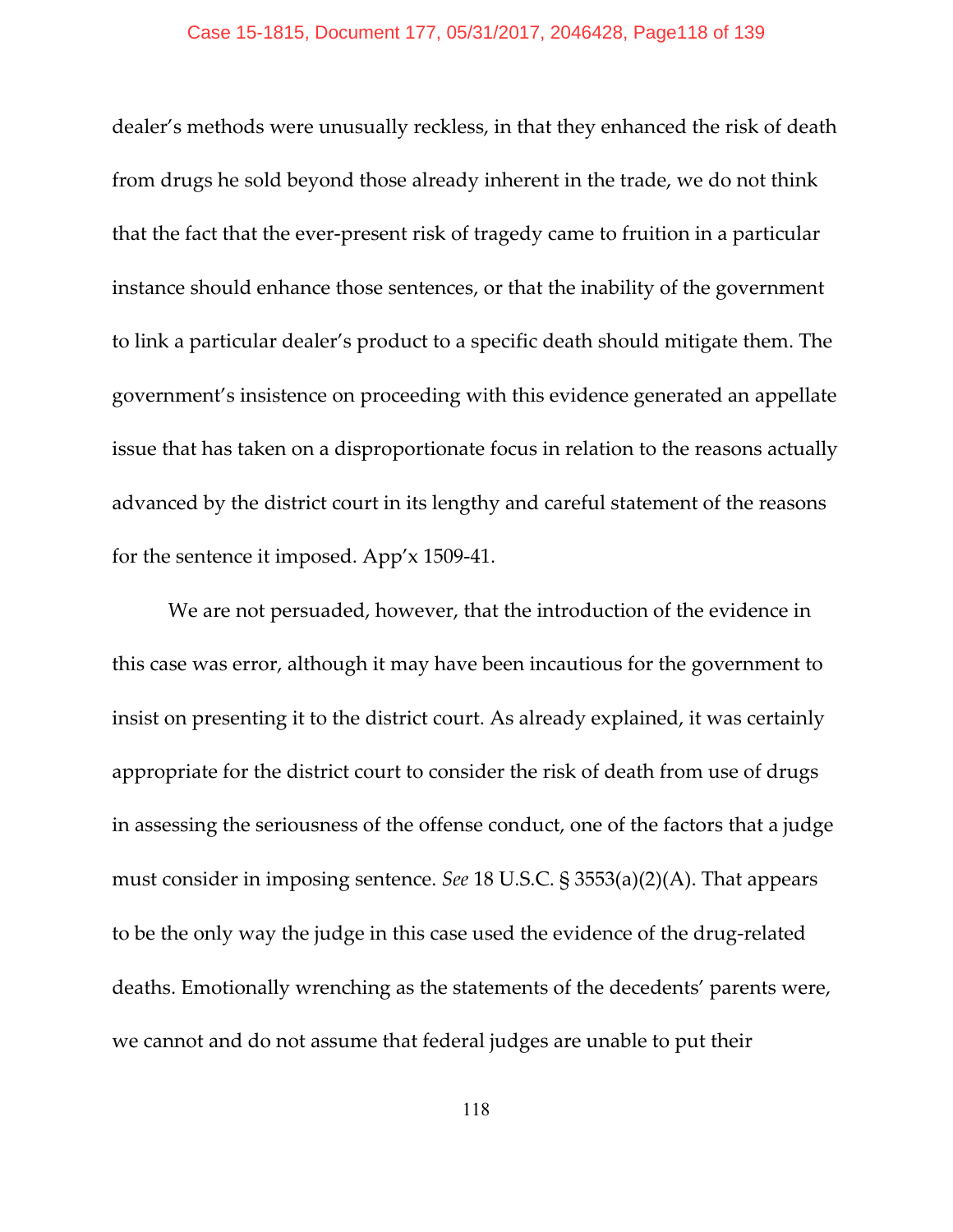dealer's methods were unusually reckless, in that they enhanced the risk of death from drugs he sold beyond those already inherent in the trade, we do not think that the fact that the ever-present risk of tragedy came to fruition in a particular instance should enhance those sentences, or that the inability of the government to link a particular dealer's product to a specific death should mitigate them. The government's insistence on proceeding with this evidence generated an appellate issue that has taken on a disproportionate focus in relation to the reasons actually advanced by the district court in its lengthy and careful statement of the reasons for the sentence it imposed. App'x 1509-41.

We are not persuaded, however, that the introduction of the evidence in this case was error, although it may have been incautious for the government to insist on presenting it to the district court. As already explained, it was certainly appropriate for the district court to consider the risk of death from use of drugs in assessing the seriousness of the offense conduct, one of the factors that a judge must consider in imposing sentence. *See* 18 U.S.C. § 3553(a)(2)(A). That appears to be the only way the judge in this case used the evidence of the drug-related deaths. Emotionally wrenching as the statements of the decedents' parents were, we cannot and do not assume that federal judges are unable to put their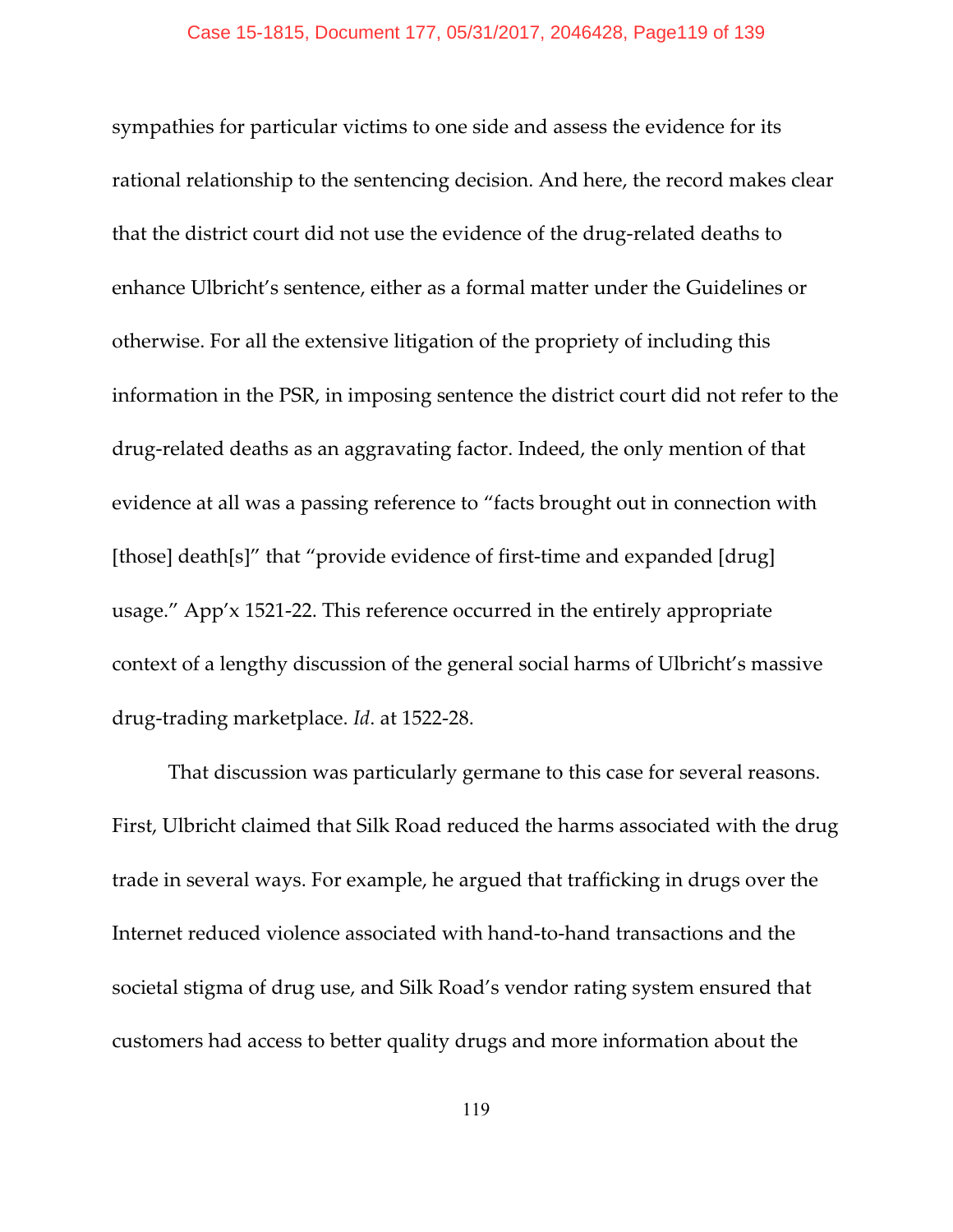sympathies for particular victims to one side and assess the evidence for its rational relationship to the sentencing decision. And here, the record makes clear that the district court did not use the evidence of the drug-related deaths to enhance Ulbricht's sentence, either as a formal matter under the Guidelines or otherwise. For all the extensive litigation of the propriety of including this information in the PSR, in imposing sentence the district court did not refer to the drug-related deaths as an aggravating factor. Indeed, the only mention of that evidence at all was a passing reference to "facts brought out in connection with [those] death[s]" that "provide evidence of first-time and expanded [drug] usage." App'x 1521-22. This reference occurred in the entirely appropriate context of a lengthy discussion of the general social harms of Ulbricht's massive drug-trading marketplace. *Id*. at 1522-28.

That discussion was particularly germane to this case for several reasons. First, Ulbricht claimed that Silk Road reduced the harms associated with the drug trade in several ways. For example, he argued that trafficking in drugs over the Internet reduced violence associated with hand-to-hand transactions and the societal stigma of drug use, and Silk Road's vendor rating system ensured that customers had access to better quality drugs and more information about the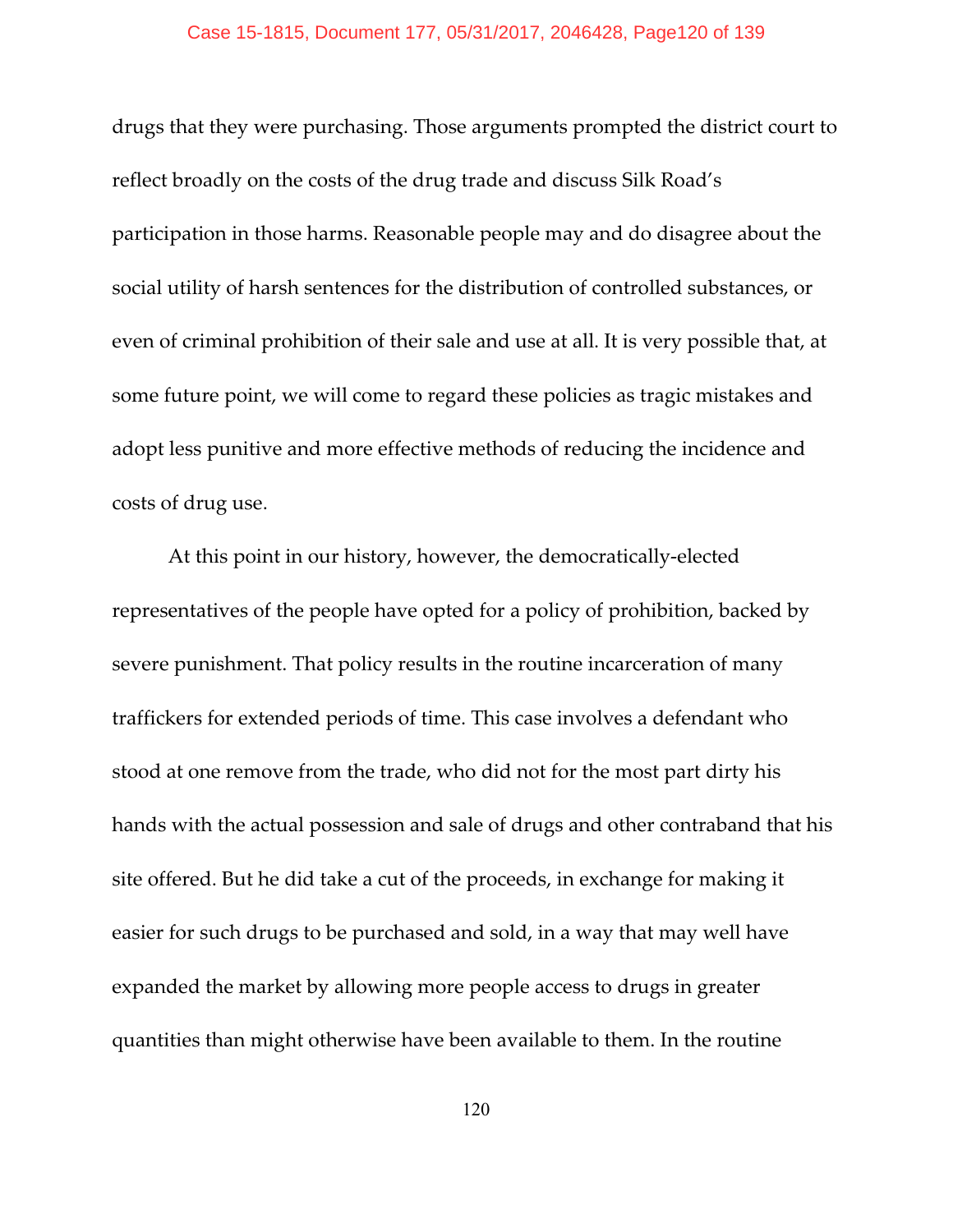drugs that they were purchasing. Those arguments prompted the district court to reflect broadly on the costs of the drug trade and discuss Silk Road's participation in those harms. Reasonable people may and do disagree about the social utility of harsh sentences for the distribution of controlled substances, or even of criminal prohibition of their sale and use at all. It is very possible that, at some future point, we will come to regard these policies as tragic mistakes and adopt less punitive and more effective methods of reducing the incidence and costs of drug use.

At this point in our history, however, the democratically-elected representatives of the people have opted for a policy of prohibition, backed by severe punishment. That policy results in the routine incarceration of many traffickers for extended periods of time. This case involves a defendant who stood at one remove from the trade, who did not for the most part dirty his hands with the actual possession and sale of drugs and other contraband that his site offered. But he did take a cut of the proceeds, in exchange for making it easier for such drugs to be purchased and sold, in a way that may well have expanded the market by allowing more people access to drugs in greater quantities than might otherwise have been available to them. In the routine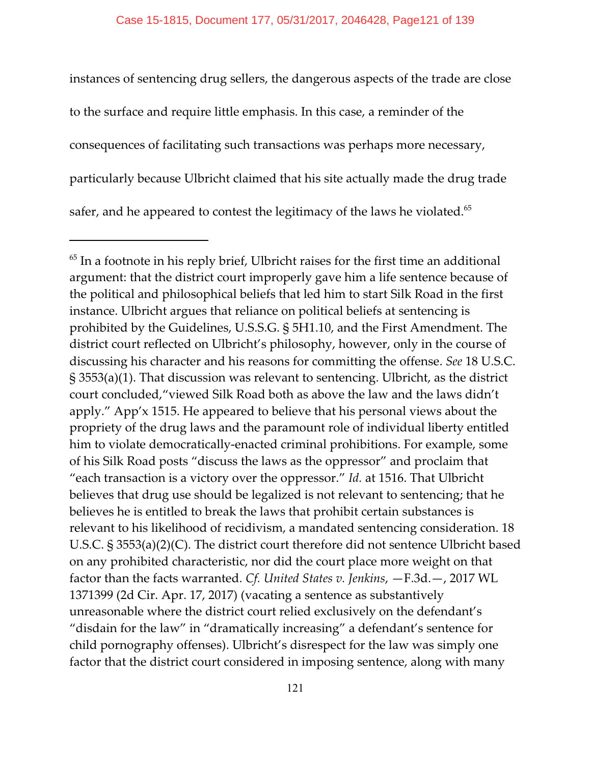instances of sentencing drug sellers, the dangerous aspects of the trade are close to the surface and require little emphasis. In this case, a reminder of the consequences of facilitating such transactions was perhaps more necessary, particularly because Ulbricht claimed that his site actually made the drug trade safer, and he appeared to contest the legitimacy of the laws he violated.[65]

---

[65] In a footnote in his reply brief, Ulbricht raises for the first time an additional argument: that the district court improperly gave him a life sentence because of the political and philosophical beliefs that led him to start Silk Road in the first instance. Ulbricht argues that reliance on political beliefs at sentencing is prohibited by the Guidelines, U.S.S.G. § 5H1.10, and the First Amendment. The district court reflected on Ulbricht's philosophy, however, only in the course of discussing his character and his reasons for committing the offense. *See* 18 U.S.C. § 3553(a)(1). That discussion was relevant to sentencing. Ulbricht, as the district court concluded,"viewed Silk Road both as above the law and the laws didn't apply." App'x 1515. He appeared to believe that his personal views about the propriety of the drug laws and the paramount role of individual liberty entitled him to violate democratically-enacted criminal prohibitions. For example, some of his Silk Road posts "discuss the laws as the oppressor" and proclaim that "each transaction is a victory over the oppressor." *Id.* at 1516. That Ulbricht believes that drug use should be legalized is not relevant to sentencing; that he believes he is entitled to break the laws that prohibit certain substances is relevant to his likelihood of recidivism, a mandated sentencing consideration. 18 U.S.C. § 3553(a)(2)(C). The district court therefore did not sentence Ulbricht based on any prohibited characteristic, nor did the court place more weight on that factor than the facts warranted. *Cf. United States v. Jenkins*, —F.3d.—, 2017 WL 1371399 (2d Cir. Apr. 17, 2017) (vacating a sentence as substantively unreasonable where the district court relied exclusively on the defendant's "disdain for the law" in "dramatically increasing" a defendant's sentence for child pornography offenses). Ulbricht's disrespect for the law was simply one factor that the district court considered in imposing sentence, along with many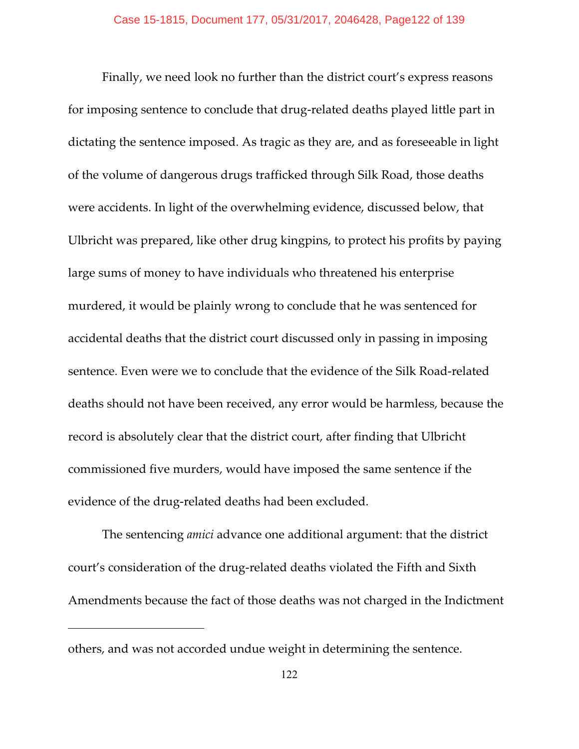Finally, we need look no further than the district court's express reasons for imposing sentence to conclude that drug-related deaths played little part in dictating the sentence imposed. As tragic as they are, and as foreseeable in light of the volume of dangerous drugs trafficked through Silk Road, those deaths were accidents. In light of the overwhelming evidence, discussed below, that Ulbricht was prepared, like other drug kingpins, to protect his profits by paying large sums of money to have individuals who threatened his enterprise murdered, it would be plainly wrong to conclude that he was sentenced for accidental deaths that the district court discussed only in passing in imposing sentence. Even were we to conclude that the evidence of the Silk Road-related deaths should not have been received, any error would be harmless, because the record is absolutely clear that the district court, after finding that Ulbricht commissioned five murders, would have imposed the same sentence if the evidence of the drug-related deaths had been excluded.

The sentencing *amici* advance one additional argument: that the district court's consideration of the drug-related deaths violated the Fifth and Sixth Amendments because the fact of those deaths was not charged in the Indictment

---

others, and was not accorded undue weight in determining the sentence.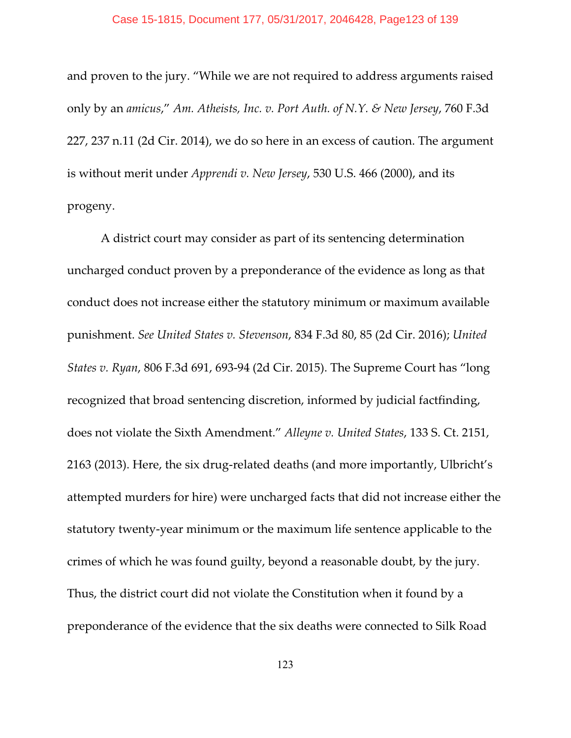and proven to the jury. "While we are not required to address arguments raised only by an *amicus*," *Am. Atheists, Inc. v. Port Auth. of N.Y. & New Jersey*, 760 F.3d 227, 237 n.11 (2d Cir. 2014), we do so here in an excess of caution. The argument is without merit under *Apprendi v. New Jersey*, 530 U.S. 466 (2000), and its progeny.

A district court may consider as part of its sentencing determination uncharged conduct proven by a preponderance of the evidence as long as that conduct does not increase either the statutory minimum or maximum available punishment. *See United States v. Stevenson*, 834 F.3d 80, 85 (2d Cir. 2016); *United States v. Ryan*, 806 F.3d 691, 693-94 (2d Cir. 2015). The Supreme Court has "long recognized that broad sentencing discretion, informed by judicial factfinding, does not violate the Sixth Amendment." *Alleyne v. United States*, 133 S. Ct. 2151, 2163 (2013). Here, the six drug-related deaths (and more importantly, Ulbricht's attempted murders for hire) were uncharged facts that did not increase either the statutory twenty-year minimum or the maximum life sentence applicable to the crimes of which he was found guilty, beyond a reasonable doubt, by the jury. Thus, the district court did not violate the Constitution when it found by a preponderance of the evidence that the six deaths were connected to Silk Road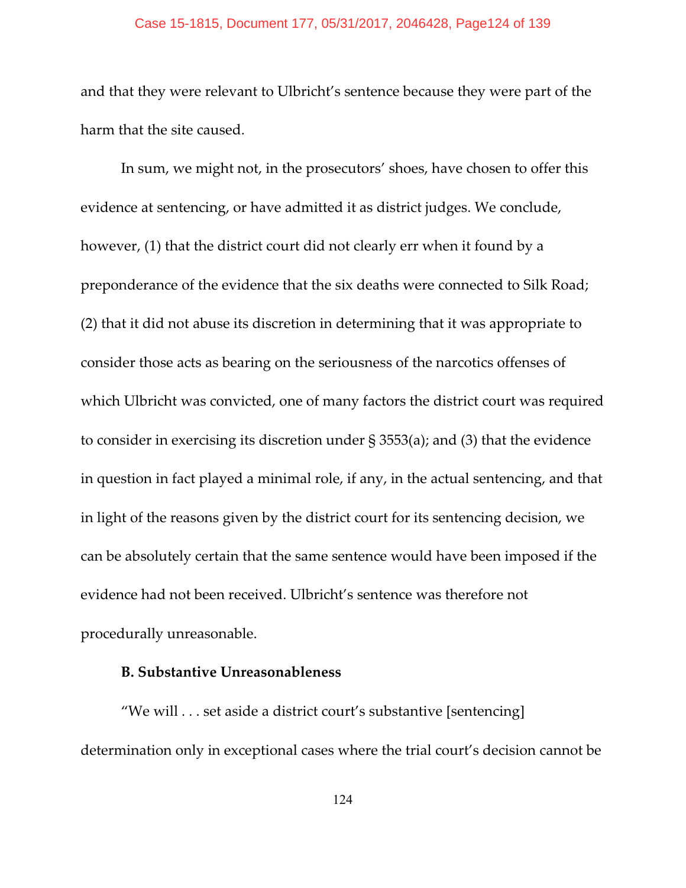and that they were relevant to Ulbricht's sentence because they were part of the harm that the site caused.

In sum, we might not, in the prosecutors' shoes, have chosen to offer this evidence at sentencing, or have admitted it as district judges. We conclude, however, (1) that the district court did not clearly err when it found by a preponderance of the evidence that the six deaths were connected to Silk Road; (2) that it did not abuse its discretion in determining that it was appropriate to consider those acts as bearing on the seriousness of the narcotics offenses of which Ulbricht was convicted, one of many factors the district court was required to consider in exercising its discretion under § 3553(a); and (3) that the evidence in question in fact played a minimal role, if any, in the actual sentencing, and that in light of the reasons given by the district court for its sentencing decision, we can be absolutely certain that the same sentence would have been imposed if the evidence had not been received. Ulbricht's sentence was therefore not procedurally unreasonable.

**B. Substantive Unreasonableness**

"We will . . . set aside a district court's substantive [sentencing] determination only in exceptional cases where the trial court's decision cannot be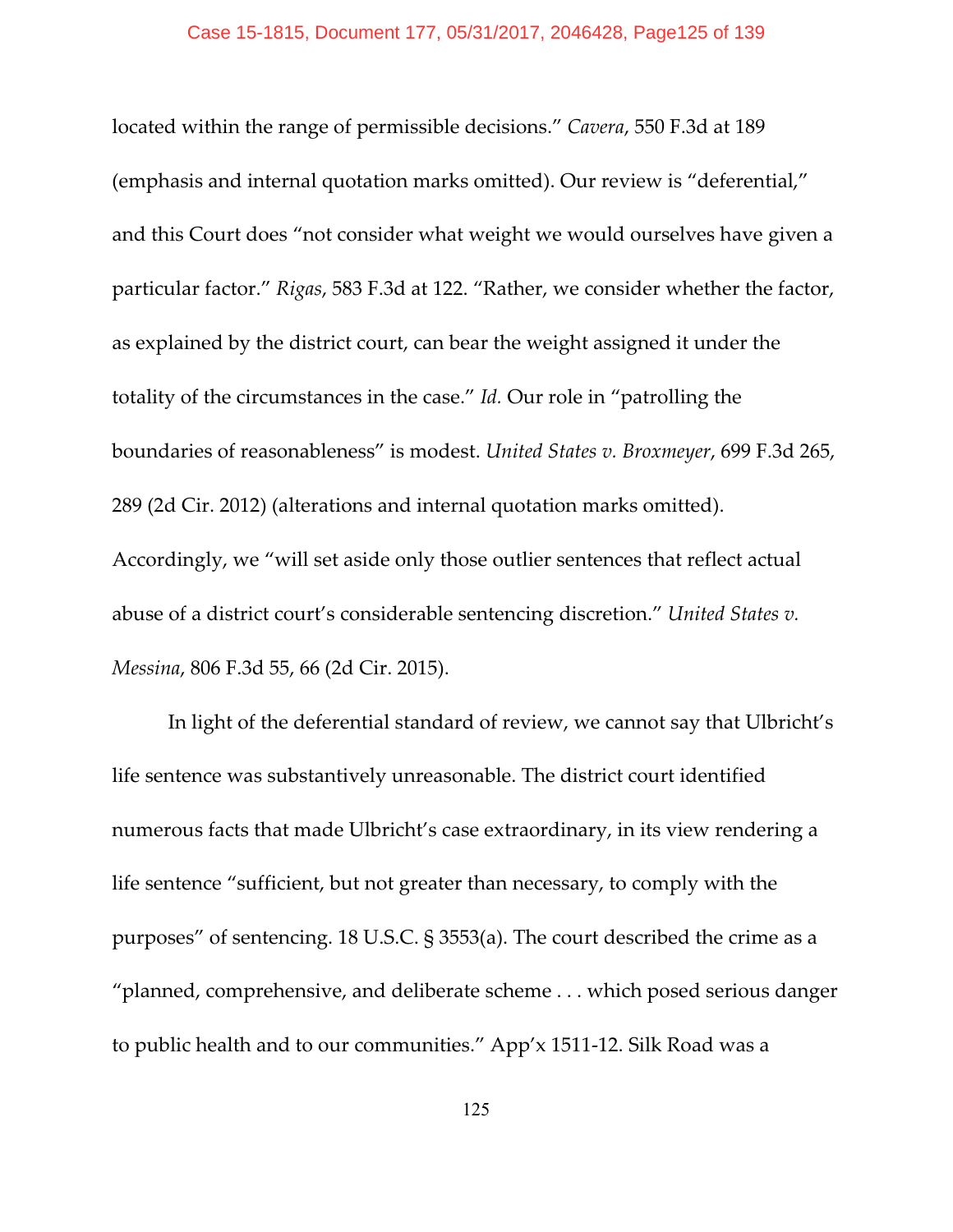located within the range of permissible decisions." *Cavera*, 550 F.3d at 189 (emphasis and internal quotation marks omitted). Our review is "deferential," and this Court does "not consider what weight we would ourselves have given a particular factor." *Rigas*, 583 F.3d at 122. "Rather, we consider whether the factor, as explained by the district court, can bear the weight assigned it under the totality of the circumstances in the case." *Id.* Our role in "patrolling the boundaries of reasonableness" is modest. *United States v. Broxmeyer*, 699 F.3d 265, 289 (2d Cir. 2012) (alterations and internal quotation marks omitted). Accordingly, we "will set aside only those outlier sentences that reflect actual abuse of a district court's considerable sentencing discretion." *United States v. Messina*, 806 F.3d 55, 66 (2d Cir. 2015).

In light of the deferential standard of review, we cannot say that Ulbricht's life sentence was substantively unreasonable. The district court identified numerous facts that made Ulbricht's case extraordinary, in its view rendering a life sentence "sufficient, but not greater than necessary, to comply with the purposes" of sentencing. 18 U.S.C. § 3553(a). The court described the crime as a "planned, comprehensive, and deliberate scheme . . . which posed serious danger to public health and to our communities." App'x 1511-12. Silk Road was a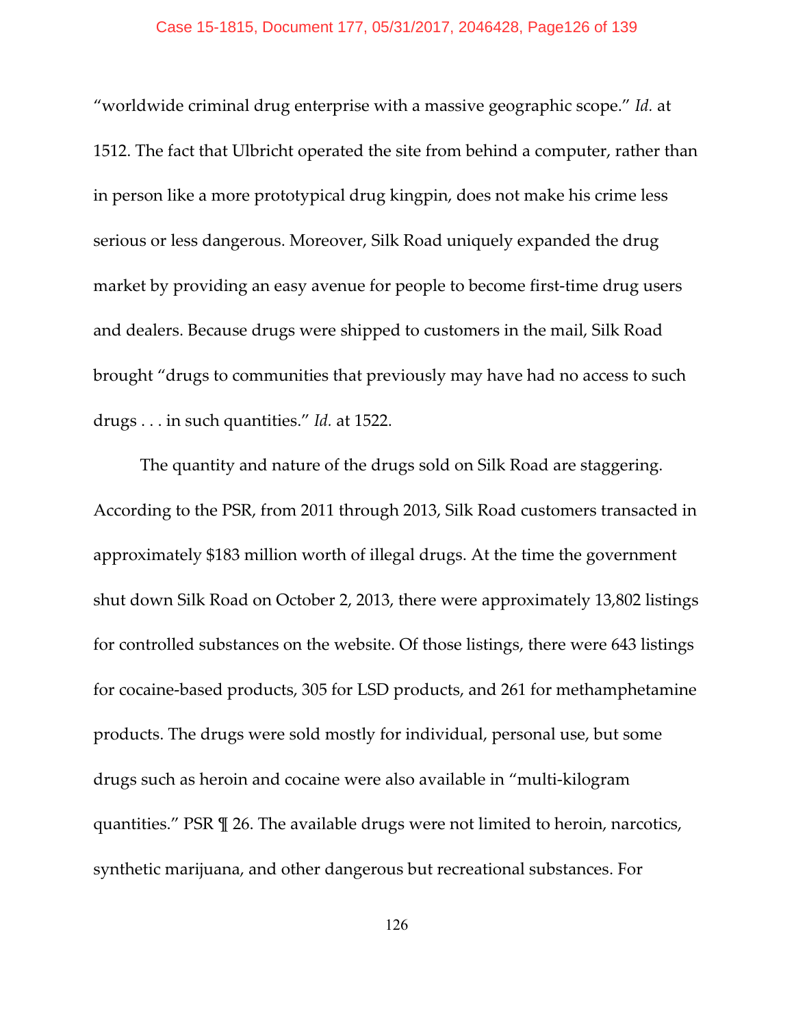"worldwide criminal drug enterprise with a massive geographic scope." *Id.* at 1512. The fact that Ulbricht operated the site from behind a computer, rather than in person like a more prototypical drug kingpin, does not make his crime less serious or less dangerous. Moreover, Silk Road uniquely expanded the drug market by providing an easy avenue for people to become first-time drug users and dealers. Because drugs were shipped to customers in the mail, Silk Road brought "drugs to communities that previously may have had no access to such drugs . . . in such quantities." *Id.* at 1522.

The quantity and nature of the drugs sold on Silk Road are staggering. According to the PSR, from 2011 through 2013, Silk Road customers transacted in approximately $183 million worth of illegal drugs. At the time the government shut down Silk Road on October 2, 2013, there were approximately 13,802 listings for controlled substances on the website. Of those listings, there were 643 listings for cocaine-based products, 305 for LSD products, and 261 for methamphetamine products. The drugs were sold mostly for individual, personal use, but some drugs such as heroin and cocaine were also available in "multi-kilogram quantities." PSR ¶ 26. The available drugs were not limited to heroin, narcotics, synthetic marijuana, and other dangerous but recreational substances. For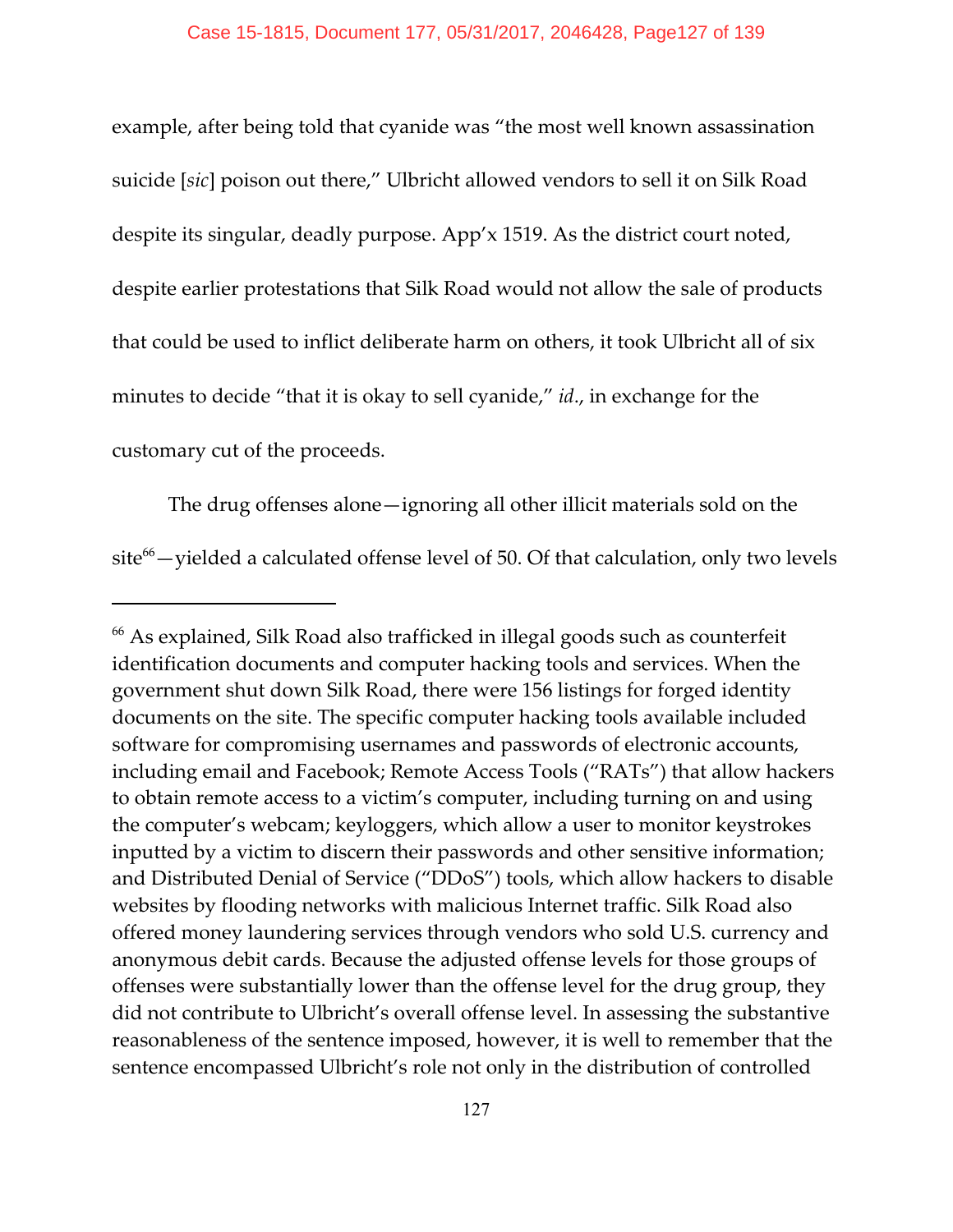example, after being told that cyanide was "the most well known assassination suicide [*sic*] poison out there," Ulbricht allowed vendors to sell it on Silk Road despite its singular, deadly purpose. App'x 1519. As the district court noted, despite earlier protestations that Silk Road would not allow the sale of products that could be used to inflict deliberate harm on others, it took Ulbricht all of six minutes to decide "that it is okay to sell cyanide," *id*., in exchange for the customary cut of the proceeds.

The drug offenses alone—ignoring all other illicit materials sold on the site[66]—yielded a calculated offense level of 50. Of that calculation, only two levels

---

[66] As explained, Silk Road also trafficked in illegal goods such as counterfeit identification documents and computer hacking tools and services. When the government shut down Silk Road, there were 156 listings for forged identity documents on the site. The specific computer hacking tools available included software for compromising usernames and passwords of electronic accounts, including email and Facebook; Remote Access Tools ("RATs") that allow hackers to obtain remote access to a victim's computer, including turning on and using the computer's webcam; keyloggers, which allow a user to monitor keystrokes inputted by a victim to discern their passwords and other sensitive information; and Distributed Denial of Service ("DDoS") tools, which allow hackers to disable websites by flooding networks with malicious Internet traffic. Silk Road also offered money laundering services through vendors who sold U.S. currency and anonymous debit cards. Because the adjusted offense levels for those groups of offenses were substantially lower than the offense level for the drug group, they did not contribute to Ulbricht's overall offense level. In assessing the substantive reasonableness of the sentence imposed, however, it is well to remember that the sentence encompassed Ulbricht's role not only in the distribution of controlled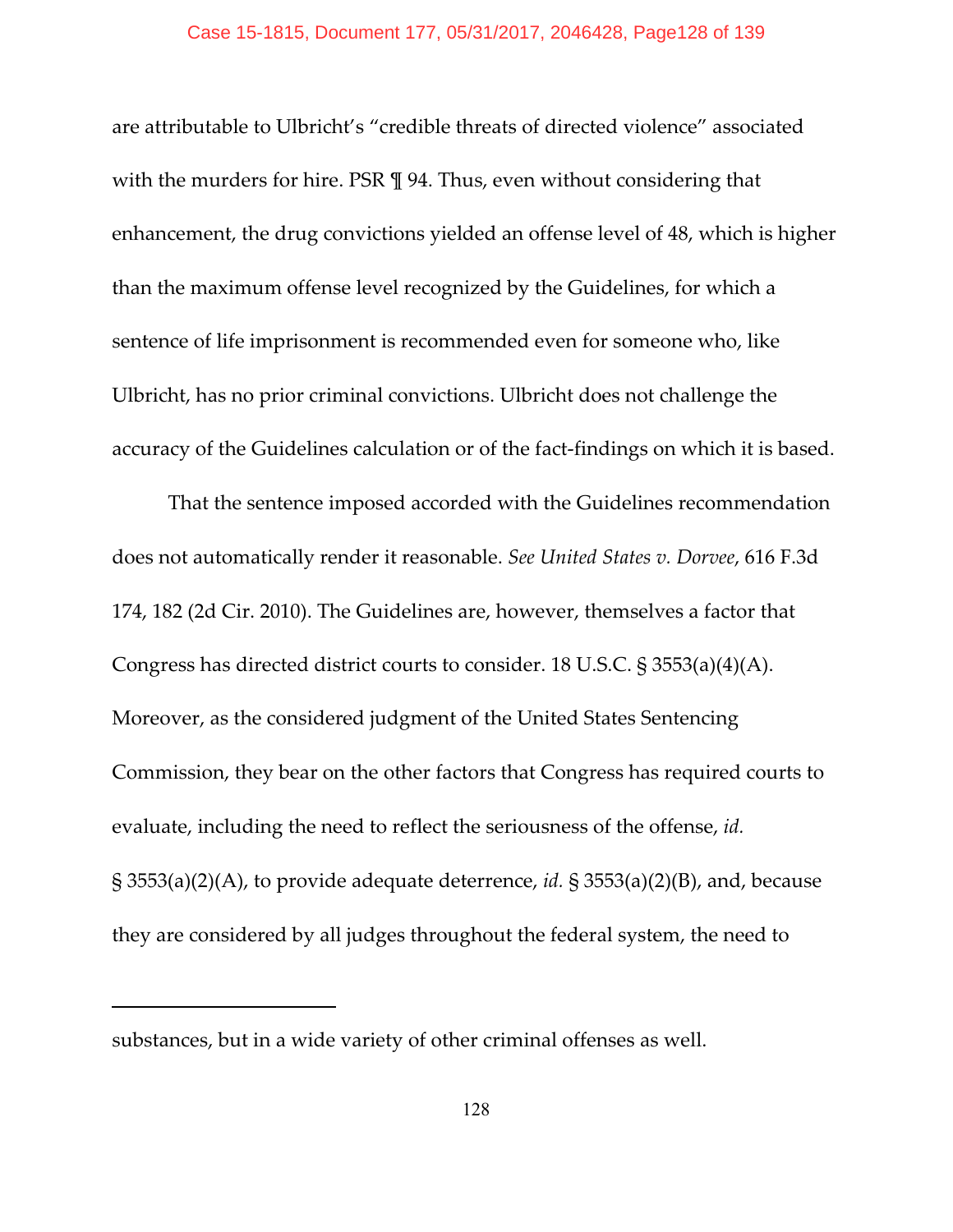are attributable to Ulbricht's "credible threats of directed violence" associated with the murders for hire. PSR ¶ 94. Thus, even without considering that enhancement, the drug convictions yielded an offense level of 48, which is higher than the maximum offense level recognized by the Guidelines, for which a sentence of life imprisonment is recommended even for someone who, like Ulbricht, has no prior criminal convictions. Ulbricht does not challenge the accuracy of the Guidelines calculation or of the fact-findings on which it is based.

That the sentence imposed accorded with the Guidelines recommendation does not automatically render it reasonable. *See United States v. Dorvee*, 616 F.3d 174, 182 (2d Cir. 2010). The Guidelines are, however, themselves a factor that Congress has directed district courts to consider. 18 U.S.C. § 3553(a)(4)(A). Moreover, as the considered judgment of the United States Sentencing Commission, they bear on the other factors that Congress has required courts to evaluate, including the need to reflect the seriousness of the offense, *id.* § 3553(a)(2)(A), to provide adequate deterrence, *id.* § 3553(a)(2)(B), and, because they are considered by all judges throughout the federal system, the need to

---

substances, but in a wide variety of other criminal offenses as well.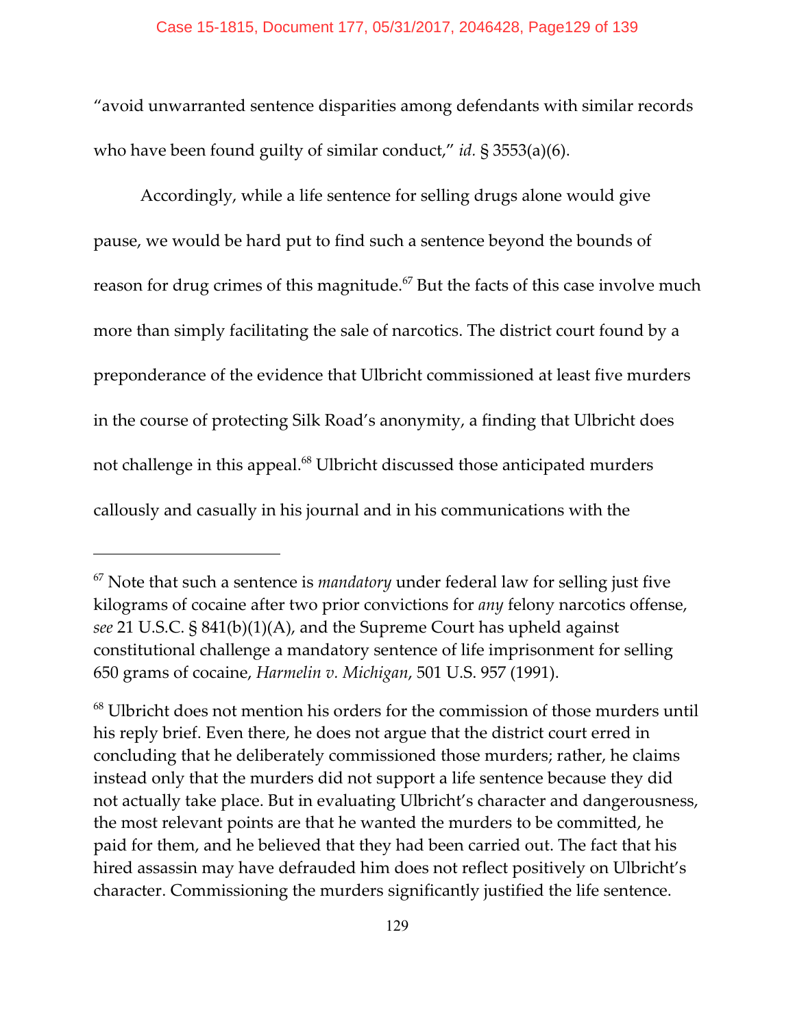"avoid unwarranted sentence disparities among defendants with similar records who have been found guilty of similar conduct," *id.* § 3553(a)(6).

Accordingly, while a life sentence for selling drugs alone would give pause, we would be hard put to find such a sentence beyond the bounds of reason for drug crimes of this magnitude.[67] But the facts of this case involve much more than simply facilitating the sale of narcotics. The district court found by a preponderance of the evidence that Ulbricht commissioned at least five murders in the course of protecting Silk Road's anonymity, a finding that Ulbricht does not challenge in this appeal.[68] Ulbricht discussed those anticipated murders callously and casually in his journal and in his communications with the

---

[67] Note that such a sentence is *mandatory* under federal law for selling just five kilograms of cocaine after two prior convictions for *any* felony narcotics offense, *see* 21 U.S.C. § 841(b)(1)(A), and the Supreme Court has upheld against constitutional challenge a mandatory sentence of life imprisonment for selling 650 grams of cocaine, *Harmelin v. Michigan*, 501 U.S. 957 (1991).

[68] Ulbricht does not mention his orders for the commission of those murders until his reply brief. Even there, he does not argue that the district court erred in concluding that he deliberately commissioned those murders; rather, he claims instead only that the murders did not support a life sentence because they did not actually take place. But in evaluating Ulbricht's character and dangerousness, the most relevant points are that he wanted the murders to be committed, he paid for them, and he believed that they had been carried out. The fact that his hired assassin may have defrauded him does not reflect positively on Ulbricht's character. Commissioning the murders significantly justified the life sentence.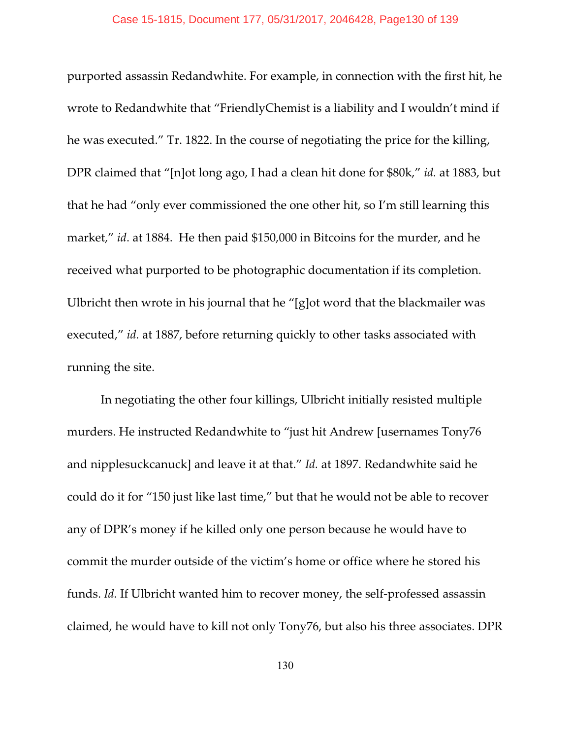purported assassin Redandwhite. For example, in connection with the first hit, he wrote to Redandwhite that "FriendlyChemist is a liability and I wouldn't mind if he was executed." Tr. 1822. In the course of negotiating the price for the killing, DPR claimed that "[n]ot long ago, I had a clean hit done for $80k," *id.* at 1883, but that he had "only ever commissioned the one other hit, so I'm still learning this market," *id*. at 1884. He then paid $150,000 in Bitcoins for the murder, and he received what purported to be photographic documentation if its completion. Ulbricht then wrote in his journal that he "[g]ot word that the blackmailer was executed," *id.* at 1887, before returning quickly to other tasks associated with running the site.

In negotiating the other four killings, Ulbricht initially resisted multiple murders. He instructed Redandwhite to "just hit Andrew [usernames Tony76 and nipplesuckcanuck] and leave it at that." *Id.* at 1897. Redandwhite said he could do it for "150 just like last time," but that he would not be able to recover any of DPR's money if he killed only one person because he would have to commit the murder outside of the victim's home or office where he stored his funds. *Id.* If Ulbricht wanted him to recover money, the self-professed assassin claimed, he would have to kill not only Tony76, but also his three associates. DPR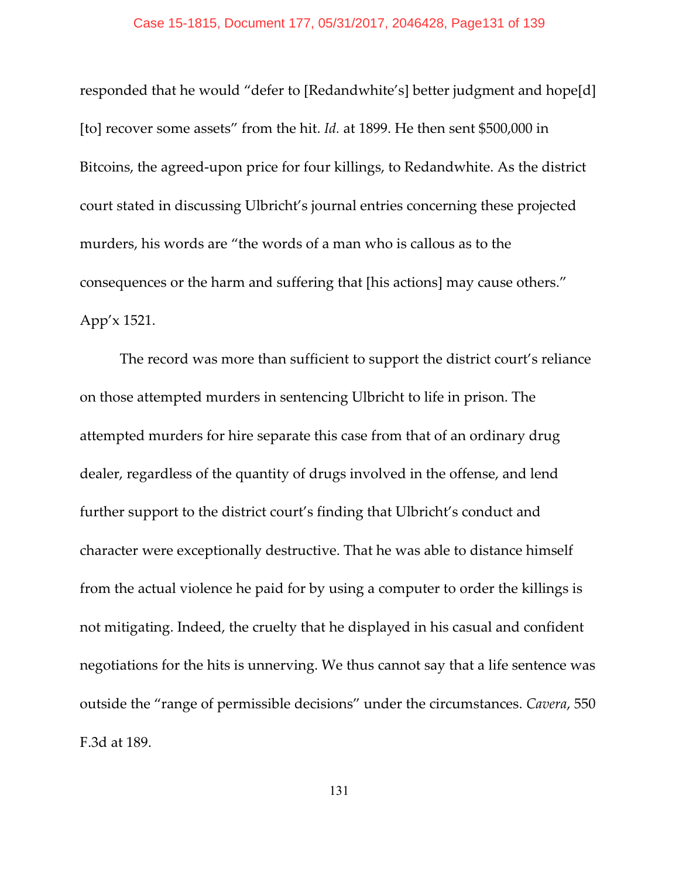responded that he would "defer to [Redandwhite's] better judgment and hope[d] [to] recover some assets" from the hit. *Id.* at 1899. He then sent $500,000 in Bitcoins, the agreed-upon price for four killings, to Redandwhite. As the district court stated in discussing Ulbricht's journal entries concerning these projected murders, his words are "the words of a man who is callous as to the consequences or the harm and suffering that [his actions] may cause others." App'x 1521.

The record was more than sufficient to support the district court's reliance on those attempted murders in sentencing Ulbricht to life in prison. The attempted murders for hire separate this case from that of an ordinary drug dealer, regardless of the quantity of drugs involved in the offense, and lend further support to the district court's finding that Ulbricht's conduct and character were exceptionally destructive. That he was able to distance himself from the actual violence he paid for by using a computer to order the killings is not mitigating. Indeed, the cruelty that he displayed in his casual and confident negotiations for the hits is unnerving. We thus cannot say that a life sentence was outside the "range of permissible decisions" under the circumstances. *Cavera*, 550 F.3d at 189.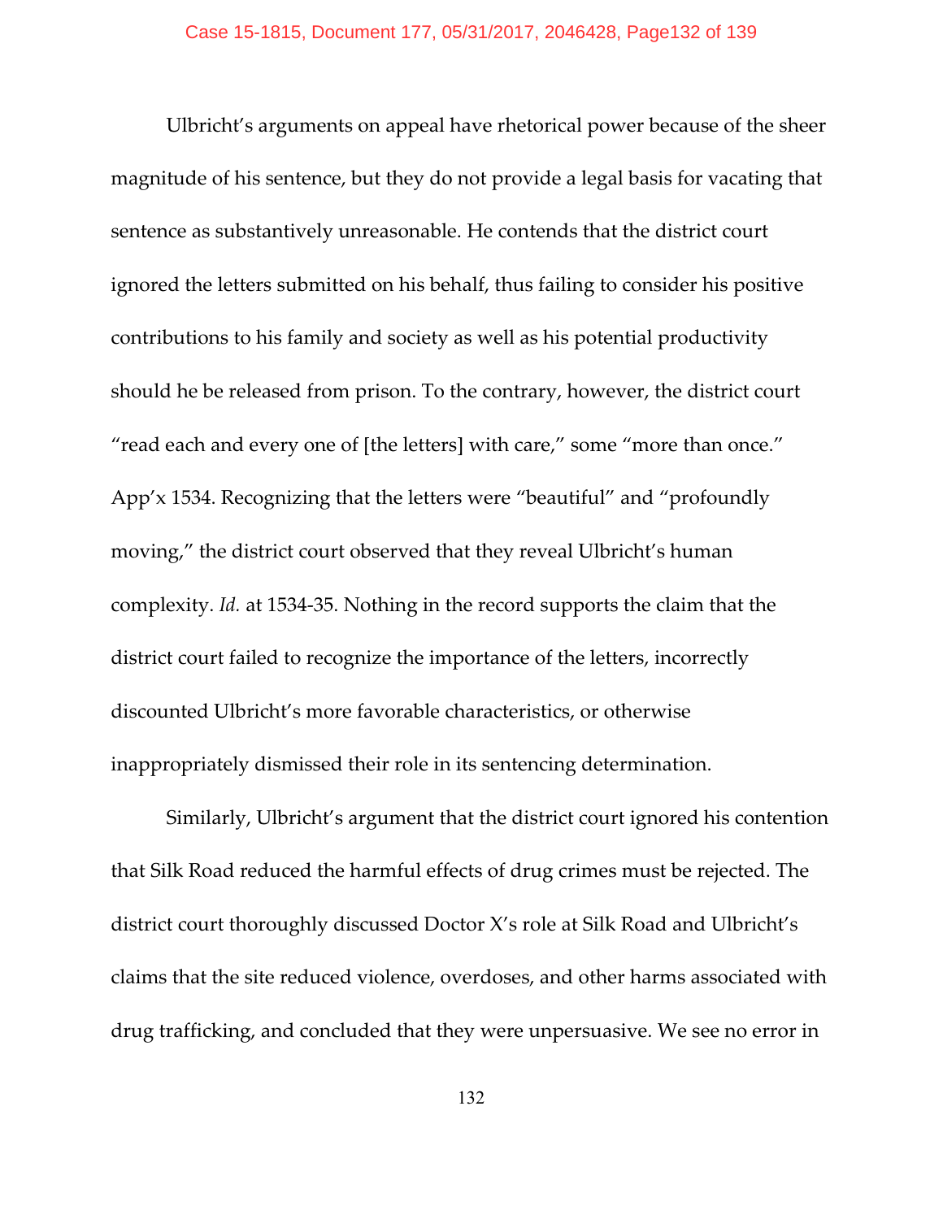Ulbricht's arguments on appeal have rhetorical power because of the sheer magnitude of his sentence, but they do not provide a legal basis for vacating that sentence as substantively unreasonable. He contends that the district court ignored the letters submitted on his behalf, thus failing to consider his positive contributions to his family and society as well as his potential productivity should he be released from prison. To the contrary, however, the district court "read each and every one of [the letters] with care," some "more than once." App'x 1534. Recognizing that the letters were "beautiful" and "profoundly moving," the district court observed that they reveal Ulbricht's human complexity. *Id.* at 1534-35. Nothing in the record supports the claim that the district court failed to recognize the importance of the letters, incorrectly discounted Ulbricht's more favorable characteristics, or otherwise inappropriately dismissed their role in its sentencing determination.

Similarly, Ulbricht's argument that the district court ignored his contention that Silk Road reduced the harmful effects of drug crimes must be rejected. The district court thoroughly discussed Doctor X's role at Silk Road and Ulbricht's claims that the site reduced violence, overdoses, and other harms associated with drug trafficking, and concluded that they were unpersuasive. We see no error in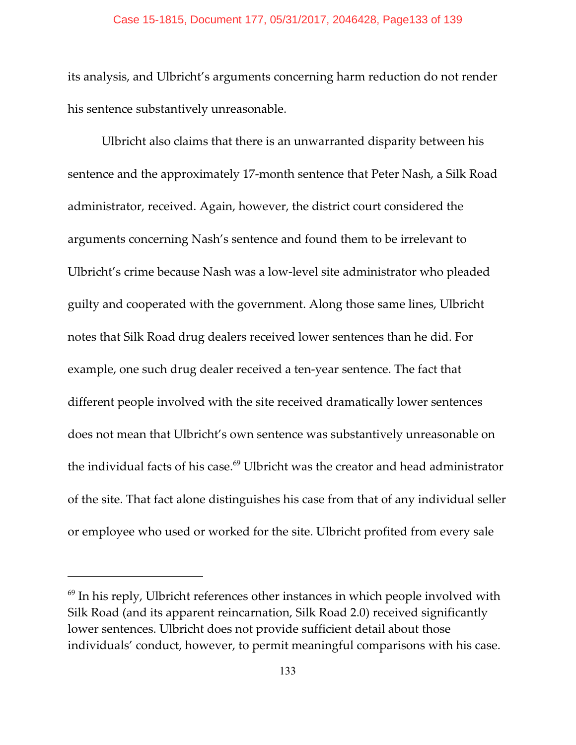its analysis, and Ulbricht's arguments concerning harm reduction do not render his sentence substantively unreasonable.

Ulbricht also claims that there is an unwarranted disparity between his sentence and the approximately 17-month sentence that Peter Nash, a Silk Road administrator, received. Again, however, the district court considered the arguments concerning Nash's sentence and found them to be irrelevant to Ulbricht's crime because Nash was a low-level site administrator who pleaded guilty and cooperated with the government. Along those same lines, Ulbricht notes that Silk Road drug dealers received lower sentences than he did. For example, one such drug dealer received a ten-year sentence. The fact that different people involved with the site received dramatically lower sentences does not mean that Ulbricht's own sentence was substantively unreasonable on the individual facts of his case.[69] Ulbricht was the creator and head administrator of the site. That fact alone distinguishes his case from that of any individual seller or employee who used or worked for the site. Ulbricht profited from every sale

---

[69] In his reply, Ulbricht references other instances in which people involved with Silk Road (and its apparent reincarnation, Silk Road 2.0) received significantly lower sentences. Ulbricht does not provide sufficient detail about those individuals' conduct, however, to permit meaningful comparisons with his case.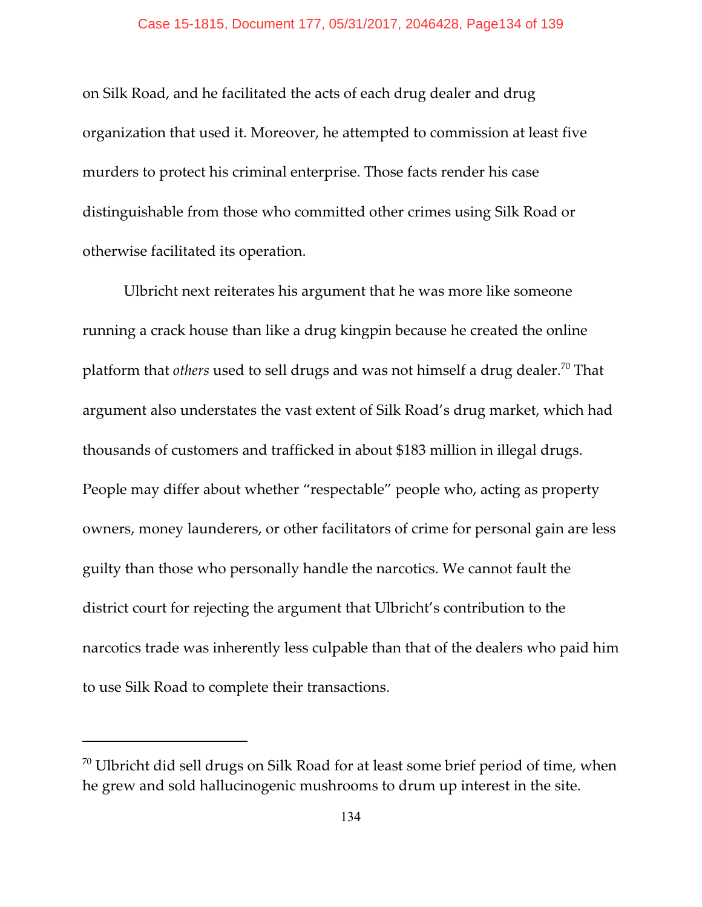on Silk Road, and he facilitated the acts of each drug dealer and drug organization that used it. Moreover, he attempted to commission at least five murders to protect his criminal enterprise. Those facts render his case distinguishable from those who committed other crimes using Silk Road or otherwise facilitated its operation.

Ulbricht next reiterates his argument that he was more like someone running a crack house than like a drug kingpin because he created the online platform that *others* used to sell drugs and was not himself a drug dealer.[70] That argument also understates the vast extent of Silk Road's drug market, which had thousands of customers and trafficked in about $183 million in illegal drugs. People may differ about whether "respectable" people who, acting as property owners, money launderers, or other facilitators of crime for personal gain are less guilty than those who personally handle the narcotics. We cannot fault the district court for rejecting the argument that Ulbricht's contribution to the narcotics trade was inherently less culpable than that of the dealers who paid him to use Silk Road to complete their transactions.

---

[70] Ulbricht did sell drugs on Silk Road for at least some brief period of time, when he grew and sold hallucinogenic mushrooms to drum up interest in the site.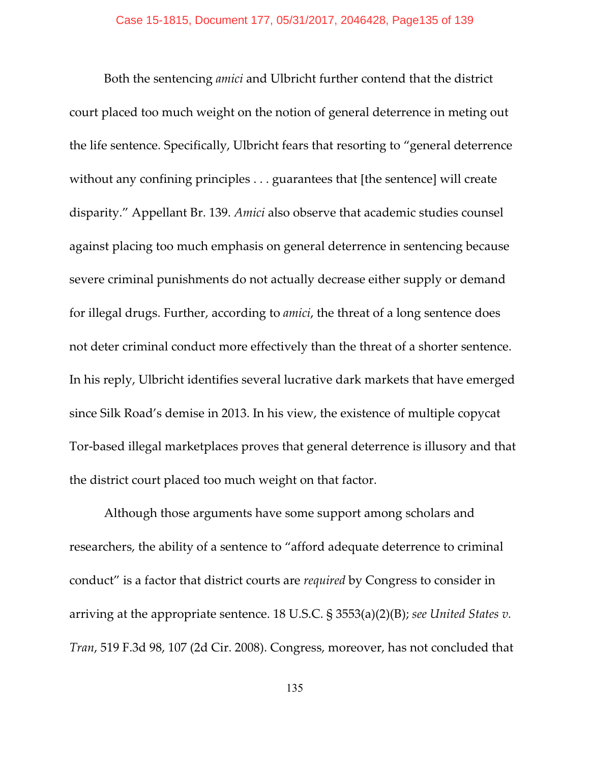Both the sentencing *amici* and Ulbricht further contend that the district court placed too much weight on the notion of general deterrence in meting out the life sentence. Specifically, Ulbricht fears that resorting to "general deterrence without any confining principles . . . guarantees that [the sentence] will create disparity." Appellant Br. 139. *Amici* also observe that academic studies counsel against placing too much emphasis on general deterrence in sentencing because severe criminal punishments do not actually decrease either supply or demand for illegal drugs. Further, according to *amici*, the threat of a long sentence does not deter criminal conduct more effectively than the threat of a shorter sentence. In his reply, Ulbricht identifies several lucrative dark markets that have emerged since Silk Road's demise in 2013. In his view, the existence of multiple copycat Tor-based illegal marketplaces proves that general deterrence is illusory and that the district court placed too much weight on that factor.

Although those arguments have some support among scholars and researchers, the ability of a sentence to "afford adequate deterrence to criminal conduct" is a factor that district courts are *required* by Congress to consider in arriving at the appropriate sentence. 18 U.S.C. § 3553(a)(2)(B); *see United States v. Tran*, 519 F.3d 98, 107 (2d Cir. 2008). Congress, moreover, has not concluded that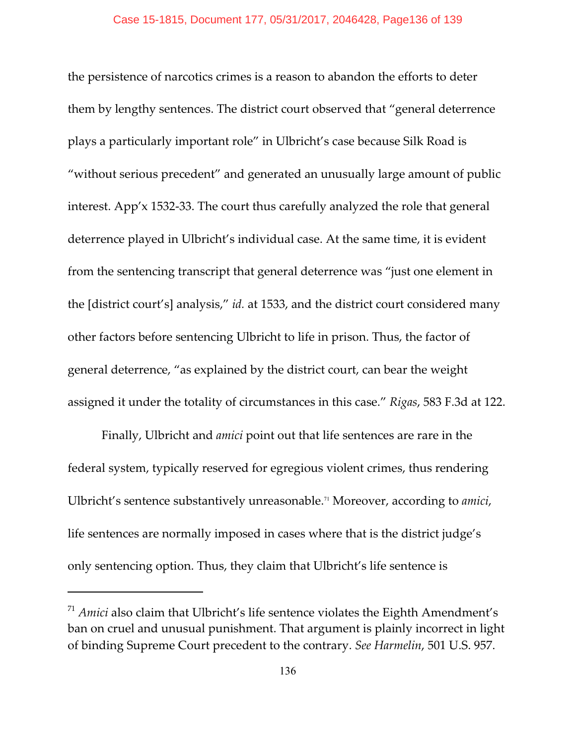the persistence of narcotics crimes is a reason to abandon the efforts to deter them by lengthy sentences. The district court observed that "general deterrence plays a particularly important role" in Ulbricht's case because Silk Road is "without serious precedent" and generated an unusually large amount of public interest. App'x 1532-33. The court thus carefully analyzed the role that general deterrence played in Ulbricht's individual case. At the same time, it is evident from the sentencing transcript that general deterrence was "just one element in the [district court's] analysis," *id.* at 1533, and the district court considered many other factors before sentencing Ulbricht to life in prison. Thus, the factor of general deterrence, "as explained by the district court, can bear the weight assigned it under the totality of circumstances in this case." *Rigas*, 583 F.3d at 122.

Finally, Ulbricht and *amici* point out that life sentences are rare in the federal system, typically reserved for egregious violent crimes, thus rendering Ulbricht's sentence substantively unreasonable.[71] Moreover, according to *amici*, life sentences are normally imposed in cases where that is the district judge's only sentencing option. Thus, they claim that Ulbricht's life sentence is

---

[71] *Amici* also claim that Ulbricht's life sentence violates the Eighth Amendment's ban on cruel and unusual punishment. That argument is plainly incorrect in light of binding Supreme Court precedent to the contrary. *See Harmelin*, 501 U.S. 957.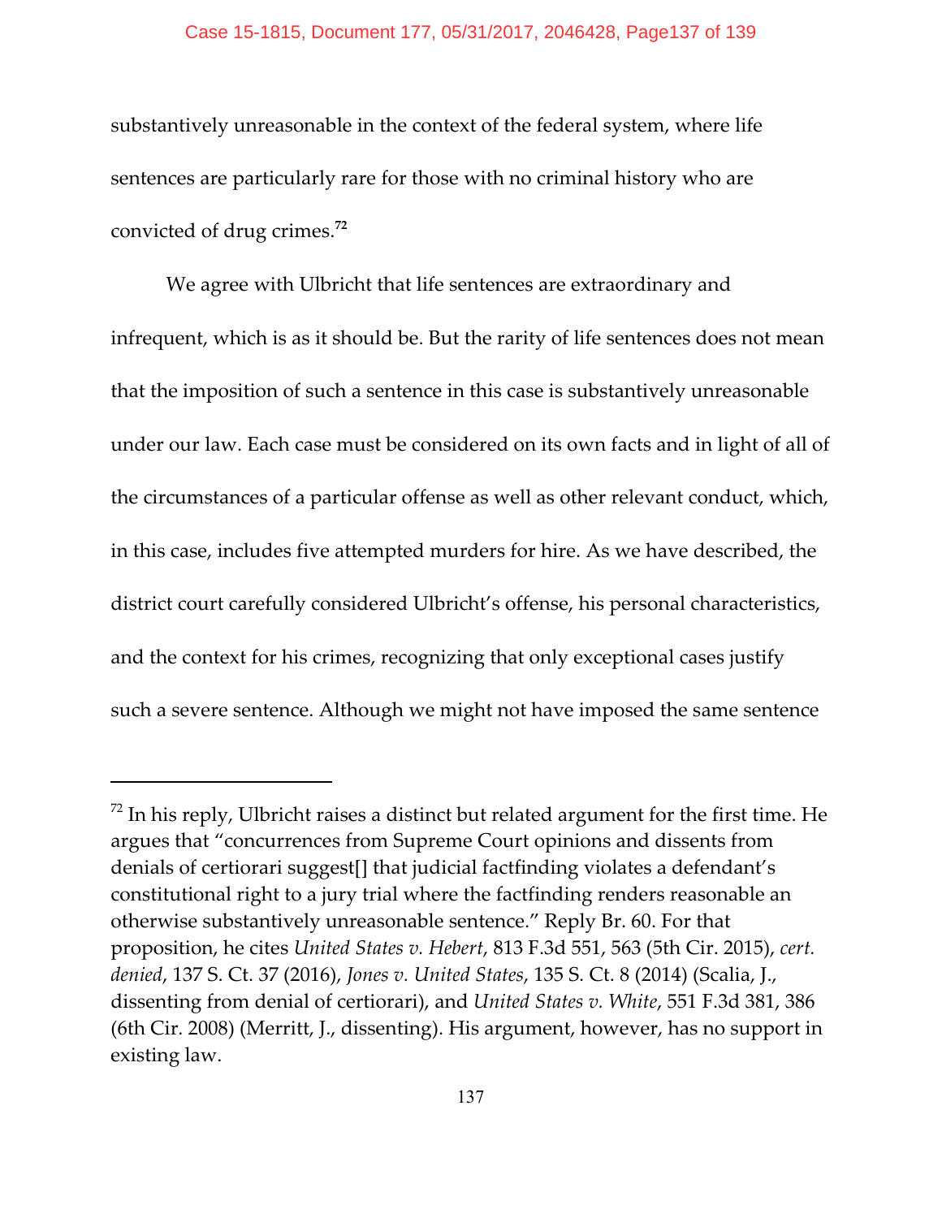substantively unreasonable in the context of the federal system, where life sentences are particularly rare for those with no criminal history who are convicted of drug crimes.[72]

We agree with Ulbricht that life sentences are extraordinary and infrequent, which is as it should be. But the rarity of life sentences does not mean that the imposition of such a sentence in this case is substantively unreasonable under our law. Each case must be considered on its own facts and in light of all of the circumstances of a particular offense as well as other relevant conduct, which, in this case, includes five attempted murders for hire. As we have described, the district court carefully considered Ulbricht's offense, his personal characteristics, and the context for his crimes, recognizing that only exceptional cases justify such a severe sentence. Although we might not have imposed the same sentence

---

[72] In his reply, Ulbricht raises a distinct but related argument for the first time. He argues that "concurrences from Supreme Court opinions and dissents from denials of certiorari suggest[] that judicial factfinding violates a defendant's constitutional right to a jury trial where the factfinding renders reasonable an otherwise substantively unreasonable sentence." Reply Br. 60. For that proposition, he cites *United States v. Hebert*, 813 F.3d 551, 563 (5th Cir. 2015), *cert. denied*, 137 S. Ct. 37 (2016), *Jones v. United States*, 135 S. Ct. 8 (2014) (Scalia, J., dissenting from denial of certiorari), and *United States v. White*, 551 F.3d 381, 386 (6th Cir. 2008) (Merritt, J., dissenting). His argument, however, has no support in existing law.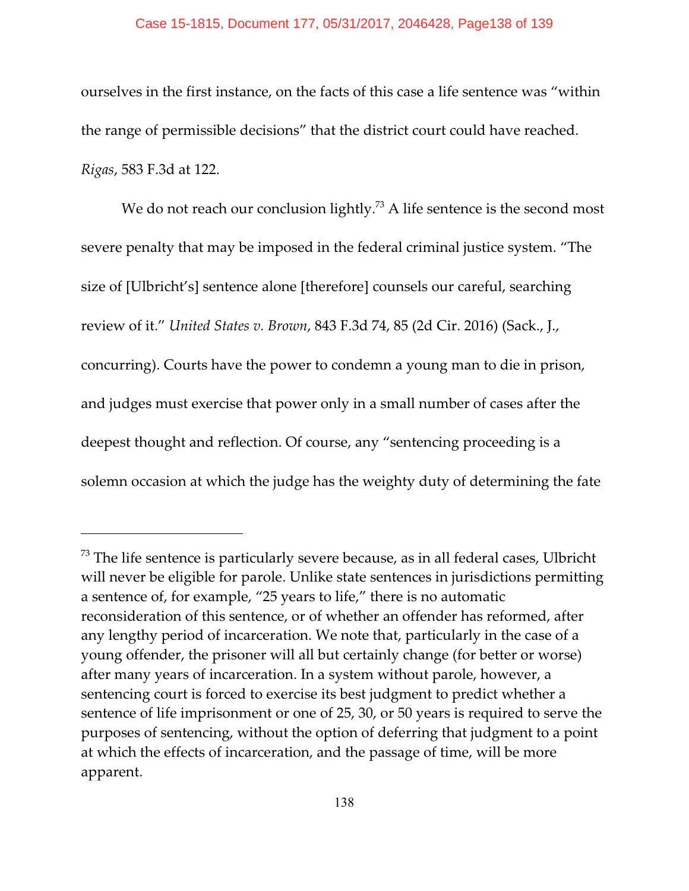ourselves in the first instance, on the facts of this case a life sentence was "within the range of permissible decisions" that the district court could have reached. *Rigas*, 583 F.3d at 122.

We do not reach our conclusion lightly.[73] A life sentence is the second most severe penalty that may be imposed in the federal criminal justice system. "The size of [Ulbricht's] sentence alone [therefore] counsels our careful, searching review of it." *United States v. Brown*, 843 F.3d 74, 85 (2d Cir. 2016) (Sack., J., concurring). Courts have the power to condemn a young man to die in prison, and judges must exercise that power only in a small number of cases after the deepest thought and reflection. Of course, any "sentencing proceeding is a solemn occasion at which the judge has the weighty duty of determining the fate

---

[73] The life sentence is particularly severe because, as in all federal cases, Ulbricht will never be eligible for parole. Unlike state sentences in jurisdictions permitting a sentence of, for example, "25 years to life," there is no automatic reconsideration of this sentence, or of whether an offender has reformed, after any lengthy period of incarceration. We note that, particularly in the case of a young offender, the prisoner will all but certainly change (for better or worse) after many years of incarceration. In a system without parole, however, a sentencing court is forced to exercise its best judgment to predict whether a sentence of life imprisonment or one of 25, 30, or 50 years is required to serve the purposes of sentencing, without the option of deferring that judgment to a point at which the effects of incarceration, and the passage of time, will be more apparent.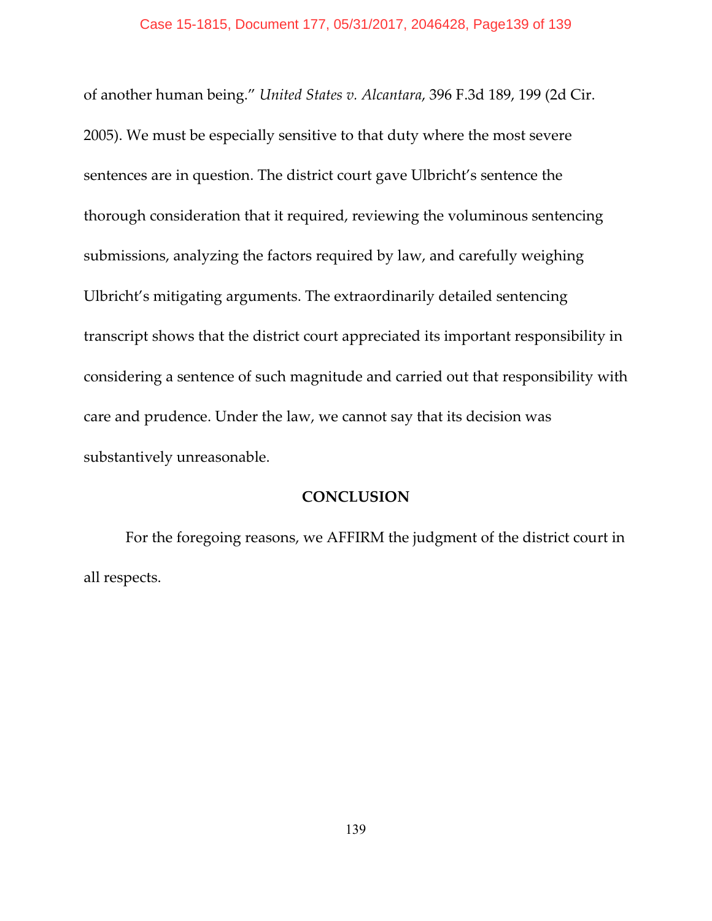of another human being." *United States v. Alcantara*, 396 F.3d 189, 199 (2d Cir. 2005). We must be especially sensitive to that duty where the most severe sentences are in question. The district court gave Ulbricht's sentence the thorough consideration that it required, reviewing the voluminous sentencing submissions, analyzing the factors required by law, and carefully weighing Ulbricht's mitigating arguments. The extraordinarily detailed sentencing transcript shows that the district court appreciated its important responsibility in considering a sentence of such magnitude and carried out that responsibility with care and prudence. Under the law, we cannot say that its decision was substantively unreasonable.

## CONCLUSION

For the foregoing reasons, we AFFIRM the judgment of the district court in all respects.